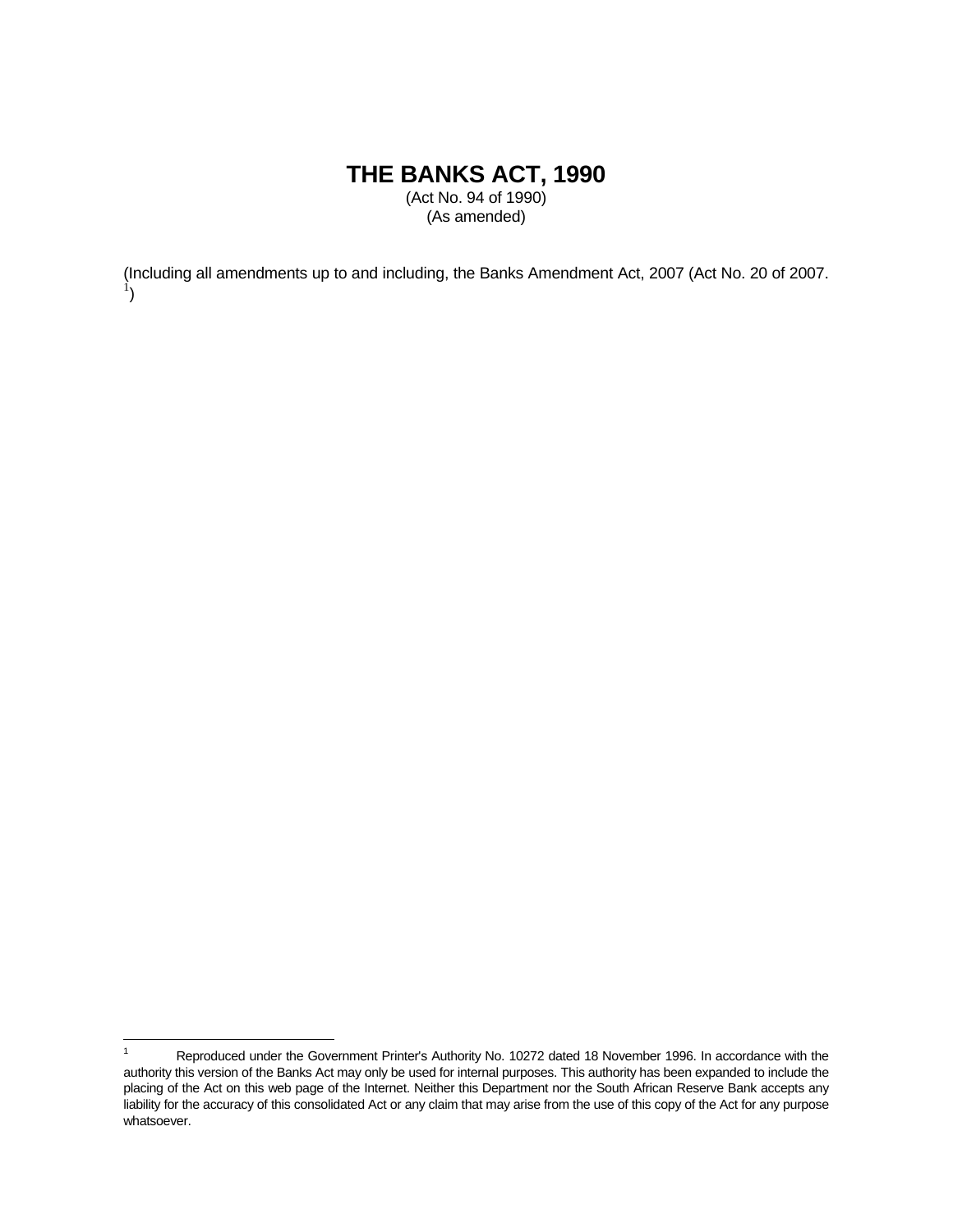# THE BANKS ACT, 1990

(Act No. 94 of 1990)
(As amended)

(Including all amendments up to and including, the Banks Amendment Act, 2007 (Act No. 20 of 2007.[1])

---

[1] Reproduced under the Government Printer's Authority No. 10272 dated 18 November 1996. In accordance with the authority this version of the Banks Act may only be used for internal purposes. This authority has been expanded to include the placing of the Act on this web page of the Internet. Neither this Department nor the South African Reserve Bank accepts any liability for the accuracy of this consolidated Act or any claim that may arise from the use of this copy of the Act for any purpose whatsoever.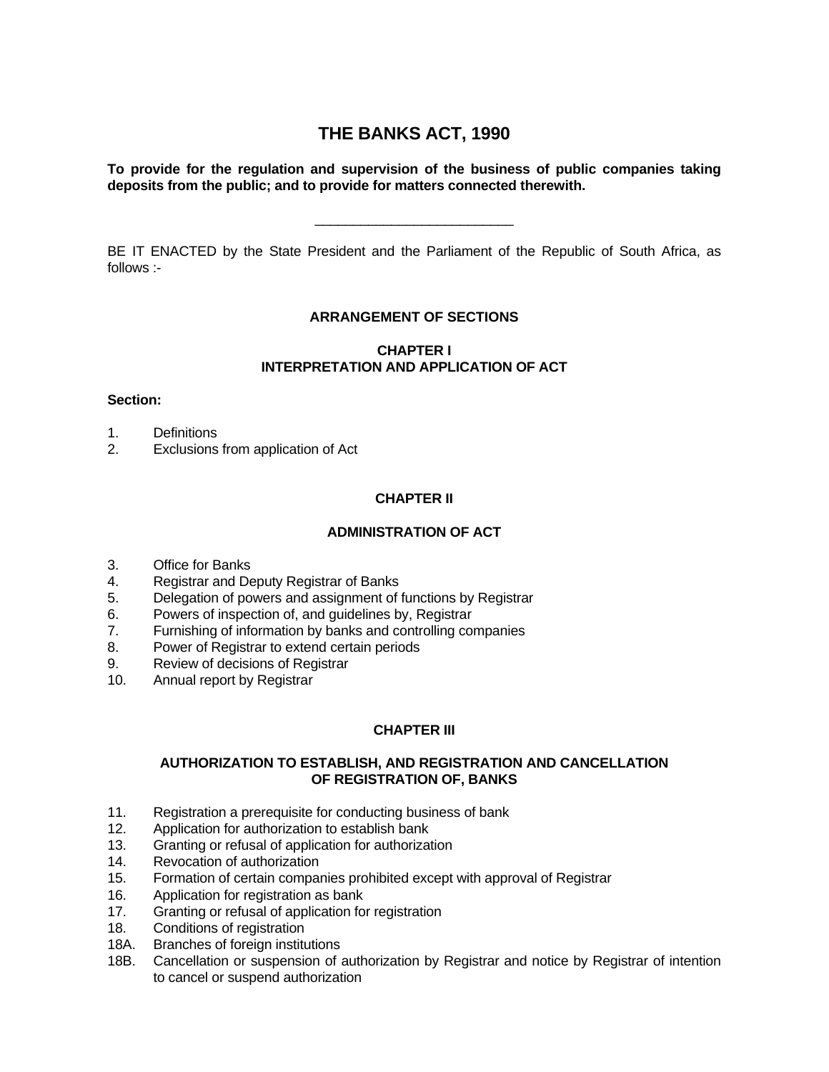# THE BANKS ACT, 1990

**To provide for the regulation and supervision of the business of public companies taking deposits from the public; and to provide for matters connected therewith.**

\_\_\_\_\_\_\_\_\_\_\_\_\_\_\_\_\_\_\_\_\_\_\_\_\_\_\_

BE IT ENACTED by the State President and the Parliament of the Republic of South Africa, as follows :-

## ARRANGEMENT OF SECTIONS

### CHAPTER I
### INTERPRETATION AND APPLICATION OF ACT

**Section:**

1. Definitions
2. Exclusions from application of Act

### CHAPTER II

### ADMINISTRATION OF ACT

3. Office for Banks
4. Registrar and Deputy Registrar of Banks
5. Delegation of powers and assignment of functions by Registrar
6. Powers of inspection of, and guidelines by, Registrar
7. Furnishing of information by banks and controlling companies
8. Power of Registrar to extend certain periods
9. Review of decisions of Registrar
10. Annual report by Registrar

### CHAPTER III

### AUTHORIZATION TO ESTABLISH, AND REGISTRATION AND CANCELLATION OF REGISTRATION OF, BANKS

11. Registration a prerequisite for conducting business of bank
12. Application for authorization to establish bank
13. Granting or refusal of application for authorization
14. Revocation of authorization
15. Formation of certain companies prohibited except with approval of Registrar
16. Application for registration as bank
17. Granting or refusal of application for registration
18. Conditions of registration

18A. Branches of foreign institutions

18B. Cancellation or suspension of authorization by Registrar and notice by Registrar of intention to cancel or suspend authorization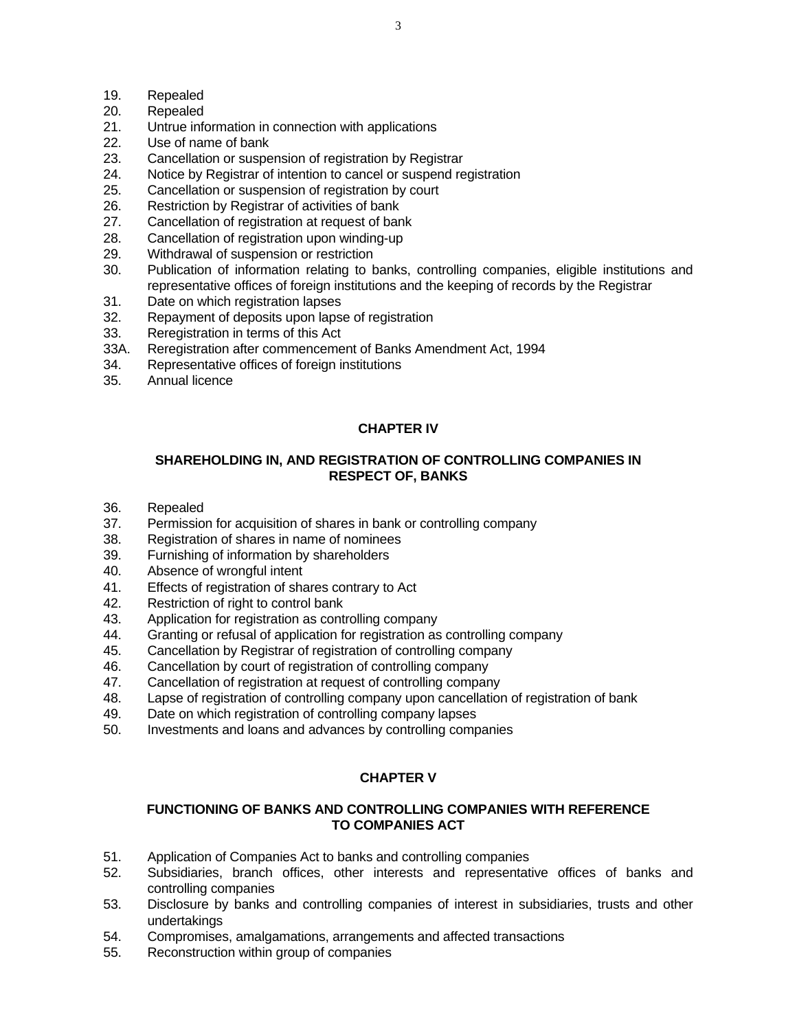19. Repealed
20. Repealed
21. Untrue information in connection with applications
22. Use of name of bank
23. Cancellation or suspension of registration by Registrar
24. Notice by Registrar of intention to cancel or suspend registration
25. Cancellation or suspension of registration by court
26. Restriction by Registrar of activities of bank
27. Cancellation of registration at request of bank
28. Cancellation of registration upon winding-up
29. Withdrawal of suspension or restriction
30. Publication of information relating to banks, controlling companies, eligible institutions and representative offices of foreign institutions and the keeping of records by the Registrar
31. Date on which registration lapses
32. Repayment of deposits upon lapse of registration
33. Reregistration in terms of this Act

33A. Reregistration after commencement of Banks Amendment Act, 1994

34. Representative offices of foreign institutions
35. Annual licence

## CHAPTER IV

### SHAREHOLDING IN, AND REGISTRATION OF CONTROLLING COMPANIES IN RESPECT OF, BANKS

36. Repealed
37. Permission for acquisition of shares in bank or controlling company
38. Registration of shares in name of nominees
39. Furnishing of information by shareholders
40. Absence of wrongful intent
41. Effects of registration of shares contrary to Act
42. Restriction of right to control bank
43. Application for registration as controlling company
44. Granting or refusal of application for registration as controlling company
45. Cancellation by Registrar of registration of controlling company
46. Cancellation by court of registration of controlling company
47. Cancellation of registration at request of controlling company
48. Lapse of registration of controlling company upon cancellation of registration of bank
49. Date on which registration of controlling company lapses
50. Investments and loans and advances by controlling companies

## CHAPTER V

### FUNCTIONING OF BANKS AND CONTROLLING COMPANIES WITH REFERENCE TO COMPANIES ACT

51. Application of Companies Act to banks and controlling companies
52. Subsidiaries, branch offices, other interests and representative offices of banks and controlling companies
53. Disclosure by banks and controlling companies of interest in subsidiaries, trusts and other undertakings
54. Compromises, amalgamations, arrangements and affected transactions
55. Reconstruction within group of companies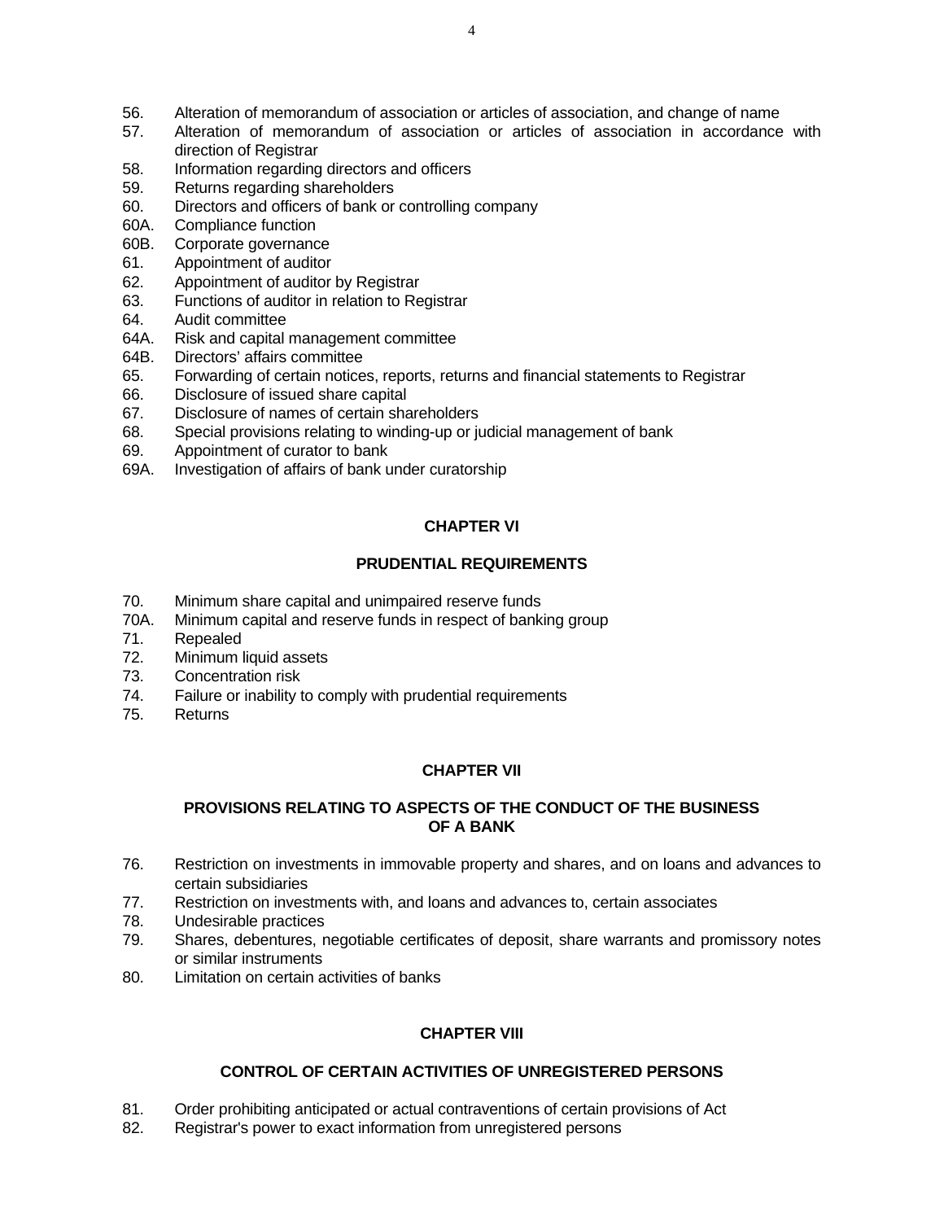56. Alteration of memorandum of association or articles of association, and change of name
57. Alteration of memorandum of association or articles of association in accordance with direction of Registrar
58. Information regarding directors and officers
59. Returns regarding shareholders
60. Directors and officers of bank or controlling company
60A. Compliance function
60B. Corporate governance
61. Appointment of auditor
62. Appointment of auditor by Registrar
63. Functions of auditor in relation to Registrar
64. Audit committee
64A. Risk and capital management committee
64B. Directors' affairs committee
65. Forwarding of certain notices, reports, returns and financial statements to Registrar
66. Disclosure of issued share capital
67. Disclosure of names of certain shareholders
68. Special provisions relating to winding-up or judicial management of bank
69. Appointment of curator to bank
69A. Investigation of affairs of bank under curatorship

## CHAPTER VI

## PRUDENTIAL REQUIREMENTS

70. Minimum share capital and unimpaired reserve funds
70A. Minimum capital and reserve funds in respect of banking group
71. Repealed
72. Minimum liquid assets
73. Concentration risk
74. Failure or inability to comply with prudential requirements
75. Returns

## CHAPTER VII

## PROVISIONS RELATING TO ASPECTS OF THE CONDUCT OF THE BUSINESS OF A BANK

76. Restriction on investments in immovable property and shares, and on loans and advances to certain subsidiaries
77. Restriction on investments with, and loans and advances to, certain associates
78. Undesirable practices
79. Shares, debentures, negotiable certificates of deposit, share warrants and promissory notes or similar instruments
80. Limitation on certain activities of banks

## CHAPTER VIII

## CONTROL OF CERTAIN ACTIVITIES OF UNREGISTERED PERSONS

81. Order prohibiting anticipated or actual contraventions of certain provisions of Act
82. Registrar's power to exact information from unregistered persons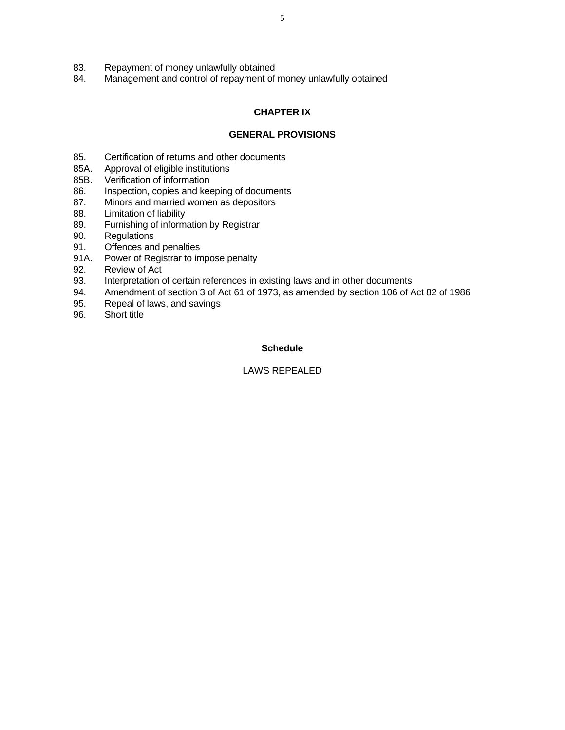83. Repayment of money unlawfully obtained
84. Management and control of repayment of money unlawfully obtained

## CHAPTER IX

## GENERAL PROVISIONS

85. Certification of returns and other documents
85A. Approval of eligible institutions
85B. Verification of information
86. Inspection, copies and keeping of documents
87. Minors and married women as depositors
88. Limitation of liability
89. Furnishing of information by Registrar
90. Regulations
91. Offences and penalties
91A. Power of Registrar to impose penalty
92. Review of Act
93. Interpretation of certain references in existing laws and in other documents
94. Amendment of section 3 of Act 61 of 1973, as amended by section 106 of Act 82 of 1986
95. Repeal of laws, and savings
96. Short title

## Schedule

LAWS REPEALED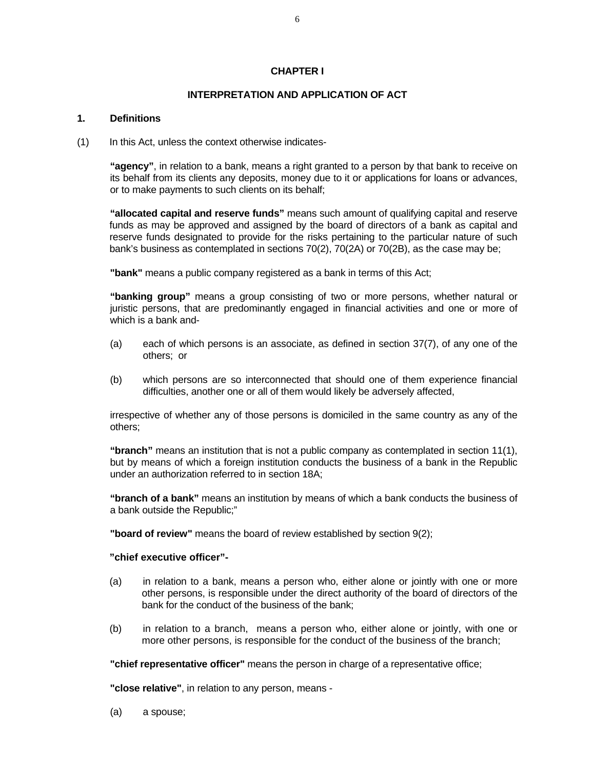## CHAPTER I

## INTERPRETATION AND APPLICATION OF ACT

### 1. Definitions

(1) In this Act, unless the context otherwise indicates-

**"agency"**, in relation to a bank, means a right granted to a person by that bank to receive on its behalf from its clients any deposits, money due to it or applications for loans or advances, or to make payments to such clients on its behalf;

**"allocated capital and reserve funds"** means such amount of qualifying capital and reserve funds as may be approved and assigned by the board of directors of a bank as capital and reserve funds designated to provide for the risks pertaining to the particular nature of such bank's business as contemplated in sections 70(2), 70(2A) or 70(2B), as the case may be;

**"bank"** means a public company registered as a bank in terms of this Act;

**"banking group"** means a group consisting of two or more persons, whether natural or juristic persons, that are predominantly engaged in financial activities and one or more of which is a bank and-

(a) each of which persons is an associate, as defined in section 37(7), of any one of the others; or

(b) which persons are so interconnected that should one of them experience financial difficulties, another one or all of them would likely be adversely affected,

irrespective of whether any of those persons is domiciled in the same country as any of the others;

**"branch"** means an institution that is not a public company as contemplated in section 11(1), but by means of which a foreign institution conducts the business of a bank in the Republic under an authorization referred to in section 18A;

**"branch of a bank"** means an institution by means of which a bank conducts the business of a bank outside the Republic;"

**"board of review"** means the board of review established by section 9(2);

**"chief executive officer"-**

(a) in relation to a bank, means a person who, either alone or jointly with one or more other persons, is responsible under the direct authority of the board of directors of the bank for the conduct of the business of the bank;

(b) in relation to a branch, means a person who, either alone or jointly, with one or more other persons, is responsible for the conduct of the business of the branch;

**"chief representative officer"** means the person in charge of a representative office;

**"close relative"**, in relation to any person, means -

(a) a spouse;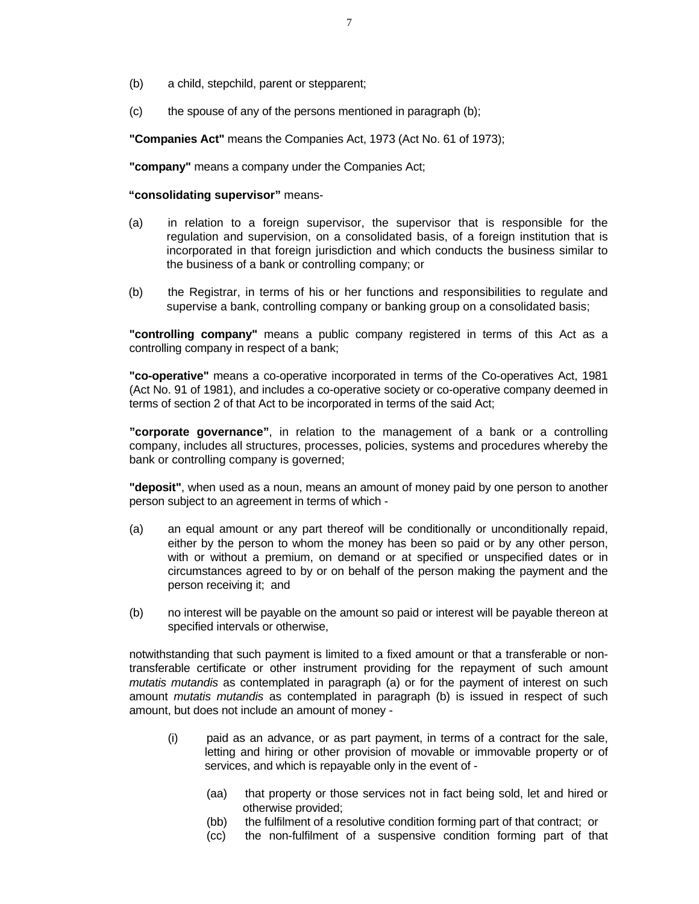(b) a child, stepchild, parent or stepparent;

(c) the spouse of any of the persons mentioned in paragraph (b);

**"Companies Act"** means the Companies Act, 1973 (Act No. 61 of 1973);

**"company"** means a company under the Companies Act;

**"consolidating supervisor"** means-

(a) in relation to a foreign supervisor, the supervisor that is responsible for the regulation and supervision, on a consolidated basis, of a foreign institution that is incorporated in that foreign jurisdiction and which conducts the business similar to the business of a bank or controlling company; or

(b) the Registrar, in terms of his or her functions and responsibilities to regulate and supervise a bank, controlling company or banking group on a consolidated basis;

**"controlling company"** means a public company registered in terms of this Act as a controlling company in respect of a bank;

**"co-operative"** means a co-operative incorporated in terms of the Co-operatives Act, 1981 (Act No. 91 of 1981), and includes a co-operative society or co-operative company deemed in terms of section 2 of that Act to be incorporated in terms of the said Act;

**"corporate governance"**, in relation to the management of a bank or a controlling company, includes all structures, processes, policies, systems and procedures whereby the bank or controlling company is governed;

**"deposit"**, when used as a noun, means an amount of money paid by one person to another person subject to an agreement in terms of which -

(a) an equal amount or any part thereof will be conditionally or unconditionally repaid, either by the person to whom the money has been so paid or by any other person, with or without a premium, on demand or at specified or unspecified dates or in circumstances agreed to by or on behalf of the person making the payment and the person receiving it; and

(b) no interest will be payable on the amount so paid or interest will be payable thereon at specified intervals or otherwise,

notwithstanding that such payment is limited to a fixed amount or that a transferable or non-transferable certificate or other instrument providing for the repayment of such amount *mutatis mutandis* as contemplated in paragraph (a) or for the payment of interest on such amount *mutatis mutandis* as contemplated in paragraph (b) is issued in respect of such amount, but does not include an amount of money -

(i) paid as an advance, or as part payment, in terms of a contract for the sale, letting and hiring or other provision of movable or immovable property or of services, and which is repayable only in the event of -

(aa) that property or those services not in fact being sold, let and hired or otherwise provided;

(bb) the fulfilment of a resolutive condition forming part of that contract; or

(cc) the non-fulfilment of a suspensive condition forming part of that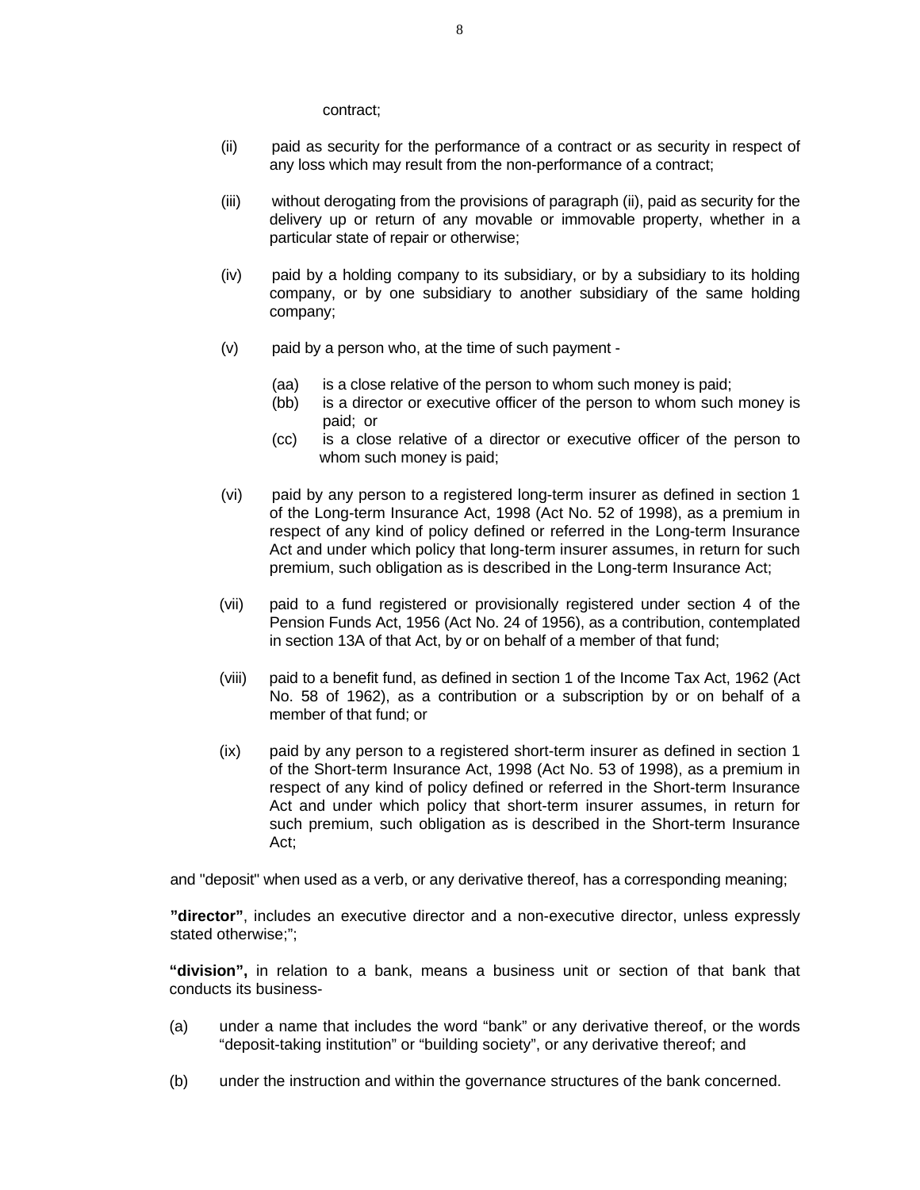contract;

(ii) paid as security for the performance of a contract or as security in respect of any loss which may result from the non-performance of a contract;

(iii) without derogating from the provisions of paragraph (ii), paid as security for the delivery up or return of any movable or immovable property, whether in a particular state of repair or otherwise;

(iv) paid by a holding company to its subsidiary, or by a subsidiary to its holding company, or by one subsidiary to another subsidiary of the same holding company;

(v) paid by a person who, at the time of such payment -

(aa) is a close relative of the person to whom such money is paid;
(bb) is a director or executive officer of the person to whom such money is paid; or
(cc) is a close relative of a director or executive officer of the person to whom such money is paid;

(vi) paid by any person to a registered long-term insurer as defined in section 1 of the Long-term Insurance Act, 1998 (Act No. 52 of 1998), as a premium in respect of any kind of policy defined or referred in the Long-term Insurance Act and under which policy that long-term insurer assumes, in return for such premium, such obligation as is described in the Long-term Insurance Act;

(vii) paid to a fund registered or provisionally registered under section 4 of the Pension Funds Act, 1956 (Act No. 24 of 1956), as a contribution, contemplated in section 13A of that Act, by or on behalf of a member of that fund;

(viii) paid to a benefit fund, as defined in section 1 of the Income Tax Act, 1962 (Act No. 58 of 1962), as a contribution or a subscription by or on behalf of a member of that fund; or

(ix) paid by any person to a registered short-term insurer as defined in section 1 of the Short-term Insurance Act, 1998 (Act No. 53 of 1998), as a premium in respect of any kind of policy defined or referred in the Short-term Insurance Act and under which policy that short-term insurer assumes, in return for such premium, such obligation as is described in the Short-term Insurance Act;

and "deposit" when used as a verb, or any derivative thereof, has a corresponding meaning;

**"director"**, includes an executive director and a non-executive director, unless expressly stated otherwise;";

**"division",** in relation to a bank, means a business unit or section of that bank that conducts its business-

(a) under a name that includes the word "bank" or any derivative thereof, or the words "deposit-taking institution" or "building society", or any derivative thereof; and

(b) under the instruction and within the governance structures of the bank concerned.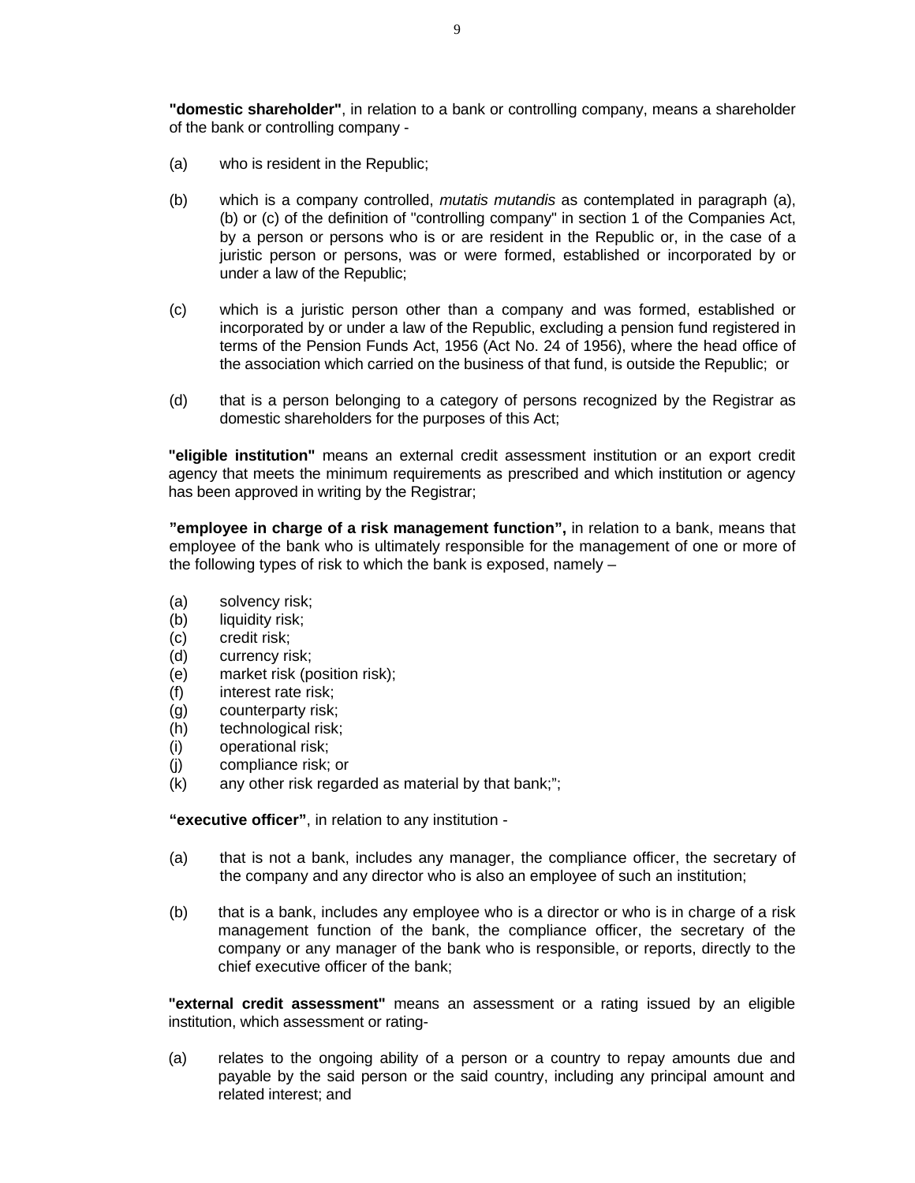**"domestic shareholder"**, in relation to a bank or controlling company, means a shareholder of the bank or controlling company -

(a) who is resident in the Republic;

(b) which is a company controlled, *mutatis mutandis* as contemplated in paragraph (a), (b) or (c) of the definition of "controlling company" in section 1 of the Companies Act, by a person or persons who is or are resident in the Republic or, in the case of a juristic person or persons, was or were formed, established or incorporated by or under a law of the Republic;

(c) which is a juristic person other than a company and was formed, established or incorporated by or under a law of the Republic, excluding a pension fund registered in terms of the Pension Funds Act, 1956 (Act No. 24 of 1956), where the head office of the association which carried on the business of that fund, is outside the Republic; or

(d) that is a person belonging to a category of persons recognized by the Registrar as domestic shareholders for the purposes of this Act;

**"eligible institution"** means an external credit assessment institution or an export credit agency that meets the minimum requirements as prescribed and which institution or agency has been approved in writing by the Registrar;

**"employee in charge of a risk management function",** in relation to a bank, means that employee of the bank who is ultimately responsible for the management of one or more of the following types of risk to which the bank is exposed, namely –

(a) solvency risk;
(b) liquidity risk;
(c) credit risk;
(d) currency risk;
(e) market risk (position risk);
(f) interest rate risk;
(g) counterparty risk;
(h) technological risk;
(i) operational risk;
(j) compliance risk; or
(k) any other risk regarded as material by that bank;";

**"executive officer"**, in relation to any institution -

(a) that is not a bank, includes any manager, the compliance officer, the secretary of the company and any director who is also an employee of such an institution;

(b) that is a bank, includes any employee who is a director or who is in charge of a risk management function of the bank, the compliance officer, the secretary of the company or any manager of the bank who is responsible, or reports, directly to the chief executive officer of the bank;

**"external credit assessment"** means an assessment or a rating issued by an eligible institution, which assessment or rating-

(a) relates to the ongoing ability of a person or a country to repay amounts due and payable by the said person or the said country, including any principal amount and related interest; and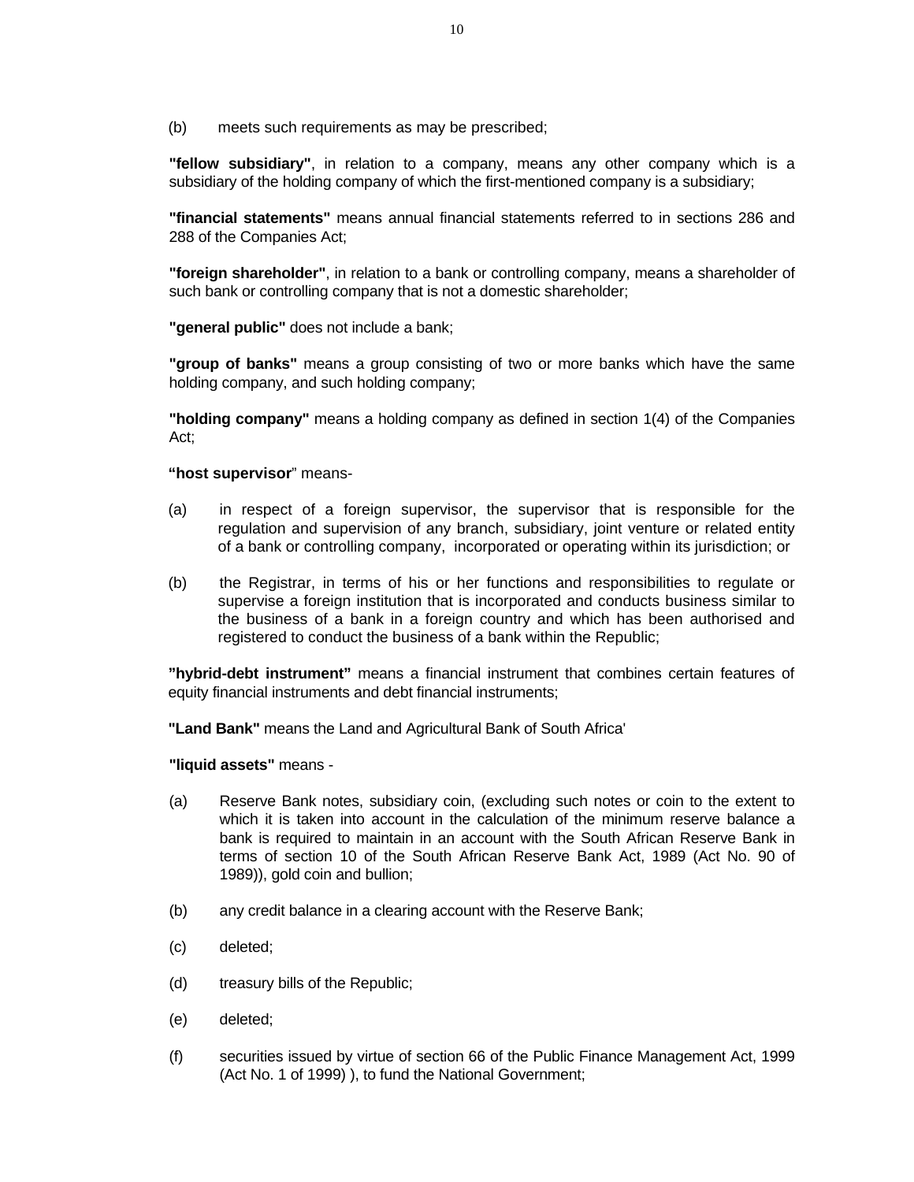(b) meets such requirements as may be prescribed;

**"fellow subsidiary"**, in relation to a company, means any other company which is a subsidiary of the holding company of which the first-mentioned company is a subsidiary;

**"financial statements"** means annual financial statements referred to in sections 286 and 288 of the Companies Act;

**"foreign shareholder"**, in relation to a bank or controlling company, means a shareholder of such bank or controlling company that is not a domestic shareholder;

**"general public"** does not include a bank;

**"group of banks"** means a group consisting of two or more banks which have the same holding company, and such holding company;

**"holding company"** means a holding company as defined in section 1(4) of the Companies Act;

**"host supervisor"** means-

(a) in respect of a foreign supervisor, the supervisor that is responsible for the regulation and supervision of any branch, subsidiary, joint venture or related entity of a bank or controlling company, incorporated or operating within its jurisdiction; or

(b) the Registrar, in terms of his or her functions and responsibilities to regulate or supervise a foreign institution that is incorporated and conducts business similar to the business of a bank in a foreign country and which has been authorised and registered to conduct the business of a bank within the Republic;

**"hybrid-debt instrument"** means a financial instrument that combines certain features of equity financial instruments and debt financial instruments;

**"Land Bank"** means the Land and Agricultural Bank of South Africa'

**"liquid assets"** means -

(a) Reserve Bank notes, subsidiary coin, (excluding such notes or coin to the extent to which it is taken into account in the calculation of the minimum reserve balance a bank is required to maintain in an account with the South African Reserve Bank in terms of section 10 of the South African Reserve Bank Act, 1989 (Act No. 90 of 1989)), gold coin and bullion;

(b) any credit balance in a clearing account with the Reserve Bank;

(c) deleted;

(d) treasury bills of the Republic;

(e) deleted;

(f) securities issued by virtue of section 66 of the Public Finance Management Act, 1999 (Act No. 1 of 1999) ), to fund the National Government;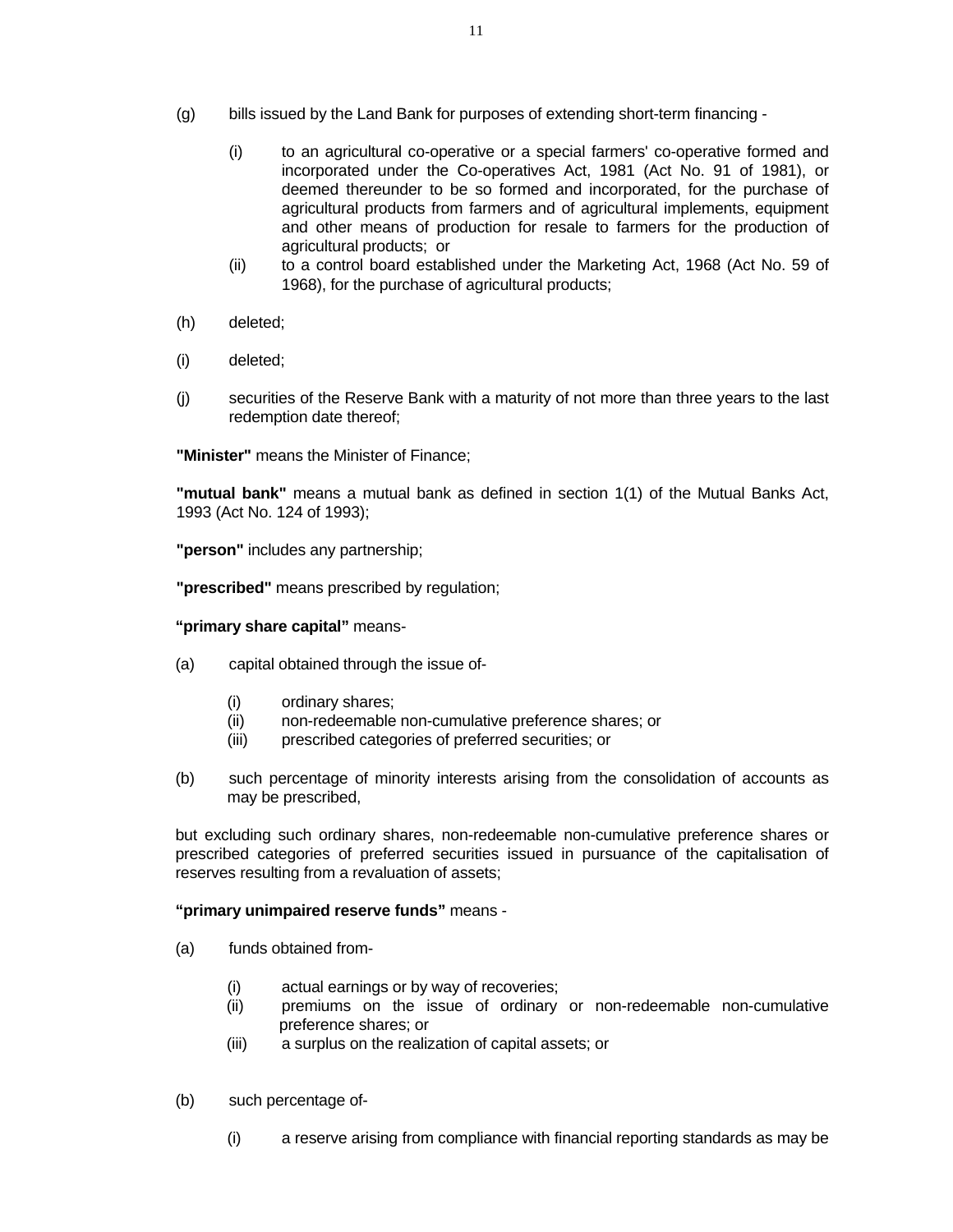(g) bills issued by the Land Bank for purposes of extending short-term financing -

   (i) to an agricultural co-operative or a special farmers' co-operative formed and incorporated under the Co-operatives Act, 1981 (Act No. 91 of 1981), or deemed thereunder to be so formed and incorporated, for the purchase of agricultural products from farmers and of agricultural implements, equipment and other means of production for resale to farmers for the production of agricultural products; or
   
   (ii) to a control board established under the Marketing Act, 1968 (Act No. 59 of 1968), for the purchase of agricultural products;

(h) deleted;

(i) deleted;

(j) securities of the Reserve Bank with a maturity of not more than three years to the last redemption date thereof;

**"Minister"** means the Minister of Finance;

**"mutual bank"** means a mutual bank as defined in section 1(1) of the Mutual Banks Act, 1993 (Act No. 124 of 1993);

**"person"** includes any partnership;

**"prescribed"** means prescribed by regulation;

**"primary share capital"** means-

(a) capital obtained through the issue of-

   (i) ordinary shares;
   
   (ii) non-redeemable non-cumulative preference shares; or
   
   (iii) prescribed categories of preferred securities; or

(b) such percentage of minority interests arising from the consolidation of accounts as may be prescribed,

but excluding such ordinary shares, non-redeemable non-cumulative preference shares or prescribed categories of preferred securities issued in pursuance of the capitalisation of reserves resulting from a revaluation of assets;

**"primary unimpaired reserve funds"** means -

(a) funds obtained from-

   (i) actual earnings or by way of recoveries;
   
   (ii) premiums on the issue of ordinary or non-redeemable non-cumulative preference shares; or
   
   (iii) a surplus on the realization of capital assets; or

(b) such percentage of-

   (i) a reserve arising from compliance with financial reporting standards as may be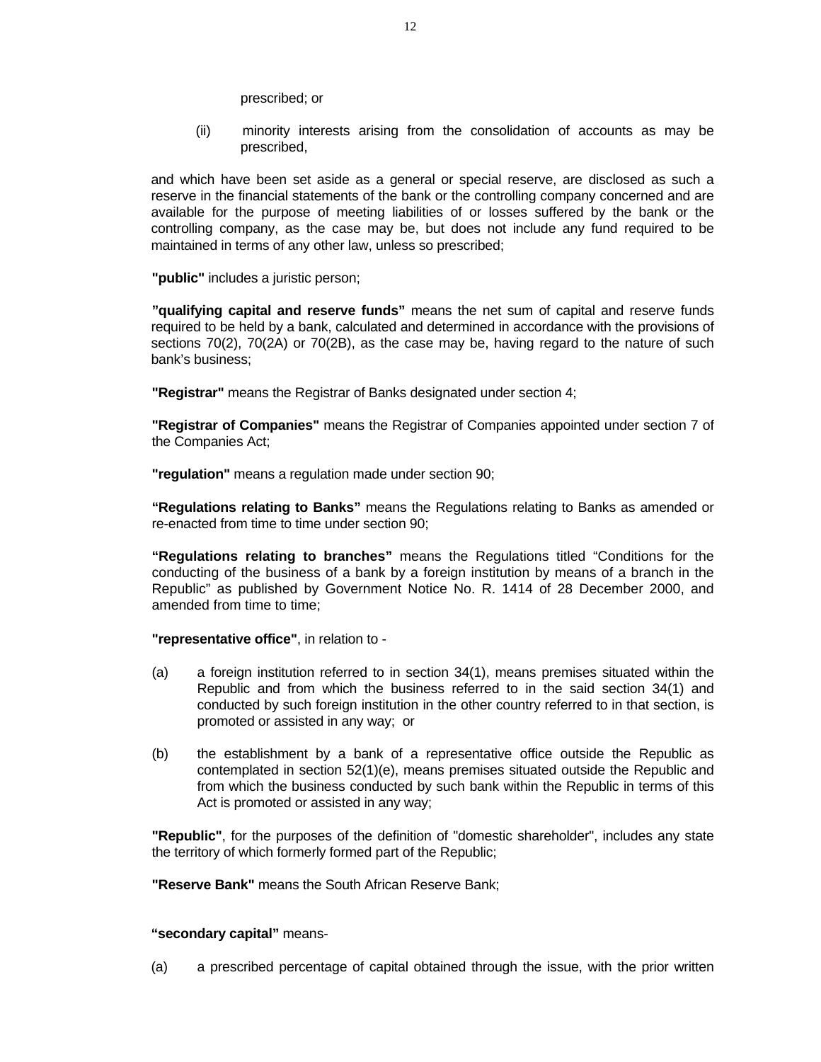prescribed; or

(ii) minority interests arising from the consolidation of accounts as may be prescribed,

and which have been set aside as a general or special reserve, are disclosed as such a reserve in the financial statements of the bank or the controlling company concerned and are available for the purpose of meeting liabilities of or losses suffered by the bank or the controlling company, as the case may be, but does not include any fund required to be maintained in terms of any other law, unless so prescribed;

**"public"** includes a juristic person;

**"qualifying capital and reserve funds"** means the net sum of capital and reserve funds required to be held by a bank, calculated and determined in accordance with the provisions of sections 70(2), 70(2A) or 70(2B), as the case may be, having regard to the nature of such bank's business;

**"Registrar"** means the Registrar of Banks designated under section 4;

**"Registrar of Companies"** means the Registrar of Companies appointed under section 7 of the Companies Act;

**"regulation"** means a regulation made under section 90;

**"Regulations relating to Banks"** means the Regulations relating to Banks as amended or re-enacted from time to time under section 90;

**"Regulations relating to branches"** means the Regulations titled "Conditions for the conducting of the business of a bank by a foreign institution by means of a branch in the Republic" as published by Government Notice No. R. 1414 of 28 December 2000, and amended from time to time;

**"representative office"**, in relation to -

(a) a foreign institution referred to in section 34(1), means premises situated within the Republic and from which the business referred to in the said section 34(1) and conducted by such foreign institution in the other country referred to in that section, is promoted or assisted in any way; or

(b) the establishment by a bank of a representative office outside the Republic as contemplated in section 52(1)(e), means premises situated outside the Republic and from which the business conducted by such bank within the Republic in terms of this Act is promoted or assisted in any way;

**"Republic"**, for the purposes of the definition of "domestic shareholder", includes any state the territory of which formerly formed part of the Republic;

**"Reserve Bank"** means the South African Reserve Bank;

**"secondary capital"** means-

(a) a prescribed percentage of capital obtained through the issue, with the prior written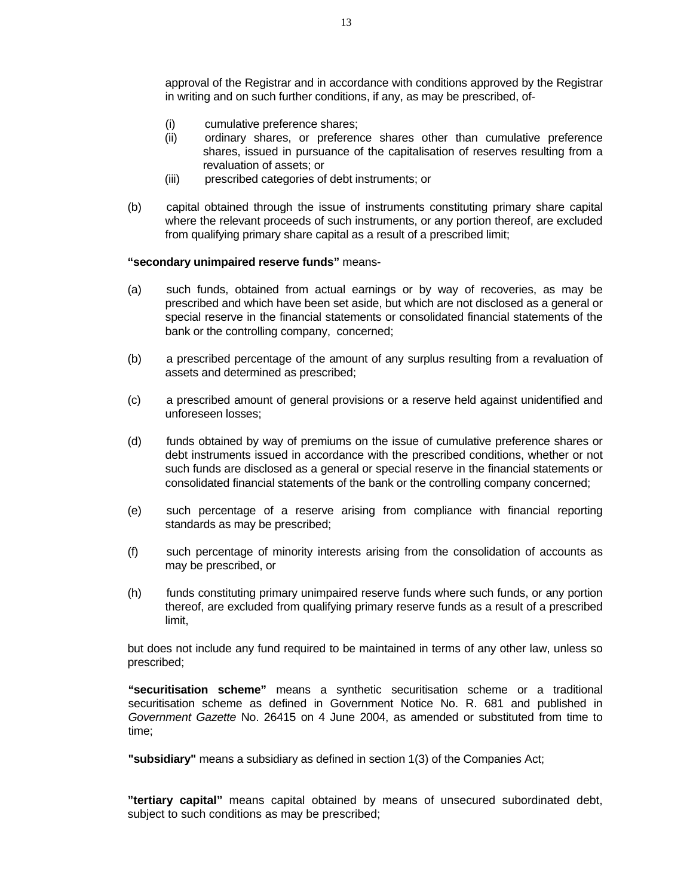approval of the Registrar and in accordance with conditions approved by the Registrar in writing and on such further conditions, if any, as may be prescribed, of-

(i) cumulative preference shares;

(ii) ordinary shares, or preference shares other than cumulative preference shares, issued in pursuance of the capitalisation of reserves resulting from a revaluation of assets; or

(iii) prescribed categories of debt instruments; or

(b) capital obtained through the issue of instruments constituting primary share capital where the relevant proceeds of such instruments, or any portion thereof, are excluded from qualifying primary share capital as a result of a prescribed limit;

**"secondary unimpaired reserve funds"** means-

(a) such funds, obtained from actual earnings or by way of recoveries, as may be prescribed and which have been set aside, but which are not disclosed as a general or special reserve in the financial statements or consolidated financial statements of the bank or the controlling company, concerned;

(b) a prescribed percentage of the amount of any surplus resulting from a revaluation of assets and determined as prescribed;

(c) a prescribed amount of general provisions or a reserve held against unidentified and unforeseen losses;

(d) funds obtained by way of premiums on the issue of cumulative preference shares or debt instruments issued in accordance with the prescribed conditions, whether or not such funds are disclosed as a general or special reserve in the financial statements or consolidated financial statements of the bank or the controlling company concerned;

(e) such percentage of a reserve arising from compliance with financial reporting standards as may be prescribed;

(f) such percentage of minority interests arising from the consolidation of accounts as may be prescribed, or

(h) funds constituting primary unimpaired reserve funds where such funds, or any portion thereof, are excluded from qualifying primary reserve funds as a result of a prescribed limit,

but does not include any fund required to be maintained in terms of any other law, unless so prescribed;

**"securitisation scheme"** means a synthetic securitisation scheme or a traditional securitisation scheme as defined in Government Notice No. R. 681 and published in *Government Gazette* No. 26415 on 4 June 2004, as amended or substituted from time to time;

**"subsidiary"** means a subsidiary as defined in section 1(3) of the Companies Act;

**"tertiary capital"** means capital obtained by means of unsecured subordinated debt, subject to such conditions as may be prescribed;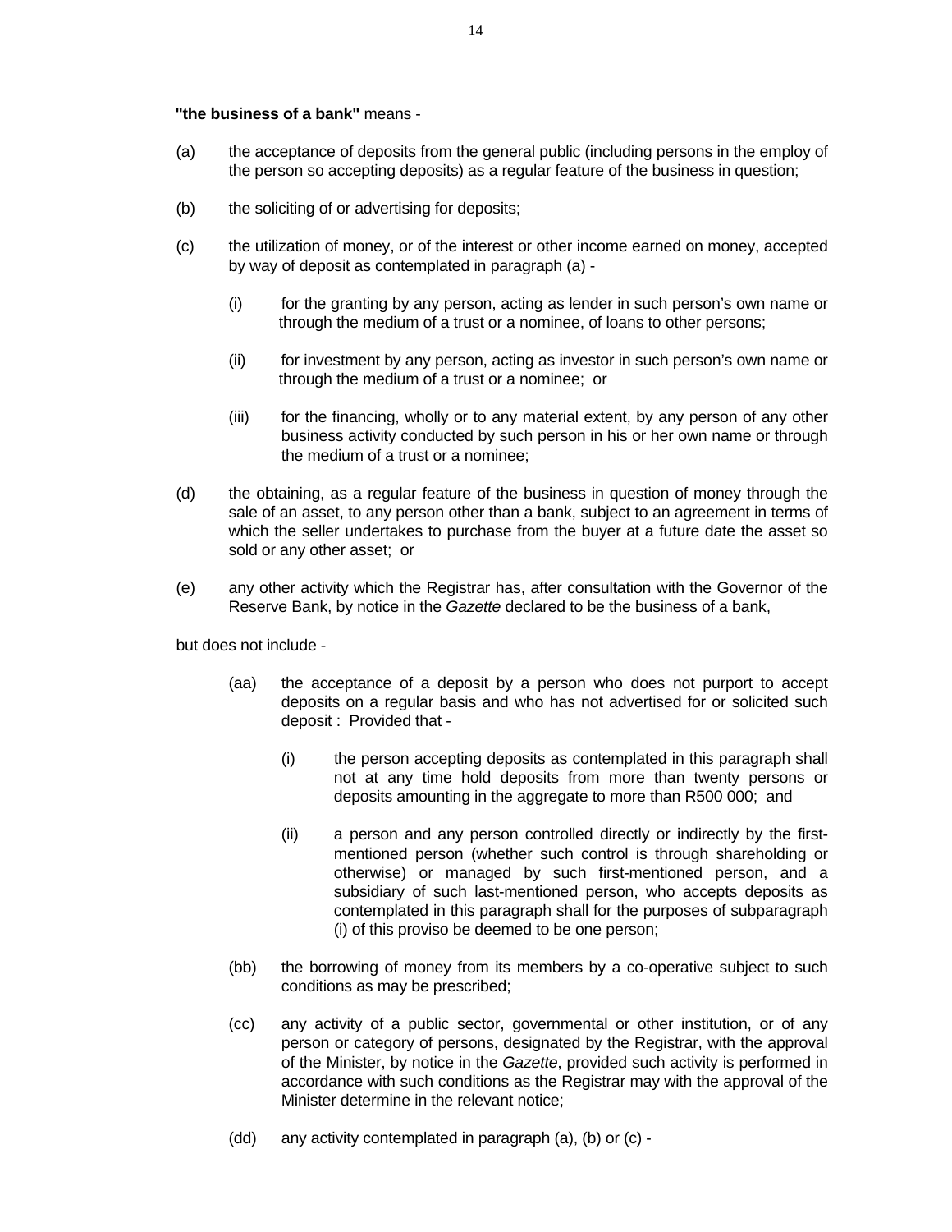**"the business of a bank"** means -

(a) the acceptance of deposits from the general public (including persons in the employ of the person so accepting deposits) as a regular feature of the business in question;

(b) the soliciting of or advertising for deposits;

(c) the utilization of money, or of the interest or other income earned on money, accepted by way of deposit as contemplated in paragraph (a) -

  (i) for the granting by any person, acting as lender in such person's own name or through the medium of a trust or a nominee, of loans to other persons;

  (ii) for investment by any person, acting as investor in such person's own name or through the medium of a trust or a nominee; or

  (iii) for the financing, wholly or to any material extent, by any person of any other business activity conducted by such person in his or her own name or through the medium of a trust or a nominee;

(d) the obtaining, as a regular feature of the business in question of money through the sale of an asset, to any person other than a bank, subject to an agreement in terms of which the seller undertakes to purchase from the buyer at a future date the asset so sold or any other asset; or

(e) any other activity which the Registrar has, after consultation with the Governor of the Reserve Bank, by notice in the *Gazette* declared to be the business of a bank,

but does not include -

  (aa) the acceptance of a deposit by a person who does not purport to accept deposits on a regular basis and who has not advertised for or solicited such deposit : Provided that -

    (i) the person accepting deposits as contemplated in this paragraph shall not at any time hold deposits from more than twenty persons or deposits amounting in the aggregate to more than R500 000; and

    (ii) a person and any person controlled directly or indirectly by the first-mentioned person (whether such control is through shareholding or otherwise) or managed by such first-mentioned person, and a subsidiary of such last-mentioned person, who accepts deposits as contemplated in this paragraph shall for the purposes of subparagraph (i) of this proviso be deemed to be one person;

  (bb) the borrowing of money from its members by a co-operative subject to such conditions as may be prescribed;

  (cc) any activity of a public sector, governmental or other institution, or of any person or category of persons, designated by the Registrar, with the approval of the Minister, by notice in the *Gazette*, provided such activity is performed in accordance with such conditions as the Registrar may with the approval of the Minister determine in the relevant notice;

  (dd) any activity contemplated in paragraph (a), (b) or (c) -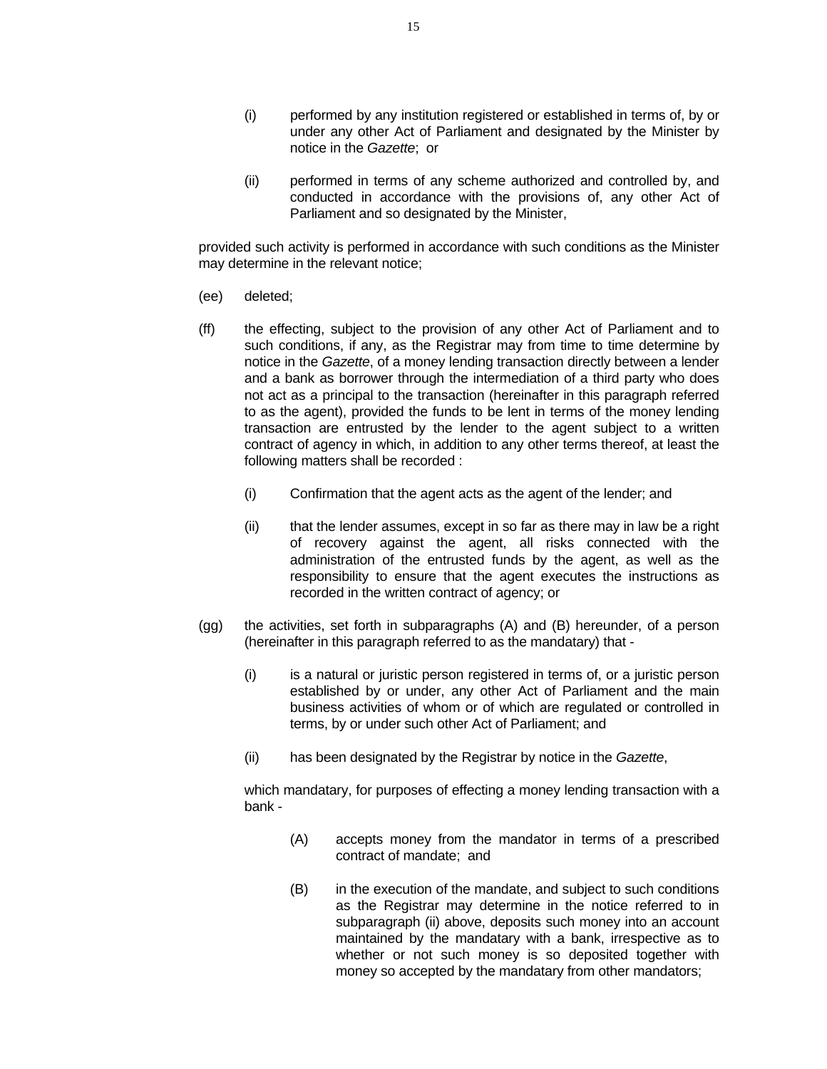(i) performed by any institution registered or established in terms of, by or under any other Act of Parliament and designated by the Minister by notice in the *Gazette*; or

(ii) performed in terms of any scheme authorized and controlled by, and conducted in accordance with the provisions of, any other Act of Parliament and so designated by the Minister,

provided such activity is performed in accordance with such conditions as the Minister may determine in the relevant notice;

(ee) deleted;

(ff) the effecting, subject to the provision of any other Act of Parliament and to such conditions, if any, as the Registrar may from time to time determine by notice in the *Gazette*, of a money lending transaction directly between a lender and a bank as borrower through the intermediation of a third party who does not act as a principal to the transaction (hereinafter in this paragraph referred to as the agent), provided the funds to be lent in terms of the money lending transaction are entrusted by the lender to the agent subject to a written contract of agency in which, in addition to any other terms thereof, at least the following matters shall be recorded :

(i) Confirmation that the agent acts as the agent of the lender; and

(ii) that the lender assumes, except in so far as there may in law be a right of recovery against the agent, all risks connected with the administration of the entrusted funds by the agent, as well as the responsibility to ensure that the agent executes the instructions as recorded in the written contract of agency; or

(gg) the activities, set forth in subparagraphs (A) and (B) hereunder, of a person (hereinafter in this paragraph referred to as the mandatary) that -

(i) is a natural or juristic person registered in terms of, or a juristic person established by or under, any other Act of Parliament and the main business activities of whom or of which are regulated or controlled in terms, by or under such other Act of Parliament; and

(ii) has been designated by the Registrar by notice in the *Gazette*,

which mandatary, for purposes of effecting a money lending transaction with a bank -

(A) accepts money from the mandator in terms of a prescribed contract of mandate; and

(B) in the execution of the mandate, and subject to such conditions as the Registrar may determine in the notice referred to in subparagraph (ii) above, deposits such money into an account maintained by the mandatary with a bank, irrespective as to whether or not such money is so deposited together with money so accepted by the mandatary from other mandators;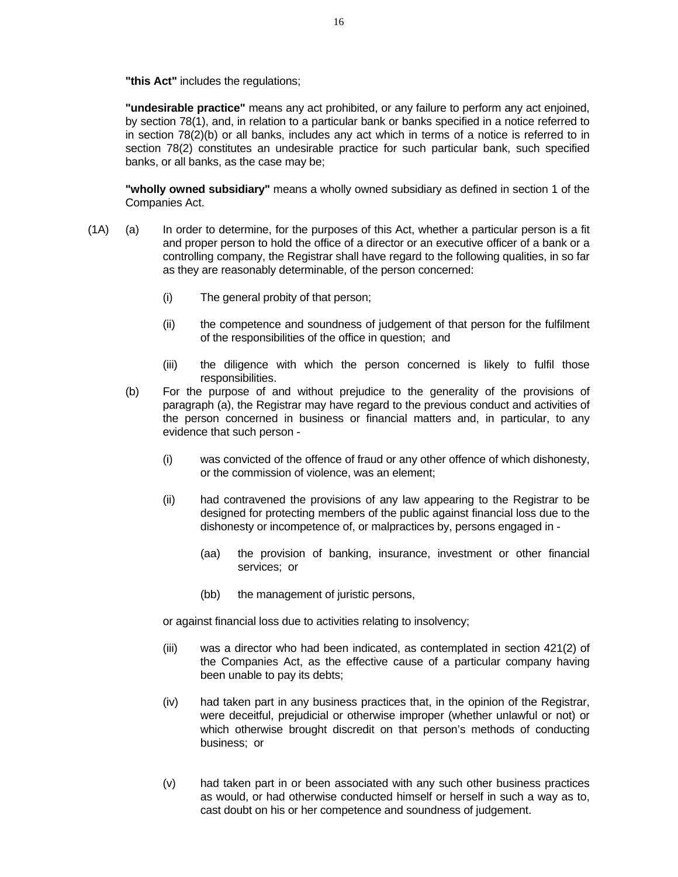**"this Act"** includes the regulations;

**"undesirable practice"** means any act prohibited, or any failure to perform any act enjoined, by section 78(1), and, in relation to a particular bank or banks specified in a notice referred to in section 78(2)(b) or all banks, includes any act which in terms of a notice is referred to in section 78(2) constitutes an undesirable practice for such particular bank, such specified banks, or all banks, as the case may be;

**"wholly owned subsidiary"** means a wholly owned subsidiary as defined in section 1 of the Companies Act.

(1A) (a) In order to determine, for the purposes of this Act, whether a particular person is a fit and proper person to hold the office of a director or an executive officer of a bank or a controlling company, the Registrar shall have regard to the following qualities, in so far as they are reasonably determinable, of the person concerned:

(i) The general probity of that person;

(ii) the competence and soundness of judgement of that person for the fulfilment of the responsibilities of the office in question; and

(iii) the diligence with which the person concerned is likely to fulfil those responsibilities.

(b) For the purpose of and without prejudice to the generality of the provisions of paragraph (a), the Registrar may have regard to the previous conduct and activities of the person concerned in business or financial matters and, in particular, to any evidence that such person -

(i) was convicted of the offence of fraud or any other offence of which dishonesty, or the commission of violence, was an element;

(ii) had contravened the provisions of any law appearing to the Registrar to be designed for protecting members of the public against financial loss due to the dishonesty or incompetence of, or malpractices by, persons engaged in -

(aa) the provision of banking, insurance, investment or other financial services; or

(bb) the management of juristic persons,

or against financial loss due to activities relating to insolvency;

(iii) was a director who had been indicated, as contemplated in section 421(2) of the Companies Act, as the effective cause of a particular company having been unable to pay its debts;

(iv) had taken part in any business practices that, in the opinion of the Registrar, were deceitful, prejudicial or otherwise improper (whether unlawful or not) or which otherwise brought discredit on that person's methods of conducting business; or

(v) had taken part in or been associated with any such other business practices as would, or had otherwise conducted himself or herself in such a way as to, cast doubt on his or her competence and soundness of judgement.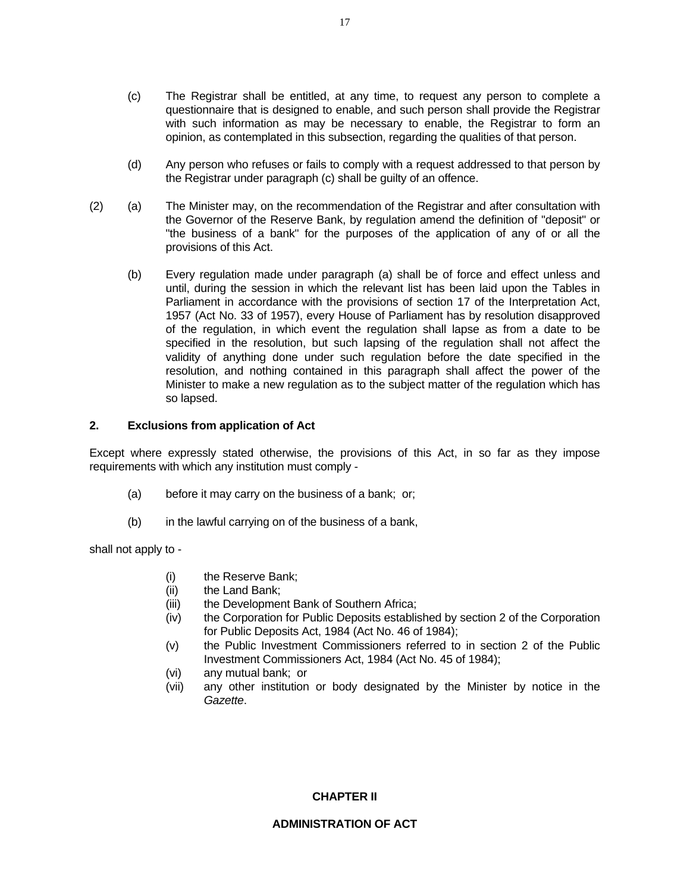(c) The Registrar shall be entitled, at any time, to request any person to complete a questionnaire that is designed to enable, and such person shall provide the Registrar with such information as may be necessary to enable, the Registrar to form an opinion, as contemplated in this subsection, regarding the qualities of that person.

(d) Any person who refuses or fails to comply with a request addressed to that person by the Registrar under paragraph (c) shall be guilty of an offence.

(2) (a) The Minister may, on the recommendation of the Registrar and after consultation with the Governor of the Reserve Bank, by regulation amend the definition of "deposit" or "the business of a bank" for the purposes of the application of any of or all the provisions of this Act.

(b) Every regulation made under paragraph (a) shall be of force and effect unless and until, during the session in which the relevant list has been laid upon the Tables in Parliament in accordance with the provisions of section 17 of the Interpretation Act, 1957 (Act No. 33 of 1957), every House of Parliament has by resolution disapproved of the regulation, in which event the regulation shall lapse as from a date to be specified in the resolution, but such lapsing of the regulation shall not affect the validity of anything done under such regulation before the date specified in the resolution, and nothing contained in this paragraph shall affect the power of the Minister to make a new regulation as to the subject matter of the regulation which has so lapsed.

### 2. Exclusions from application of Act

Except where expressly stated otherwise, the provisions of this Act, in so far as they impose requirements with which any institution must comply -

(a) before it may carry on the business of a bank; or;

(b) in the lawful carrying on of the business of a bank,

shall not apply to -

(i) the Reserve Bank;
(ii) the Land Bank;
(iii) the Development Bank of Southern Africa;
(iv) the Corporation for Public Deposits established by section 2 of the Corporation for Public Deposits Act, 1984 (Act No. 46 of 1984);
(v) the Public Investment Commissioners referred to in section 2 of the Public Investment Commissioners Act, 1984 (Act No. 45 of 1984);
(vi) any mutual bank; or
(vii) any other institution or body designated by the Minister by notice in the *Gazette*.

## CHAPTER II

## ADMINISTRATION OF ACT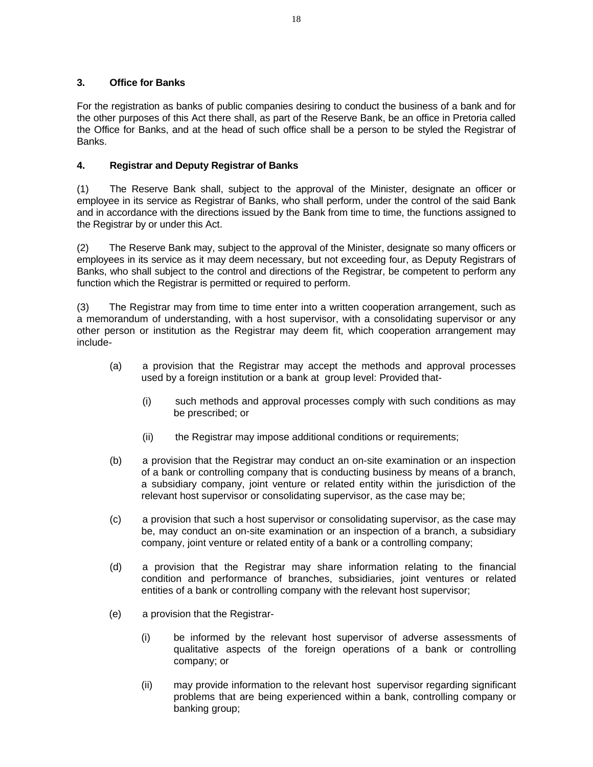### 3. Office for Banks

For the registration as banks of public companies desiring to conduct the business of a bank and for the other purposes of this Act there shall, as part of the Reserve Bank, be an office in Pretoria called the Office for Banks, and at the head of such office shall be a person to be styled the Registrar of Banks.

### 4. Registrar and Deputy Registrar of Banks

(1) The Reserve Bank shall, subject to the approval of the Minister, designate an officer or employee in its service as Registrar of Banks, who shall perform, under the control of the said Bank and in accordance with the directions issued by the Bank from time to time, the functions assigned to the Registrar by or under this Act.

(2) The Reserve Bank may, subject to the approval of the Minister, designate so many officers or employees in its service as it may deem necessary, but not exceeding four, as Deputy Registrars of Banks, who shall subject to the control and directions of the Registrar, be competent to perform any function which the Registrar is permitted or required to perform.

(3) The Registrar may from time to time enter into a written cooperation arrangement, such as a memorandum of understanding, with a host supervisor, with a consolidating supervisor or any other person or institution as the Registrar may deem fit, which cooperation arrangement may include-

(a) a provision that the Registrar may accept the methods and approval processes used by a foreign institution or a bank at group level: Provided that-

(i) such methods and approval processes comply with such conditions as may be prescribed; or

(ii) the Registrar may impose additional conditions or requirements;

(b) a provision that the Registrar may conduct an on-site examination or an inspection of a bank or controlling company that is conducting business by means of a branch, a subsidiary company, joint venture or related entity within the jurisdiction of the relevant host supervisor or consolidating supervisor, as the case may be;

(c) a provision that such a host supervisor or consolidating supervisor, as the case may be, may conduct an on-site examination or an inspection of a branch, a subsidiary company, joint venture or related entity of a bank or a controlling company;

(d) a provision that the Registrar may share information relating to the financial condition and performance of branches, subsidiaries, joint ventures or related entities of a bank or controlling company with the relevant host supervisor;

(e) a provision that the Registrar-

(i) be informed by the relevant host supervisor of adverse assessments of qualitative aspects of the foreign operations of a bank or controlling company; or

(ii) may provide information to the relevant host supervisor regarding significant problems that are being experienced within a bank, controlling company or banking group;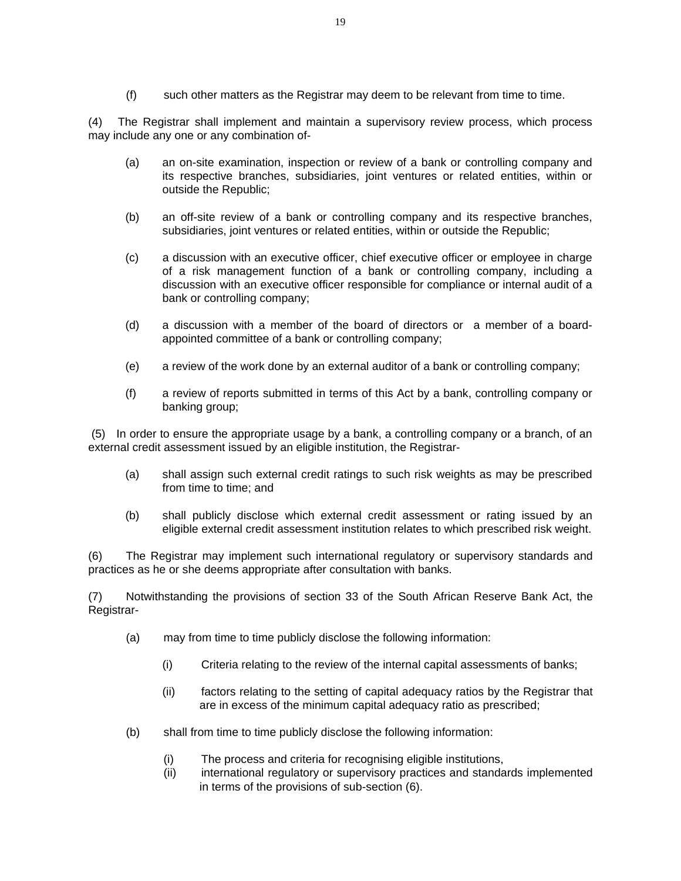(f) such other matters as the Registrar may deem to be relevant from time to time.

(4) The Registrar shall implement and maintain a supervisory review process, which process may include any one or any combination of-

(a) an on-site examination, inspection or review of a bank or controlling company and its respective branches, subsidiaries, joint ventures or related entities, within or outside the Republic;

(b) an off-site review of a bank or controlling company and its respective branches, subsidiaries, joint ventures or related entities, within or outside the Republic;

(c) a discussion with an executive officer, chief executive officer or employee in charge of a risk management function of a bank or controlling company, including a discussion with an executive officer responsible for compliance or internal audit of a bank or controlling company;

(d) a discussion with a member of the board of directors or a member of a board-appointed committee of a bank or controlling company;

(e) a review of the work done by an external auditor of a bank or controlling company;

(f) a review of reports submitted in terms of this Act by a bank, controlling company or banking group;

(5) In order to ensure the appropriate usage by a bank, a controlling company or a branch, of an external credit assessment issued by an eligible institution, the Registrar-

(a) shall assign such external credit ratings to such risk weights as may be prescribed from time to time; and

(b) shall publicly disclose which external credit assessment or rating issued by an eligible external credit assessment institution relates to which prescribed risk weight.

(6) The Registrar may implement such international regulatory or supervisory standards and practices as he or she deems appropriate after consultation with banks.

(7) Notwithstanding the provisions of section 33 of the South African Reserve Bank Act, the Registrar-

(a) may from time to time publicly disclose the following information:

(i) Criteria relating to the review of the internal capital assessments of banks;

(ii) factors relating to the setting of capital adequacy ratios by the Registrar that are in excess of the minimum capital adequacy ratio as prescribed;

(b) shall from time to time publicly disclose the following information:

(i) The process and criteria for recognising eligible institutions,

(ii) international regulatory or supervisory practices and standards implemented in terms of the provisions of sub-section (6).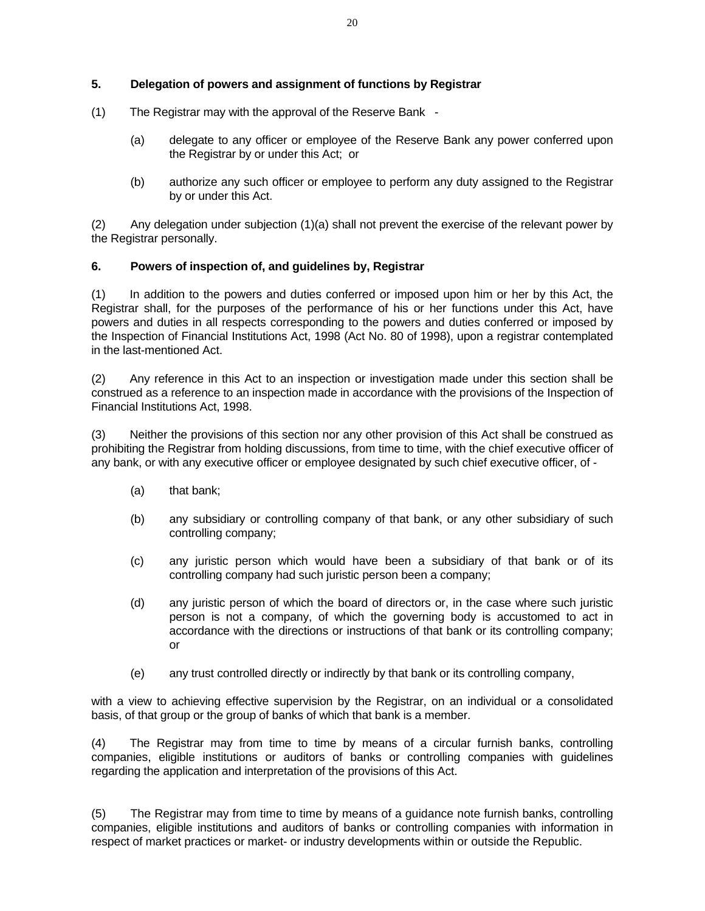### 5. Delegation of powers and assignment of functions by Registrar

(1) The Registrar may with the approval of the Reserve Bank -

(a) delegate to any officer or employee of the Reserve Bank any power conferred upon the Registrar by or under this Act; or

(b) authorize any such officer or employee to perform any duty assigned to the Registrar by or under this Act.

(2) Any delegation under subjection (1)(a) shall not prevent the exercise of the relevant power by the Registrar personally.

### 6. Powers of inspection of, and guidelines by, Registrar

(1) In addition to the powers and duties conferred or imposed upon him or her by this Act, the Registrar shall, for the purposes of the performance of his or her functions under this Act, have powers and duties in all respects corresponding to the powers and duties conferred or imposed by the Inspection of Financial Institutions Act, 1998 (Act No. 80 of 1998), upon a registrar contemplated in the last-mentioned Act.

(2) Any reference in this Act to an inspection or investigation made under this section shall be construed as a reference to an inspection made in accordance with the provisions of the Inspection of Financial Institutions Act, 1998.

(3) Neither the provisions of this section nor any other provision of this Act shall be construed as prohibiting the Registrar from holding discussions, from time to time, with the chief executive officer of any bank, or with any executive officer or employee designated by such chief executive officer, of -

(a) that bank;

(b) any subsidiary or controlling company of that bank, or any other subsidiary of such controlling company;

(c) any juristic person which would have been a subsidiary of that bank or of its controlling company had such juristic person been a company;

(d) any juristic person of which the board of directors or, in the case where such juristic person is not a company, of which the governing body is accustomed to act in accordance with the directions or instructions of that bank or its controlling company; or

(e) any trust controlled directly or indirectly by that bank or its controlling company,

with a view to achieving effective supervision by the Registrar, on an individual or a consolidated basis, of that group or the group of banks of which that bank is a member.

(4) The Registrar may from time to time by means of a circular furnish banks, controlling companies, eligible institutions or auditors of banks or controlling companies with guidelines regarding the application and interpretation of the provisions of this Act.

(5) The Registrar may from time to time by means of a guidance note furnish banks, controlling companies, eligible institutions and auditors of banks or controlling companies with information in respect of market practices or market- or industry developments within or outside the Republic.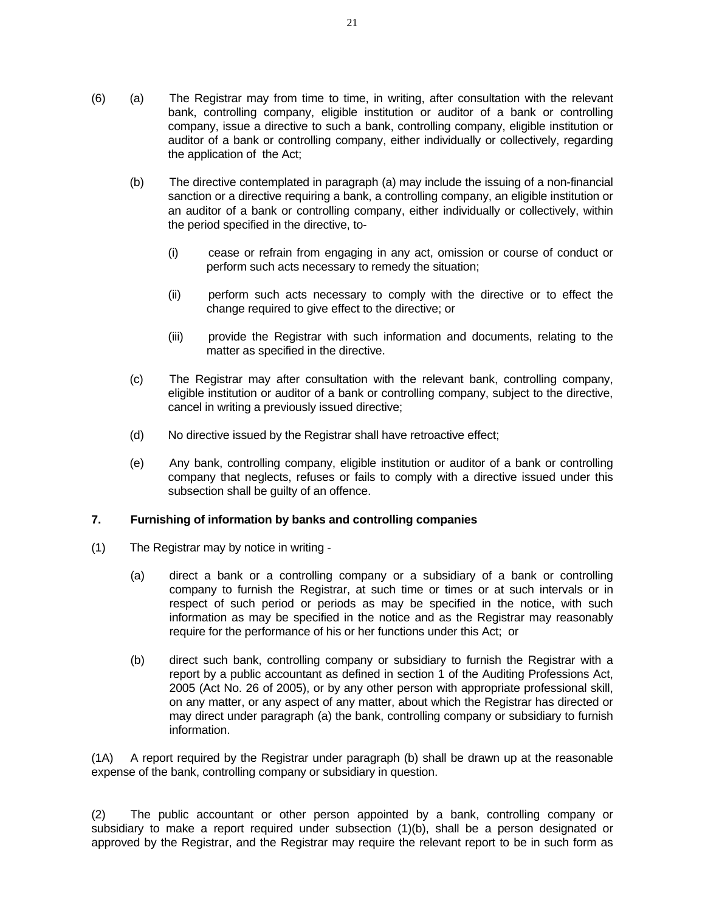(6) (a) The Registrar may from time to time, in writing, after consultation with the relevant bank, controlling company, eligible institution or auditor of a bank or controlling company, issue a directive to such a bank, controlling company, eligible institution or auditor of a bank or controlling company, either individually or collectively, regarding the application of the Act;

(b) The directive contemplated in paragraph (a) may include the issuing of a non-financial sanction or a directive requiring a bank, a controlling company, an eligible institution or an auditor of a bank or controlling company, either individually or collectively, within the period specified in the directive, to-

(i) cease or refrain from engaging in any act, omission or course of conduct or perform such acts necessary to remedy the situation;

(ii) perform such acts necessary to comply with the directive or to effect the change required to give effect to the directive; or

(iii) provide the Registrar with such information and documents, relating to the matter as specified in the directive.

(c) The Registrar may after consultation with the relevant bank, controlling company, eligible institution or auditor of a bank or controlling company, subject to the directive, cancel in writing a previously issued directive;

(d) No directive issued by the Registrar shall have retroactive effect;

(e) Any bank, controlling company, eligible institution or auditor of a bank or controlling company that neglects, refuses or fails to comply with a directive issued under this subsection shall be guilty of an offence.

**7. Furnishing of information by banks and controlling companies**

(1) The Registrar may by notice in writing -

(a) direct a bank or a controlling company or a subsidiary of a bank or controlling company to furnish the Registrar, at such time or times or at such intervals or in respect of such period or periods as may be specified in the notice, with such information as may be specified in the notice and as the Registrar may reasonably require for the performance of his or her functions under this Act; or

(b) direct such bank, controlling company or subsidiary to furnish the Registrar with a report by a public accountant as defined in section 1 of the Auditing Professions Act, 2005 (Act No. 26 of 2005), or by any other person with appropriate professional skill, on any matter, or any aspect of any matter, about which the Registrar has directed or may direct under paragraph (a) the bank, controlling company or subsidiary to furnish information.

(1A) A report required by the Registrar under paragraph (b) shall be drawn up at the reasonable expense of the bank, controlling company or subsidiary in question.

(2) The public accountant or other person appointed by a bank, controlling company or subsidiary to make a report required under subsection (1)(b), shall be a person designated or approved by the Registrar, and the Registrar may require the relevant report to be in such form as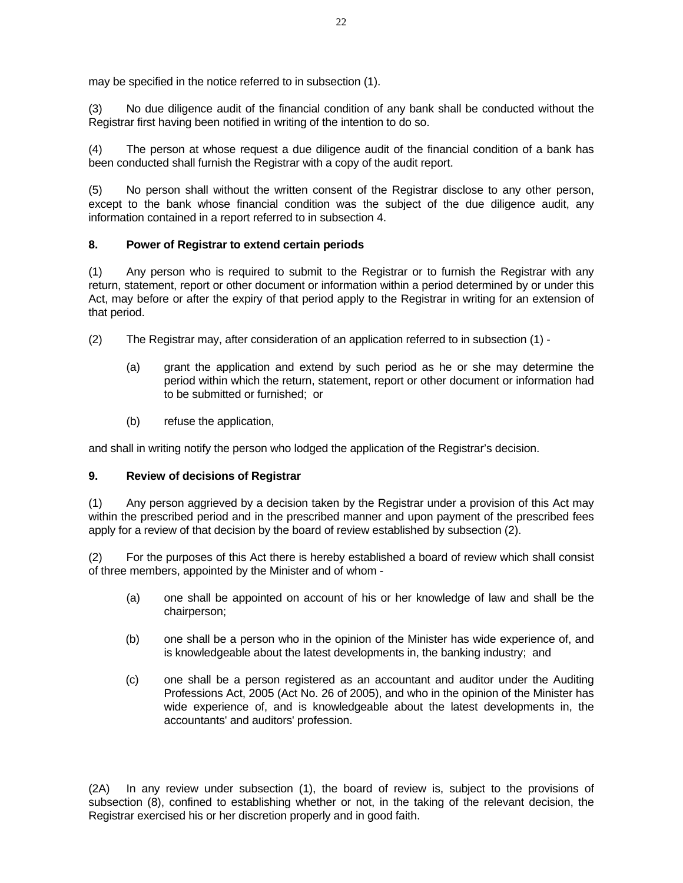may be specified in the notice referred to in subsection (1).

(3) No due diligence audit of the financial condition of any bank shall be conducted without the Registrar first having been notified in writing of the intention to do so.

(4) The person at whose request a due diligence audit of the financial condition of a bank has been conducted shall furnish the Registrar with a copy of the audit report.

(5) No person shall without the written consent of the Registrar disclose to any other person, except to the bank whose financial condition was the subject of the due diligence audit, any information contained in a report referred to in subsection 4.

**8. Power of Registrar to extend certain periods**

(1) Any person who is required to submit to the Registrar or to furnish the Registrar with any return, statement, report or other document or information within a period determined by or under this Act, may before or after the expiry of that period apply to the Registrar in writing for an extension of that period.

(2) The Registrar may, after consideration of an application referred to in subsection (1) -

(a) grant the application and extend by such period as he or she may determine the period within which the return, statement, report or other document or information had to be submitted or furnished; or

(b) refuse the application,

and shall in writing notify the person who lodged the application of the Registrar's decision.

**9. Review of decisions of Registrar**

(1) Any person aggrieved by a decision taken by the Registrar under a provision of this Act may within the prescribed period and in the prescribed manner and upon payment of the prescribed fees apply for a review of that decision by the board of review established by subsection (2).

(2) For the purposes of this Act there is hereby established a board of review which shall consist of three members, appointed by the Minister and of whom -

(a) one shall be appointed on account of his or her knowledge of law and shall be the chairperson;

(b) one shall be a person who in the opinion of the Minister has wide experience of, and is knowledgeable about the latest developments in, the banking industry; and

(c) one shall be a person registered as an accountant and auditor under the Auditing Professions Act, 2005 (Act No. 26 of 2005), and who in the opinion of the Minister has wide experience of, and is knowledgeable about the latest developments in, the accountants' and auditors' profession.

(2A) In any review under subsection (1), the board of review is, subject to the provisions of subsection (8), confined to establishing whether or not, in the taking of the relevant decision, the Registrar exercised his or her discretion properly and in good faith.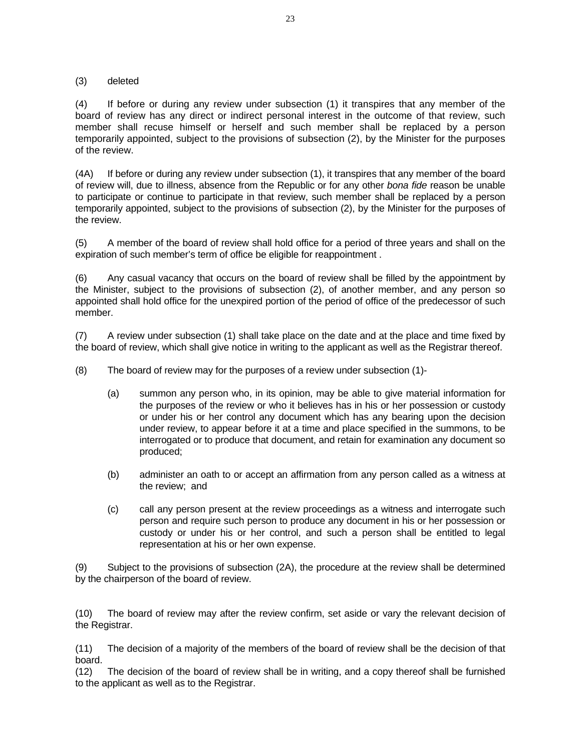(3) deleted

(4) If before or during any review under subsection (1) it transpires that any member of the board of review has any direct or indirect personal interest in the outcome of that review, such member shall recuse himself or herself and such member shall be replaced by a person temporarily appointed, subject to the provisions of subsection (2), by the Minister for the purposes of the review.

(4A) If before or during any review under subsection (1), it transpires that any member of the board of review will, due to illness, absence from the Republic or for any other *bona fide* reason be unable to participate or continue to participate in that review, such member shall be replaced by a person temporarily appointed, subject to the provisions of subsection (2), by the Minister for the purposes of the review.

(5) A member of the board of review shall hold office for a period of three years and shall on the expiration of such member's term of office be eligible for reappointment .

(6) Any casual vacancy that occurs on the board of review shall be filled by the appointment by the Minister, subject to the provisions of subsection (2), of another member, and any person so appointed shall hold office for the unexpired portion of the period of office of the predecessor of such member.

(7) A review under subsection (1) shall take place on the date and at the place and time fixed by the board of review, which shall give notice in writing to the applicant as well as the Registrar thereof.

(8) The board of review may for the purposes of a review under subsection (1)-

(a) summon any person who, in its opinion, may be able to give material information for the purposes of the review or who it believes has in his or her possession or custody or under his or her control any document which has any bearing upon the decision under review, to appear before it at a time and place specified in the summons, to be interrogated or to produce that document, and retain for examination any document so produced;

(b) administer an oath to or accept an affirmation from any person called as a witness at the review; and

(c) call any person present at the review proceedings as a witness and interrogate such person and require such person to produce any document in his or her possession or custody or under his or her control, and such a person shall be entitled to legal representation at his or her own expense.

(9) Subject to the provisions of subsection (2A), the procedure at the review shall be determined by the chairperson of the board of review.

(10) The board of review may after the review confirm, set aside or vary the relevant decision of the Registrar.

(11) The decision of a majority of the members of the board of review shall be the decision of that board.

(12) The decision of the board of review shall be in writing, and a copy thereof shall be furnished to the applicant as well as to the Registrar.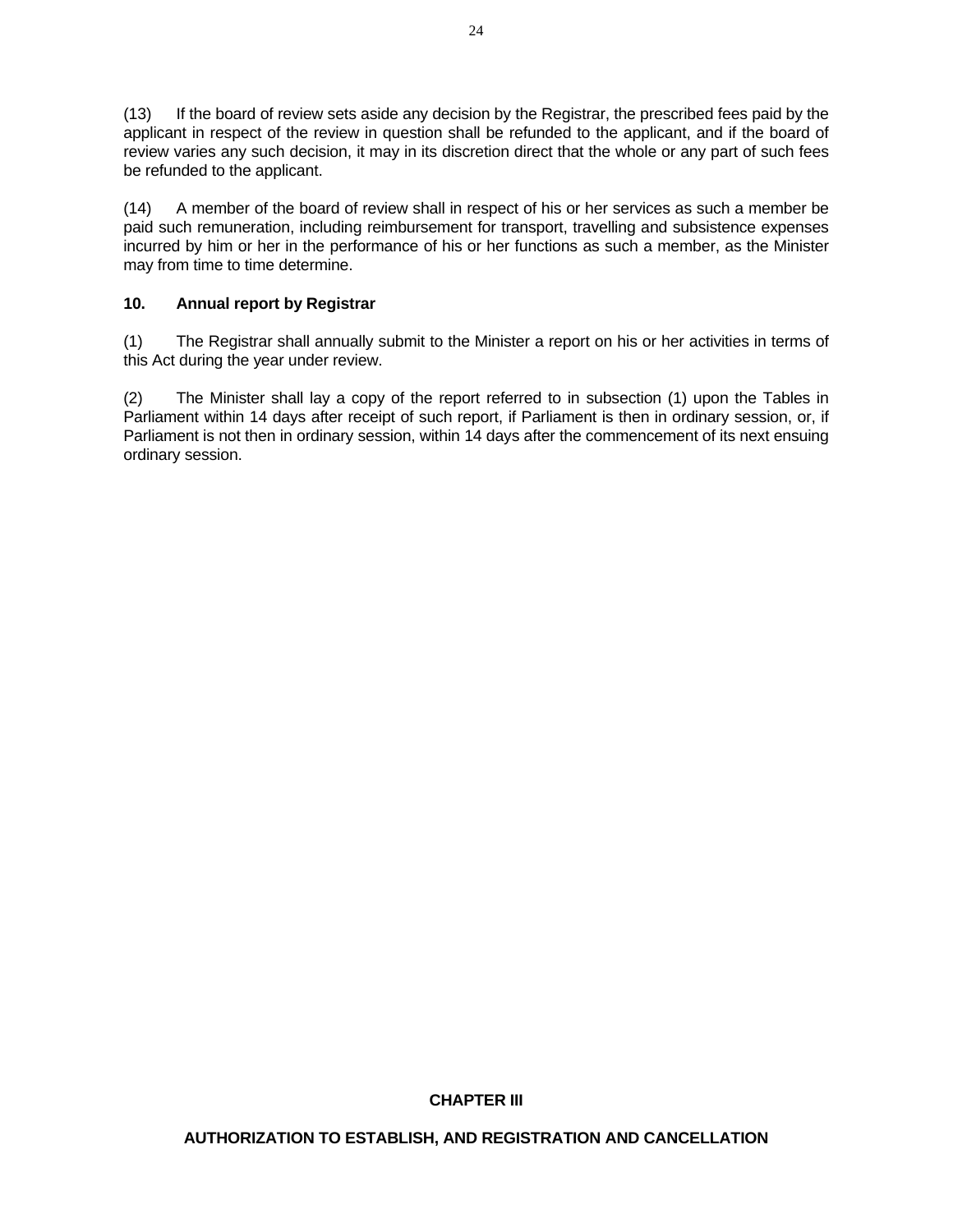(13) If the board of review sets aside any decision by the Registrar, the prescribed fees paid by the applicant in respect of the review in question shall be refunded to the applicant, and if the board of review varies any such decision, it may in its discretion direct that the whole or any part of such fees be refunded to the applicant.

(14) A member of the board of review shall in respect of his or her services as such a member be paid such remuneration, including reimbursement for transport, travelling and subsistence expenses incurred by him or her in the performance of his or her functions as such a member, as the Minister may from time to time determine.

### 10. Annual report by Registrar

(1) The Registrar shall annually submit to the Minister a report on his or her activities in terms of this Act during the year under review.

(2) The Minister shall lay a copy of the report referred to in subsection (1) upon the Tables in Parliament within 14 days after receipt of such report, if Parliament is then in ordinary session, or, if Parliament is not then in ordinary session, within 14 days after the commencement of its next ensuing ordinary session.

## CHAPTER III

## AUTHORIZATION TO ESTABLISH, AND REGISTRATION AND CANCELLATION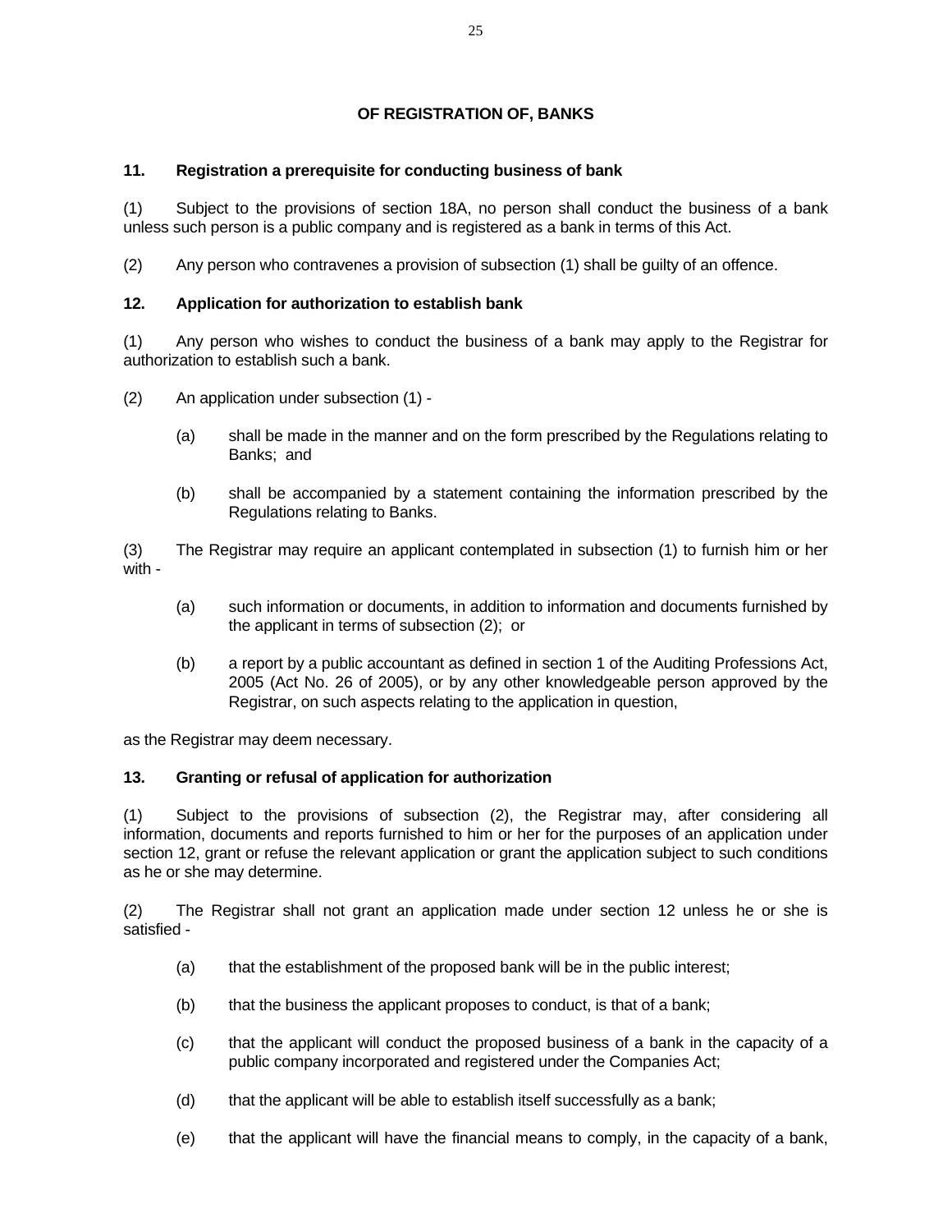**OF REGISTRATION OF, BANKS**

**11. Registration a prerequisite for conducting business of bank**

(1) Subject to the provisions of section 18A, no person shall conduct the business of a bank unless such person is a public company and is registered as a bank in terms of this Act.

(2) Any person who contravenes a provision of subsection (1) shall be guilty of an offence.

**12. Application for authorization to establish bank**

(1) Any person who wishes to conduct the business of a bank may apply to the Registrar for authorization to establish such a bank.

(2) An application under subsection (1) -

(a) shall be made in the manner and on the form prescribed by the Regulations relating to Banks; and

(b) shall be accompanied by a statement containing the information prescribed by the Regulations relating to Banks.

(3) The Registrar may require an applicant contemplated in subsection (1) to furnish him or her with -

(a) such information or documents, in addition to information and documents furnished by the applicant in terms of subsection (2); or

(b) a report by a public accountant as defined in section 1 of the Auditing Professions Act, 2005 (Act No. 26 of 2005), or by any other knowledgeable person approved by the Registrar, on such aspects relating to the application in question,

as the Registrar may deem necessary.

**13. Granting or refusal of application for authorization**

(1) Subject to the provisions of subsection (2), the Registrar may, after considering all information, documents and reports furnished to him or her for the purposes of an application under section 12, grant or refuse the relevant application or grant the application subject to such conditions as he or she may determine.

(2) The Registrar shall not grant an application made under section 12 unless he or she is satisfied -

(a) that the establishment of the proposed bank will be in the public interest;

(b) that the business the applicant proposes to conduct, is that of a bank;

(c) that the applicant will conduct the proposed business of a bank in the capacity of a public company incorporated and registered under the Companies Act;

(d) that the applicant will be able to establish itself successfully as a bank;

(e) that the applicant will have the financial means to comply, in the capacity of a bank,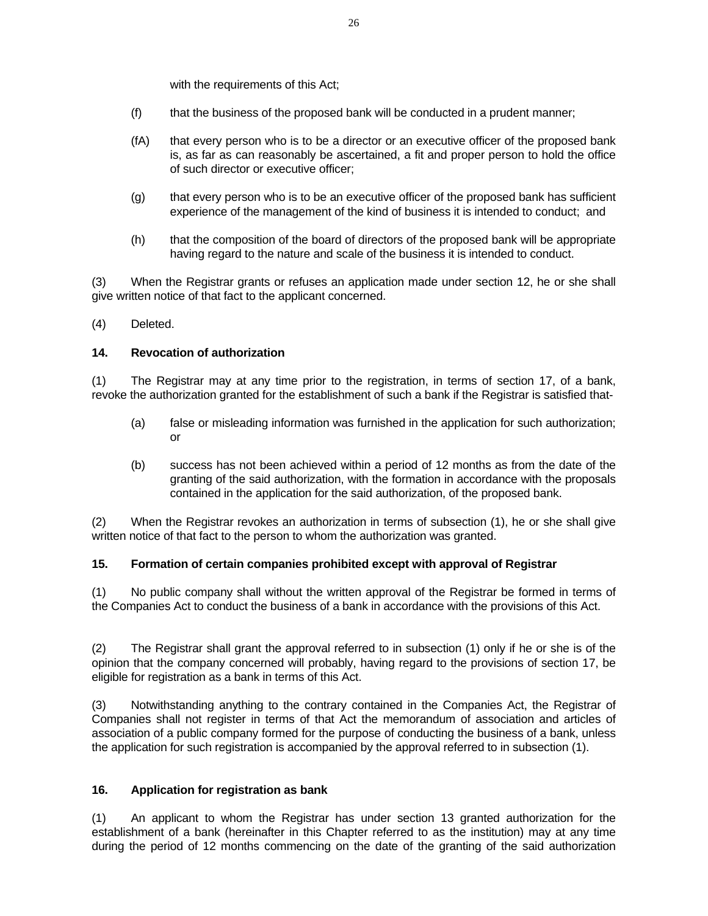with the requirements of this Act;

(f) that the business of the proposed bank will be conducted in a prudent manner;

(fA) that every person who is to be a director or an executive officer of the proposed bank is, as far as can reasonably be ascertained, a fit and proper person to hold the office of such director or executive officer;

(g) that every person who is to be an executive officer of the proposed bank has sufficient experience of the management of the kind of business it is intended to conduct; and

(h) that the composition of the board of directors of the proposed bank will be appropriate having regard to the nature and scale of the business it is intended to conduct.

(3) When the Registrar grants or refuses an application made under section 12, he or she shall give written notice of that fact to the applicant concerned.

(4) Deleted.

**14. Revocation of authorization**

(1) The Registrar may at any time prior to the registration, in terms of section 17, of a bank, revoke the authorization granted for the establishment of such a bank if the Registrar is satisfied that-

(a) false or misleading information was furnished in the application for such authorization; or

(b) success has not been achieved within a period of 12 months as from the date of the granting of the said authorization, with the formation in accordance with the proposals contained in the application for the said authorization, of the proposed bank.

(2) When the Registrar revokes an authorization in terms of subsection (1), he or she shall give written notice of that fact to the person to whom the authorization was granted.

**15. Formation of certain companies prohibited except with approval of Registrar**

(1) No public company shall without the written approval of the Registrar be formed in terms of the Companies Act to conduct the business of a bank in accordance with the provisions of this Act.

(2) The Registrar shall grant the approval referred to in subsection (1) only if he or she is of the opinion that the company concerned will probably, having regard to the provisions of section 17, be eligible for registration as a bank in terms of this Act.

(3) Notwithstanding anything to the contrary contained in the Companies Act, the Registrar of Companies shall not register in terms of that Act the memorandum of association and articles of association of a public company formed for the purpose of conducting the business of a bank, unless the application for such registration is accompanied by the approval referred to in subsection (1).

**16. Application for registration as bank**

(1) An applicant to whom the Registrar has under section 13 granted authorization for the establishment of a bank (hereinafter in this Chapter referred to as the institution) may at any time during the period of 12 months commencing on the date of the granting of the said authorization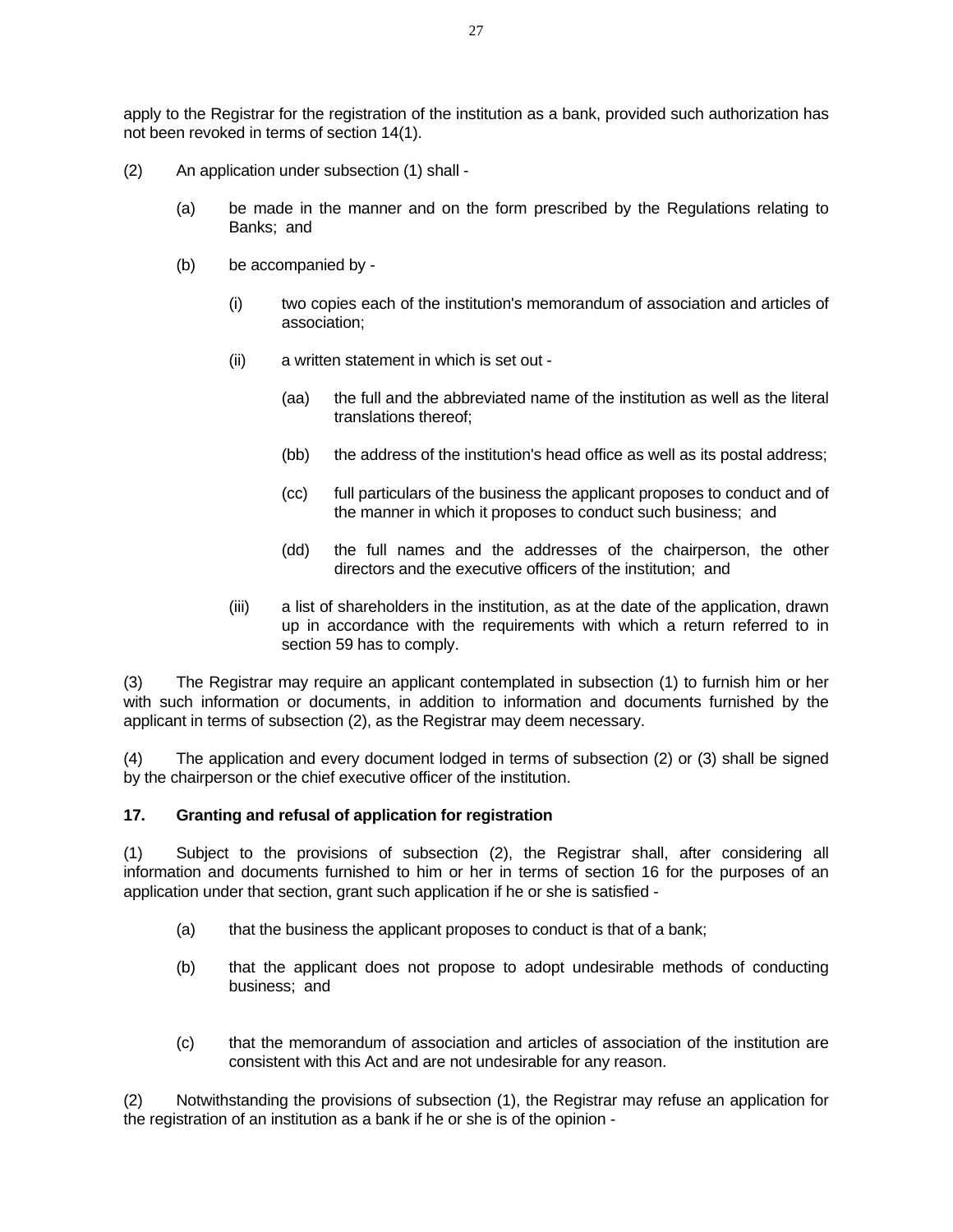apply to the Registrar for the registration of the institution as a bank, provided such authorization has not been revoked in terms of section 14(1).

(2) An application under subsection (1) shall -

(a) be made in the manner and on the form prescribed by the Regulations relating to Banks; and

(b) be accompanied by -

(i) two copies each of the institution's memorandum of association and articles of association;

(ii) a written statement in which is set out -

(aa) the full and the abbreviated name of the institution as well as the literal translations thereof;

(bb) the address of the institution's head office as well as its postal address;

(cc) full particulars of the business the applicant proposes to conduct and of the manner in which it proposes to conduct such business; and

(dd) the full names and the addresses of the chairperson, the other directors and the executive officers of the institution; and

(iii) a list of shareholders in the institution, as at the date of the application, drawn up in accordance with the requirements with which a return referred to in section 59 has to comply.

(3) The Registrar may require an applicant contemplated in subsection (1) to furnish him or her with such information or documents, in addition to information and documents furnished by the applicant in terms of subsection (2), as the Registrar may deem necessary.

(4) The application and every document lodged in terms of subsection (2) or (3) shall be signed by the chairperson or the chief executive officer of the institution.

**17. Granting and refusal of application for registration**

(1) Subject to the provisions of subsection (2), the Registrar shall, after considering all information and documents furnished to him or her in terms of section 16 for the purposes of an application under that section, grant such application if he or she is satisfied -

(a) that the business the applicant proposes to conduct is that of a bank;

(b) that the applicant does not propose to adopt undesirable methods of conducting business; and

(c) that the memorandum of association and articles of association of the institution are consistent with this Act and are not undesirable for any reason.

(2) Notwithstanding the provisions of subsection (1), the Registrar may refuse an application for the registration of an institution as a bank if he or she is of the opinion -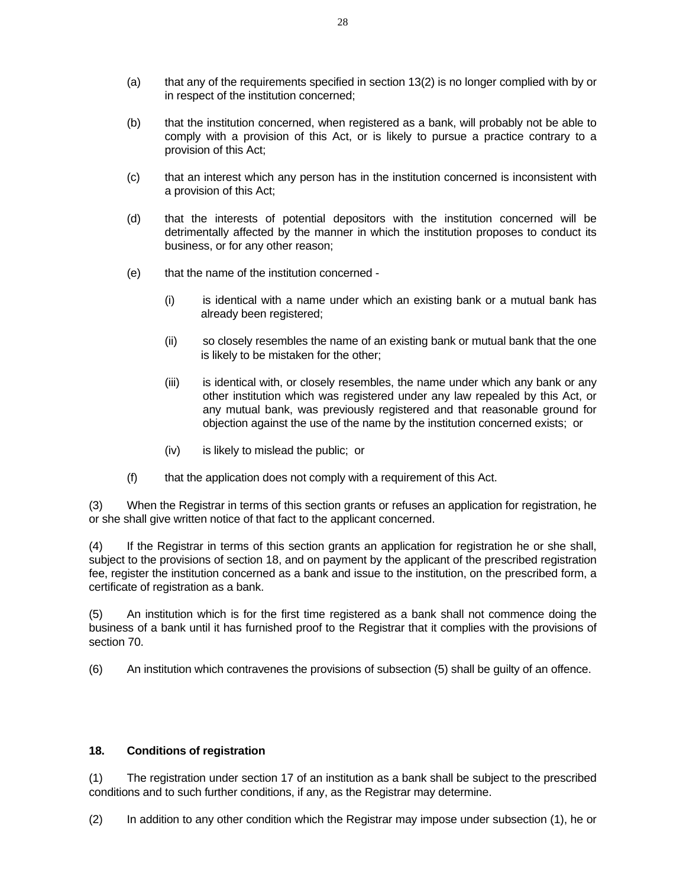(a) that any of the requirements specified in section 13(2) is no longer complied with by or in respect of the institution concerned;

(b) that the institution concerned, when registered as a bank, will probably not be able to comply with a provision of this Act, or is likely to pursue a practice contrary to a provision of this Act;

(c) that an interest which any person has in the institution concerned is inconsistent with a provision of this Act;

(d) that the interests of potential depositors with the institution concerned will be detrimentally affected by the manner in which the institution proposes to conduct its business, or for any other reason;

(e) that the name of the institution concerned -

(i) is identical with a name under which an existing bank or a mutual bank has already been registered;

(ii) so closely resembles the name of an existing bank or mutual bank that the one is likely to be mistaken for the other;

(iii) is identical with, or closely resembles, the name under which any bank or any other institution which was registered under any law repealed by this Act, or any mutual bank, was previously registered and that reasonable ground for objection against the use of the name by the institution concerned exists; or

(iv) is likely to mislead the public; or

(f) that the application does not comply with a requirement of this Act.

(3) When the Registrar in terms of this section grants or refuses an application for registration, he or she shall give written notice of that fact to the applicant concerned.

(4) If the Registrar in terms of this section grants an application for registration he or she shall, subject to the provisions of section 18, and on payment by the applicant of the prescribed registration fee, register the institution concerned as a bank and issue to the institution, on the prescribed form, a certificate of registration as a bank.

(5) An institution which is for the first time registered as a bank shall not commence doing the business of a bank until it has furnished proof to the Registrar that it complies with the provisions of section 70.

(6) An institution which contravenes the provisions of subsection (5) shall be guilty of an offence.

**18. Conditions of registration**

(1) The registration under section 17 of an institution as a bank shall be subject to the prescribed conditions and to such further conditions, if any, as the Registrar may determine.

(2) In addition to any other condition which the Registrar may impose under subsection (1), he or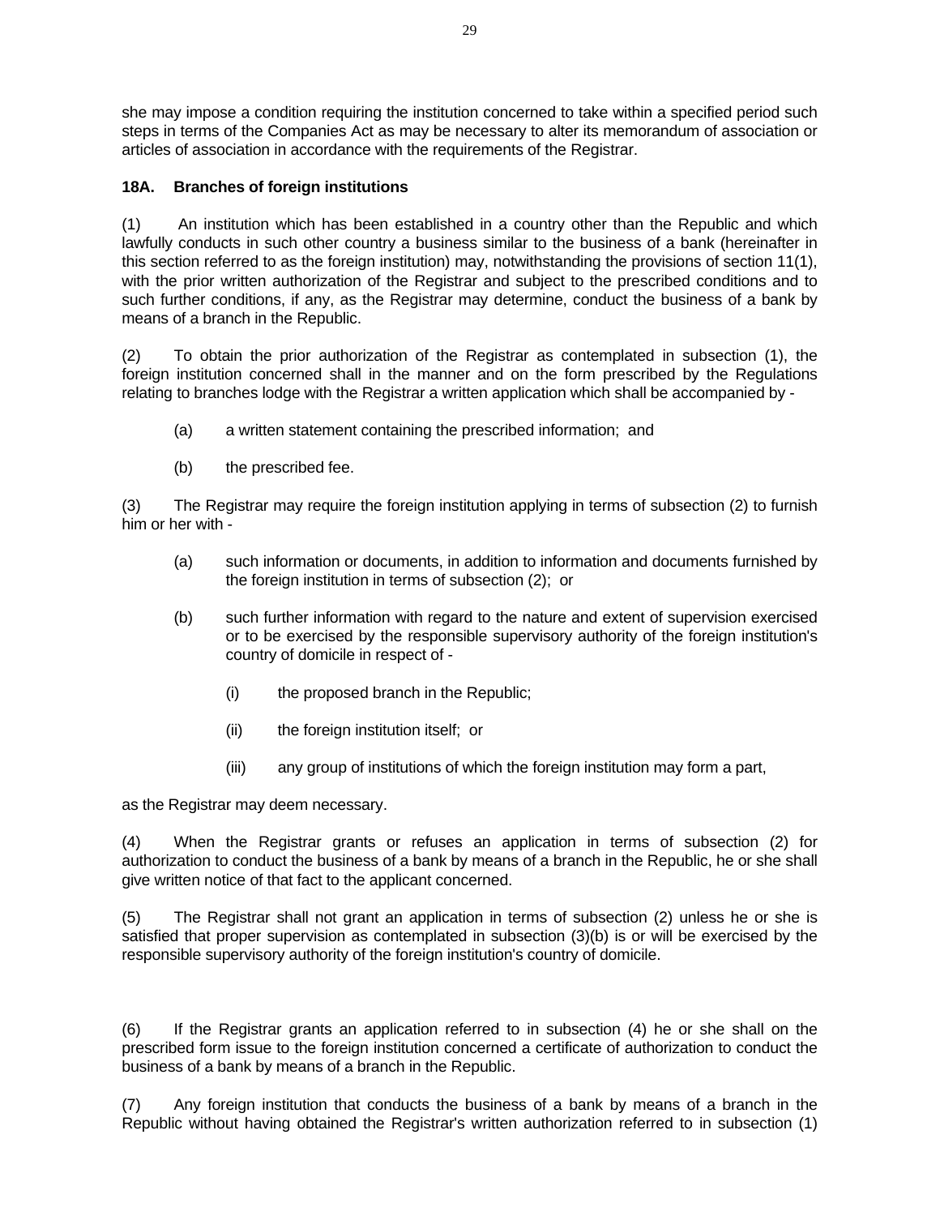she may impose a condition requiring the institution concerned to take within a specified period such steps in terms of the Companies Act as may be necessary to alter its memorandum of association or articles of association in accordance with the requirements of the Registrar.

**18A. Branches of foreign institutions**

(1) An institution which has been established in a country other than the Republic and which lawfully conducts in such other country a business similar to the business of a bank (hereinafter in this section referred to as the foreign institution) may, notwithstanding the provisions of section 11(1), with the prior written authorization of the Registrar and subject to the prescribed conditions and to such further conditions, if any, as the Registrar may determine, conduct the business of a bank by means of a branch in the Republic.

(2) To obtain the prior authorization of the Registrar as contemplated in subsection (1), the foreign institution concerned shall in the manner and on the form prescribed by the Regulations relating to branches lodge with the Registrar a written application which shall be accompanied by -

(a) a written statement containing the prescribed information; and

(b) the prescribed fee.

(3) The Registrar may require the foreign institution applying in terms of subsection (2) to furnish him or her with -

(a) such information or documents, in addition to information and documents furnished by the foreign institution in terms of subsection (2); or

(b) such further information with regard to the nature and extent of supervision exercised or to be exercised by the responsible supervisory authority of the foreign institution's country of domicile in respect of -

(i) the proposed branch in the Republic;

(ii) the foreign institution itself; or

(iii) any group of institutions of which the foreign institution may form a part,

as the Registrar may deem necessary.

(4) When the Registrar grants or refuses an application in terms of subsection (2) for authorization to conduct the business of a bank by means of a branch in the Republic, he or she shall give written notice of that fact to the applicant concerned.

(5) The Registrar shall not grant an application in terms of subsection (2) unless he or she is satisfied that proper supervision as contemplated in subsection (3)(b) is or will be exercised by the responsible supervisory authority of the foreign institution's country of domicile.

(6) If the Registrar grants an application referred to in subsection (4) he or she shall on the prescribed form issue to the foreign institution concerned a certificate of authorization to conduct the business of a bank by means of a branch in the Republic.

(7) Any foreign institution that conducts the business of a bank by means of a branch in the Republic without having obtained the Registrar's written authorization referred to in subsection (1)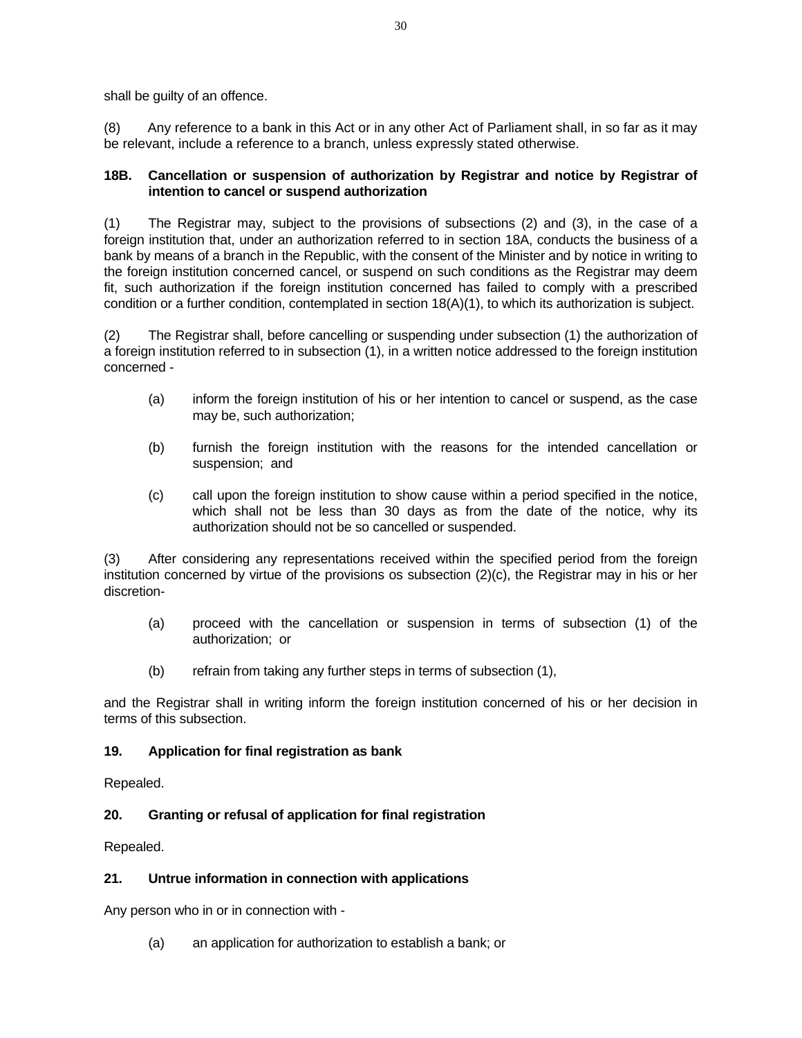shall be guilty of an offence.

(8) Any reference to a bank in this Act or in any other Act of Parliament shall, in so far as it may be relevant, include a reference to a branch, unless expressly stated otherwise.

**18B. Cancellation or suspension of authorization by Registrar and notice by Registrar of intention to cancel or suspend authorization**

(1) The Registrar may, subject to the provisions of subsections (2) and (3), in the case of a foreign institution that, under an authorization referred to in section 18A, conducts the business of a bank by means of a branch in the Republic, with the consent of the Minister and by notice in writing to the foreign institution concerned cancel, or suspend on such conditions as the Registrar may deem fit, such authorization if the foreign institution concerned has failed to comply with a prescribed condition or a further condition, contemplated in section 18(A)(1), to which its authorization is subject.

(2) The Registrar shall, before cancelling or suspending under subsection (1) the authorization of a foreign institution referred to in subsection (1), in a written notice addressed to the foreign institution concerned -

(a) inform the foreign institution of his or her intention to cancel or suspend, as the case may be, such authorization;

(b) furnish the foreign institution with the reasons for the intended cancellation or suspension; and

(c) call upon the foreign institution to show cause within a period specified in the notice, which shall not be less than 30 days as from the date of the notice, why its authorization should not be so cancelled or suspended.

(3) After considering any representations received within the specified period from the foreign institution concerned by virtue of the provisions os subsection (2)(c), the Registrar may in his or her discretion-

(a) proceed with the cancellation or suspension in terms of subsection (1) of the authorization; or

(b) refrain from taking any further steps in terms of subsection (1),

and the Registrar shall in writing inform the foreign institution concerned of his or her decision in terms of this subsection.

**19. Application for final registration as bank**

Repealed.

**20. Granting or refusal of application for final registration**

Repealed.

**21. Untrue information in connection with applications**

Any person who in or in connection with -

(a) an application for authorization to establish a bank; or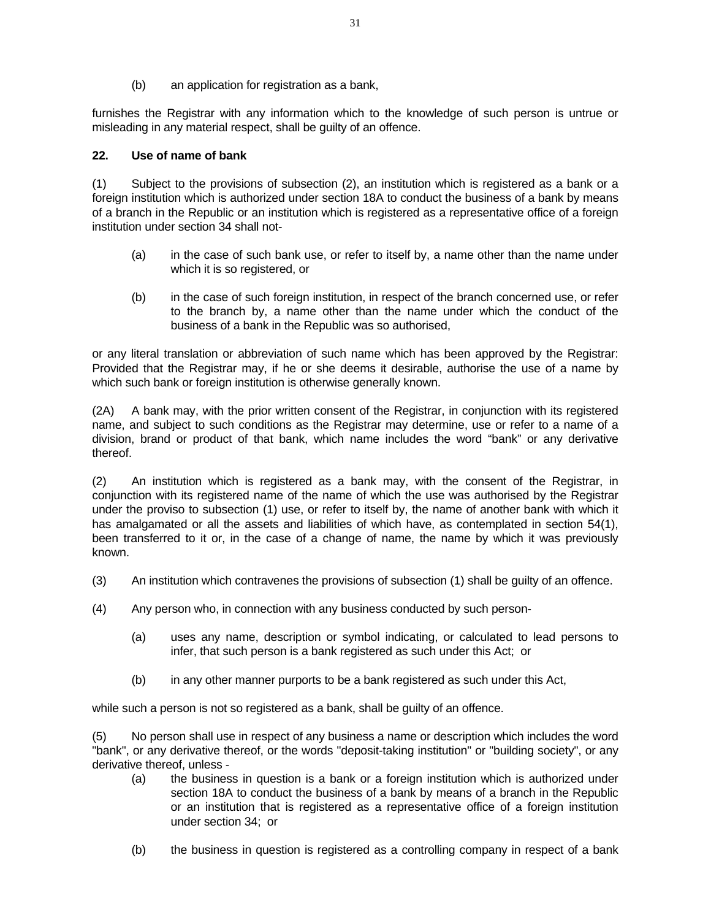(b) an application for registration as a bank,

furnishes the Registrar with any information which to the knowledge of such person is untrue or misleading in any material respect, shall be guilty of an offence.

**22. Use of name of bank**

(1) Subject to the provisions of subsection (2), an institution which is registered as a bank or a foreign institution which is authorized under section 18A to conduct the business of a bank by means of a branch in the Republic or an institution which is registered as a representative office of a foreign institution under section 34 shall not-

(a) in the case of such bank use, or refer to itself by, a name other than the name under which it is so registered, or

(b) in the case of such foreign institution, in respect of the branch concerned use, or refer to the branch by, a name other than the name under which the conduct of the business of a bank in the Republic was so authorised,

or any literal translation or abbreviation of such name which has been approved by the Registrar: Provided that the Registrar may, if he or she deems it desirable, authorise the use of a name by which such bank or foreign institution is otherwise generally known.

(2A) A bank may, with the prior written consent of the Registrar, in conjunction with its registered name, and subject to such conditions as the Registrar may determine, use or refer to a name of a division, brand or product of that bank, which name includes the word "bank" or any derivative thereof.

(2) An institution which is registered as a bank may, with the consent of the Registrar, in conjunction with its registered name of the name of which the use was authorised by the Registrar under the proviso to subsection (1) use, or refer to itself by, the name of another bank with which it has amalgamated or all the assets and liabilities of which have, as contemplated in section 54(1), been transferred to it or, in the case of a change of name, the name by which it was previously known.

(3) An institution which contravenes the provisions of subsection (1) shall be guilty of an offence.

(4) Any person who, in connection with any business conducted by such person-

(a) uses any name, description or symbol indicating, or calculated to lead persons to infer, that such person is a bank registered as such under this Act; or

(b) in any other manner purports to be a bank registered as such under this Act,

while such a person is not so registered as a bank, shall be guilty of an offence.

(5) No person shall use in respect of any business a name or description which includes the word "bank", or any derivative thereof, or the words "deposit-taking institution" or "building society", or any derivative thereof, unless -

(a) the business in question is a bank or a foreign institution which is authorized under section 18A to conduct the business of a bank by means of a branch in the Republic or an institution that is registered as a representative office of a foreign institution under section 34; or

(b) the business in question is registered as a controlling company in respect of a bank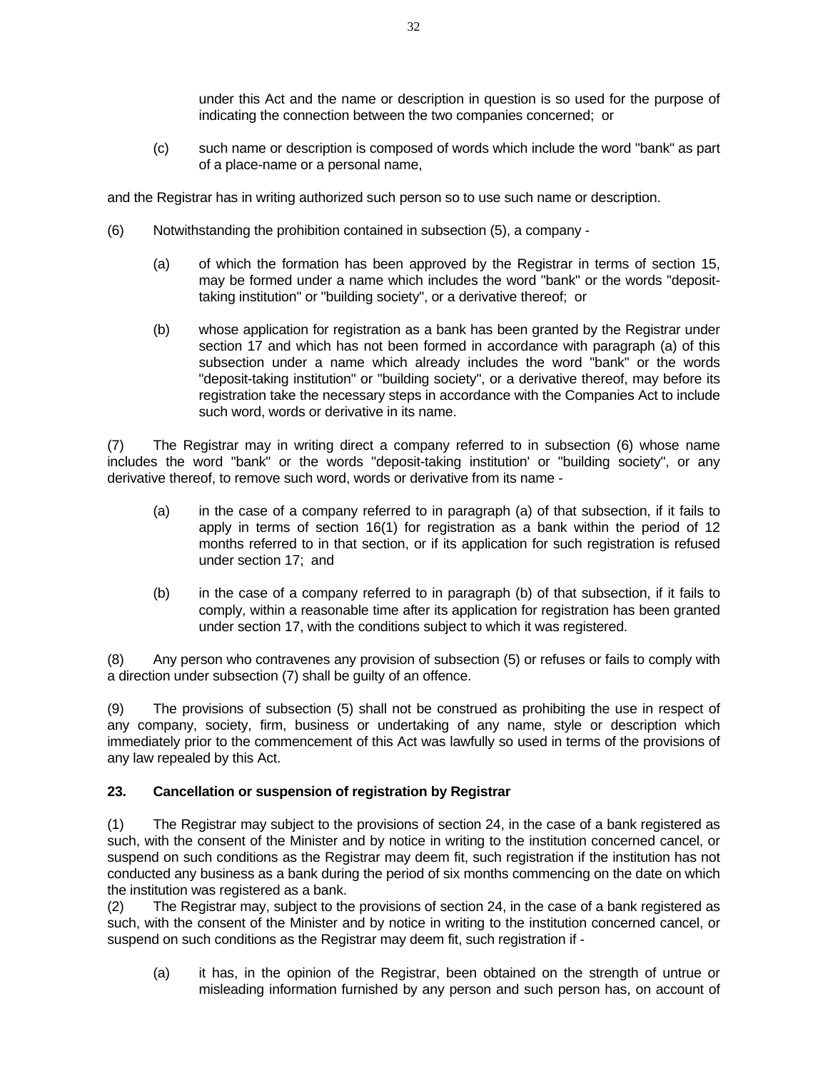under this Act and the name or description in question is so used for the purpose of indicating the connection between the two companies concerned; or

(c) such name or description is composed of words which include the word "bank" as part of a place-name or a personal name,

and the Registrar has in writing authorized such person so to use such name or description.

(6) Notwithstanding the prohibition contained in subsection (5), a company -

(a) of which the formation has been approved by the Registrar in terms of section 15, may be formed under a name which includes the word "bank" or the words "deposit-taking institution" or "building society", or a derivative thereof; or

(b) whose application for registration as a bank has been granted by the Registrar under section 17 and which has not been formed in accordance with paragraph (a) of this subsection under a name which already includes the word "bank" or the words "deposit-taking institution" or "building society", or a derivative thereof, may before its registration take the necessary steps in accordance with the Companies Act to include such word, words or derivative in its name.

(7) The Registrar may in writing direct a company referred to in subsection (6) whose name includes the word "bank" or the words "deposit-taking institution' or "building society", or any derivative thereof, to remove such word, words or derivative from its name -

(a) in the case of a company referred to in paragraph (a) of that subsection, if it fails to apply in terms of section 16(1) for registration as a bank within the period of 12 months referred to in that section, or if its application for such registration is refused under section 17; and

(b) in the case of a company referred to in paragraph (b) of that subsection, if it fails to comply, within a reasonable time after its application for registration has been granted under section 17, with the conditions subject to which it was registered.

(8) Any person who contravenes any provision of subsection (5) or refuses or fails to comply with a direction under subsection (7) shall be guilty of an offence.

(9) The provisions of subsection (5) shall not be construed as prohibiting the use in respect of any company, society, firm, business or undertaking of any name, style or description which immediately prior to the commencement of this Act was lawfully so used in terms of the provisions of any law repealed by this Act.

### 23. Cancellation or suspension of registration by Registrar

(1) The Registrar may subject to the provisions of section 24, in the case of a bank registered as such, with the consent of the Minister and by notice in writing to the institution concerned cancel, or suspend on such conditions as the Registrar may deem fit, such registration if the institution has not conducted any business as a bank during the period of six months commencing on the date on which the institution was registered as a bank.

(2) The Registrar may, subject to the provisions of section 24, in the case of a bank registered as such, with the consent of the Minister and by notice in writing to the institution concerned cancel, or suspend on such conditions as the Registrar may deem fit, such registration if -

(a) it has, in the opinion of the Registrar, been obtained on the strength of untrue or misleading information furnished by any person and such person has, on account of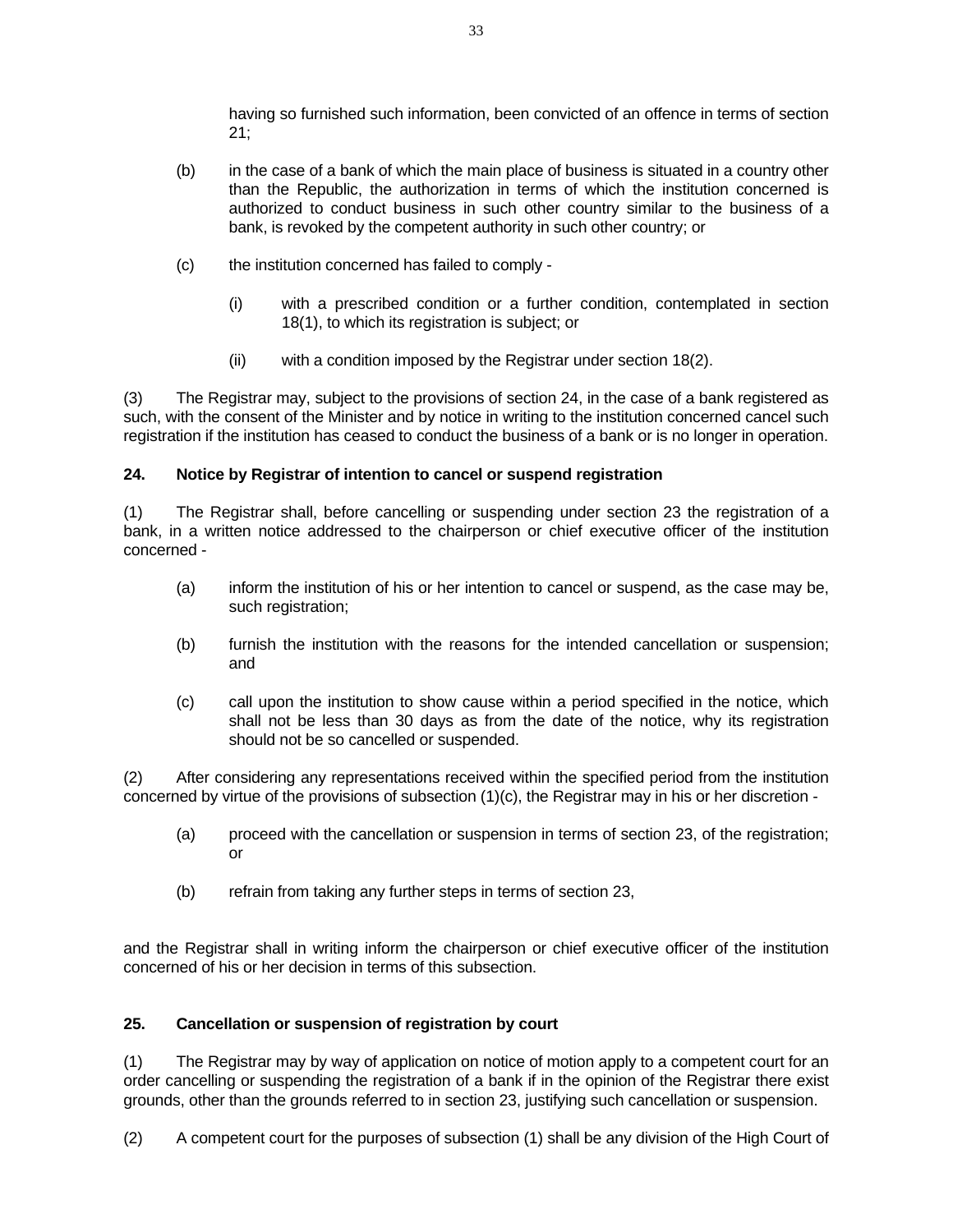having so furnished such information, been convicted of an offence in terms of section 21;

(b) in the case of a bank of which the main place of business is situated in a country other than the Republic, the authorization in terms of which the institution concerned is authorized to conduct business in such other country similar to the business of a bank, is revoked by the competent authority in such other country; or

(c) the institution concerned has failed to comply -

(i) with a prescribed condition or a further condition, contemplated in section 18(1), to which its registration is subject; or

(ii) with a condition imposed by the Registrar under section 18(2).

(3) The Registrar may, subject to the provisions of section 24, in the case of a bank registered as such, with the consent of the Minister and by notice in writing to the institution concerned cancel such registration if the institution has ceased to conduct the business of a bank or is no longer in operation.

**24. Notice by Registrar of intention to cancel or suspend registration**

(1) The Registrar shall, before cancelling or suspending under section 23 the registration of a bank, in a written notice addressed to the chairperson or chief executive officer of the institution concerned -

(a) inform the institution of his or her intention to cancel or suspend, as the case may be, such registration;

(b) furnish the institution with the reasons for the intended cancellation or suspension; and

(c) call upon the institution to show cause within a period specified in the notice, which shall not be less than 30 days as from the date of the notice, why its registration should not be so cancelled or suspended.

(2) After considering any representations received within the specified period from the institution concerned by virtue of the provisions of subsection (1)(c), the Registrar may in his or her discretion -

(a) proceed with the cancellation or suspension in terms of section 23, of the registration; or

(b) refrain from taking any further steps in terms of section 23,

and the Registrar shall in writing inform the chairperson or chief executive officer of the institution concerned of his or her decision in terms of this subsection.

**25. Cancellation or suspension of registration by court**

(1) The Registrar may by way of application on notice of motion apply to a competent court for an order cancelling or suspending the registration of a bank if in the opinion of the Registrar there exist grounds, other than the grounds referred to in section 23, justifying such cancellation or suspension.

(2) A competent court for the purposes of subsection (1) shall be any division of the High Court of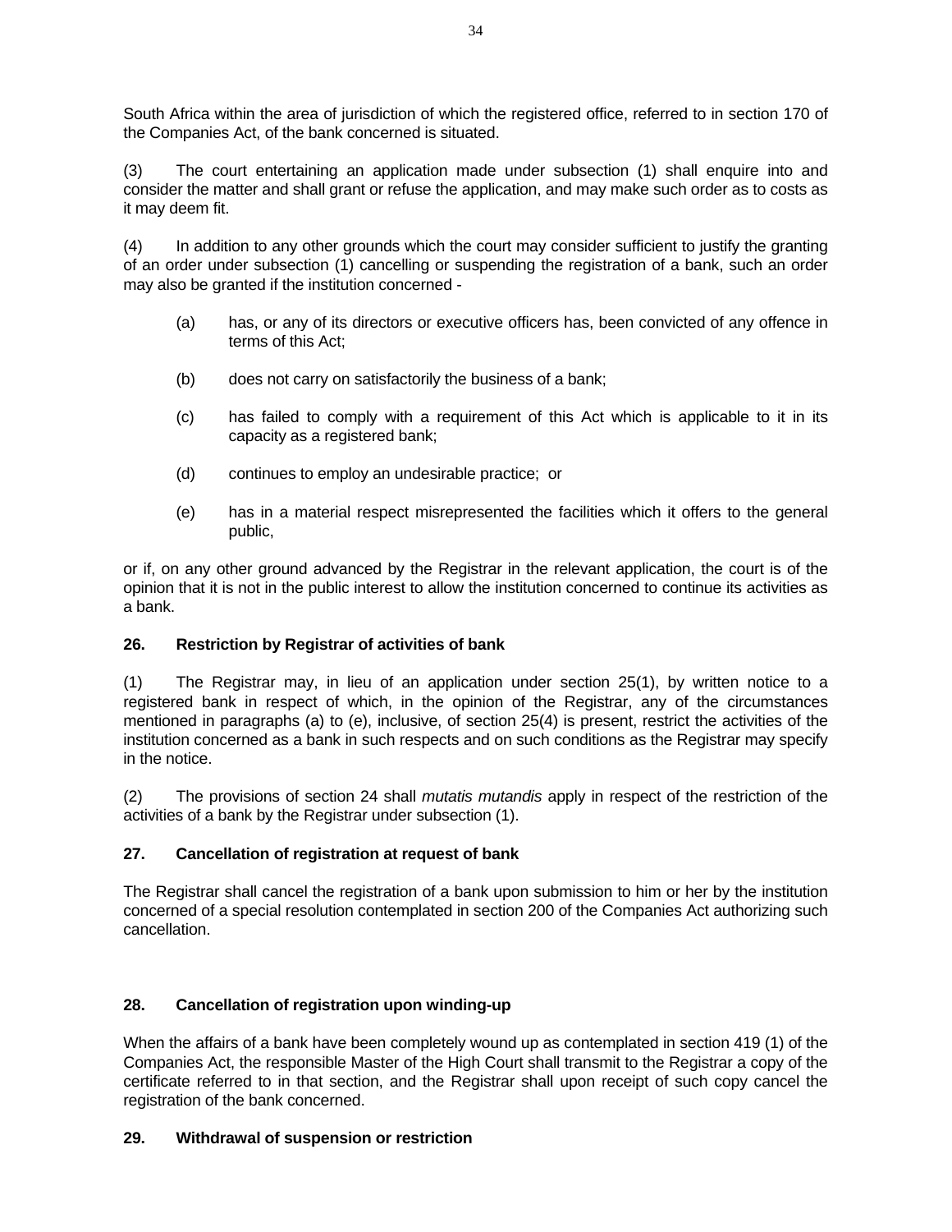South Africa within the area of jurisdiction of which the registered office, referred to in section 170 of the Companies Act, of the bank concerned is situated.

(3) The court entertaining an application made under subsection (1) shall enquire into and consider the matter and shall grant or refuse the application, and may make such order as to costs as it may deem fit.

(4) In addition to any other grounds which the court may consider sufficient to justify the granting of an order under subsection (1) cancelling or suspending the registration of a bank, such an order may also be granted if the institution concerned -

(a) has, or any of its directors or executive officers has, been convicted of any offence in terms of this Act;

(b) does not carry on satisfactorily the business of a bank;

(c) has failed to comply with a requirement of this Act which is applicable to it in its capacity as a registered bank;

(d) continues to employ an undesirable practice; or

(e) has in a material respect misrepresented the facilities which it offers to the general public,

or if, on any other ground advanced by the Registrar in the relevant application, the court is of the opinion that it is not in the public interest to allow the institution concerned to continue its activities as a bank.

**26. Restriction by Registrar of activities of bank**

(1) The Registrar may, in lieu of an application under section 25(1), by written notice to a registered bank in respect of which, in the opinion of the Registrar, any of the circumstances mentioned in paragraphs (a) to (e), inclusive, of section 25(4) is present, restrict the activities of the institution concerned as a bank in such respects and on such conditions as the Registrar may specify in the notice.

(2) The provisions of section 24 shall *mutatis mutandis* apply in respect of the restriction of the activities of a bank by the Registrar under subsection (1).

**27. Cancellation of registration at request of bank**

The Registrar shall cancel the registration of a bank upon submission to him or her by the institution concerned of a special resolution contemplated in section 200 of the Companies Act authorizing such cancellation.

**28. Cancellation of registration upon winding-up**

When the affairs of a bank have been completely wound up as contemplated in section 419 (1) of the Companies Act, the responsible Master of the High Court shall transmit to the Registrar a copy of the certificate referred to in that section, and the Registrar shall upon receipt of such copy cancel the registration of the bank concerned.

**29. Withdrawal of suspension or restriction**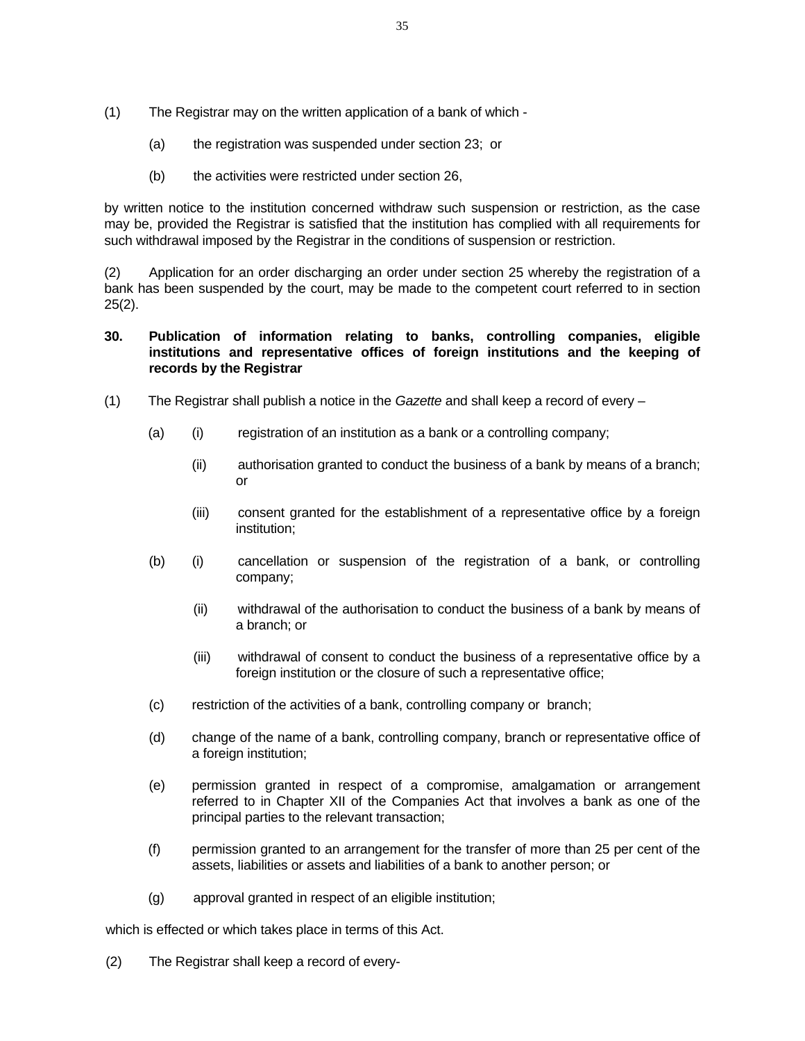(1) The Registrar may on the written application of a bank of which -

   (a) the registration was suspended under section 23; or

   (b) the activities were restricted under section 26,

by written notice to the institution concerned withdraw such suspension or restriction, as the case may be, provided the Registrar is satisfied that the institution has complied with all requirements for such withdrawal imposed by the Registrar in the conditions of suspension or restriction.

(2) Application for an order discharging an order under section 25 whereby the registration of a bank has been suspended by the court, may be made to the competent court referred to in section 25(2).

**30. Publication of information relating to banks, controlling companies, eligible institutions and representative offices of foreign institutions and the keeping of records by the Registrar**

(1) The Registrar shall publish a notice in the *Gazette* and shall keep a record of every –

   (a) (i) registration of an institution as a bank or a controlling company;

      (ii) authorisation granted to conduct the business of a bank by means of a branch; or

      (iii) consent granted for the establishment of a representative office by a foreign institution;

   (b) (i) cancellation or suspension of the registration of a bank, or controlling company;

      (ii) withdrawal of the authorisation to conduct the business of a bank by means of a branch; or

      (iii) withdrawal of consent to conduct the business of a representative office by a foreign institution or the closure of such a representative office;

   (c) restriction of the activities of a bank, controlling company or branch;

   (d) change of the name of a bank, controlling company, branch or representative office of a foreign institution;

   (e) permission granted in respect of a compromise, amalgamation or arrangement referred to in Chapter XII of the Companies Act that involves a bank as one of the principal parties to the relevant transaction;

   (f) permission granted to an arrangement for the transfer of more than 25 per cent of the assets, liabilities or assets and liabilities of a bank to another person; or

   (g) approval granted in respect of an eligible institution;

which is effected or which takes place in terms of this Act.

(2) The Registrar shall keep a record of every-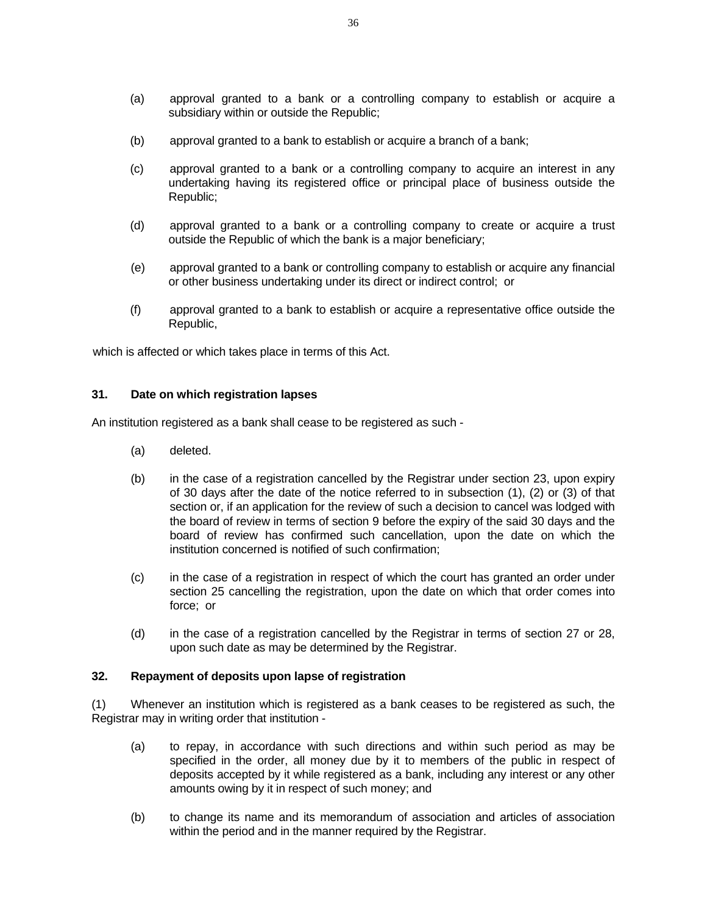(a) approval granted to a bank or a controlling company to establish or acquire a subsidiary within or outside the Republic;

(b) approval granted to a bank to establish or acquire a branch of a bank;

(c) approval granted to a bank or a controlling company to acquire an interest in any undertaking having its registered office or principal place of business outside the Republic;

(d) approval granted to a bank or a controlling company to create or acquire a trust outside the Republic of which the bank is a major beneficiary;

(e) approval granted to a bank or controlling company to establish or acquire any financial or other business undertaking under its direct or indirect control; or

(f) approval granted to a bank to establish or acquire a representative office outside the Republic,

which is affected or which takes place in terms of this Act.

**31. Date on which registration lapses**

An institution registered as a bank shall cease to be registered as such -

(a) deleted.

(b) in the case of a registration cancelled by the Registrar under section 23, upon expiry of 30 days after the date of the notice referred to in subsection (1), (2) or (3) of that section or, if an application for the review of such a decision to cancel was lodged with the board of review in terms of section 9 before the expiry of the said 30 days and the board of review has confirmed such cancellation, upon the date on which the institution concerned is notified of such confirmation;

(c) in the case of a registration in respect of which the court has granted an order under section 25 cancelling the registration, upon the date on which that order comes into force; or

(d) in the case of a registration cancelled by the Registrar in terms of section 27 or 28, upon such date as may be determined by the Registrar.

**32. Repayment of deposits upon lapse of registration**

(1) Whenever an institution which is registered as a bank ceases to be registered as such, the Registrar may in writing order that institution -

(a) to repay, in accordance with such directions and within such period as may be specified in the order, all money due by it to members of the public in respect of deposits accepted by it while registered as a bank, including any interest or any other amounts owing by it in respect of such money; and

(b) to change its name and its memorandum of association and articles of association within the period and in the manner required by the Registrar.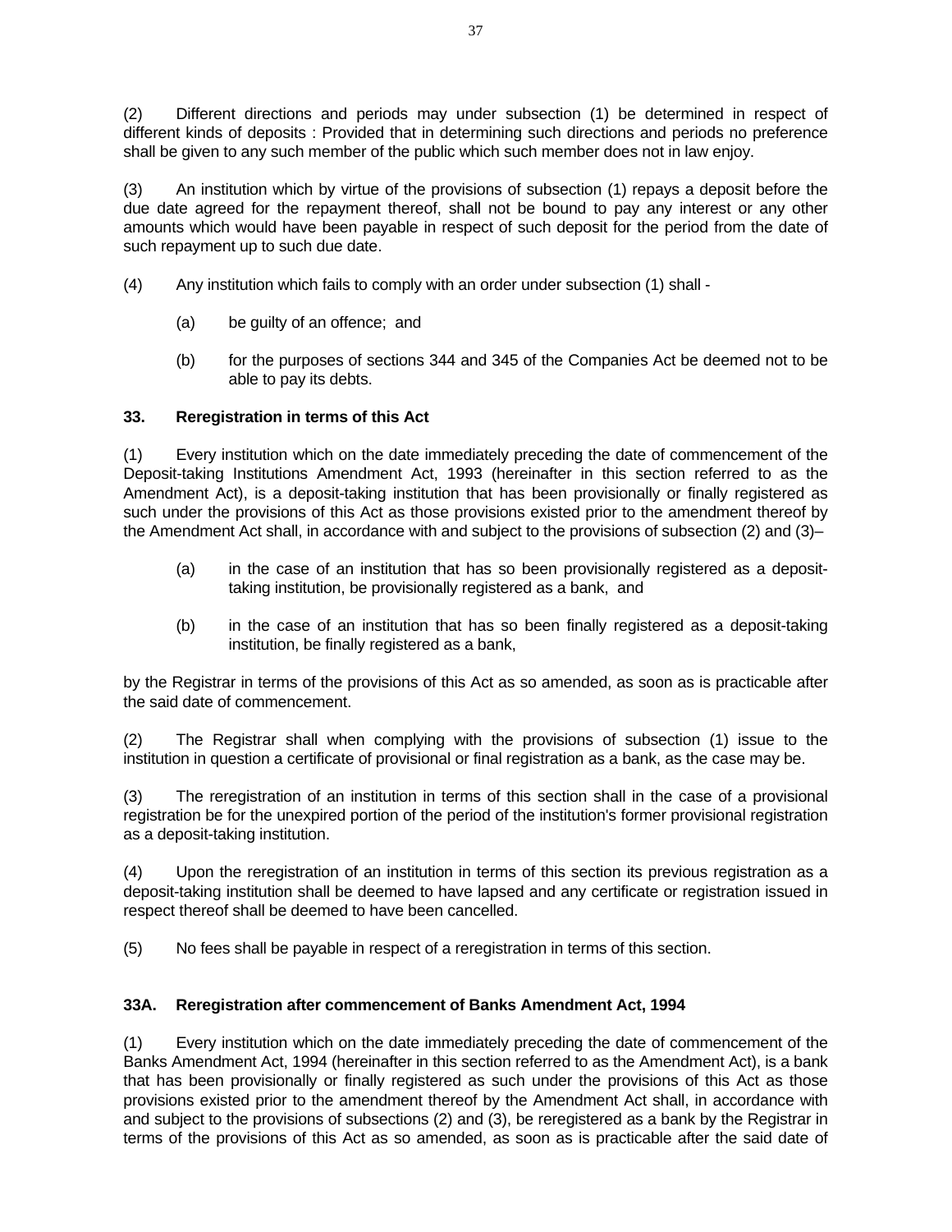(2) Different directions and periods may under subsection (1) be determined in respect of different kinds of deposits : Provided that in determining such directions and periods no preference shall be given to any such member of the public which such member does not in law enjoy.

(3) An institution which by virtue of the provisions of subsection (1) repays a deposit before the due date agreed for the repayment thereof, shall not be bound to pay any interest or any other amounts which would have been payable in respect of such deposit for the period from the date of such repayment up to such due date.

(4) Any institution which fails to comply with an order under subsection (1) shall -

(a) be guilty of an offence; and

(b) for the purposes of sections 344 and 345 of the Companies Act be deemed not to be able to pay its debts.

**33. Reregistration in terms of this Act**

(1) Every institution which on the date immediately preceding the date of commencement of the Deposit-taking Institutions Amendment Act, 1993 (hereinafter in this section referred to as the Amendment Act), is a deposit-taking institution that has been provisionally or finally registered as such under the provisions of this Act as those provisions existed prior to the amendment thereof by the Amendment Act shall, in accordance with and subject to the provisions of subsection (2) and (3)–

(a) in the case of an institution that has so been provisionally registered as a deposit-taking institution, be provisionally registered as a bank, and

(b) in the case of an institution that has so been finally registered as a deposit-taking institution, be finally registered as a bank,

by the Registrar in terms of the provisions of this Act as so amended, as soon as is practicable after the said date of commencement.

(2) The Registrar shall when complying with the provisions of subsection (1) issue to the institution in question a certificate of provisional or final registration as a bank, as the case may be.

(3) The reregistration of an institution in terms of this section shall in the case of a provisional registration be for the unexpired portion of the period of the institution's former provisional registration as a deposit-taking institution.

(4) Upon the reregistration of an institution in terms of this section its previous registration as a deposit-taking institution shall be deemed to have lapsed and any certificate or registration issued in respect thereof shall be deemed to have been cancelled.

(5) No fees shall be payable in respect of a reregistration in terms of this section.

**33A. Reregistration after commencement of Banks Amendment Act, 1994**

(1) Every institution which on the date immediately preceding the date of commencement of the Banks Amendment Act, 1994 (hereinafter in this section referred to as the Amendment Act), is a bank that has been provisionally or finally registered as such under the provisions of this Act as those provisions existed prior to the amendment thereof by the Amendment Act shall, in accordance with and subject to the provisions of subsections (2) and (3), be reregistered as a bank by the Registrar in terms of the provisions of this Act as so amended, as soon as is practicable after the said date of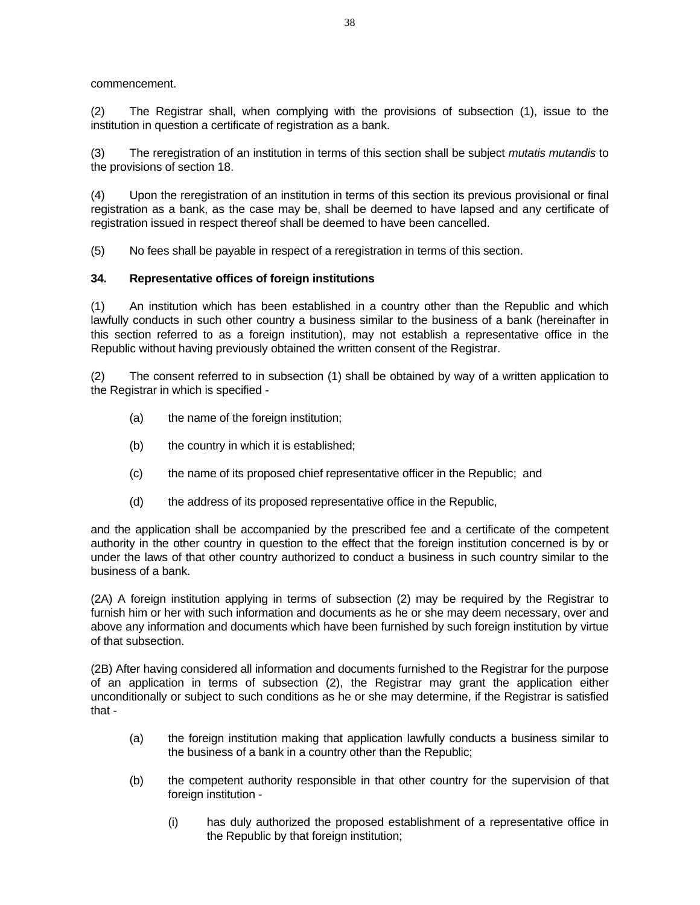commencement.

(2) The Registrar shall, when complying with the provisions of subsection (1), issue to the institution in question a certificate of registration as a bank.

(3) The reregistration of an institution in terms of this section shall be subject *mutatis mutandis* to the provisions of section 18.

(4) Upon the reregistration of an institution in terms of this section its previous provisional or final registration as a bank, as the case may be, shall be deemed to have lapsed and any certificate of registration issued in respect thereof shall be deemed to have been cancelled.

(5) No fees shall be payable in respect of a reregistration in terms of this section.

**34. Representative offices of foreign institutions**

(1) An institution which has been established in a country other than the Republic and which lawfully conducts in such other country a business similar to the business of a bank (hereinafter in this section referred to as a foreign institution), may not establish a representative office in the Republic without having previously obtained the written consent of the Registrar.

(2) The consent referred to in subsection (1) shall be obtained by way of a written application to the Registrar in which is specified -

(a) the name of the foreign institution;

(b) the country in which it is established;

(c) the name of its proposed chief representative officer in the Republic; and

(d) the address of its proposed representative office in the Republic,

and the application shall be accompanied by the prescribed fee and a certificate of the competent authority in the other country in question to the effect that the foreign institution concerned is by or under the laws of that other country authorized to conduct a business in such country similar to the business of a bank.

(2A) A foreign institution applying in terms of subsection (2) may be required by the Registrar to furnish him or her with such information and documents as he or she may deem necessary, over and above any information and documents which have been furnished by such foreign institution by virtue of that subsection.

(2B) After having considered all information and documents furnished to the Registrar for the purpose of an application in terms of subsection (2), the Registrar may grant the application either unconditionally or subject to such conditions as he or she may determine, if the Registrar is satisfied that -

(a) the foreign institution making that application lawfully conducts a business similar to the business of a bank in a country other than the Republic;

(b) the competent authority responsible in that other country for the supervision of that foreign institution -

(i) has duly authorized the proposed establishment of a representative office in the Republic by that foreign institution;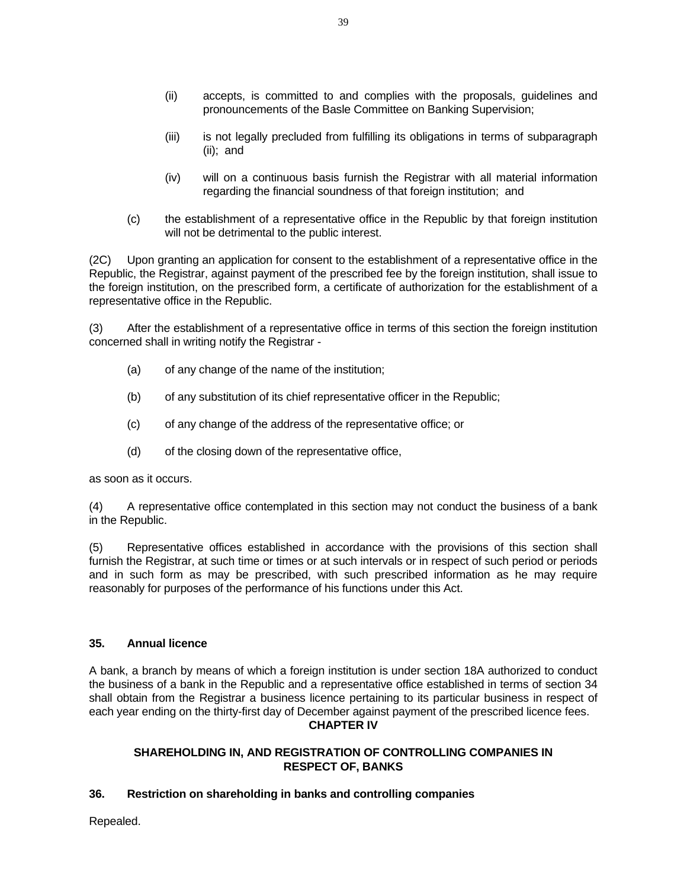(ii) accepts, is committed to and complies with the proposals, guidelines and pronouncements of the Basle Committee on Banking Supervision;

(iii) is not legally precluded from fulfilling its obligations in terms of subparagraph (ii); and

(iv) will on a continuous basis furnish the Registrar with all material information regarding the financial soundness of that foreign institution; and

(c) the establishment of a representative office in the Republic by that foreign institution will not be detrimental to the public interest.

(2C) Upon granting an application for consent to the establishment of a representative office in the Republic, the Registrar, against payment of the prescribed fee by the foreign institution, shall issue to the foreign institution, on the prescribed form, a certificate of authorization for the establishment of a representative office in the Republic.

(3) After the establishment of a representative office in terms of this section the foreign institution concerned shall in writing notify the Registrar -

(a) of any change of the name of the institution;

(b) of any substitution of its chief representative officer in the Republic;

(c) of any change of the address of the representative office; or

(d) of the closing down of the representative office,

as soon as it occurs.

(4) A representative office contemplated in this section may not conduct the business of a bank in the Republic.

(5) Representative offices established in accordance with the provisions of this section shall furnish the Registrar, at such time or times or at such intervals or in respect of such period or periods and in such form as may be prescribed, with such prescribed information as he may require reasonably for purposes of the performance of his functions under this Act.

### 35. Annual licence

A bank, a branch by means of which a foreign institution is under section 18A authorized to conduct the business of a bank in the Republic and a representative office established in terms of section 34 shall obtain from the Registrar a business licence pertaining to its particular business in respect of each year ending on the thirty-first day of December against payment of the prescribed licence fees.

## CHAPTER IV

## SHAREHOLDING IN, AND REGISTRATION OF CONTROLLING COMPANIES IN RESPECT OF, BANKS

### 36. Restriction on shareholding in banks and controlling companies

Repealed.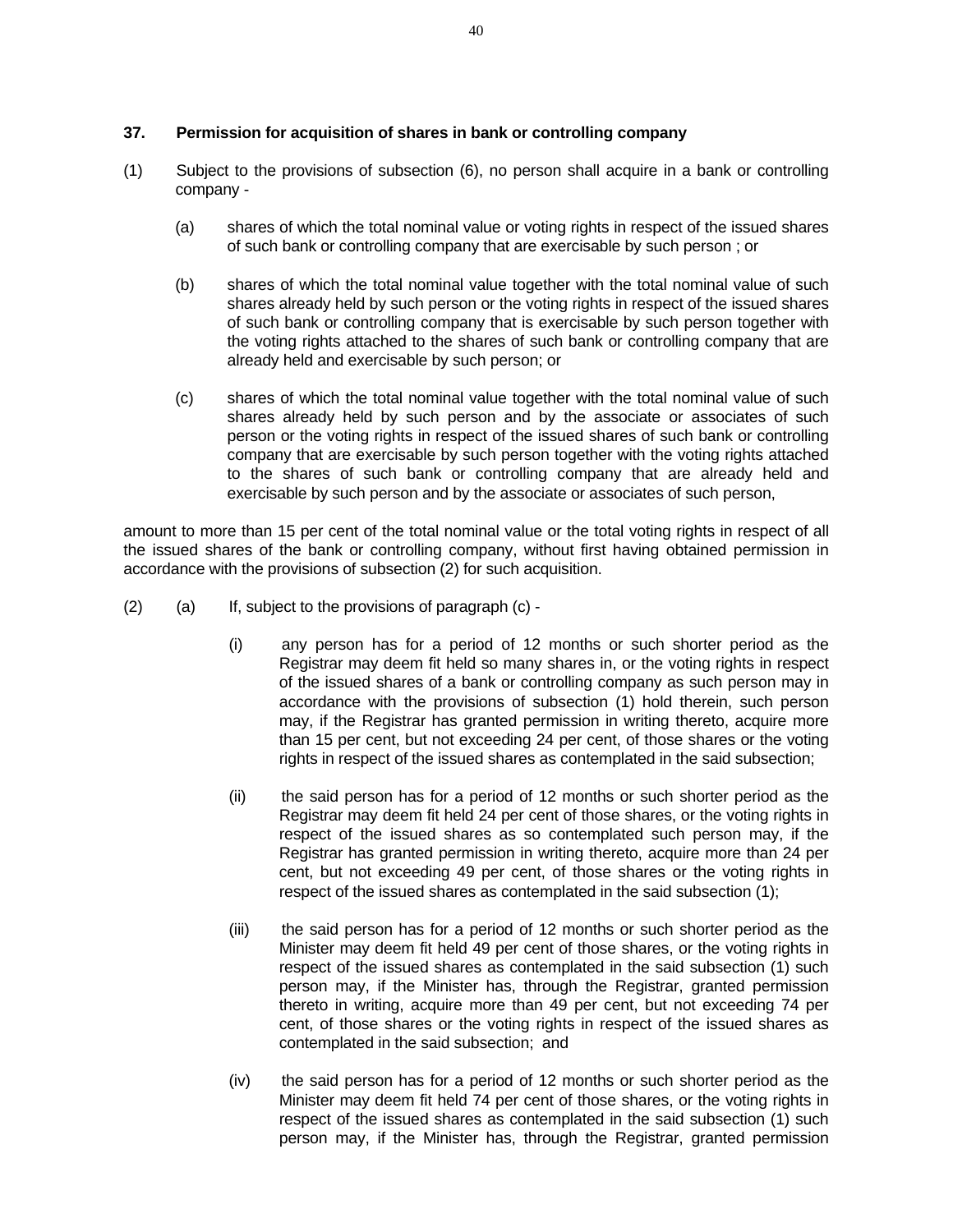**37. Permission for acquisition of shares in bank or controlling company**

(1) Subject to the provisions of subsection (6), no person shall acquire in a bank or controlling company -

(a) shares of which the total nominal value or voting rights in respect of the issued shares of such bank or controlling company that are exercisable by such person ; or

(b) shares of which the total nominal value together with the total nominal value of such shares already held by such person or the voting rights in respect of the issued shares of such bank or controlling company that is exercisable by such person together with the voting rights attached to the shares of such bank or controlling company that are already held and exercisable by such person; or

(c) shares of which the total nominal value together with the total nominal value of such shares already held by such person and by the associate or associates of such person or the voting rights in respect of the issued shares of such bank or controlling company that are exercisable by such person together with the voting rights attached to the shares of such bank or controlling company that are already held and exercisable by such person and by the associate or associates of such person,

amount to more than 15 per cent of the total nominal value or the total voting rights in respect of all the issued shares of the bank or controlling company, without first having obtained permission in accordance with the provisions of subsection (2) for such acquisition.

(2) (a) If, subject to the provisions of paragraph (c) -

(i) any person has for a period of 12 months or such shorter period as the Registrar may deem fit held so many shares in, or the voting rights in respect of the issued shares of a bank or controlling company as such person may in accordance with the provisions of subsection (1) hold therein, such person may, if the Registrar has granted permission in writing thereto, acquire more than 15 per cent, but not exceeding 24 per cent, of those shares or the voting rights in respect of the issued shares as contemplated in the said subsection;

(ii) the said person has for a period of 12 months or such shorter period as the Registrar may deem fit held 24 per cent of those shares, or the voting rights in respect of the issued shares as so contemplated such person may, if the Registrar has granted permission in writing thereto, acquire more than 24 per cent, but not exceeding 49 per cent, of those shares or the voting rights in respect of the issued shares as contemplated in the said subsection (1);

(iii) the said person has for a period of 12 months or such shorter period as the Minister may deem fit held 49 per cent of those shares, or the voting rights in respect of the issued shares as contemplated in the said subsection (1) such person may, if the Minister has, through the Registrar, granted permission thereto in writing, acquire more than 49 per cent, but not exceeding 74 per cent, of those shares or the voting rights in respect of the issued shares as contemplated in the said subsection; and

(iv) the said person has for a period of 12 months or such shorter period as the Minister may deem fit held 74 per cent of those shares, or the voting rights in respect of the issued shares as contemplated in the said subsection (1) such person may, if the Minister has, through the Registrar, granted permission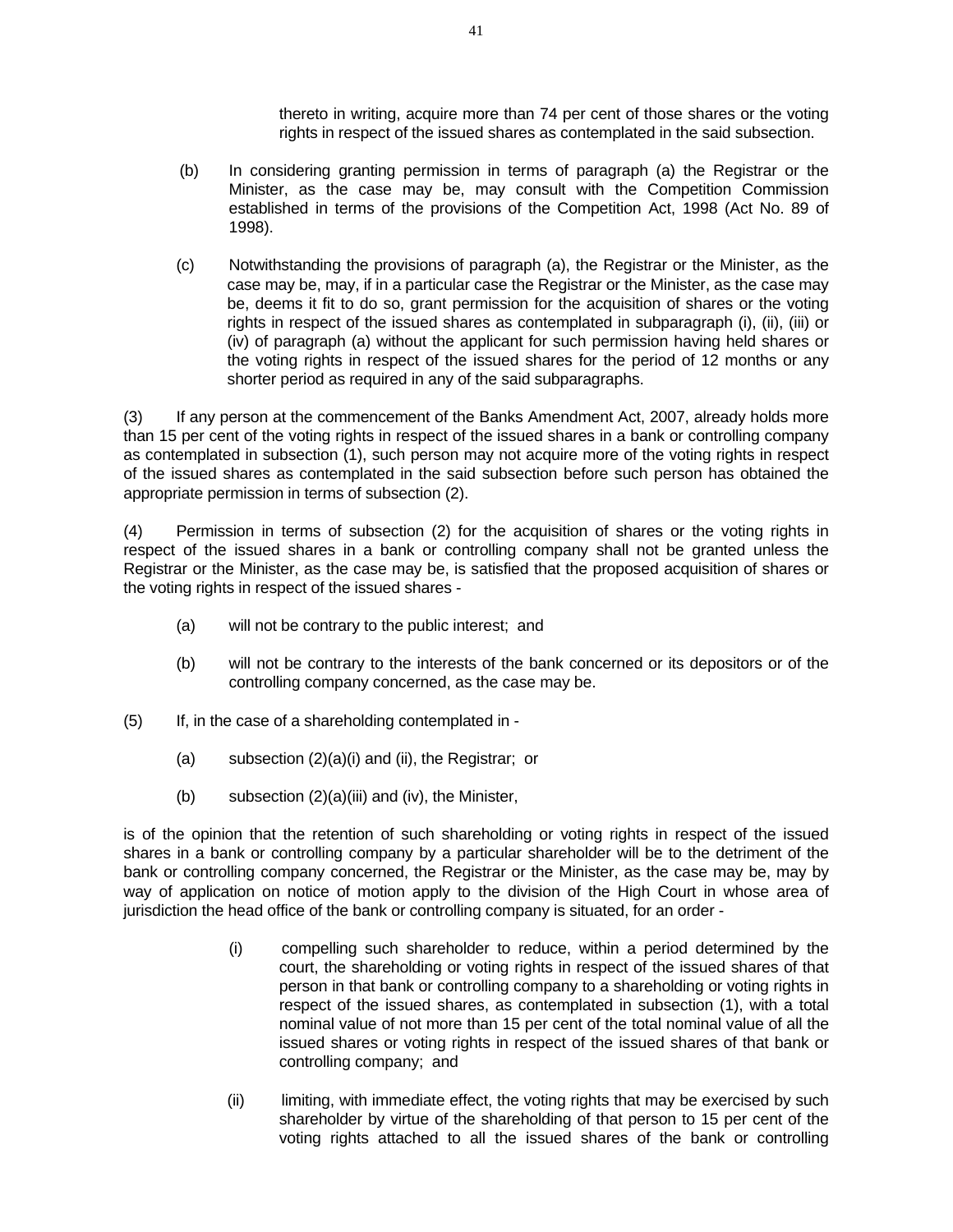thereto in writing, acquire more than 74 per cent of those shares or the voting rights in respect of the issued shares as contemplated in the said subsection.

(b) In considering granting permission in terms of paragraph (a) the Registrar or the Minister, as the case may be, may consult with the Competition Commission established in terms of the provisions of the Competition Act, 1998 (Act No. 89 of 1998).

(c) Notwithstanding the provisions of paragraph (a), the Registrar or the Minister, as the case may be, may, if in a particular case the Registrar or the Minister, as the case may be, deems it fit to do so, grant permission for the acquisition of shares or the voting rights in respect of the issued shares as contemplated in subparagraph (i), (ii), (iii) or (iv) of paragraph (a) without the applicant for such permission having held shares or the voting rights in respect of the issued shares for the period of 12 months or any shorter period as required in any of the said subparagraphs.

(3) If any person at the commencement of the Banks Amendment Act, 2007, already holds more than 15 per cent of the voting rights in respect of the issued shares in a bank or controlling company as contemplated in subsection (1), such person may not acquire more of the voting rights in respect of the issued shares as contemplated in the said subsection before such person has obtained the appropriate permission in terms of subsection (2).

(4) Permission in terms of subsection (2) for the acquisition of shares or the voting rights in respect of the issued shares in a bank or controlling company shall not be granted unless the Registrar or the Minister, as the case may be, is satisfied that the proposed acquisition of shares or the voting rights in respect of the issued shares -

(a) will not be contrary to the public interest; and

(b) will not be contrary to the interests of the bank concerned or its depositors or of the controlling company concerned, as the case may be.

(5) If, in the case of a shareholding contemplated in -

(a) subsection (2)(a)(i) and (ii), the Registrar; or

(b) subsection (2)(a)(iii) and (iv), the Minister,

is of the opinion that the retention of such shareholding or voting rights in respect of the issued shares in a bank or controlling company by a particular shareholder will be to the detriment of the bank or controlling company concerned, the Registrar or the Minister, as the case may be, may by way of application on notice of motion apply to the division of the High Court in whose area of jurisdiction the head office of the bank or controlling company is situated, for an order -

(i) compelling such shareholder to reduce, within a period determined by the court, the shareholding or voting rights in respect of the issued shares of that person in that bank or controlling company to a shareholding or voting rights in respect of the issued shares, as contemplated in subsection (1), with a total nominal value of not more than 15 per cent of the total nominal value of all the issued shares or voting rights in respect of the issued shares of that bank or controlling company; and

(ii) limiting, with immediate effect, the voting rights that may be exercised by such shareholder by virtue of the shareholding of that person to 15 per cent of the voting rights attached to all the issued shares of the bank or controlling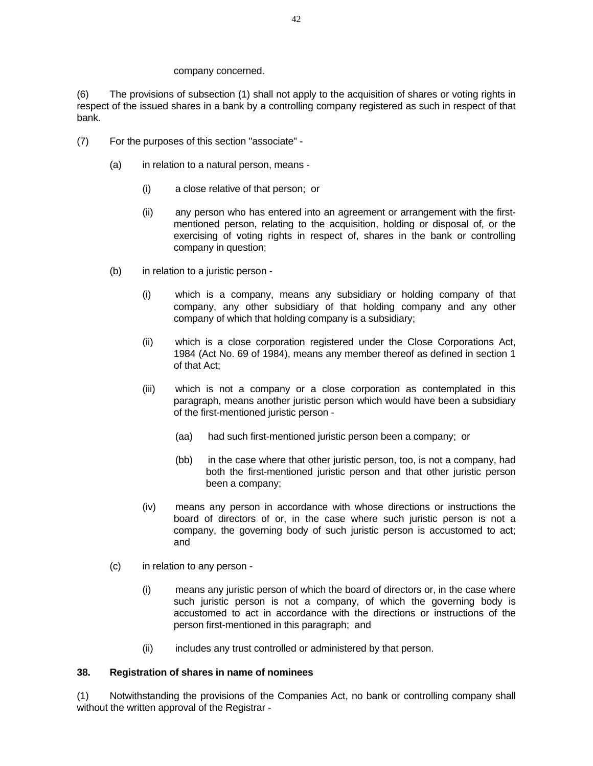company concerned.

(6) The provisions of subsection (1) shall not apply to the acquisition of shares or voting rights in respect of the issued shares in a bank by a controlling company registered as such in respect of that bank.

(7) For the purposes of this section "associate" -

(a) in relation to a natural person, means -

(i) a close relative of that person; or

(ii) any person who has entered into an agreement or arrangement with the first-mentioned person, relating to the acquisition, holding or disposal of, or the exercising of voting rights in respect of, shares in the bank or controlling company in question;

(b) in relation to a juristic person -

(i) which is a company, means any subsidiary or holding company of that company, any other subsidiary of that holding company and any other company of which that holding company is a subsidiary;

(ii) which is a close corporation registered under the Close Corporations Act, 1984 (Act No. 69 of 1984), means any member thereof as defined in section 1 of that Act;

(iii) which is not a company or a close corporation as contemplated in this paragraph, means another juristic person which would have been a subsidiary of the first-mentioned juristic person -

(aa) had such first-mentioned juristic person been a company; or

(bb) in the case where that other juristic person, too, is not a company, had both the first-mentioned juristic person and that other juristic person been a company;

(iv) means any person in accordance with whose directions or instructions the board of directors of or, in the case where such juristic person is not a company, the governing body of such juristic person is accustomed to act; and

(c) in relation to any person -

(i) means any juristic person of which the board of directors or, in the case where such juristic person is not a company, of which the governing body is accustomed to act in accordance with the directions or instructions of the person first-mentioned in this paragraph; and

(ii) includes any trust controlled or administered by that person.

**38. Registration of shares in name of nominees**

(1) Notwithstanding the provisions of the Companies Act, no bank or controlling company shall without the written approval of the Registrar -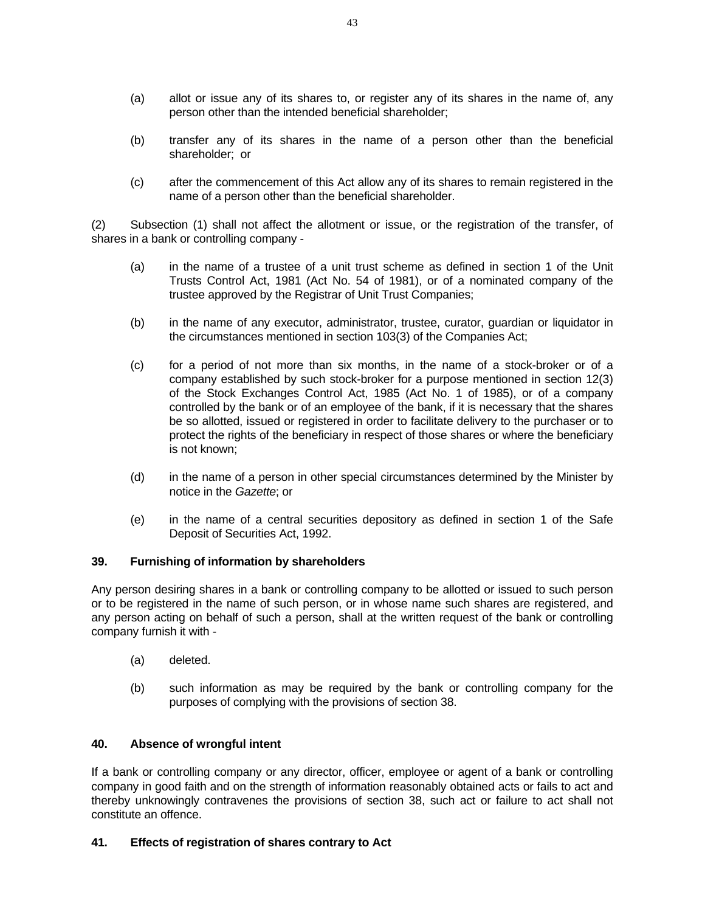(a) allot or issue any of its shares to, or register any of its shares in the name of, any person other than the intended beneficial shareholder;

(b) transfer any of its shares in the name of a person other than the beneficial shareholder; or

(c) after the commencement of this Act allow any of its shares to remain registered in the name of a person other than the beneficial shareholder.

(2) Subsection (1) shall not affect the allotment or issue, or the registration of the transfer, of shares in a bank or controlling company -

(a) in the name of a trustee of a unit trust scheme as defined in section 1 of the Unit Trusts Control Act, 1981 (Act No. 54 of 1981), or of a nominated company of the trustee approved by the Registrar of Unit Trust Companies;

(b) in the name of any executor, administrator, trustee, curator, guardian or liquidator in the circumstances mentioned in section 103(3) of the Companies Act;

(c) for a period of not more than six months, in the name of a stock-broker or of a company established by such stock-broker for a purpose mentioned in section 12(3) of the Stock Exchanges Control Act, 1985 (Act No. 1 of 1985), or of a company controlled by the bank or of an employee of the bank, if it is necessary that the shares be so allotted, issued or registered in order to facilitate delivery to the purchaser or to protect the rights of the beneficiary in respect of those shares or where the beneficiary is not known;

(d) in the name of a person in other special circumstances determined by the Minister by notice in the *Gazette*; or

(e) in the name of a central securities depository as defined in section 1 of the Safe Deposit of Securities Act, 1992.

**39. Furnishing of information by shareholders**

Any person desiring shares in a bank or controlling company to be allotted or issued to such person or to be registered in the name of such person, or in whose name such shares are registered, and any person acting on behalf of such a person, shall at the written request of the bank or controlling company furnish it with -

(a) deleted.

(b) such information as may be required by the bank or controlling company for the purposes of complying with the provisions of section 38.

**40. Absence of wrongful intent**

If a bank or controlling company or any director, officer, employee or agent of a bank or controlling company in good faith and on the strength of information reasonably obtained acts or fails to act and thereby unknowingly contravenes the provisions of section 38, such act or failure to act shall not constitute an offence.

**41. Effects of registration of shares contrary to Act**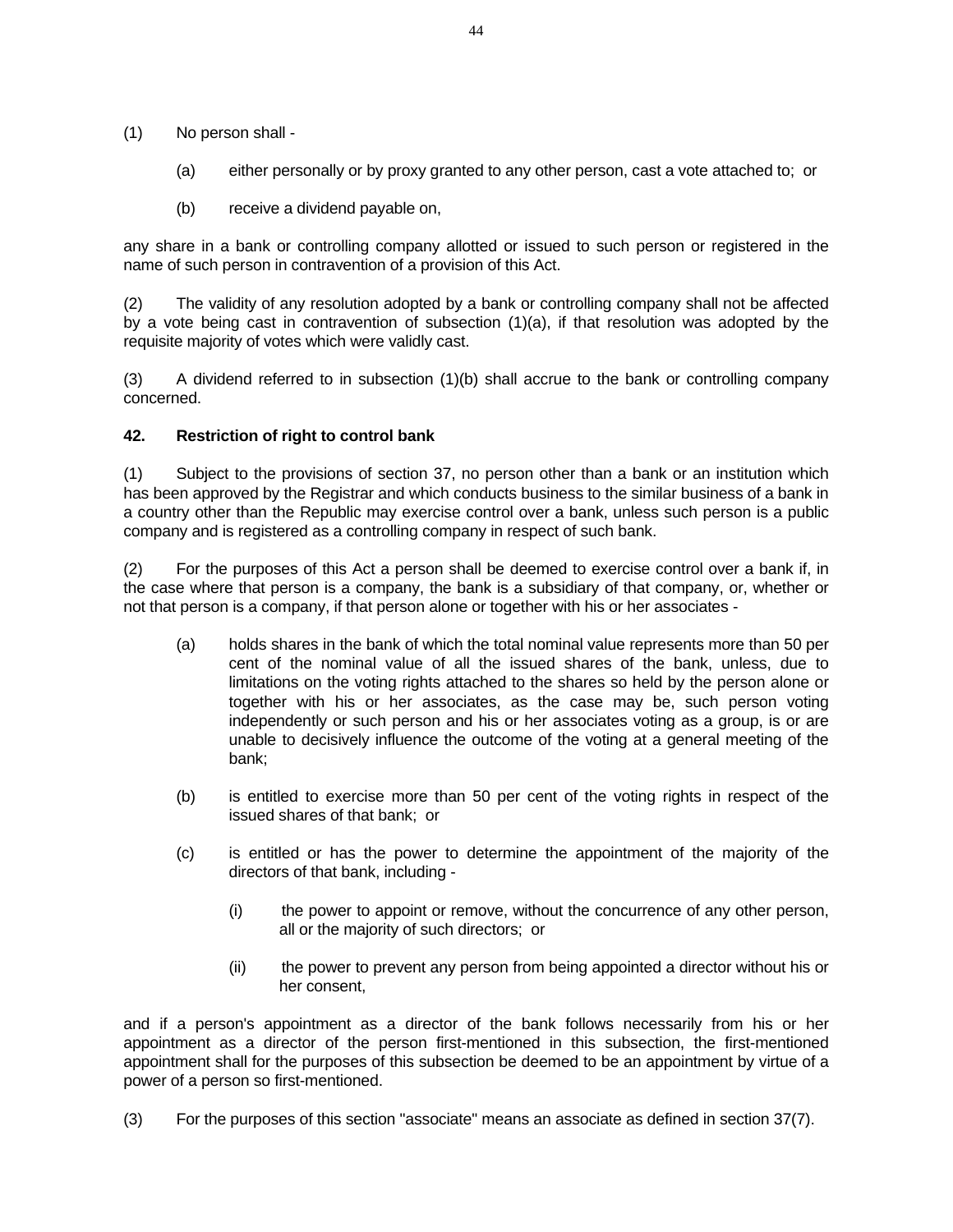(1) No person shall -

(a) either personally or by proxy granted to any other person, cast a vote attached to; or

(b) receive a dividend payable on,

any share in a bank or controlling company allotted or issued to such person or registered in the name of such person in contravention of a provision of this Act.

(2) The validity of any resolution adopted by a bank or controlling company shall not be affected by a vote being cast in contravention of subsection (1)(a), if that resolution was adopted by the requisite majority of votes which were validly cast.

(3) A dividend referred to in subsection (1)(b) shall accrue to the bank or controlling company concerned.

**42. Restriction of right to control bank**

(1) Subject to the provisions of section 37, no person other than a bank or an institution which has been approved by the Registrar and which conducts business to the similar business of a bank in a country other than the Republic may exercise control over a bank, unless such person is a public company and is registered as a controlling company in respect of such bank.

(2) For the purposes of this Act a person shall be deemed to exercise control over a bank if, in the case where that person is a company, the bank is a subsidiary of that company, or, whether or not that person is a company, if that person alone or together with his or her associates -

(a) holds shares in the bank of which the total nominal value represents more than 50 per cent of the nominal value of all the issued shares of the bank, unless, due to limitations on the voting rights attached to the shares so held by the person alone or together with his or her associates, as the case may be, such person voting independently or such person and his or her associates voting as a group, is or are unable to decisively influence the outcome of the voting at a general meeting of the bank;

(b) is entitled to exercise more than 50 per cent of the voting rights in respect of the issued shares of that bank; or

(c) is entitled or has the power to determine the appointment of the majority of the directors of that bank, including -

(i) the power to appoint or remove, without the concurrence of any other person, all or the majority of such directors; or

(ii) the power to prevent any person from being appointed a director without his or her consent,

and if a person's appointment as a director of the bank follows necessarily from his or her appointment as a director of the person first-mentioned in this subsection, the first-mentioned appointment shall for the purposes of this subsection be deemed to be an appointment by virtue of a power of a person so first-mentioned.

(3) For the purposes of this section "associate" means an associate as defined in section 37(7).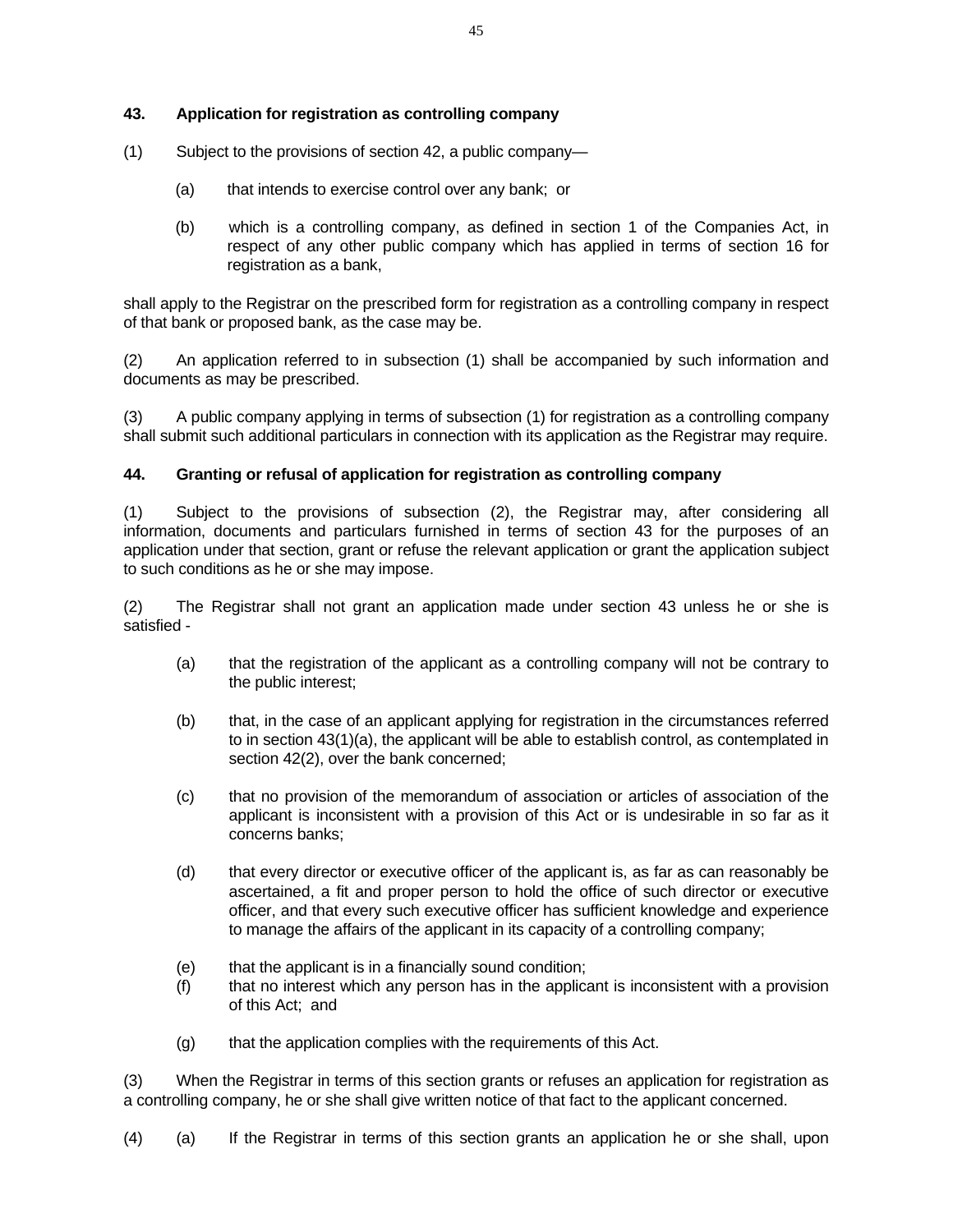### 43. Application for registration as controlling company

(1) Subject to the provisions of section 42, a public company—

(a) that intends to exercise control over any bank; or

(b) which is a controlling company, as defined in section 1 of the Companies Act, in respect of any other public company which has applied in terms of section 16 for registration as a bank,

shall apply to the Registrar on the prescribed form for registration as a controlling company in respect of that bank or proposed bank, as the case may be.

(2) An application referred to in subsection (1) shall be accompanied by such information and documents as may be prescribed.

(3) A public company applying in terms of subsection (1) for registration as a controlling company shall submit such additional particulars in connection with its application as the Registrar may require.

### 44. Granting or refusal of application for registration as controlling company

(1) Subject to the provisions of subsection (2), the Registrar may, after considering all information, documents and particulars furnished in terms of section 43 for the purposes of an application under that section, grant or refuse the relevant application or grant the application subject to such conditions as he or she may impose.

(2) The Registrar shall not grant an application made under section 43 unless he or she is satisfied -

(a) that the registration of the applicant as a controlling company will not be contrary to the public interest;

(b) that, in the case of an applicant applying for registration in the circumstances referred to in section 43(1)(a), the applicant will be able to establish control, as contemplated in section 42(2), over the bank concerned;

(c) that no provision of the memorandum of association or articles of association of the applicant is inconsistent with a provision of this Act or is undesirable in so far as it concerns banks;

(d) that every director or executive officer of the applicant is, as far as can reasonably be ascertained, a fit and proper person to hold the office of such director or executive officer, and that every such executive officer has sufficient knowledge and experience to manage the affairs of the applicant in its capacity of a controlling company;

(e) that the applicant is in a financially sound condition;

(f) that no interest which any person has in the applicant is inconsistent with a provision of this Act; and

(g) that the application complies with the requirements of this Act.

(3) When the Registrar in terms of this section grants or refuses an application for registration as a controlling company, he or she shall give written notice of that fact to the applicant concerned.

(4) (a) If the Registrar in terms of this section grants an application he or she shall, upon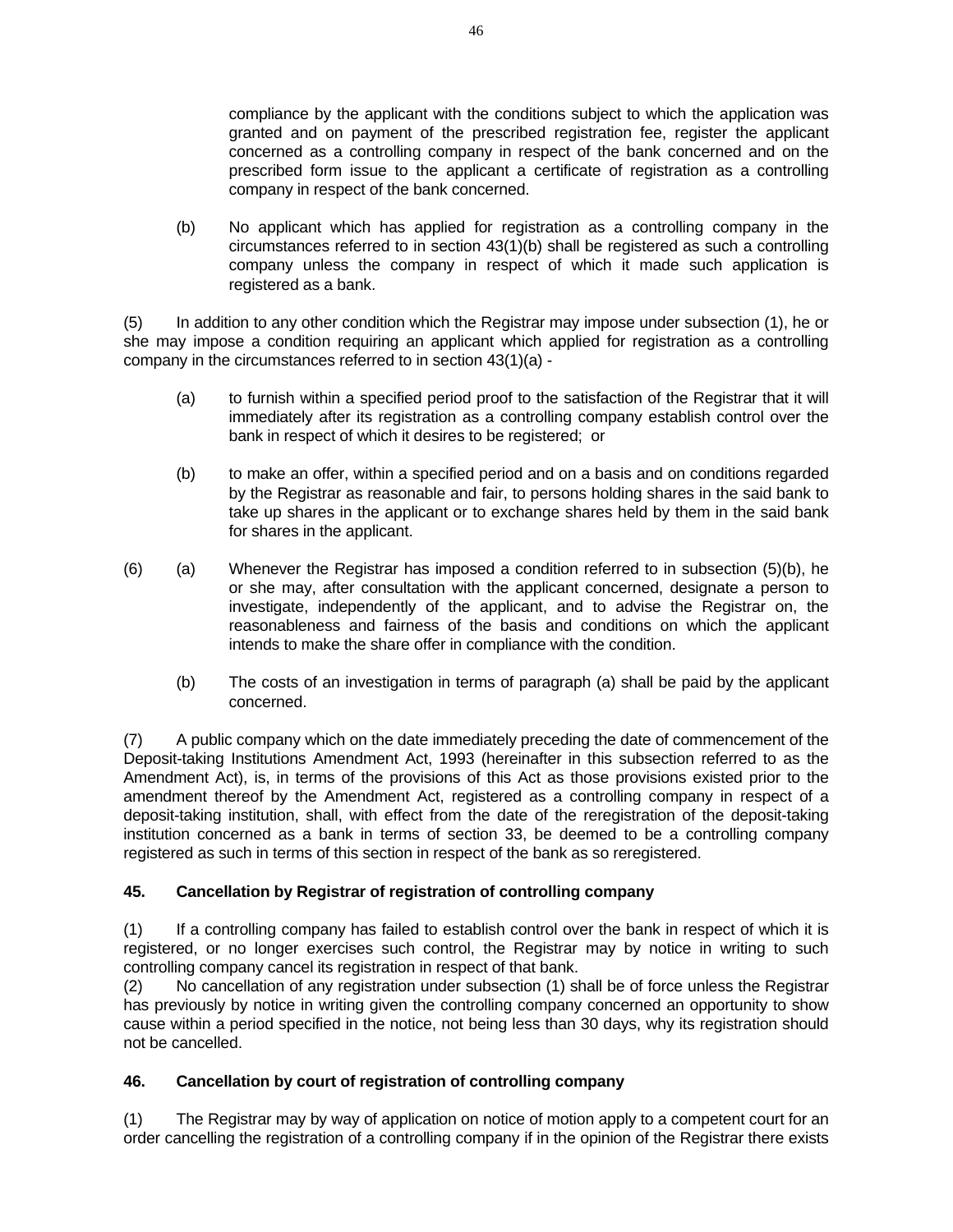compliance by the applicant with the conditions subject to which the application was granted and on payment of the prescribed registration fee, register the applicant concerned as a controlling company in respect of the bank concerned and on the prescribed form issue to the applicant a certificate of registration as a controlling company in respect of the bank concerned.

(b) No applicant which has applied for registration as a controlling company in the circumstances referred to in section 43(1)(b) shall be registered as such a controlling company unless the company in respect of which it made such application is registered as a bank.

(5) In addition to any other condition which the Registrar may impose under subsection (1), he or she may impose a condition requiring an applicant which applied for registration as a controlling company in the circumstances referred to in section 43(1)(a) -

(a) to furnish within a specified period proof to the satisfaction of the Registrar that it will immediately after its registration as a controlling company establish control over the bank in respect of which it desires to be registered; or

(b) to make an offer, within a specified period and on a basis and on conditions regarded by the Registrar as reasonable and fair, to persons holding shares in the said bank to take up shares in the applicant or to exchange shares held by them in the said bank for shares in the applicant.

(6) (a) Whenever the Registrar has imposed a condition referred to in subsection (5)(b), he or she may, after consultation with the applicant concerned, designate a person to investigate, independently of the applicant, and to advise the Registrar on, the reasonableness and fairness of the basis and conditions on which the applicant intends to make the share offer in compliance with the condition.

(b) The costs of an investigation in terms of paragraph (a) shall be paid by the applicant concerned.

(7) A public company which on the date immediately preceding the date of commencement of the Deposit-taking Institutions Amendment Act, 1993 (hereinafter in this subsection referred to as the Amendment Act), is, in terms of the provisions of this Act as those provisions existed prior to the amendment thereof by the Amendment Act, registered as a controlling company in respect of a deposit-taking institution, shall, with effect from the date of the reregistration of the deposit-taking institution concerned as a bank in terms of section 33, be deemed to be a controlling company registered as such in terms of this section in respect of the bank as so reregistered.

### 45. Cancellation by Registrar of registration of controlling company

(1) If a controlling company has failed to establish control over the bank in respect of which it is registered, or no longer exercises such control, the Registrar may by notice in writing to such controlling company cancel its registration in respect of that bank.

(2) No cancellation of any registration under subsection (1) shall be of force unless the Registrar has previously by notice in writing given the controlling company concerned an opportunity to show cause within a period specified in the notice, not being less than 30 days, why its registration should not be cancelled.

### 46. Cancellation by court of registration of controlling company

(1) The Registrar may by way of application on notice of motion apply to a competent court for an order cancelling the registration of a controlling company if in the opinion of the Registrar there exists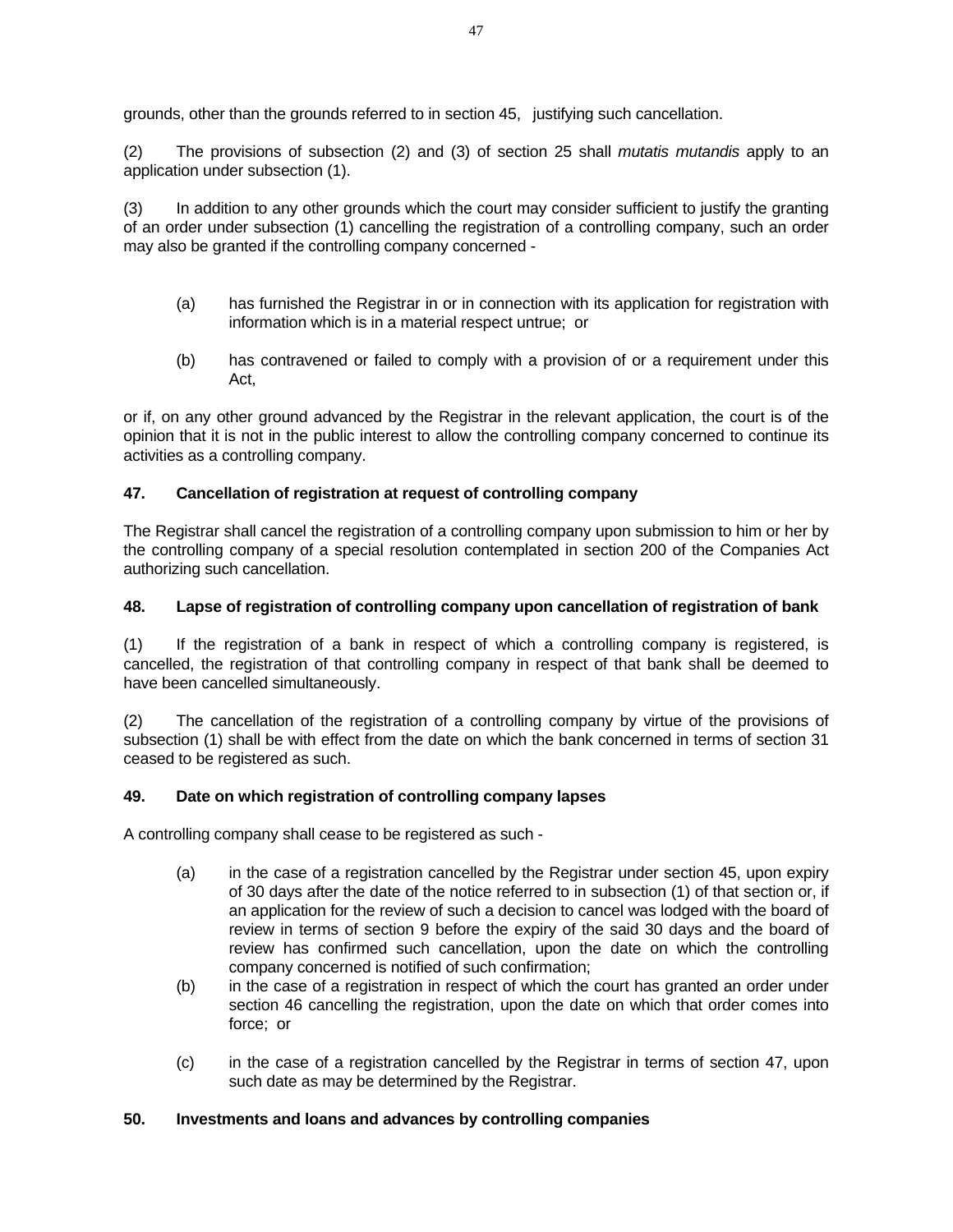grounds, other than the grounds referred to in section 45, justifying such cancellation.

(2) The provisions of subsection (2) and (3) of section 25 shall *mutatis mutandis* apply to an application under subsection (1).

(3) In addition to any other grounds which the court may consider sufficient to justify the granting of an order under subsection (1) cancelling the registration of a controlling company, such an order may also be granted if the controlling company concerned -

(a) has furnished the Registrar in or in connection with its application for registration with information which is in a material respect untrue; or

(b) has contravened or failed to comply with a provision of or a requirement under this Act,

or if, on any other ground advanced by the Registrar in the relevant application, the court is of the opinion that it is not in the public interest to allow the controlling company concerned to continue its activities as a controlling company.

**47. Cancellation of registration at request of controlling company**

The Registrar shall cancel the registration of a controlling company upon submission to him or her by the controlling company of a special resolution contemplated in section 200 of the Companies Act authorizing such cancellation.

**48. Lapse of registration of controlling company upon cancellation of registration of bank**

(1) If the registration of a bank in respect of which a controlling company is registered, is cancelled, the registration of that controlling company in respect of that bank shall be deemed to have been cancelled simultaneously.

(2) The cancellation of the registration of a controlling company by virtue of the provisions of subsection (1) shall be with effect from the date on which the bank concerned in terms of section 31 ceased to be registered as such.

**49. Date on which registration of controlling company lapses**

A controlling company shall cease to be registered as such -

(a) in the case of a registration cancelled by the Registrar under section 45, upon expiry of 30 days after the date of the notice referred to in subsection (1) of that section or, if an application for the review of such a decision to cancel was lodged with the board of review in terms of section 9 before the expiry of the said 30 days and the board of review has confirmed such cancellation, upon the date on which the controlling company concerned is notified of such confirmation;

(b) in the case of a registration in respect of which the court has granted an order under section 46 cancelling the registration, upon the date on which that order comes into force; or

(c) in the case of a registration cancelled by the Registrar in terms of section 47, upon such date as may be determined by the Registrar.

**50. Investments and loans and advances by controlling companies**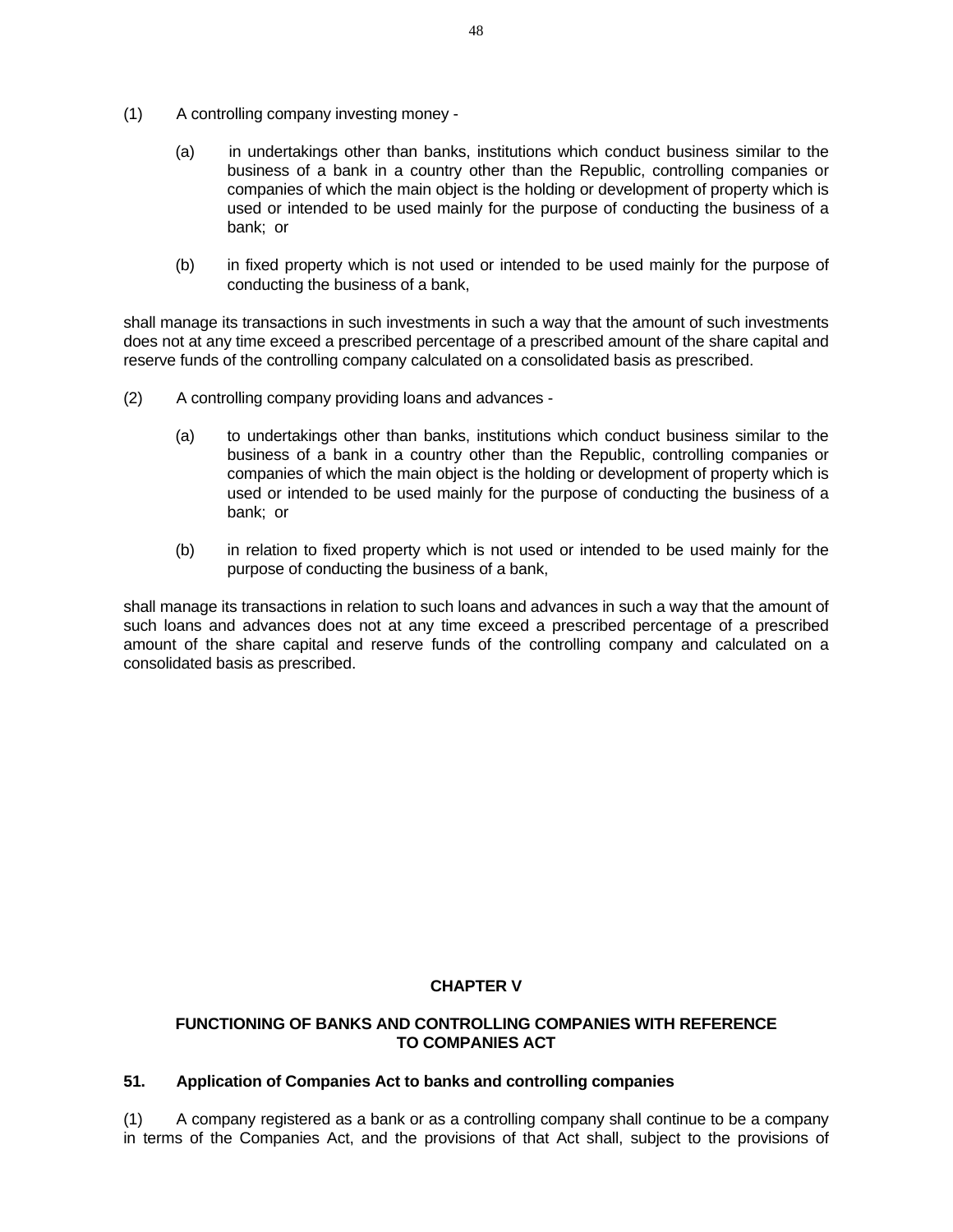(1) A controlling company investing money -

(a) in undertakings other than banks, institutions which conduct business similar to the business of a bank in a country other than the Republic, controlling companies or companies of which the main object is the holding or development of property which is used or intended to be used mainly for the purpose of conducting the business of a bank; or

(b) in fixed property which is not used or intended to be used mainly for the purpose of conducting the business of a bank,

shall manage its transactions in such investments in such a way that the amount of such investments does not at any time exceed a prescribed percentage of a prescribed amount of the share capital and reserve funds of the controlling company calculated on a consolidated basis as prescribed.

(2) A controlling company providing loans and advances -

(a) to undertakings other than banks, institutions which conduct business similar to the business of a bank in a country other than the Republic, controlling companies or companies of which the main object is the holding or development of property which is used or intended to be used mainly for the purpose of conducting the business of a bank; or

(b) in relation to fixed property which is not used or intended to be used mainly for the purpose of conducting the business of a bank,

shall manage its transactions in relation to such loans and advances in such a way that the amount of such loans and advances does not at any time exceed a prescribed percentage of a prescribed amount of the share capital and reserve funds of the controlling company and calculated on a consolidated basis as prescribed.

## CHAPTER V

## FUNCTIONING OF BANKS AND CONTROLLING COMPANIES WITH REFERENCE TO COMPANIES ACT

### 51. Application of Companies Act to banks and controlling companies

(1) A company registered as a bank or as a controlling company shall continue to be a company in terms of the Companies Act, and the provisions of that Act shall, subject to the provisions of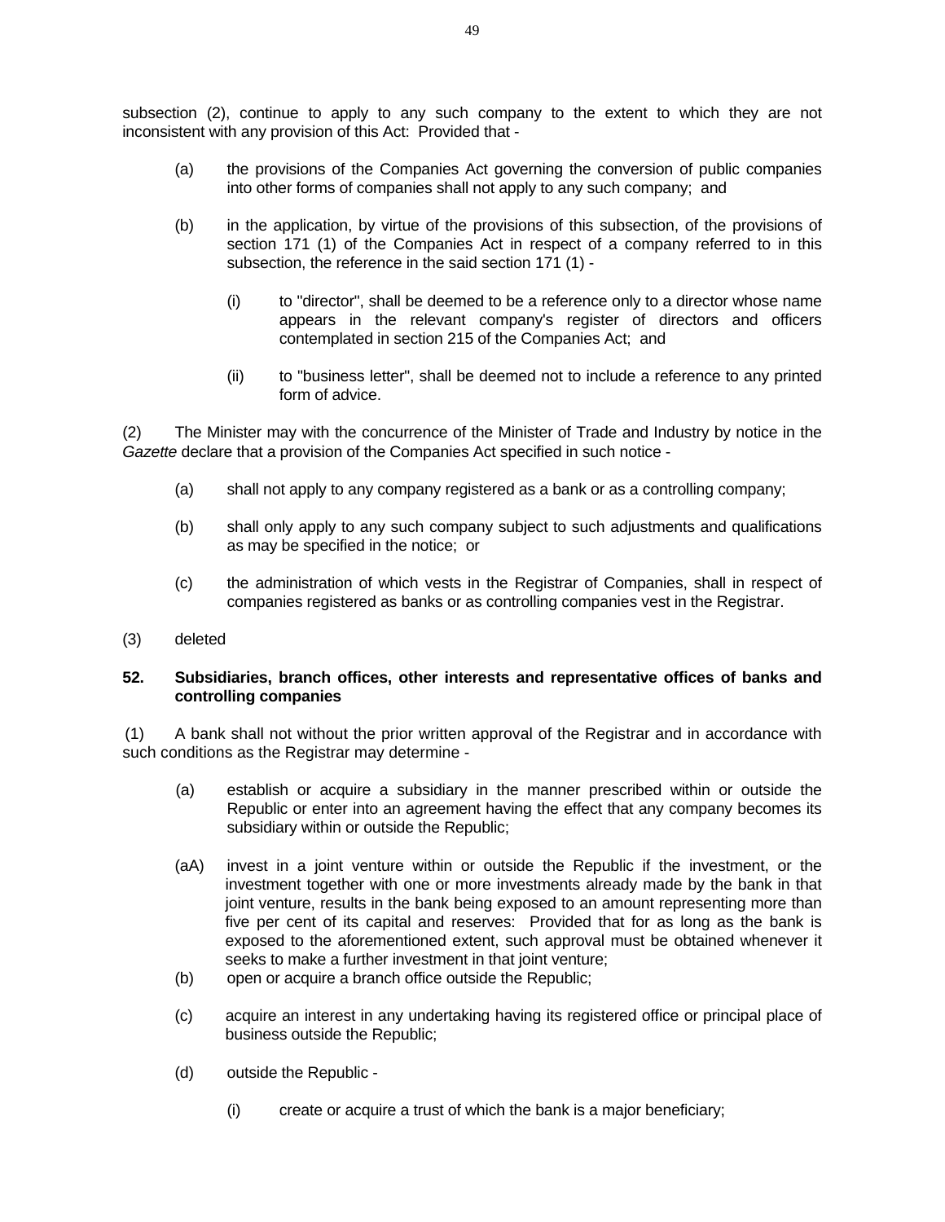subsection (2), continue to apply to any such company to the extent to which they are not inconsistent with any provision of this Act: Provided that -

(a) the provisions of the Companies Act governing the conversion of public companies into other forms of companies shall not apply to any such company; and

(b) in the application, by virtue of the provisions of this subsection, of the provisions of section 171 (1) of the Companies Act in respect of a company referred to in this subsection, the reference in the said section 171 (1) -

(i) to "director", shall be deemed to be a reference only to a director whose name appears in the relevant company's register of directors and officers contemplated in section 215 of the Companies Act; and

(ii) to "business letter", shall be deemed not to include a reference to any printed form of advice.

(2) The Minister may with the concurrence of the Minister of Trade and Industry by notice in the *Gazette* declare that a provision of the Companies Act specified in such notice -

(a) shall not apply to any company registered as a bank or as a controlling company;

(b) shall only apply to any such company subject to such adjustments and qualifications as may be specified in the notice; or

(c) the administration of which vests in the Registrar of Companies, shall in respect of companies registered as banks or as controlling companies vest in the Registrar.

(3) deleted

**52. Subsidiaries, branch offices, other interests and representative offices of banks and controlling companies**

(1) A bank shall not without the prior written approval of the Registrar and in accordance with such conditions as the Registrar may determine -

(a) establish or acquire a subsidiary in the manner prescribed within or outside the Republic or enter into an agreement having the effect that any company becomes its subsidiary within or outside the Republic;

(aA) invest in a joint venture within or outside the Republic if the investment, or the investment together with one or more investments already made by the bank in that joint venture, results in the bank being exposed to an amount representing more than five per cent of its capital and reserves: Provided that for as long as the bank is exposed to the aforementioned extent, such approval must be obtained whenever it seeks to make a further investment in that joint venture;

(b) open or acquire a branch office outside the Republic;

(c) acquire an interest in any undertaking having its registered office or principal place of business outside the Republic;

(d) outside the Republic -

(i) create or acquire a trust of which the bank is a major beneficiary;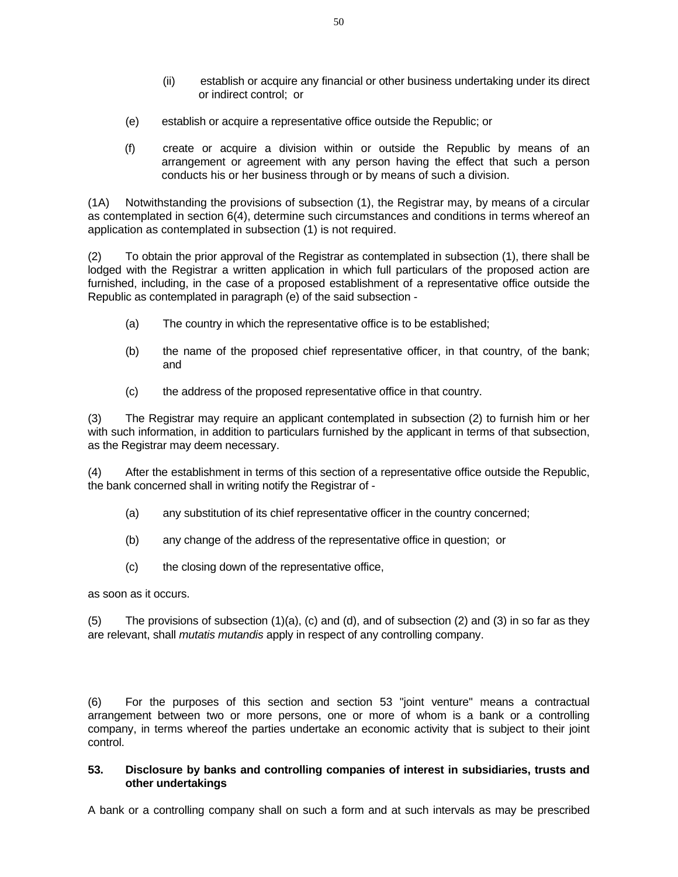(ii) establish or acquire any financial or other business undertaking under its direct or indirect control; or

(e) establish or acquire a representative office outside the Republic; or

(f) create or acquire a division within or outside the Republic by means of an arrangement or agreement with any person having the effect that such a person conducts his or her business through or by means of such a division.

(1A) Notwithstanding the provisions of subsection (1), the Registrar may, by means of a circular as contemplated in section 6(4), determine such circumstances and conditions in terms whereof an application as contemplated in subsection (1) is not required.

(2) To obtain the prior approval of the Registrar as contemplated in subsection (1), there shall be lodged with the Registrar a written application in which full particulars of the proposed action are furnished, including, in the case of a proposed establishment of a representative office outside the Republic as contemplated in paragraph (e) of the said subsection -

(a) The country in which the representative office is to be established;

(b) the name of the proposed chief representative officer, in that country, of the bank; and

(c) the address of the proposed representative office in that country.

(3) The Registrar may require an applicant contemplated in subsection (2) to furnish him or her with such information, in addition to particulars furnished by the applicant in terms of that subsection, as the Registrar may deem necessary.

(4) After the establishment in terms of this section of a representative office outside the Republic, the bank concerned shall in writing notify the Registrar of -

(a) any substitution of its chief representative officer in the country concerned;

(b) any change of the address of the representative office in question; or

(c) the closing down of the representative office,

as soon as it occurs.

(5) The provisions of subsection (1)(a), (c) and (d), and of subsection (2) and (3) in so far as they are relevant, shall *mutatis mutandis* apply in respect of any controlling company.

(6) For the purposes of this section and section 53 "joint venture" means a contractual arrangement between two or more persons, one or more of whom is a bank or a controlling company, in terms whereof the parties undertake an economic activity that is subject to their joint control.

**53. Disclosure by banks and controlling companies of interest in subsidiaries, trusts and other undertakings**

A bank or a controlling company shall on such a form and at such intervals as may be prescribed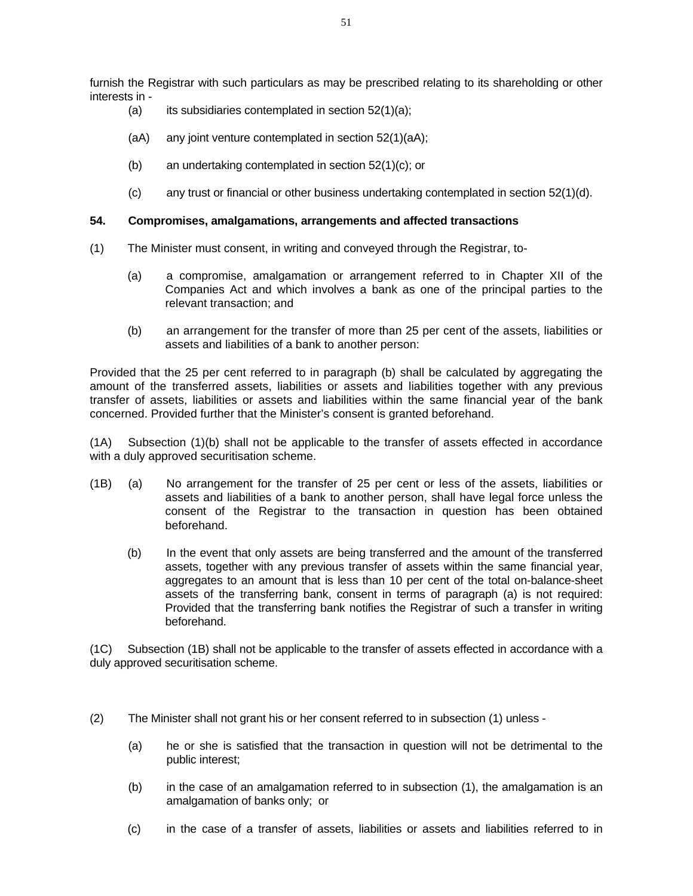furnish the Registrar with such particulars as may be prescribed relating to its shareholding or other interests in -

(a) its subsidiaries contemplated in section 52(1)(a);

(aA) any joint venture contemplated in section 52(1)(aA);

(b) an undertaking contemplated in section 52(1)(c); or

(c) any trust or financial or other business undertaking contemplated in section 52(1)(d).

**54. Compromises, amalgamations, arrangements and affected transactions**

(1) The Minister must consent, in writing and conveyed through the Registrar, to-

(a) a compromise, amalgamation or arrangement referred to in Chapter XII of the Companies Act and which involves a bank as one of the principal parties to the relevant transaction; and

(b) an arrangement for the transfer of more than 25 per cent of the assets, liabilities or assets and liabilities of a bank to another person:

Provided that the 25 per cent referred to in paragraph (b) shall be calculated by aggregating the amount of the transferred assets, liabilities or assets and liabilities together with any previous transfer of assets, liabilities or assets and liabilities within the same financial year of the bank concerned. Provided further that the Minister's consent is granted beforehand.

(1A) Subsection (1)(b) shall not be applicable to the transfer of assets effected in accordance with a duly approved securitisation scheme.

(1B) (a) No arrangement for the transfer of 25 per cent or less of the assets, liabilities or assets and liabilities of a bank to another person, shall have legal force unless the consent of the Registrar to the transaction in question has been obtained beforehand.

(b) In the event that only assets are being transferred and the amount of the transferred assets, together with any previous transfer of assets within the same financial year, aggregates to an amount that is less than 10 per cent of the total on-balance-sheet assets of the transferring bank, consent in terms of paragraph (a) is not required: Provided that the transferring bank notifies the Registrar of such a transfer in writing beforehand.

(1C) Subsection (1B) shall not be applicable to the transfer of assets effected in accordance with a duly approved securitisation scheme.

(2) The Minister shall not grant his or her consent referred to in subsection (1) unless -

(a) he or she is satisfied that the transaction in question will not be detrimental to the public interest;

(b) in the case of an amalgamation referred to in subsection (1), the amalgamation is an amalgamation of banks only; or

(c) in the case of a transfer of assets, liabilities or assets and liabilities referred to in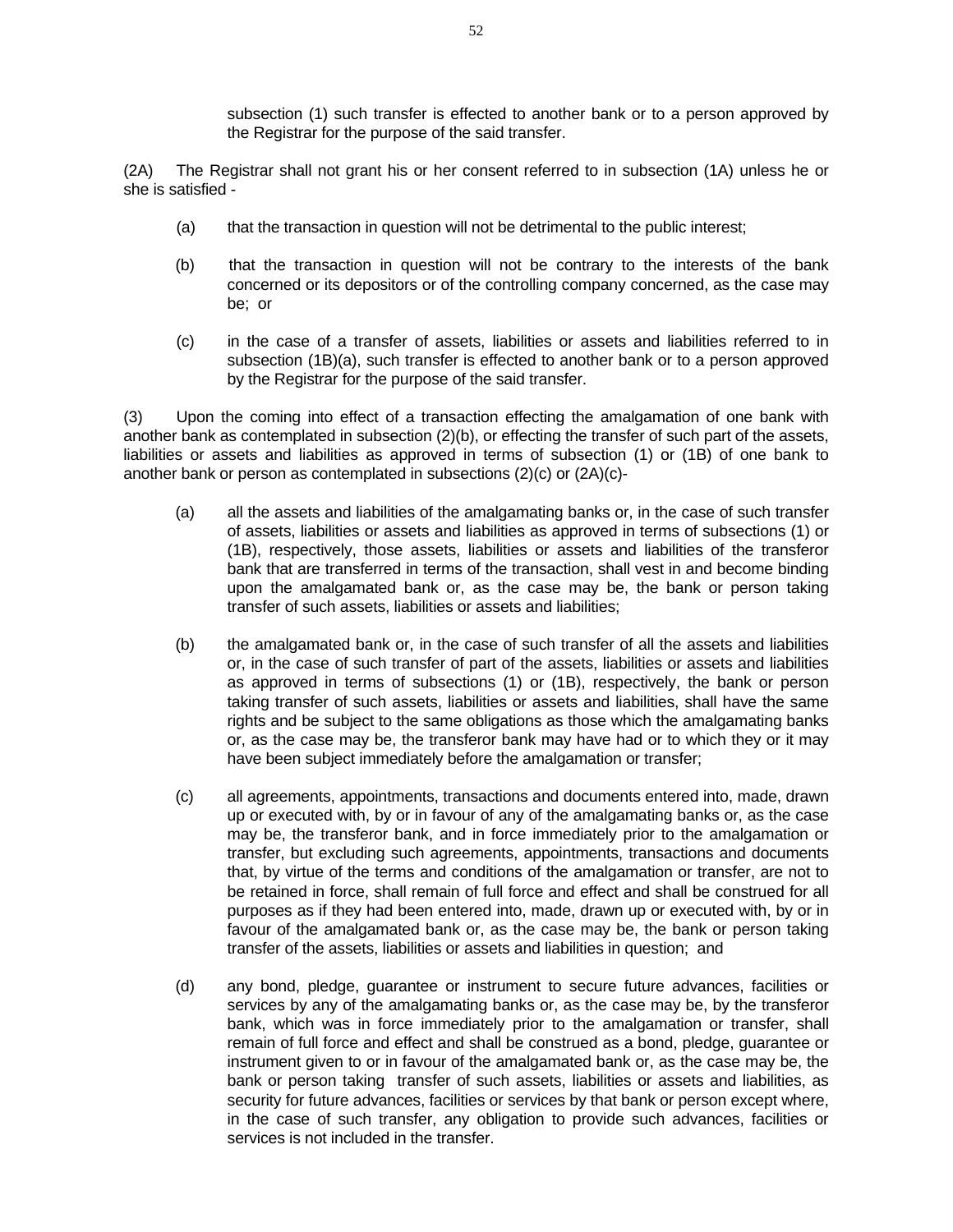subsection (1) such transfer is effected to another bank or to a person approved by the Registrar for the purpose of the said transfer.

(2A) The Registrar shall not grant his or her consent referred to in subsection (1A) unless he or she is satisfied -

(a) that the transaction in question will not be detrimental to the public interest;

(b) that the transaction in question will not be contrary to the interests of the bank concerned or its depositors or of the controlling company concerned, as the case may be; or

(c) in the case of a transfer of assets, liabilities or assets and liabilities referred to in subsection (1B)(a), such transfer is effected to another bank or to a person approved by the Registrar for the purpose of the said transfer.

(3) Upon the coming into effect of a transaction effecting the amalgamation of one bank with another bank as contemplated in subsection (2)(b), or effecting the transfer of such part of the assets, liabilities or assets and liabilities as approved in terms of subsection (1) or (1B) of one bank to another bank or person as contemplated in subsections (2)(c) or (2A)(c)-

(a) all the assets and liabilities of the amalgamating banks or, in the case of such transfer of assets, liabilities or assets and liabilities as approved in terms of subsections (1) or (1B), respectively, those assets, liabilities or assets and liabilities of the transferor bank that are transferred in terms of the transaction, shall vest in and become binding upon the amalgamated bank or, as the case may be, the bank or person taking transfer of such assets, liabilities or assets and liabilities;

(b) the amalgamated bank or, in the case of such transfer of all the assets and liabilities or, in the case of such transfer of part of the assets, liabilities or assets and liabilities as approved in terms of subsections (1) or (1B), respectively, the bank or person taking transfer of such assets, liabilities or assets and liabilities, shall have the same rights and be subject to the same obligations as those which the amalgamating banks or, as the case may be, the transferor bank may have had or to which they or it may have been subject immediately before the amalgamation or transfer;

(c) all agreements, appointments, transactions and documents entered into, made, drawn up or executed with, by or in favour of any of the amalgamating banks or, as the case may be, the transferor bank, and in force immediately prior to the amalgamation or transfer, but excluding such agreements, appointments, transactions and documents that, by virtue of the terms and conditions of the amalgamation or transfer, are not to be retained in force, shall remain of full force and effect and shall be construed for all purposes as if they had been entered into, made, drawn up or executed with, by or in favour of the amalgamated bank or, as the case may be, the bank or person taking transfer of the assets, liabilities or assets and liabilities in question; and

(d) any bond, pledge, guarantee or instrument to secure future advances, facilities or services by any of the amalgamating banks or, as the case may be, by the transferor bank, which was in force immediately prior to the amalgamation or transfer, shall remain of full force and effect and shall be construed as a bond, pledge, guarantee or instrument given to or in favour of the amalgamated bank or, as the case may be, the bank or person taking transfer of such assets, liabilities or assets and liabilities, as security for future advances, facilities or services by that bank or person except where, in the case of such transfer, any obligation to provide such advances, facilities or services is not included in the transfer.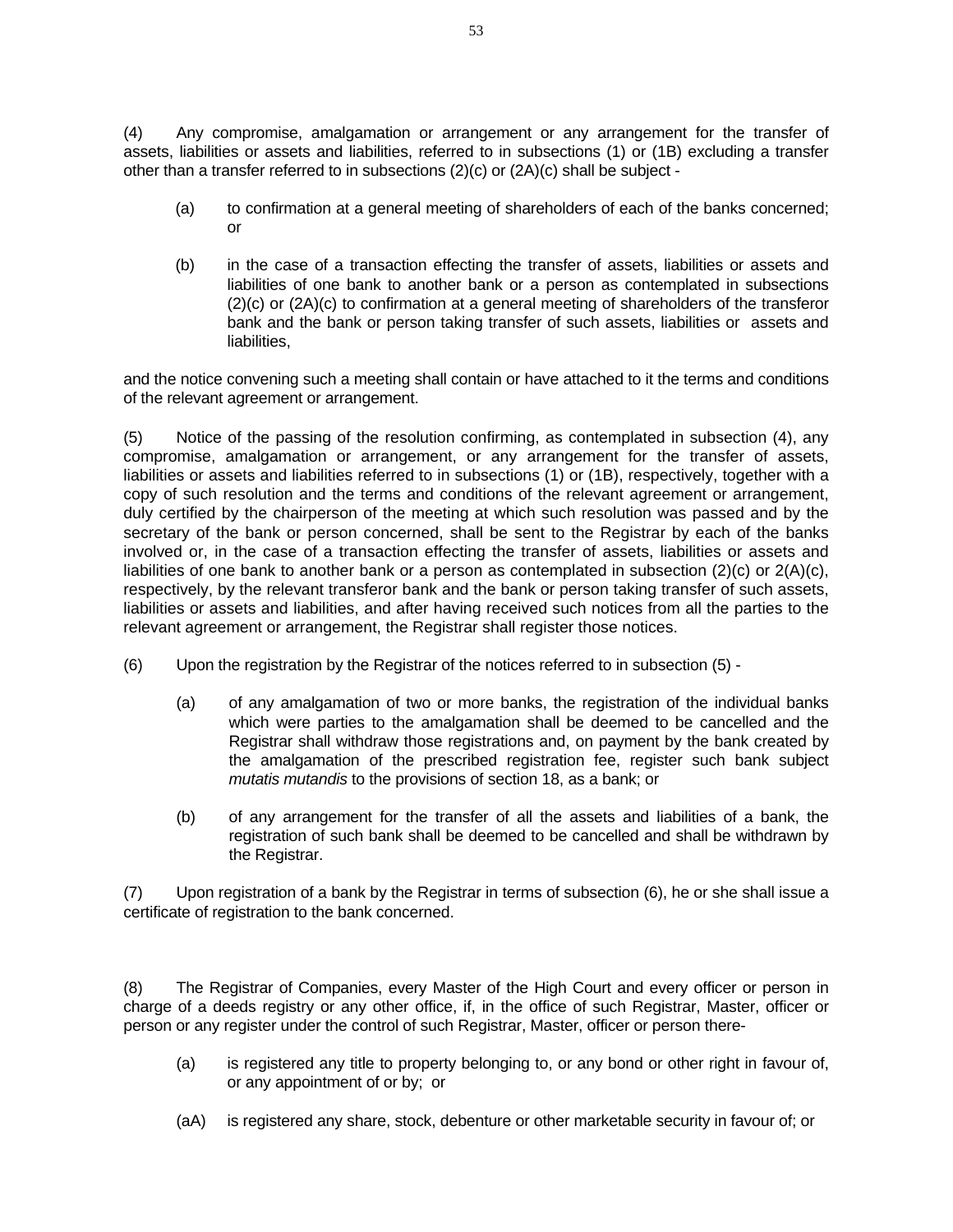(4) Any compromise, amalgamation or arrangement or any arrangement for the transfer of assets, liabilities or assets and liabilities, referred to in subsections (1) or (1B) excluding a transfer other than a transfer referred to in subsections (2)(c) or (2A)(c) shall be subject -

(a) to confirmation at a general meeting of shareholders of each of the banks concerned; or

(b) in the case of a transaction effecting the transfer of assets, liabilities or assets and liabilities of one bank to another bank or a person as contemplated in subsections (2)(c) or (2A)(c) to confirmation at a general meeting of shareholders of the transferor bank and the bank or person taking transfer of such assets, liabilities or assets and liabilities,

and the notice convening such a meeting shall contain or have attached to it the terms and conditions of the relevant agreement or arrangement.

(5) Notice of the passing of the resolution confirming, as contemplated in subsection (4), any compromise, amalgamation or arrangement, or any arrangement for the transfer of assets, liabilities or assets and liabilities referred to in subsections (1) or (1B), respectively, together with a copy of such resolution and the terms and conditions of the relevant agreement or arrangement, duly certified by the chairperson of the meeting at which such resolution was passed and by the secretary of the bank or person concerned, shall be sent to the Registrar by each of the banks involved or, in the case of a transaction effecting the transfer of assets, liabilities or assets and liabilities of one bank to another bank or a person as contemplated in subsection (2)(c) or 2(A)(c), respectively, by the relevant transferor bank and the bank or person taking transfer of such assets, liabilities or assets and liabilities, and after having received such notices from all the parties to the relevant agreement or arrangement, the Registrar shall register those notices.

(6) Upon the registration by the Registrar of the notices referred to in subsection (5) -

(a) of any amalgamation of two or more banks, the registration of the individual banks which were parties to the amalgamation shall be deemed to be cancelled and the Registrar shall withdraw those registrations and, on payment by the bank created by the amalgamation of the prescribed registration fee, register such bank subject *mutatis mutandis* to the provisions of section 18, as a bank; or

(b) of any arrangement for the transfer of all the assets and liabilities of a bank, the registration of such bank shall be deemed to be cancelled and shall be withdrawn by the Registrar.

(7) Upon registration of a bank by the Registrar in terms of subsection (6), he or she shall issue a certificate of registration to the bank concerned.

(8) The Registrar of Companies, every Master of the High Court and every officer or person in charge of a deeds registry or any other office, if, in the office of such Registrar, Master, officer or person or any register under the control of such Registrar, Master, officer or person there-

(a) is registered any title to property belonging to, or any bond or other right in favour of, or any appointment of or by; or

(aA) is registered any share, stock, debenture or other marketable security in favour of; or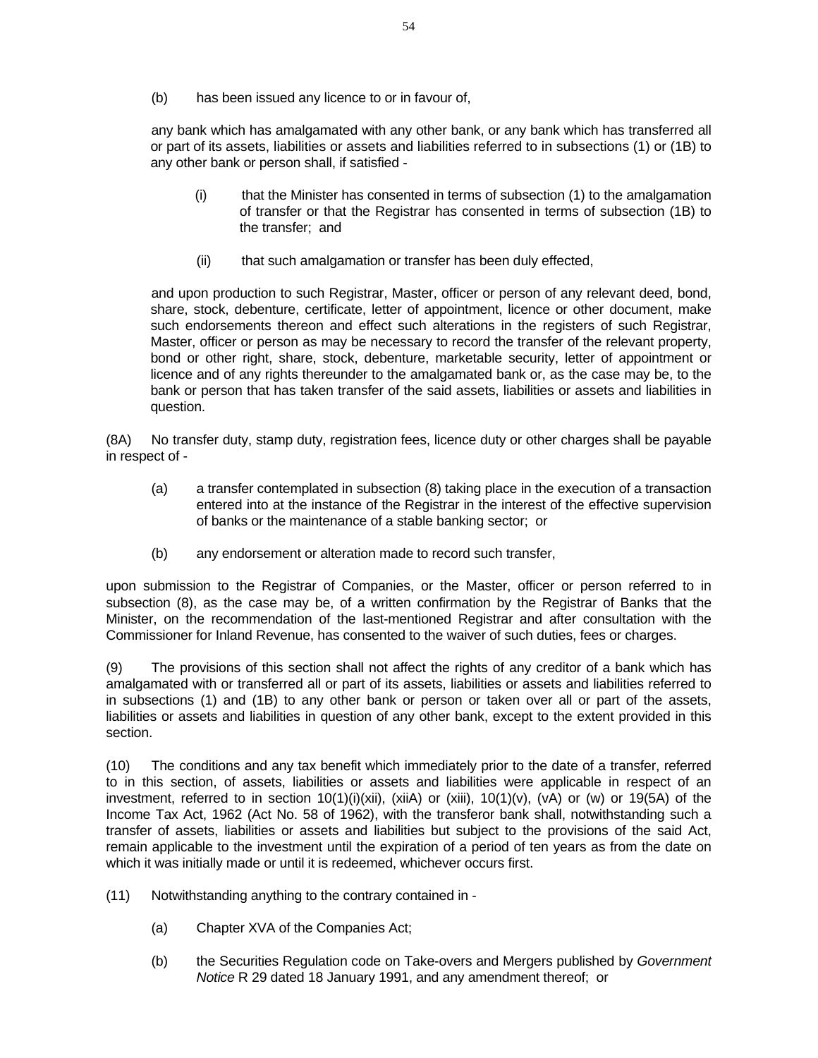(b) has been issued any licence to or in favour of,

any bank which has amalgamated with any other bank, or any bank which has transferred all or part of its assets, liabilities or assets and liabilities referred to in subsections (1) or (1B) to any other bank or person shall, if satisfied -

(i) that the Minister has consented in terms of subsection (1) to the amalgamation of transfer or that the Registrar has consented in terms of subsection (1B) to the transfer; and

(ii) that such amalgamation or transfer has been duly effected,

and upon production to such Registrar, Master, officer or person of any relevant deed, bond, share, stock, debenture, certificate, letter of appointment, licence or other document, make such endorsements thereon and effect such alterations in the registers of such Registrar, Master, officer or person as may be necessary to record the transfer of the relevant property, bond or other right, share, stock, debenture, marketable security, letter of appointment or licence and of any rights thereunder to the amalgamated bank or, as the case may be, to the bank or person that has taken transfer of the said assets, liabilities or assets and liabilities in question.

(8A) No transfer duty, stamp duty, registration fees, licence duty or other charges shall be payable in respect of -

(a) a transfer contemplated in subsection (8) taking place in the execution of a transaction entered into at the instance of the Registrar in the interest of the effective supervision of banks or the maintenance of a stable banking sector; or

(b) any endorsement or alteration made to record such transfer,

upon submission to the Registrar of Companies, or the Master, officer or person referred to in subsection (8), as the case may be, of a written confirmation by the Registrar of Banks that the Minister, on the recommendation of the last-mentioned Registrar and after consultation with the Commissioner for Inland Revenue, has consented to the waiver of such duties, fees or charges.

(9) The provisions of this section shall not affect the rights of any creditor of a bank which has amalgamated with or transferred all or part of its assets, liabilities or assets and liabilities referred to in subsections (1) and (1B) to any other bank or person or taken over all or part of the assets, liabilities or assets and liabilities in question of any other bank, except to the extent provided in this section.

(10) The conditions and any tax benefit which immediately prior to the date of a transfer, referred to in this section, of assets, liabilities or assets and liabilities were applicable in respect of an investment, referred to in section 10(1)(i)(xii), (xiiA) or (xiii), 10(1)(v), (vA) or (w) or 19(5A) of the Income Tax Act, 1962 (Act No. 58 of 1962), with the transferor bank shall, notwithstanding such a transfer of assets, liabilities or assets and liabilities but subject to the provisions of the said Act, remain applicable to the investment until the expiration of a period of ten years as from the date on which it was initially made or until it is redeemed, whichever occurs first.

(11) Notwithstanding anything to the contrary contained in -

(a) Chapter XVA of the Companies Act;

(b) the Securities Regulation code on Take-overs and Mergers published by *Government Notice* R 29 dated 18 January 1991, and any amendment thereof; or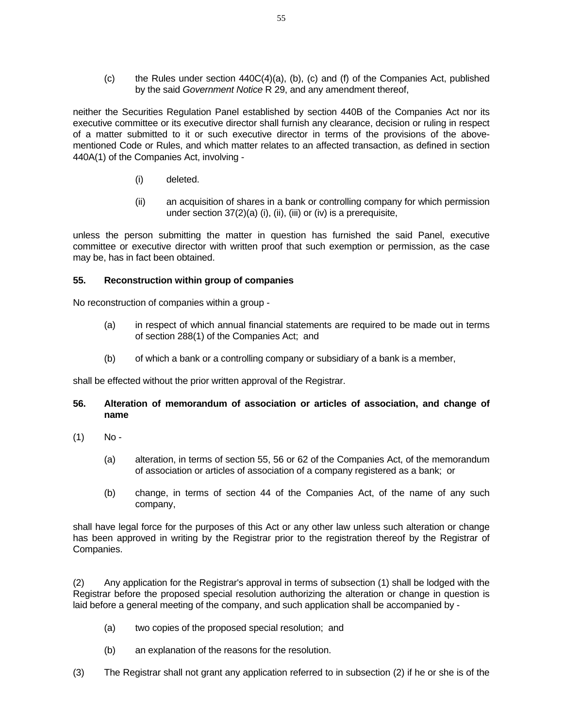(c) the Rules under section 440C(4)(a), (b), (c) and (f) of the Companies Act, published by the said *Government Notice* R 29, and any amendment thereof,

neither the Securities Regulation Panel established by section 440B of the Companies Act nor its executive committee or its executive director shall furnish any clearance, decision or ruling in respect of a matter submitted to it or such executive director in terms of the provisions of the above-mentioned Code or Rules, and which matter relates to an affected transaction, as defined in section 440A(1) of the Companies Act, involving -

(i) deleted.

(ii) an acquisition of shares in a bank or controlling company for which permission under section 37(2)(a) (i), (ii), (iii) or (iv) is a prerequisite,

unless the person submitting the matter in question has furnished the said Panel, executive committee or executive director with written proof that such exemption or permission, as the case may be, has in fact been obtained.

**55. Reconstruction within group of companies**

No reconstruction of companies within a group -

(a) in respect of which annual financial statements are required to be made out in terms of section 288(1) of the Companies Act; and

(b) of which a bank or a controlling company or subsidiary of a bank is a member,

shall be effected without the prior written approval of the Registrar.

**56. Alteration of memorandum of association or articles of association, and change of name**

(1) No -

(a) alteration, in terms of section 55, 56 or 62 of the Companies Act, of the memorandum of association or articles of association of a company registered as a bank; or

(b) change, in terms of section 44 of the Companies Act, of the name of any such company,

shall have legal force for the purposes of this Act or any other law unless such alteration or change has been approved in writing by the Registrar prior to the registration thereof by the Registrar of Companies.

(2) Any application for the Registrar's approval in terms of subsection (1) shall be lodged with the Registrar before the proposed special resolution authorizing the alteration or change in question is laid before a general meeting of the company, and such application shall be accompanied by -

(a) two copies of the proposed special resolution; and

(b) an explanation of the reasons for the resolution.

(3) The Registrar shall not grant any application referred to in subsection (2) if he or she is of the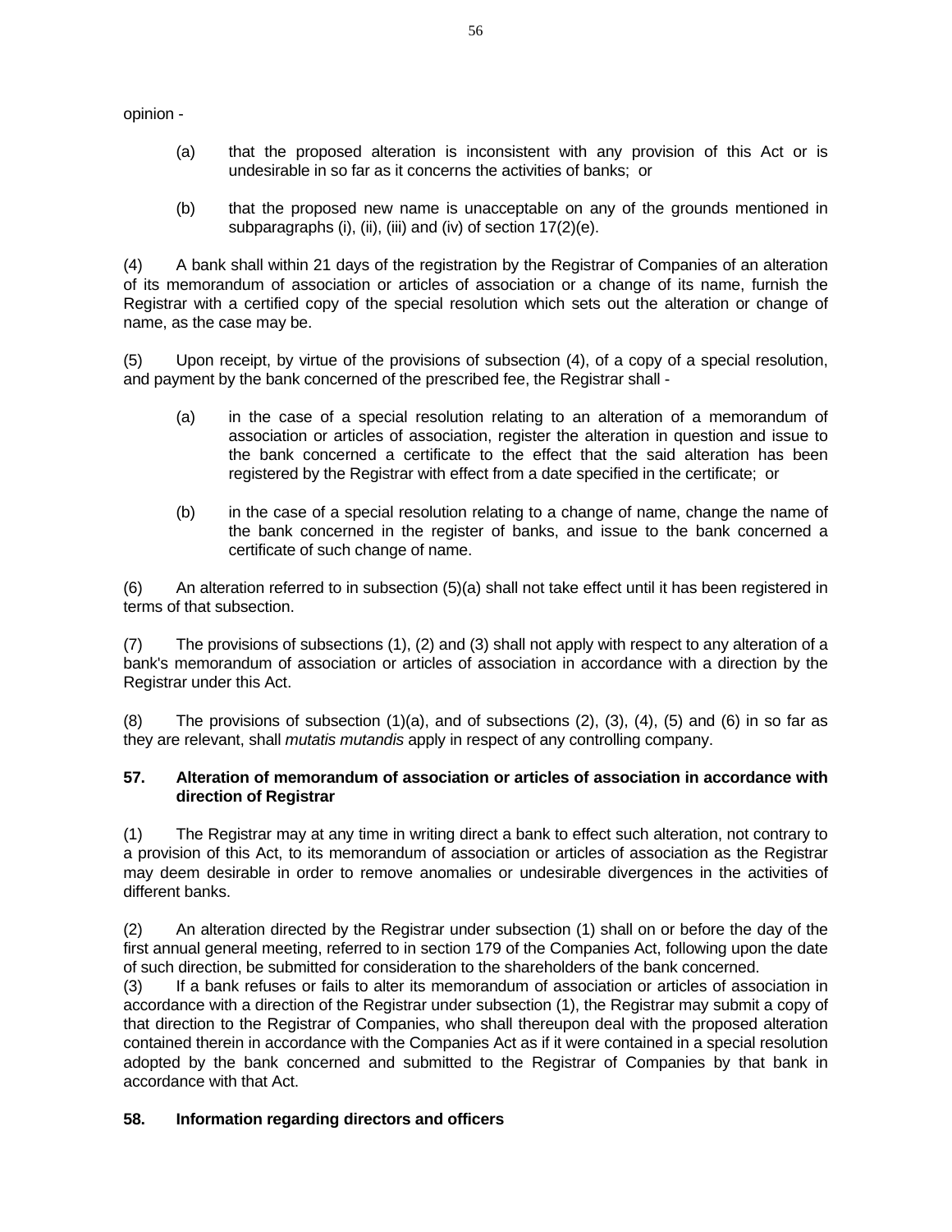opinion -

(a) that the proposed alteration is inconsistent with any provision of this Act or is undesirable in so far as it concerns the activities of banks; or

(b) that the proposed new name is unacceptable on any of the grounds mentioned in subparagraphs (i), (ii), (iii) and (iv) of section 17(2)(e).

(4) A bank shall within 21 days of the registration by the Registrar of Companies of an alteration of its memorandum of association or articles of association or a change of its name, furnish the Registrar with a certified copy of the special resolution which sets out the alteration or change of name, as the case may be.

(5) Upon receipt, by virtue of the provisions of subsection (4), of a copy of a special resolution, and payment by the bank concerned of the prescribed fee, the Registrar shall -

(a) in the case of a special resolution relating to an alteration of a memorandum of association or articles of association, register the alteration in question and issue to the bank concerned a certificate to the effect that the said alteration has been registered by the Registrar with effect from a date specified in the certificate; or

(b) in the case of a special resolution relating to a change of name, change the name of the bank concerned in the register of banks, and issue to the bank concerned a certificate of such change of name.

(6) An alteration referred to in subsection (5)(a) shall not take effect until it has been registered in terms of that subsection.

(7) The provisions of subsections (1), (2) and (3) shall not apply with respect to any alteration of a bank's memorandum of association or articles of association in accordance with a direction by the Registrar under this Act.

(8) The provisions of subsection (1)(a), and of subsections (2), (3), (4), (5) and (6) in so far as they are relevant, shall *mutatis mutandis* apply in respect of any controlling company.

### 57. Alteration of memorandum of association or articles of association in accordance with direction of Registrar

(1) The Registrar may at any time in writing direct a bank to effect such alteration, not contrary to a provision of this Act, to its memorandum of association or articles of association as the Registrar may deem desirable in order to remove anomalies or undesirable divergences in the activities of different banks.

(2) An alteration directed by the Registrar under subsection (1) shall on or before the day of the first annual general meeting, referred to in section 179 of the Companies Act, following upon the date of such direction, be submitted for consideration to the shareholders of the bank concerned.

(3) If a bank refuses or fails to alter its memorandum of association or articles of association in accordance with a direction of the Registrar under subsection (1), the Registrar may submit a copy of that direction to the Registrar of Companies, who shall thereupon deal with the proposed alteration contained therein in accordance with the Companies Act as if it were contained in a special resolution adopted by the bank concerned and submitted to the Registrar of Companies by that bank in accordance with that Act.

### 58. Information regarding directors and officers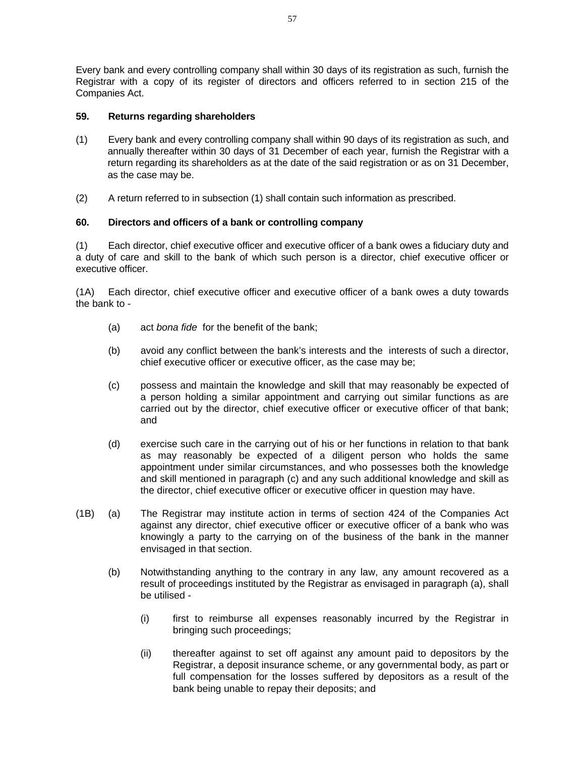Every bank and every controlling company shall within 30 days of its registration as such, furnish the Registrar with a copy of its register of directors and officers referred to in section 215 of the Companies Act.

**59. Returns regarding shareholders**

(1) Every bank and every controlling company shall within 90 days of its registration as such, and annually thereafter within 30 days of 31 December of each year, furnish the Registrar with a return regarding its shareholders as at the date of the said registration or as on 31 December, as the case may be.

(2) A return referred to in subsection (1) shall contain such information as prescribed.

**60. Directors and officers of a bank or controlling company**

(1) Each director, chief executive officer and executive officer of a bank owes a fiduciary duty and a duty of care and skill to the bank of which such person is a director, chief executive officer or executive officer.

(1A) Each director, chief executive officer and executive officer of a bank owes a duty towards the bank to -

(a) act *bona fide* for the benefit of the bank;

(b) avoid any conflict between the bank's interests and the interests of such a director, chief executive officer or executive officer, as the case may be;

(c) possess and maintain the knowledge and skill that may reasonably be expected of a person holding a similar appointment and carrying out similar functions as are carried out by the director, chief executive officer or executive officer of that bank; and

(d) exercise such care in the carrying out of his or her functions in relation to that bank as may reasonably be expected of a diligent person who holds the same appointment under similar circumstances, and who possesses both the knowledge and skill mentioned in paragraph (c) and any such additional knowledge and skill as the director, chief executive officer or executive officer in question may have.

(1B) (a) The Registrar may institute action in terms of section 424 of the Companies Act against any director, chief executive officer or executive officer of a bank who was knowingly a party to the carrying on of the business of the bank in the manner envisaged in that section.

(b) Notwithstanding anything to the contrary in any law, any amount recovered as a result of proceedings instituted by the Registrar as envisaged in paragraph (a), shall be utilised -

(i) first to reimburse all expenses reasonably incurred by the Registrar in bringing such proceedings;

(ii) thereafter against to set off against any amount paid to depositors by the Registrar, a deposit insurance scheme, or any governmental body, as part or full compensation for the losses suffered by depositors as a result of the bank being unable to repay their deposits; and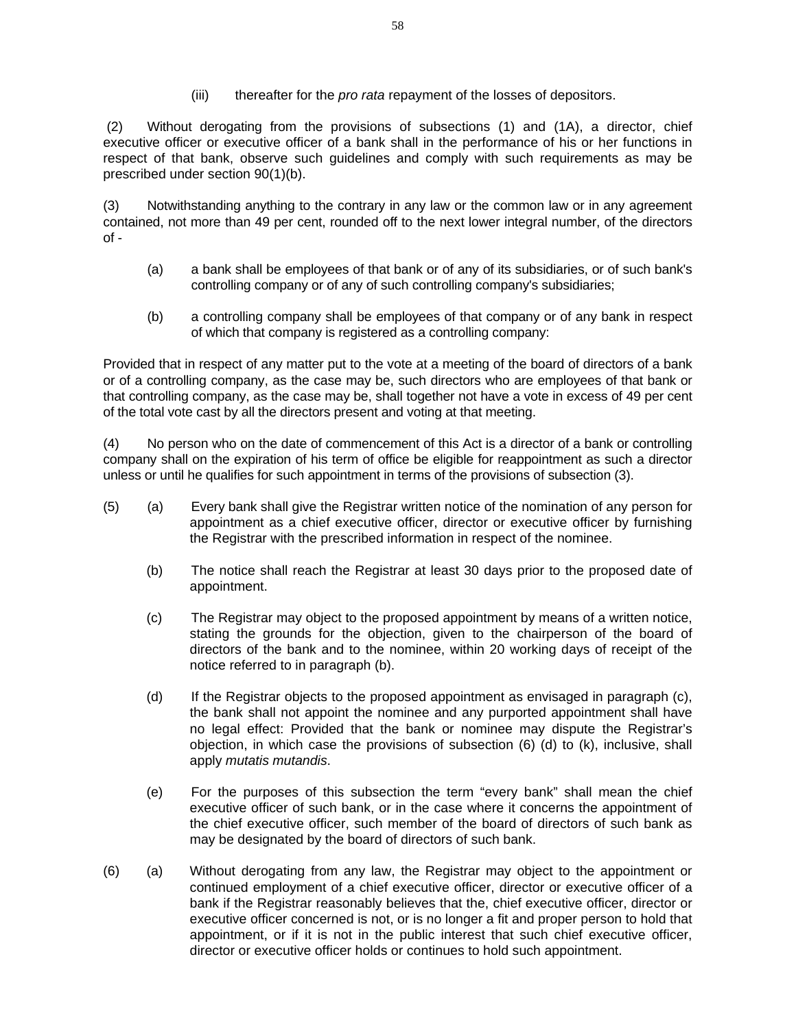(iii) thereafter for the *pro rata* repayment of the losses of depositors.

(2) Without derogating from the provisions of subsections (1) and (1A), a director, chief executive officer or executive officer of a bank shall in the performance of his or her functions in respect of that bank, observe such guidelines and comply with such requirements as may be prescribed under section 90(1)(b).

(3) Notwithstanding anything to the contrary in any law or the common law or in any agreement contained, not more than 49 per cent, rounded off to the next lower integral number, of the directors of -

(a) a bank shall be employees of that bank or of any of its subsidiaries, or of such bank's controlling company or of any of such controlling company's subsidiaries;

(b) a controlling company shall be employees of that company or of any bank in respect of which that company is registered as a controlling company:

Provided that in respect of any matter put to the vote at a meeting of the board of directors of a bank or of a controlling company, as the case may be, such directors who are employees of that bank or that controlling company, as the case may be, shall together not have a vote in excess of 49 per cent of the total vote cast by all the directors present and voting at that meeting.

(4) No person who on the date of commencement of this Act is a director of a bank or controlling company shall on the expiration of his term of office be eligible for reappointment as such a director unless or until he qualifies for such appointment in terms of the provisions of subsection (3).

(5) (a) Every bank shall give the Registrar written notice of the nomination of any person for appointment as a chief executive officer, director or executive officer by furnishing the Registrar with the prescribed information in respect of the nominee.

(b) The notice shall reach the Registrar at least 30 days prior to the proposed date of appointment.

(c) The Registrar may object to the proposed appointment by means of a written notice, stating the grounds for the objection, given to the chairperson of the board of directors of the bank and to the nominee, within 20 working days of receipt of the notice referred to in paragraph (b).

(d) If the Registrar objects to the proposed appointment as envisaged in paragraph (c), the bank shall not appoint the nominee and any purported appointment shall have no legal effect: Provided that the bank or nominee may dispute the Registrar's objection, in which case the provisions of subsection (6) (d) to (k), inclusive, shall apply *mutatis mutandis*.

(e) For the purposes of this subsection the term "every bank" shall mean the chief executive officer of such bank, or in the case where it concerns the appointment of the chief executive officer, such member of the board of directors of such bank as may be designated by the board of directors of such bank.

(6) (a) Without derogating from any law, the Registrar may object to the appointment or continued employment of a chief executive officer, director or executive officer of a bank if the Registrar reasonably believes that the, chief executive officer, director or executive officer concerned is not, or is no longer a fit and proper person to hold that appointment, or if it is not in the public interest that such chief executive officer, director or executive officer holds or continues to hold such appointment.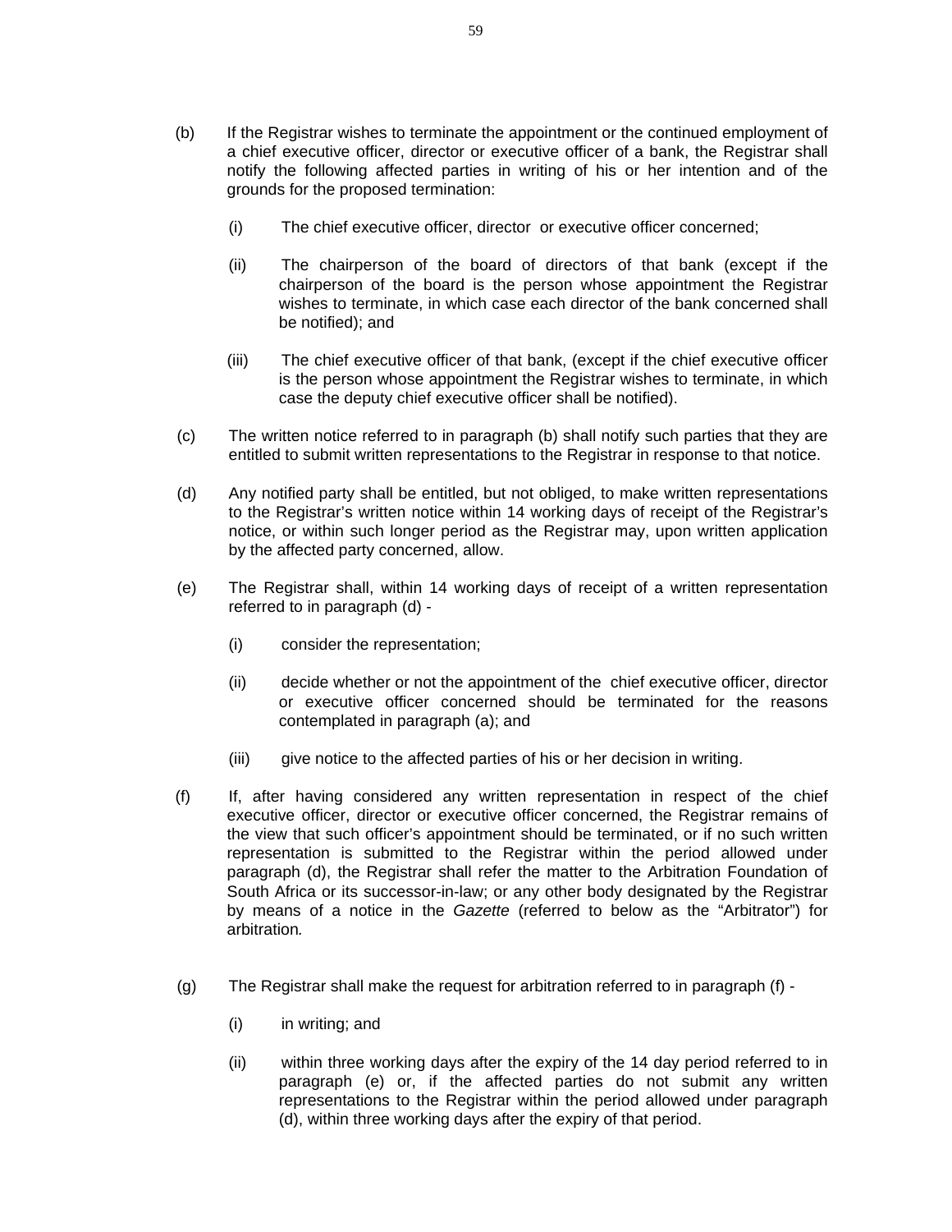(b) If the Registrar wishes to terminate the appointment or the continued employment of a chief executive officer, director or executive officer of a bank, the Registrar shall notify the following affected parties in writing of his or her intention and of the grounds for the proposed termination:

  (i) The chief executive officer, director or executive officer concerned;

  (ii) The chairperson of the board of directors of that bank (except if the chairperson of the board is the person whose appointment the Registrar wishes to terminate, in which case each director of the bank concerned shall be notified); and

  (iii) The chief executive officer of that bank, (except if the chief executive officer is the person whose appointment the Registrar wishes to terminate, in which case the deputy chief executive officer shall be notified).

(c) The written notice referred to in paragraph (b) shall notify such parties that they are entitled to submit written representations to the Registrar in response to that notice.

(d) Any notified party shall be entitled, but not obliged, to make written representations to the Registrar's written notice within 14 working days of receipt of the Registrar's notice, or within such longer period as the Registrar may, upon written application by the affected party concerned, allow.

(e) The Registrar shall, within 14 working days of receipt of a written representation referred to in paragraph (d) -

  (i) consider the representation;

  (ii) decide whether or not the appointment of the chief executive officer, director or executive officer concerned should be terminated for the reasons contemplated in paragraph (a); and

  (iii) give notice to the affected parties of his or her decision in writing.

(f) If, after having considered any written representation in respect of the chief executive officer, director or executive officer concerned, the Registrar remains of the view that such officer's appointment should be terminated, or if no such written representation is submitted to the Registrar within the period allowed under paragraph (d), the Registrar shall refer the matter to the Arbitration Foundation of South Africa or its successor-in-law; or any other body designated by the Registrar by means of a notice in the *Gazette* (referred to below as the "Arbitrator") for arbitration.

(g) The Registrar shall make the request for arbitration referred to in paragraph (f) -

  (i) in writing; and

  (ii) within three working days after the expiry of the 14 day period referred to in paragraph (e) or, if the affected parties do not submit any written representations to the Registrar within the period allowed under paragraph (d), within three working days after the expiry of that period.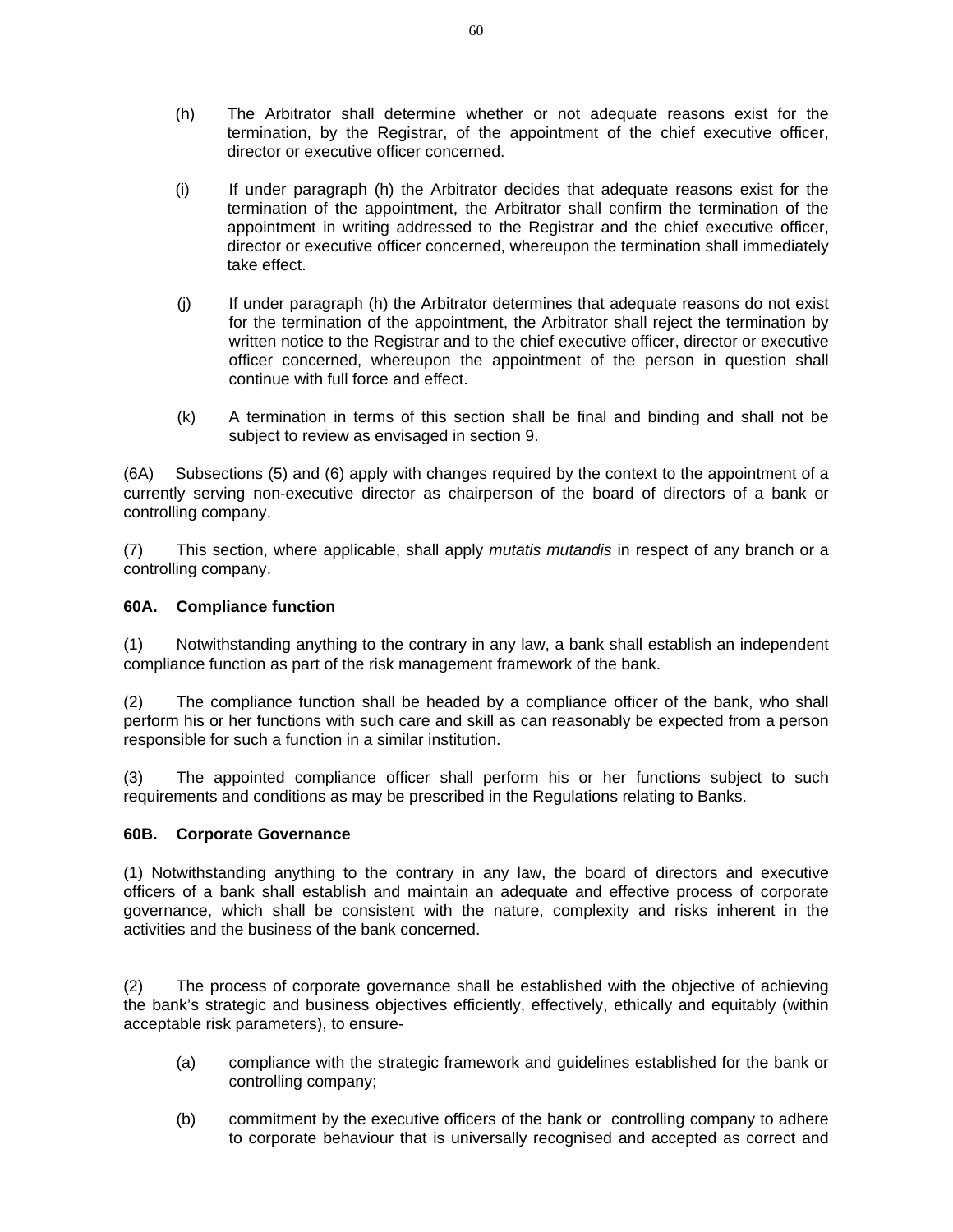(h) The Arbitrator shall determine whether or not adequate reasons exist for the termination, by the Registrar, of the appointment of the chief executive officer, director or executive officer concerned.

(i) If under paragraph (h) the Arbitrator decides that adequate reasons exist for the termination of the appointment, the Arbitrator shall confirm the termination of the appointment in writing addressed to the Registrar and the chief executive officer, director or executive officer concerned, whereupon the termination shall immediately take effect.

(j) If under paragraph (h) the Arbitrator determines that adequate reasons do not exist for the termination of the appointment, the Arbitrator shall reject the termination by written notice to the Registrar and to the chief executive officer, director or executive officer concerned, whereupon the appointment of the person in question shall continue with full force and effect.

(k) A termination in terms of this section shall be final and binding and shall not be subject to review as envisaged in section 9.

(6A) Subsections (5) and (6) apply with changes required by the context to the appointment of a currently serving non-executive director as chairperson of the board of directors of a bank or controlling company.

(7) This section, where applicable, shall apply *mutatis mutandis* in respect of any branch or a controlling company.

**60A. Compliance function**

(1) Notwithstanding anything to the contrary in any law, a bank shall establish an independent compliance function as part of the risk management framework of the bank.

(2) The compliance function shall be headed by a compliance officer of the bank, who shall perform his or her functions with such care and skill as can reasonably be expected from a person responsible for such a function in a similar institution.

(3) The appointed compliance officer shall perform his or her functions subject to such requirements and conditions as may be prescribed in the Regulations relating to Banks.

**60B. Corporate Governance**

(1) Notwithstanding anything to the contrary in any law, the board of directors and executive officers of a bank shall establish and maintain an adequate and effective process of corporate governance, which shall be consistent with the nature, complexity and risks inherent in the activities and the business of the bank concerned.

(2) The process of corporate governance shall be established with the objective of achieving the bank's strategic and business objectives efficiently, effectively, ethically and equitably (within acceptable risk parameters), to ensure-

(a) compliance with the strategic framework and guidelines established for the bank or controlling company;

(b) commitment by the executive officers of the bank or controlling company to adhere to corporate behaviour that is universally recognised and accepted as correct and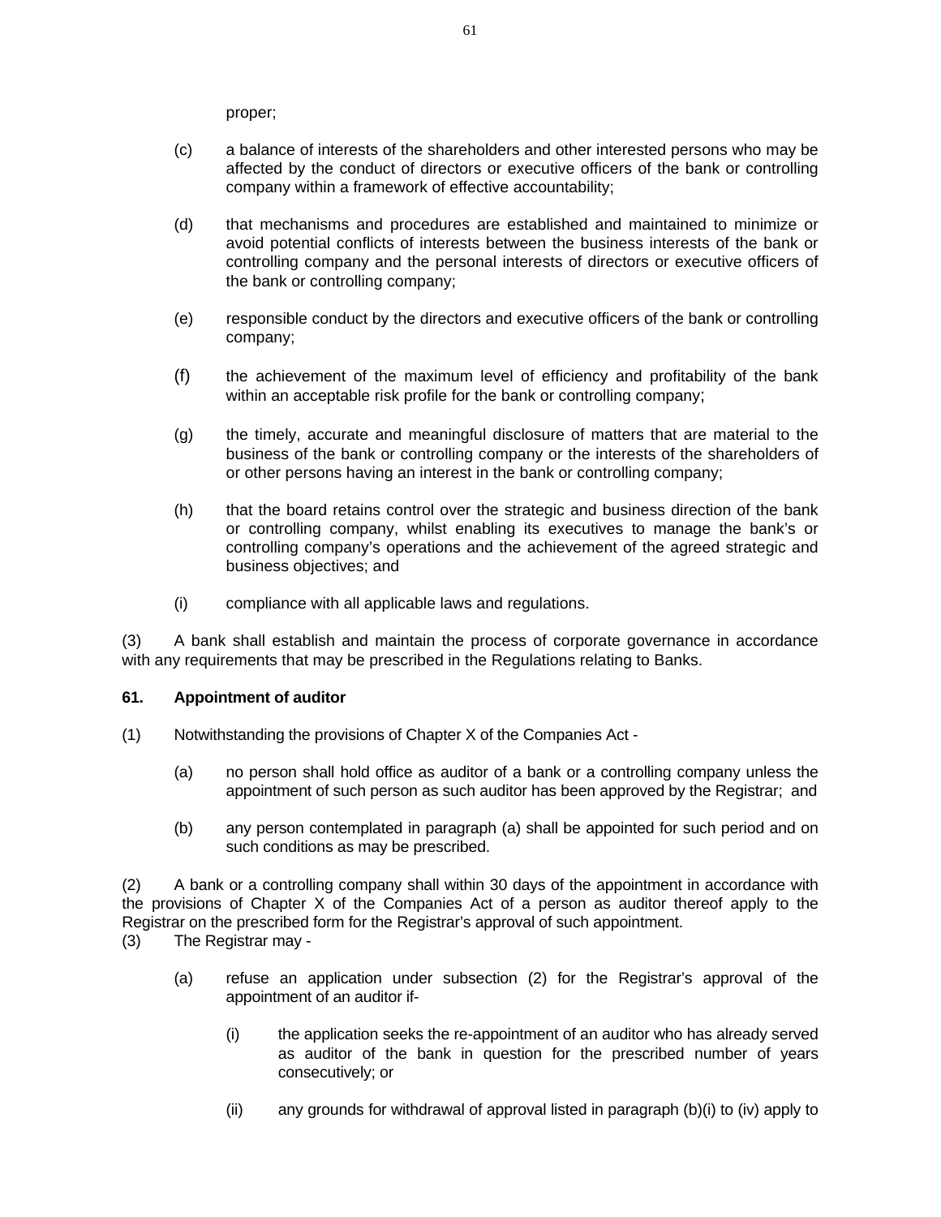proper;

(c) a balance of interests of the shareholders and other interested persons who may be affected by the conduct of directors or executive officers of the bank or controlling company within a framework of effective accountability;

(d) that mechanisms and procedures are established and maintained to minimize or avoid potential conflicts of interests between the business interests of the bank or controlling company and the personal interests of directors or executive officers of the bank or controlling company;

(e) responsible conduct by the directors and executive officers of the bank or controlling company;

(f) the achievement of the maximum level of efficiency and profitability of the bank within an acceptable risk profile for the bank or controlling company;

(g) the timely, accurate and meaningful disclosure of matters that are material to the business of the bank or controlling company or the interests of the shareholders of or other persons having an interest in the bank or controlling company;

(h) that the board retains control over the strategic and business direction of the bank or controlling company, whilst enabling its executives to manage the bank's or controlling company's operations and the achievement of the agreed strategic and business objectives; and

(i) compliance with all applicable laws and regulations.

(3) A bank shall establish and maintain the process of corporate governance in accordance with any requirements that may be prescribed in the Regulations relating to Banks.

**61. Appointment of auditor**

(1) Notwithstanding the provisions of Chapter X of the Companies Act -

(a) no person shall hold office as auditor of a bank or a controlling company unless the appointment of such person as such auditor has been approved by the Registrar; and

(b) any person contemplated in paragraph (a) shall be appointed for such period and on such conditions as may be prescribed.

(2) A bank or a controlling company shall within 30 days of the appointment in accordance with the provisions of Chapter X of the Companies Act of a person as auditor thereof apply to the Registrar on the prescribed form for the Registrar's approval of such appointment.

(3) The Registrar may -

(a) refuse an application under subsection (2) for the Registrar's approval of the appointment of an auditor if-

(i) the application seeks the re-appointment of an auditor who has already served as auditor of the bank in question for the prescribed number of years consecutively; or

(ii) any grounds for withdrawal of approval listed in paragraph (b)(i) to (iv) apply to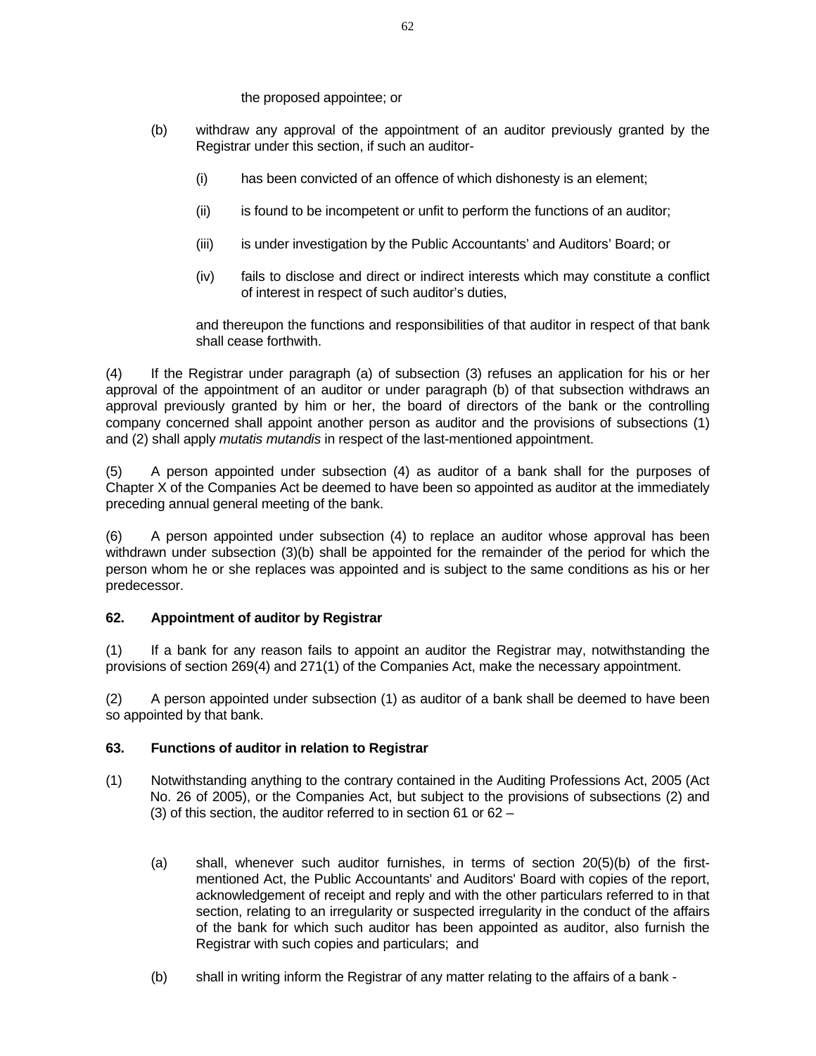the proposed appointee; or

(b) withdraw any approval of the appointment of an auditor previously granted by the Registrar under this section, if such an auditor-

(i) has been convicted of an offence of which dishonesty is an element;

(ii) is found to be incompetent or unfit to perform the functions of an auditor;

(iii) is under investigation by the Public Accountants' and Auditors' Board; or

(iv) fails to disclose and direct or indirect interests which may constitute a conflict of interest in respect of such auditor's duties,

and thereupon the functions and responsibilities of that auditor in respect of that bank shall cease forthwith.

(4) If the Registrar under paragraph (a) of subsection (3) refuses an application for his or her approval of the appointment of an auditor or under paragraph (b) of that subsection withdraws an approval previously granted by him or her, the board of directors of the bank or the controlling company concerned shall appoint another person as auditor and the provisions of subsections (1) and (2) shall apply *mutatis mutandis* in respect of the last-mentioned appointment.

(5) A person appointed under subsection (4) as auditor of a bank shall for the purposes of Chapter X of the Companies Act be deemed to have been so appointed as auditor at the immediately preceding annual general meeting of the bank.

(6) A person appointed under subsection (4) to replace an auditor whose approval has been withdrawn under subsection (3)(b) shall be appointed for the remainder of the period for which the person whom he or she replaces was appointed and is subject to the same conditions as his or her predecessor.

**62. Appointment of auditor by Registrar**

(1) If a bank for any reason fails to appoint an auditor the Registrar may, notwithstanding the provisions of section 269(4) and 271(1) of the Companies Act, make the necessary appointment.

(2) A person appointed under subsection (1) as auditor of a bank shall be deemed to have been so appointed by that bank.

**63. Functions of auditor in relation to Registrar**

(1) Notwithstanding anything to the contrary contained in the Auditing Professions Act, 2005 (Act No. 26 of 2005), or the Companies Act, but subject to the provisions of subsections (2) and (3) of this section, the auditor referred to in section 61 or 62 –

(a) shall, whenever such auditor furnishes, in terms of section 20(5)(b) of the first-mentioned Act, the Public Accountants' and Auditors' Board with copies of the report, acknowledgement of receipt and reply and with the other particulars referred to in that section, relating to an irregularity or suspected irregularity in the conduct of the affairs of the bank for which such auditor has been appointed as auditor, also furnish the Registrar with such copies and particulars; and

(b) shall in writing inform the Registrar of any matter relating to the affairs of a bank -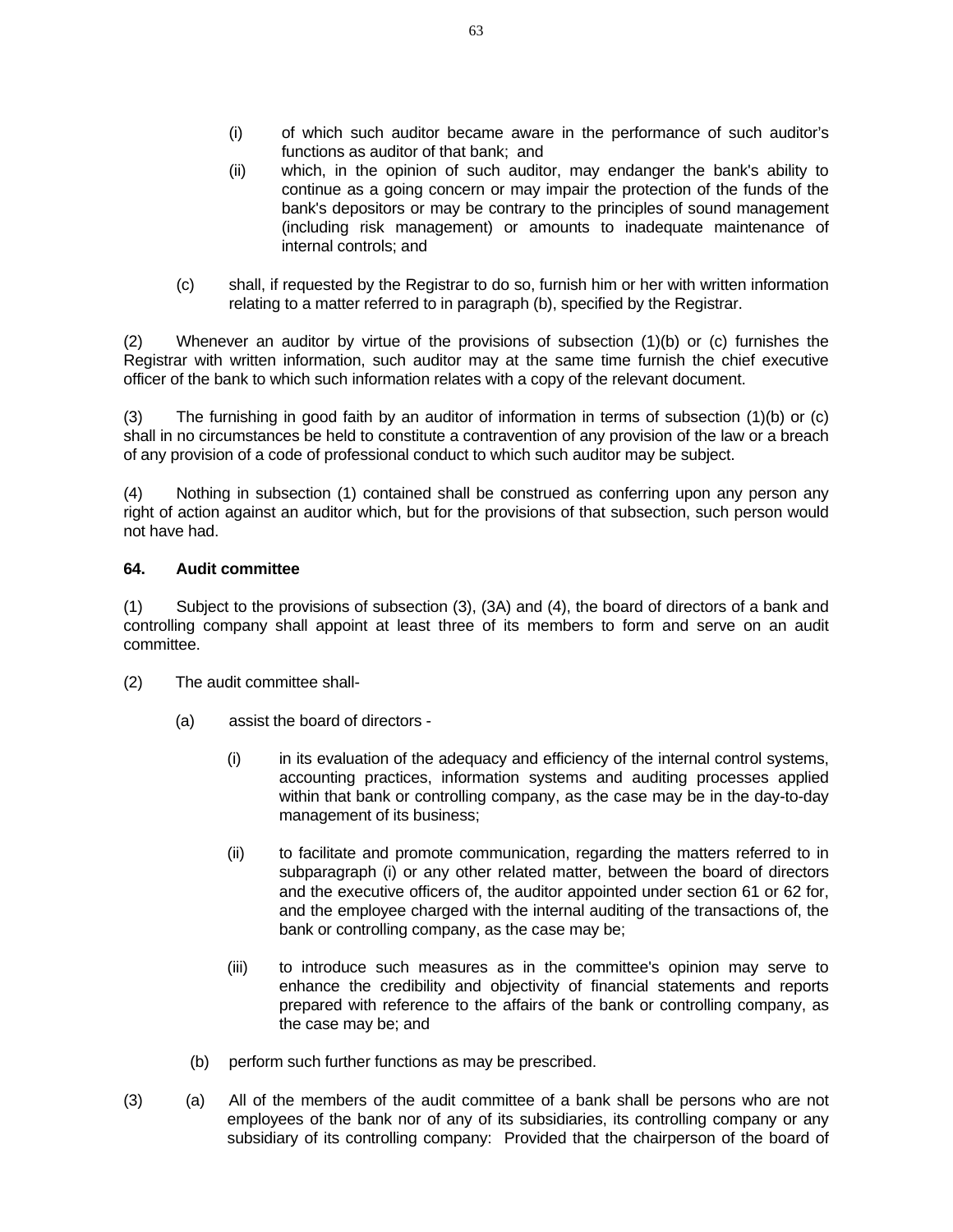(i) of which such auditor became aware in the performance of such auditor's functions as auditor of that bank; and

(ii) which, in the opinion of such auditor, may endanger the bank's ability to continue as a going concern or may impair the protection of the funds of the bank's depositors or may be contrary to the principles of sound management (including risk management) or amounts to inadequate maintenance of internal controls; and

(c) shall, if requested by the Registrar to do so, furnish him or her with written information relating to a matter referred to in paragraph (b), specified by the Registrar.

(2) Whenever an auditor by virtue of the provisions of subsection (1)(b) or (c) furnishes the Registrar with written information, such auditor may at the same time furnish the chief executive officer of the bank to which such information relates with a copy of the relevant document.

(3) The furnishing in good faith by an auditor of information in terms of subsection (1)(b) or (c) shall in no circumstances be held to constitute a contravention of any provision of the law or a breach of any provision of a code of professional conduct to which such auditor may be subject.

(4) Nothing in subsection (1) contained shall be construed as conferring upon any person any right of action against an auditor which, but for the provisions of that subsection, such person would not have had.

**64. Audit committee**

(1) Subject to the provisions of subsection (3), (3A) and (4), the board of directors of a bank and controlling company shall appoint at least three of its members to form and serve on an audit committee.

(2) The audit committee shall-

(a) assist the board of directors -

(i) in its evaluation of the adequacy and efficiency of the internal control systems, accounting practices, information systems and auditing processes applied within that bank or controlling company, as the case may be in the day-to-day management of its business;

(ii) to facilitate and promote communication, regarding the matters referred to in subparagraph (i) or any other related matter, between the board of directors and the executive officers of, the auditor appointed under section 61 or 62 for, and the employee charged with the internal auditing of the transactions of, the bank or controlling company, as the case may be;

(iii) to introduce such measures as in the committee's opinion may serve to enhance the credibility and objectivity of financial statements and reports prepared with reference to the affairs of the bank or controlling company, as the case may be; and

(b) perform such further functions as may be prescribed.

(3) (a) All of the members of the audit committee of a bank shall be persons who are not employees of the bank nor of any of its subsidiaries, its controlling company or any subsidiary of its controlling company: Provided that the chairperson of the board of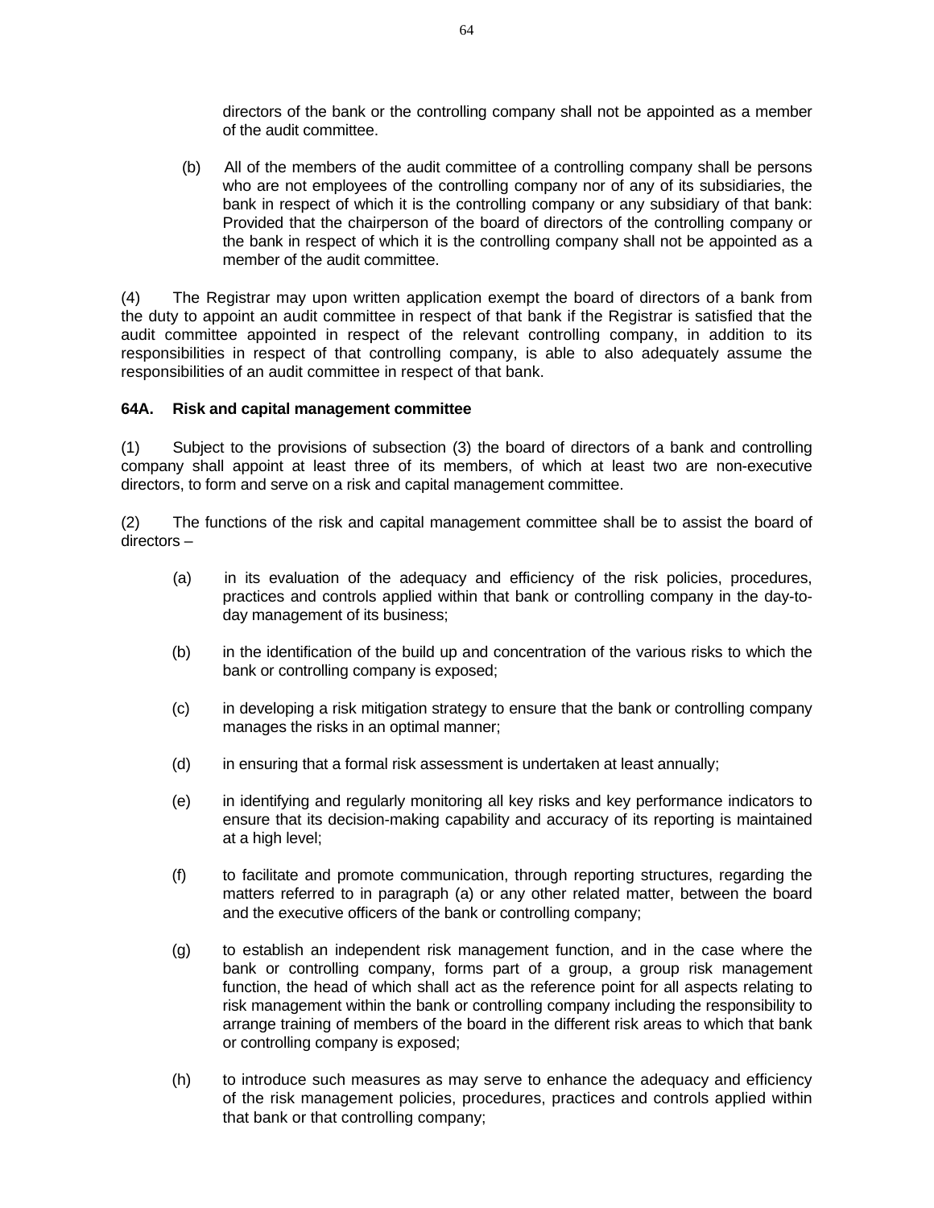directors of the bank or the controlling company shall not be appointed as a member of the audit committee.

(b) All of the members of the audit committee of a controlling company shall be persons who are not employees of the controlling company nor of any of its subsidiaries, the bank in respect of which it is the controlling company or any subsidiary of that bank: Provided that the chairperson of the board of directors of the controlling company or the bank in respect of which it is the controlling company shall not be appointed as a member of the audit committee.

(4) The Registrar may upon written application exempt the board of directors of a bank from the duty to appoint an audit committee in respect of that bank if the Registrar is satisfied that the audit committee appointed in respect of the relevant controlling company, in addition to its responsibilities in respect of that controlling company, is able to also adequately assume the responsibilities of an audit committee in respect of that bank.

**64A. Risk and capital management committee**

(1) Subject to the provisions of subsection (3) the board of directors of a bank and controlling company shall appoint at least three of its members, of which at least two are non-executive directors, to form and serve on a risk and capital management committee.

(2) The functions of the risk and capital management committee shall be to assist the board of directors –

(a) in its evaluation of the adequacy and efficiency of the risk policies, procedures, practices and controls applied within that bank or controlling company in the day-to-day management of its business;

(b) in the identification of the build up and concentration of the various risks to which the bank or controlling company is exposed;

(c) in developing a risk mitigation strategy to ensure that the bank or controlling company manages the risks in an optimal manner;

(d) in ensuring that a formal risk assessment is undertaken at least annually;

(e) in identifying and regularly monitoring all key risks and key performance indicators to ensure that its decision-making capability and accuracy of its reporting is maintained at a high level;

(f) to facilitate and promote communication, through reporting structures, regarding the matters referred to in paragraph (a) or any other related matter, between the board and the executive officers of the bank or controlling company;

(g) to establish an independent risk management function, and in the case where the bank or controlling company, forms part of a group, a group risk management function, the head of which shall act as the reference point for all aspects relating to risk management within the bank or controlling company including the responsibility to arrange training of members of the board in the different risk areas to which that bank or controlling company is exposed;

(h) to introduce such measures as may serve to enhance the adequacy and efficiency of the risk management policies, procedures, practices and controls applied within that bank or that controlling company;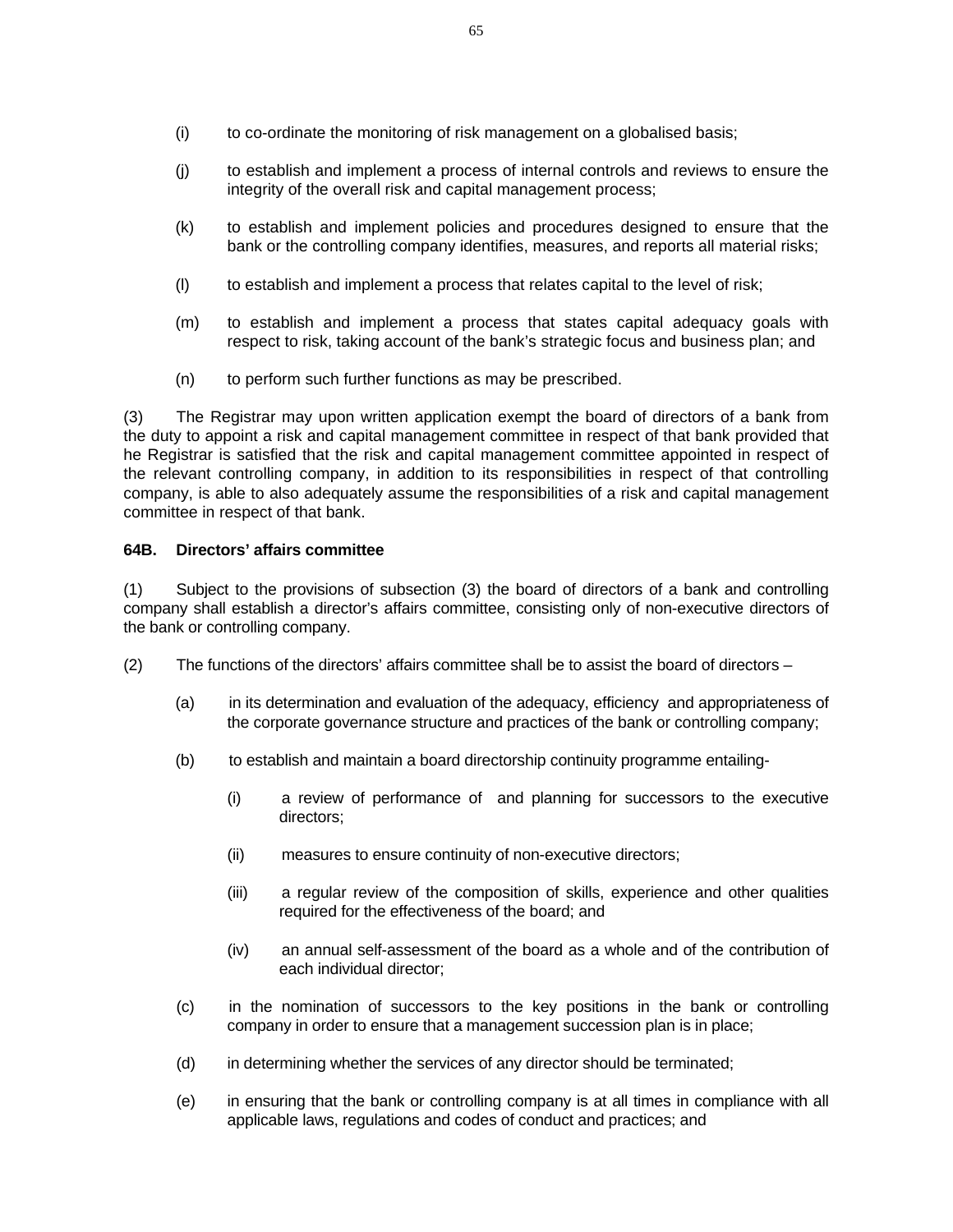(i) to co-ordinate the monitoring of risk management on a globalised basis;

(j) to establish and implement a process of internal controls and reviews to ensure the integrity of the overall risk and capital management process;

(k) to establish and implement policies and procedures designed to ensure that the bank or the controlling company identifies, measures, and reports all material risks;

(l) to establish and implement a process that relates capital to the level of risk;

(m) to establish and implement a process that states capital adequacy goals with respect to risk, taking account of the bank's strategic focus and business plan; and

(n) to perform such further functions as may be prescribed.

(3) The Registrar may upon written application exempt the board of directors of a bank from the duty to appoint a risk and capital management committee in respect of that bank provided that he Registrar is satisfied that the risk and capital management committee appointed in respect of the relevant controlling company, in addition to its responsibilities in respect of that controlling company, is able to also adequately assume the responsibilities of a risk and capital management committee in respect of that bank.

**64B. Directors' affairs committee**

(1) Subject to the provisions of subsection (3) the board of directors of a bank and controlling company shall establish a director's affairs committee, consisting only of non-executive directors of the bank or controlling company.

(2) The functions of the directors' affairs committee shall be to assist the board of directors –

(a) in its determination and evaluation of the adequacy, efficiency and appropriateness of the corporate governance structure and practices of the bank or controlling company;

(b) to establish and maintain a board directorship continuity programme entailing-

(i) a review of performance of and planning for successors to the executive directors;

(ii) measures to ensure continuity of non-executive directors;

(iii) a regular review of the composition of skills, experience and other qualities required for the effectiveness of the board; and

(iv) an annual self-assessment of the board as a whole and of the contribution of each individual director;

(c) in the nomination of successors to the key positions in the bank or controlling company in order to ensure that a management succession plan is in place;

(d) in determining whether the services of any director should be terminated;

(e) in ensuring that the bank or controlling company is at all times in compliance with all applicable laws, regulations and codes of conduct and practices; and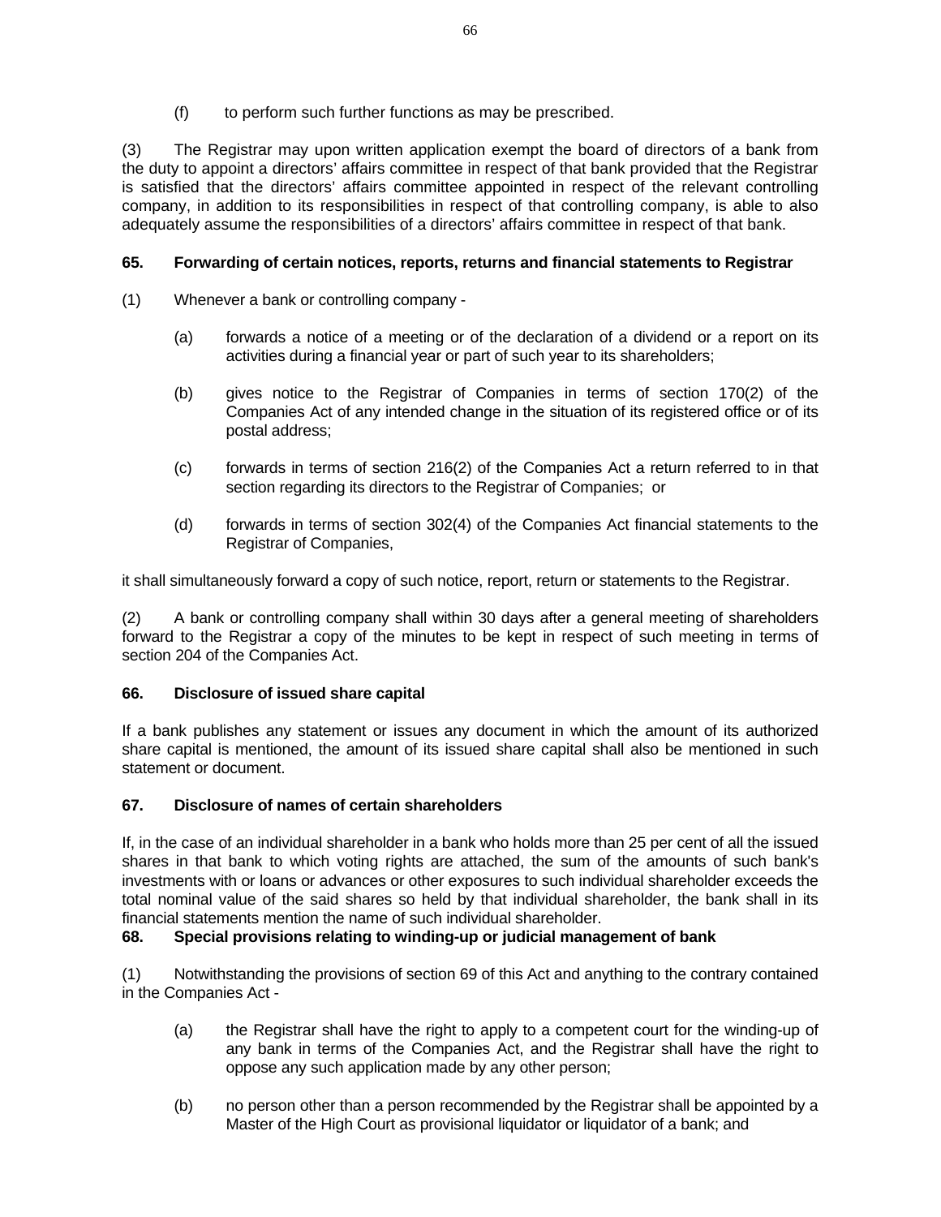(f) to perform such further functions as may be prescribed.

(3) The Registrar may upon written application exempt the board of directors of a bank from the duty to appoint a directors' affairs committee in respect of that bank provided that the Registrar is satisfied that the directors' affairs committee appointed in respect of the relevant controlling company, in addition to its responsibilities in respect of that controlling company, is able to also adequately assume the responsibilities of a directors' affairs committee in respect of that bank.

**65. Forwarding of certain notices, reports, returns and financial statements to Registrar**

(1) Whenever a bank or controlling company -

(a) forwards a notice of a meeting or of the declaration of a dividend or a report on its activities during a financial year or part of such year to its shareholders;

(b) gives notice to the Registrar of Companies in terms of section 170(2) of the Companies Act of any intended change in the situation of its registered office or of its postal address;

(c) forwards in terms of section 216(2) of the Companies Act a return referred to in that section regarding its directors to the Registrar of Companies; or

(d) forwards in terms of section 302(4) of the Companies Act financial statements to the Registrar of Companies,

it shall simultaneously forward a copy of such notice, report, return or statements to the Registrar.

(2) A bank or controlling company shall within 30 days after a general meeting of shareholders forward to the Registrar a copy of the minutes to be kept in respect of such meeting in terms of section 204 of the Companies Act.

**66. Disclosure of issued share capital**

If a bank publishes any statement or issues any document in which the amount of its authorized share capital is mentioned, the amount of its issued share capital shall also be mentioned in such statement or document.

**67. Disclosure of names of certain shareholders**

If, in the case of an individual shareholder in a bank who holds more than 25 per cent of all the issued shares in that bank to which voting rights are attached, the sum of the amounts of such bank's investments with or loans or advances or other exposures to such individual shareholder exceeds the total nominal value of the said shares so held by that individual shareholder, the bank shall in its financial statements mention the name of such individual shareholder.

**68. Special provisions relating to winding-up or judicial management of bank**

(1) Notwithstanding the provisions of section 69 of this Act and anything to the contrary contained in the Companies Act -

(a) the Registrar shall have the right to apply to a competent court for the winding-up of any bank in terms of the Companies Act, and the Registrar shall have the right to oppose any such application made by any other person;

(b) no person other than a person recommended by the Registrar shall be appointed by a Master of the High Court as provisional liquidator or liquidator of a bank; and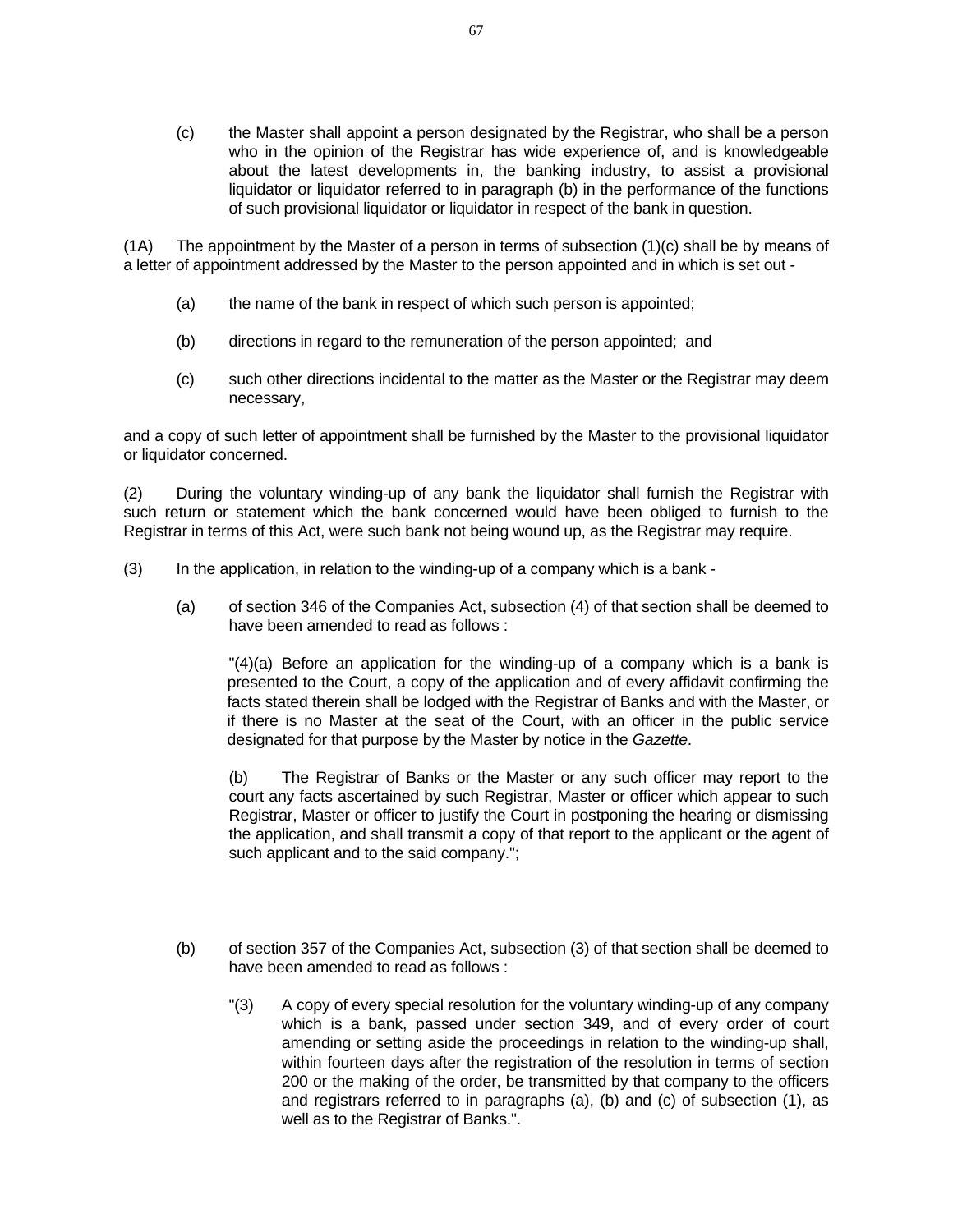(c) the Master shall appoint a person designated by the Registrar, who shall be a person who in the opinion of the Registrar has wide experience of, and is knowledgeable about the latest developments in, the banking industry, to assist a provisional liquidator or liquidator referred to in paragraph (b) in the performance of the functions of such provisional liquidator or liquidator in respect of the bank in question.

(1A) The appointment by the Master of a person in terms of subsection (1)(c) shall be by means of a letter of appointment addressed by the Master to the person appointed and in which is set out -

(a) the name of the bank in respect of which such person is appointed;

(b) directions in regard to the remuneration of the person appointed; and

(c) such other directions incidental to the matter as the Master or the Registrar may deem necessary,

and a copy of such letter of appointment shall be furnished by the Master to the provisional liquidator or liquidator concerned.

(2) During the voluntary winding-up of any bank the liquidator shall furnish the Registrar with such return or statement which the bank concerned would have been obliged to furnish to the Registrar in terms of this Act, were such bank not being wound up, as the Registrar may require.

(3) In the application, in relation to the winding-up of a company which is a bank -

(a) of section 346 of the Companies Act, subsection (4) of that section shall be deemed to have been amended to read as follows :

"(4)(a) Before an application for the winding-up of a company which is a bank is presented to the Court, a copy of the application and of every affidavit confirming the facts stated therein shall be lodged with the Registrar of Banks and with the Master, or if there is no Master at the seat of the Court, with an officer in the public service designated for that purpose by the Master by notice in the *Gazette*.

(b) The Registrar of Banks or the Master or any such officer may report to the court any facts ascertained by such Registrar, Master or officer which appear to such Registrar, Master or officer to justify the Court in postponing the hearing or dismissing the application, and shall transmit a copy of that report to the applicant or the agent of such applicant and to the said company.";

(b) of section 357 of the Companies Act, subsection (3) of that section shall be deemed to have been amended to read as follows :

"(3) A copy of every special resolution for the voluntary winding-up of any company which is a bank, passed under section 349, and of every order of court amending or setting aside the proceedings in relation to the winding-up shall, within fourteen days after the registration of the resolution in terms of section 200 or the making of the order, be transmitted by that company to the officers and registrars referred to in paragraphs (a), (b) and (c) of subsection (1), as well as to the Registrar of Banks.".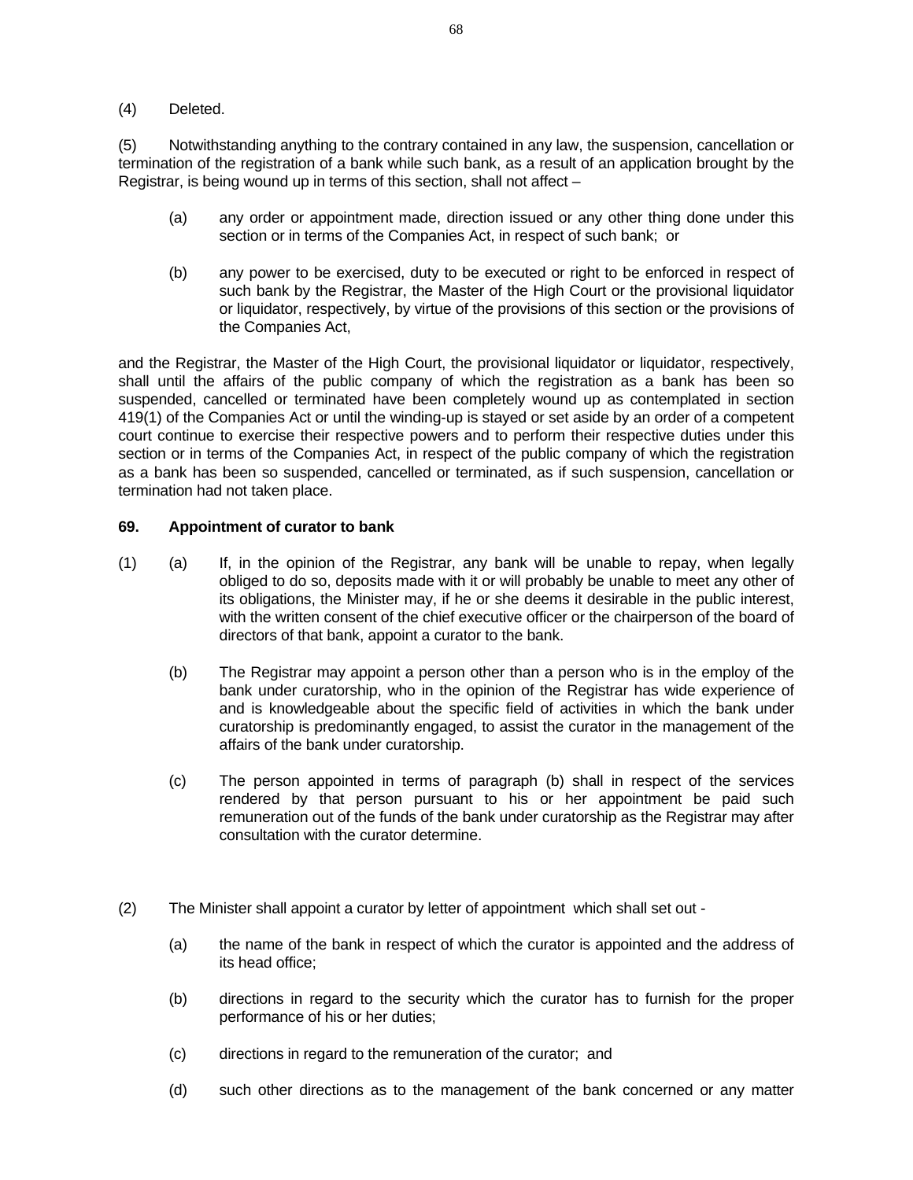(4) Deleted.

(5) Notwithstanding anything to the contrary contained in any law, the suspension, cancellation or termination of the registration of a bank while such bank, as a result of an application brought by the Registrar, is being wound up in terms of this section, shall not affect –

(a) any order or appointment made, direction issued or any other thing done under this section or in terms of the Companies Act, in respect of such bank; or

(b) any power to be exercised, duty to be executed or right to be enforced in respect of such bank by the Registrar, the Master of the High Court or the provisional liquidator or liquidator, respectively, by virtue of the provisions of this section or the provisions of the Companies Act,

and the Registrar, the Master of the High Court, the provisional liquidator or liquidator, respectively, shall until the affairs of the public company of which the registration as a bank has been so suspended, cancelled or terminated have been completely wound up as contemplated in section 419(1) of the Companies Act or until the winding-up is stayed or set aside by an order of a competent court continue to exercise their respective powers and to perform their respective duties under this section or in terms of the Companies Act, in respect of the public company of which the registration as a bank has been so suspended, cancelled or terminated, as if such suspension, cancellation or termination had not taken place.

**69. Appointment of curator to bank**

(1) (a) If, in the opinion of the Registrar, any bank will be unable to repay, when legally obliged to do so, deposits made with it or will probably be unable to meet any other of its obligations, the Minister may, if he or she deems it desirable in the public interest, with the written consent of the chief executive officer or the chairperson of the board of directors of that bank, appoint a curator to the bank.

(b) The Registrar may appoint a person other than a person who is in the employ of the bank under curatorship, who in the opinion of the Registrar has wide experience of and is knowledgeable about the specific field of activities in which the bank under curatorship is predominantly engaged, to assist the curator in the management of the affairs of the bank under curatorship.

(c) The person appointed in terms of paragraph (b) shall in respect of the services rendered by that person pursuant to his or her appointment be paid such remuneration out of the funds of the bank under curatorship as the Registrar may after consultation with the curator determine.

(2) The Minister shall appoint a curator by letter of appointment which shall set out -

(a) the name of the bank in respect of which the curator is appointed and the address of its head office;

(b) directions in regard to the security which the curator has to furnish for the proper performance of his or her duties;

(c) directions in regard to the remuneration of the curator; and

(d) such other directions as to the management of the bank concerned or any matter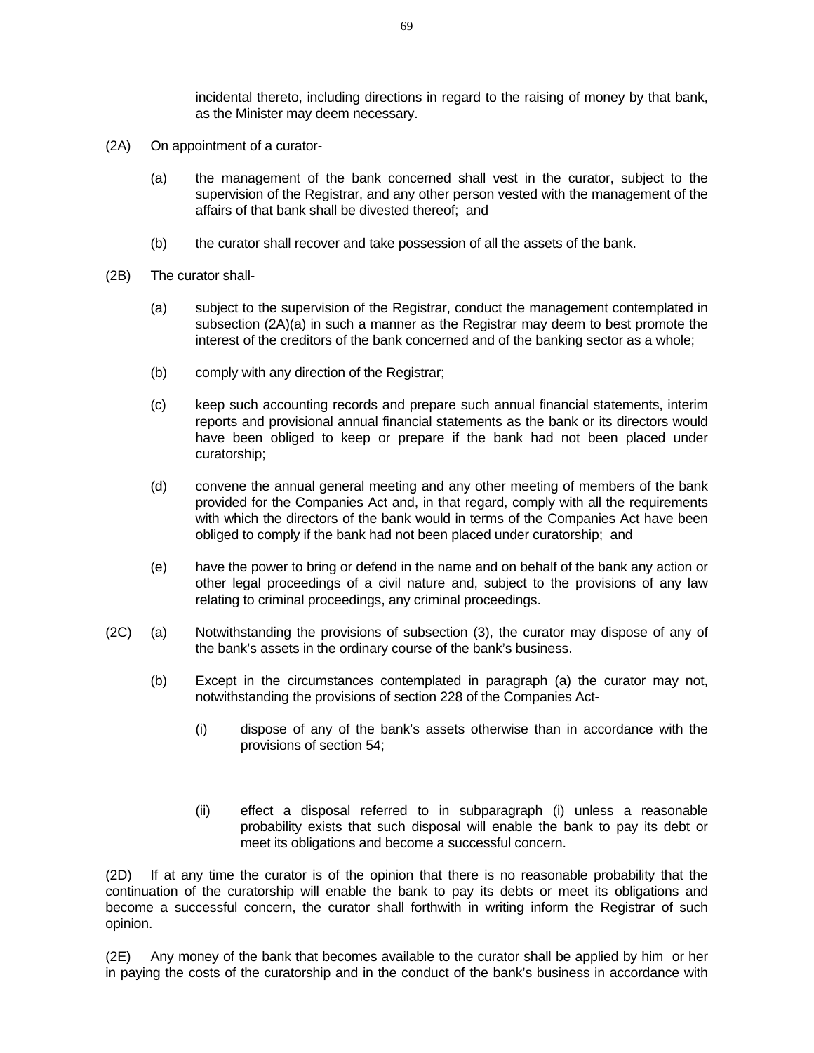incidental thereto, including directions in regard to the raising of money by that bank, as the Minister may deem necessary.

(2A) On appointment of a curator-

(a) the management of the bank concerned shall vest in the curator, subject to the supervision of the Registrar, and any other person vested with the management of the affairs of that bank shall be divested thereof; and

(b) the curator shall recover and take possession of all the assets of the bank.

(2B) The curator shall-

(a) subject to the supervision of the Registrar, conduct the management contemplated in subsection (2A)(a) in such a manner as the Registrar may deem to best promote the interest of the creditors of the bank concerned and of the banking sector as a whole;

(b) comply with any direction of the Registrar;

(c) keep such accounting records and prepare such annual financial statements, interim reports and provisional annual financial statements as the bank or its directors would have been obliged to keep or prepare if the bank had not been placed under curatorship;

(d) convene the annual general meeting and any other meeting of members of the bank provided for the Companies Act and, in that regard, comply with all the requirements with which the directors of the bank would in terms of the Companies Act have been obliged to comply if the bank had not been placed under curatorship; and

(e) have the power to bring or defend in the name and on behalf of the bank any action or other legal proceedings of a civil nature and, subject to the provisions of any law relating to criminal proceedings, any criminal proceedings.

(2C) (a) Notwithstanding the provisions of subsection (3), the curator may dispose of any of the bank's assets in the ordinary course of the bank's business.

(b) Except in the circumstances contemplated in paragraph (a) the curator may not, notwithstanding the provisions of section 228 of the Companies Act-

(i) dispose of any of the bank's assets otherwise than in accordance with the provisions of section 54;

(ii) effect a disposal referred to in subparagraph (i) unless a reasonable probability exists that such disposal will enable the bank to pay its debt or meet its obligations and become a successful concern.

(2D) If at any time the curator is of the opinion that there is no reasonable probability that the continuation of the curatorship will enable the bank to pay its debts or meet its obligations and become a successful concern, the curator shall forthwith in writing inform the Registrar of such opinion.

(2E) Any money of the bank that becomes available to the curator shall be applied by him or her in paying the costs of the curatorship and in the conduct of the bank's business in accordance with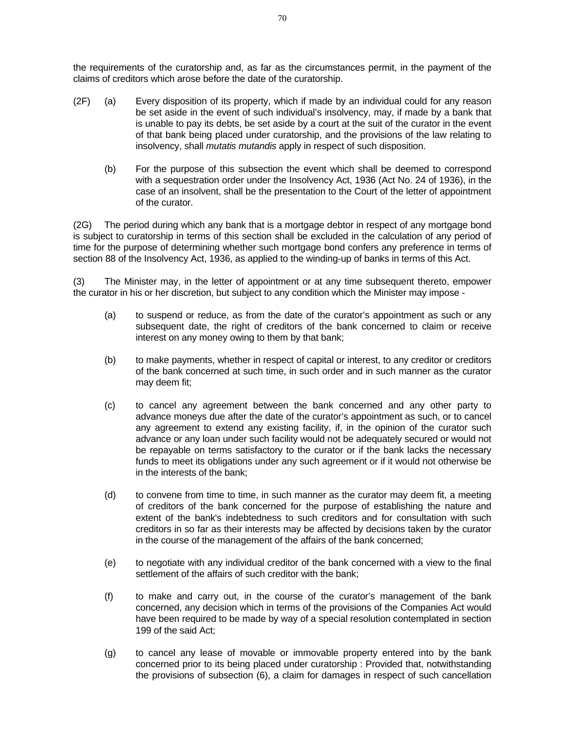the requirements of the curatorship and, as far as the circumstances permit, in the payment of the claims of creditors which arose before the date of the curatorship.

(2F) (a) Every disposition of its property, which if made by an individual could for any reason be set aside in the event of such individual's insolvency, may, if made by a bank that is unable to pay its debts, be set aside by a court at the suit of the curator in the event of that bank being placed under curatorship, and the provisions of the law relating to insolvency, shall *mutatis mutandis* apply in respect of such disposition.

(b) For the purpose of this subsection the event which shall be deemed to correspond with a sequestration order under the Insolvency Act, 1936 (Act No. 24 of 1936), in the case of an insolvent, shall be the presentation to the Court of the letter of appointment of the curator.

(2G) The period during which any bank that is a mortgage debtor in respect of any mortgage bond is subject to curatorship in terms of this section shall be excluded in the calculation of any period of time for the purpose of determining whether such mortgage bond confers any preference in terms of section 88 of the Insolvency Act, 1936, as applied to the winding-up of banks in terms of this Act.

(3) The Minister may, in the letter of appointment or at any time subsequent thereto, empower the curator in his or her discretion, but subject to any condition which the Minister may impose -

(a) to suspend or reduce, as from the date of the curator's appointment as such or any subsequent date, the right of creditors of the bank concerned to claim or receive interest on any money owing to them by that bank;

(b) to make payments, whether in respect of capital or interest, to any creditor or creditors of the bank concerned at such time, in such order and in such manner as the curator may deem fit;

(c) to cancel any agreement between the bank concerned and any other party to advance moneys due after the date of the curator's appointment as such, or to cancel any agreement to extend any existing facility, if, in the opinion of the curator such advance or any loan under such facility would not be adequately secured or would not be repayable on terms satisfactory to the curator or if the bank lacks the necessary funds to meet its obligations under any such agreement or if it would not otherwise be in the interests of the bank;

(d) to convene from time to time, in such manner as the curator may deem fit, a meeting of creditors of the bank concerned for the purpose of establishing the nature and extent of the bank's indebtedness to such creditors and for consultation with such creditors in so far as their interests may be affected by decisions taken by the curator in the course of the management of the affairs of the bank concerned;

(e) to negotiate with any individual creditor of the bank concerned with a view to the final settlement of the affairs of such creditor with the bank;

(f) to make and carry out, in the course of the curator's management of the bank concerned, any decision which in terms of the provisions of the Companies Act would have been required to be made by way of a special resolution contemplated in section 199 of the said Act;

(g) to cancel any lease of movable or immovable property entered into by the bank concerned prior to its being placed under curatorship : Provided that, notwithstanding the provisions of subsection (6), a claim for damages in respect of such cancellation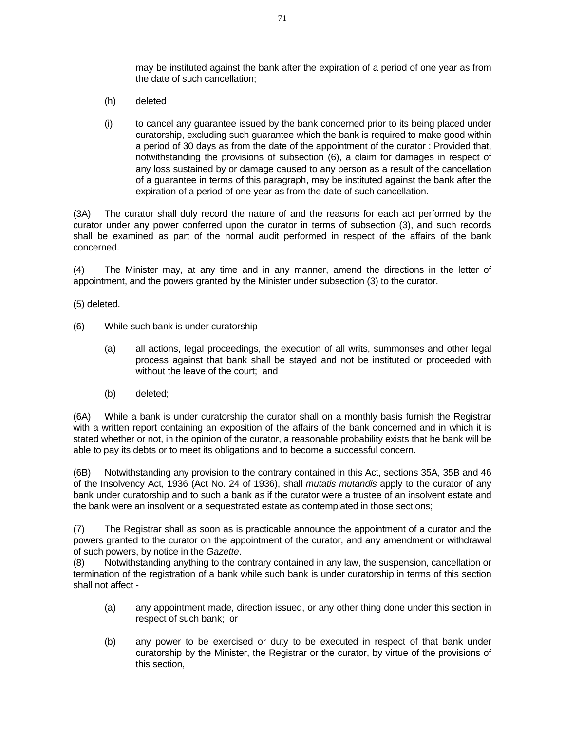may be instituted against the bank after the expiration of a period of one year as from the date of such cancellation;

(h) deleted

(i) to cancel any guarantee issued by the bank concerned prior to its being placed under curatorship, excluding such guarantee which the bank is required to make good within a period of 30 days as from the date of the appointment of the curator : Provided that, notwithstanding the provisions of subsection (6), a claim for damages in respect of any loss sustained by or damage caused to any person as a result of the cancellation of a guarantee in terms of this paragraph, may be instituted against the bank after the expiration of a period of one year as from the date of such cancellation.

(3A) The curator shall duly record the nature of and the reasons for each act performed by the curator under any power conferred upon the curator in terms of subsection (3), and such records shall be examined as part of the normal audit performed in respect of the affairs of the bank concerned.

(4) The Minister may, at any time and in any manner, amend the directions in the letter of appointment, and the powers granted by the Minister under subsection (3) to the curator.

(5) deleted.

(6) While such bank is under curatorship -

(a) all actions, legal proceedings, the execution of all writs, summonses and other legal process against that bank shall be stayed and not be instituted or proceeded with without the leave of the court; and

(b) deleted;

(6A) While a bank is under curatorship the curator shall on a monthly basis furnish the Registrar with a written report containing an exposition of the affairs of the bank concerned and in which it is stated whether or not, in the opinion of the curator, a reasonable probability exists that he bank will be able to pay its debts or to meet its obligations and to become a successful concern.

(6B) Notwithstanding any provision to the contrary contained in this Act, sections 35A, 35B and 46 of the Insolvency Act, 1936 (Act No. 24 of 1936), shall *mutatis mutandis* apply to the curator of any bank under curatorship and to such a bank as if the curator were a trustee of an insolvent estate and the bank were an insolvent or a sequestrated estate as contemplated in those sections;

(7) The Registrar shall as soon as is practicable announce the appointment of a curator and the powers granted to the curator on the appointment of the curator, and any amendment or withdrawal of such powers, by notice in the *Gazette*.

(8) Notwithstanding anything to the contrary contained in any law, the suspension, cancellation or termination of the registration of a bank while such bank is under curatorship in terms of this section shall not affect -

(a) any appointment made, direction issued, or any other thing done under this section in respect of such bank; or

(b) any power to be exercised or duty to be executed in respect of that bank under curatorship by the Minister, the Registrar or the curator, by virtue of the provisions of this section,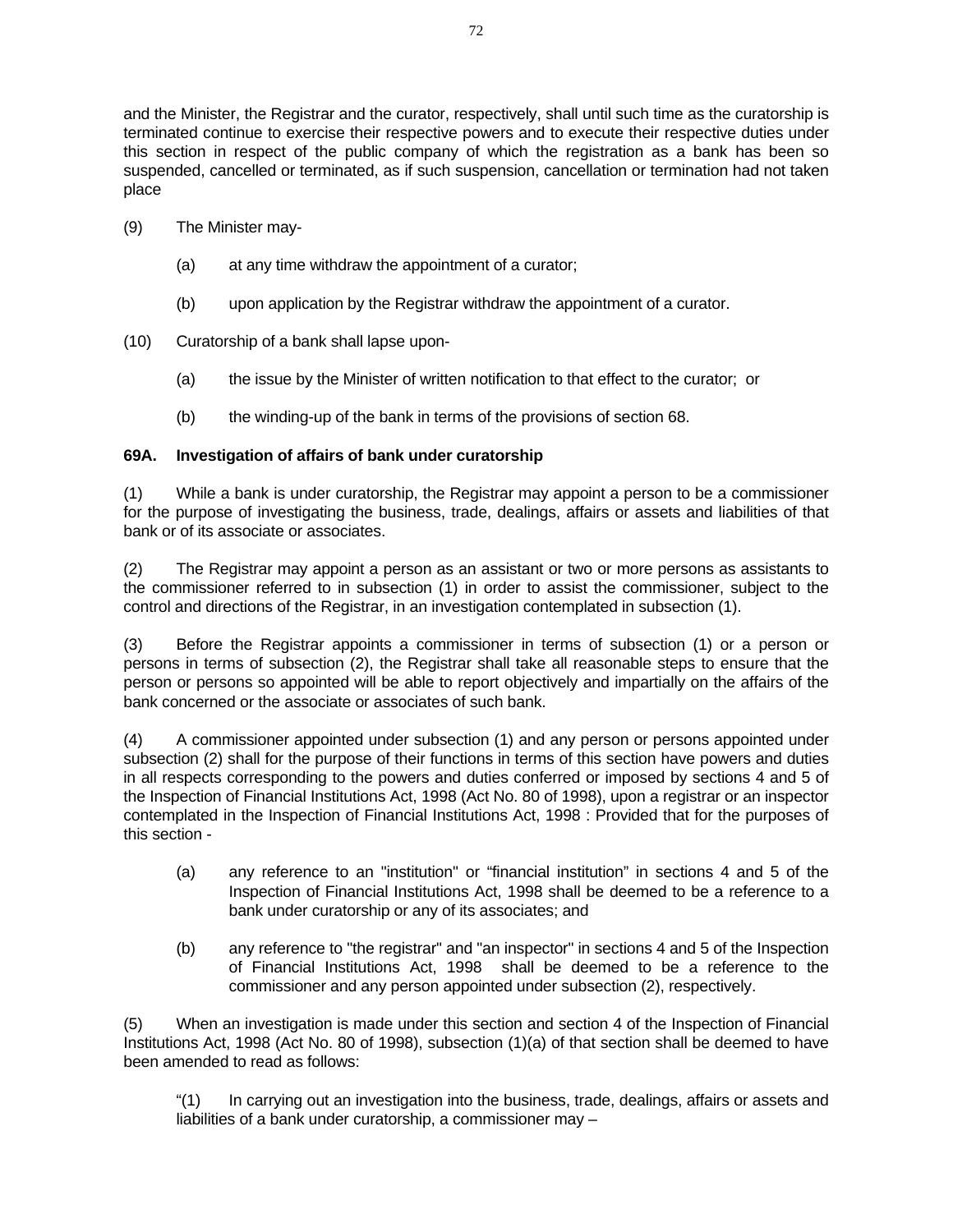and the Minister, the Registrar and the curator, respectively, shall until such time as the curatorship is terminated continue to exercise their respective powers and to execute their respective duties under this section in respect of the public company of which the registration as a bank has been so suspended, cancelled or terminated, as if such suspension, cancellation or termination had not taken place

(9) The Minister may-

(a) at any time withdraw the appointment of a curator;

(b) upon application by the Registrar withdraw the appointment of a curator.

(10) Curatorship of a bank shall lapse upon-

(a) the issue by the Minister of written notification to that effect to the curator; or

(b) the winding-up of the bank in terms of the provisions of section 68.

**69A. Investigation of affairs of bank under curatorship**

(1) While a bank is under curatorship, the Registrar may appoint a person to be a commissioner for the purpose of investigating the business, trade, dealings, affairs or assets and liabilities of that bank or of its associate or associates.

(2) The Registrar may appoint a person as an assistant or two or more persons as assistants to the commissioner referred to in subsection (1) in order to assist the commissioner, subject to the control and directions of the Registrar, in an investigation contemplated in subsection (1).

(3) Before the Registrar appoints a commissioner in terms of subsection (1) or a person or persons in terms of subsection (2), the Registrar shall take all reasonable steps to ensure that the person or persons so appointed will be able to report objectively and impartially on the affairs of the bank concerned or the associate or associates of such bank.

(4) A commissioner appointed under subsection (1) and any person or persons appointed under subsection (2) shall for the purpose of their functions in terms of this section have powers and duties in all respects corresponding to the powers and duties conferred or imposed by sections 4 and 5 of the Inspection of Financial Institutions Act, 1998 (Act No. 80 of 1998), upon a registrar or an inspector contemplated in the Inspection of Financial Institutions Act, 1998 : Provided that for the purposes of this section -

(a) any reference to an "institution" or "financial institution" in sections 4 and 5 of the Inspection of Financial Institutions Act, 1998 shall be deemed to be a reference to a bank under curatorship or any of its associates; and

(b) any reference to "the registrar" and "an inspector" in sections 4 and 5 of the Inspection of Financial Institutions Act, 1998 shall be deemed to be a reference to the commissioner and any person appointed under subsection (2), respectively.

(5) When an investigation is made under this section and section 4 of the Inspection of Financial Institutions Act, 1998 (Act No. 80 of 1998), subsection (1)(a) of that section shall be deemed to have been amended to read as follows:

"(1) In carrying out an investigation into the business, trade, dealings, affairs or assets and liabilities of a bank under curatorship, a commissioner may –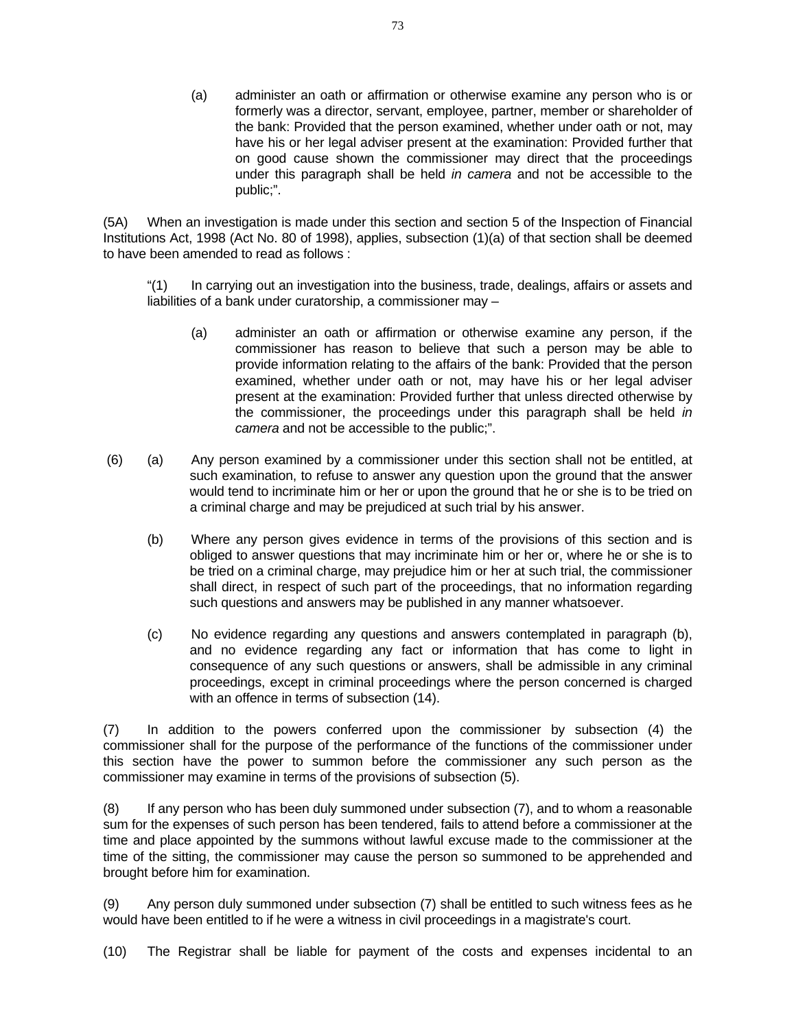(a) administer an oath or affirmation or otherwise examine any person who is or formerly was a director, servant, employee, partner, member or shareholder of the bank: Provided that the person examined, whether under oath or not, may have his or her legal adviser present at the examination: Provided further that on good cause shown the commissioner may direct that the proceedings under this paragraph shall be held *in camera* and not be accessible to the public;".

(5A) When an investigation is made under this section and section 5 of the Inspection of Financial Institutions Act, 1998 (Act No. 80 of 1998), applies, subsection (1)(a) of that section shall be deemed to have been amended to read as follows :

"(1) In carrying out an investigation into the business, trade, dealings, affairs or assets and liabilities of a bank under curatorship, a commissioner may –

(a) administer an oath or affirmation or otherwise examine any person, if the commissioner has reason to believe that such a person may be able to provide information relating to the affairs of the bank: Provided that the person examined, whether under oath or not, may have his or her legal adviser present at the examination: Provided further that unless directed otherwise by the commissioner, the proceedings under this paragraph shall be held *in camera* and not be accessible to the public;".

(6) (a) Any person examined by a commissioner under this section shall not be entitled, at such examination, to refuse to answer any question upon the ground that the answer would tend to incriminate him or her or upon the ground that he or she is to be tried on a criminal charge and may be prejudiced at such trial by his answer.

(b) Where any person gives evidence in terms of the provisions of this section and is obliged to answer questions that may incriminate him or her or, where he or she is to be tried on a criminal charge, may prejudice him or her at such trial, the commissioner shall direct, in respect of such part of the proceedings, that no information regarding such questions and answers may be published in any manner whatsoever.

(c) No evidence regarding any questions and answers contemplated in paragraph (b), and no evidence regarding any fact or information that has come to light in consequence of any such questions or answers, shall be admissible in any criminal proceedings, except in criminal proceedings where the person concerned is charged with an offence in terms of subsection (14).

(7) In addition to the powers conferred upon the commissioner by subsection (4) the commissioner shall for the purpose of the performance of the functions of the commissioner under this section have the power to summon before the commissioner any such person as the commissioner may examine in terms of the provisions of subsection (5).

(8) If any person who has been duly summoned under subsection (7), and to whom a reasonable sum for the expenses of such person has been tendered, fails to attend before a commissioner at the time and place appointed by the summons without lawful excuse made to the commissioner at the time of the sitting, the commissioner may cause the person so summoned to be apprehended and brought before him for examination.

(9) Any person duly summoned under subsection (7) shall be entitled to such witness fees as he would have been entitled to if he were a witness in civil proceedings in a magistrate's court.

(10) The Registrar shall be liable for payment of the costs and expenses incidental to an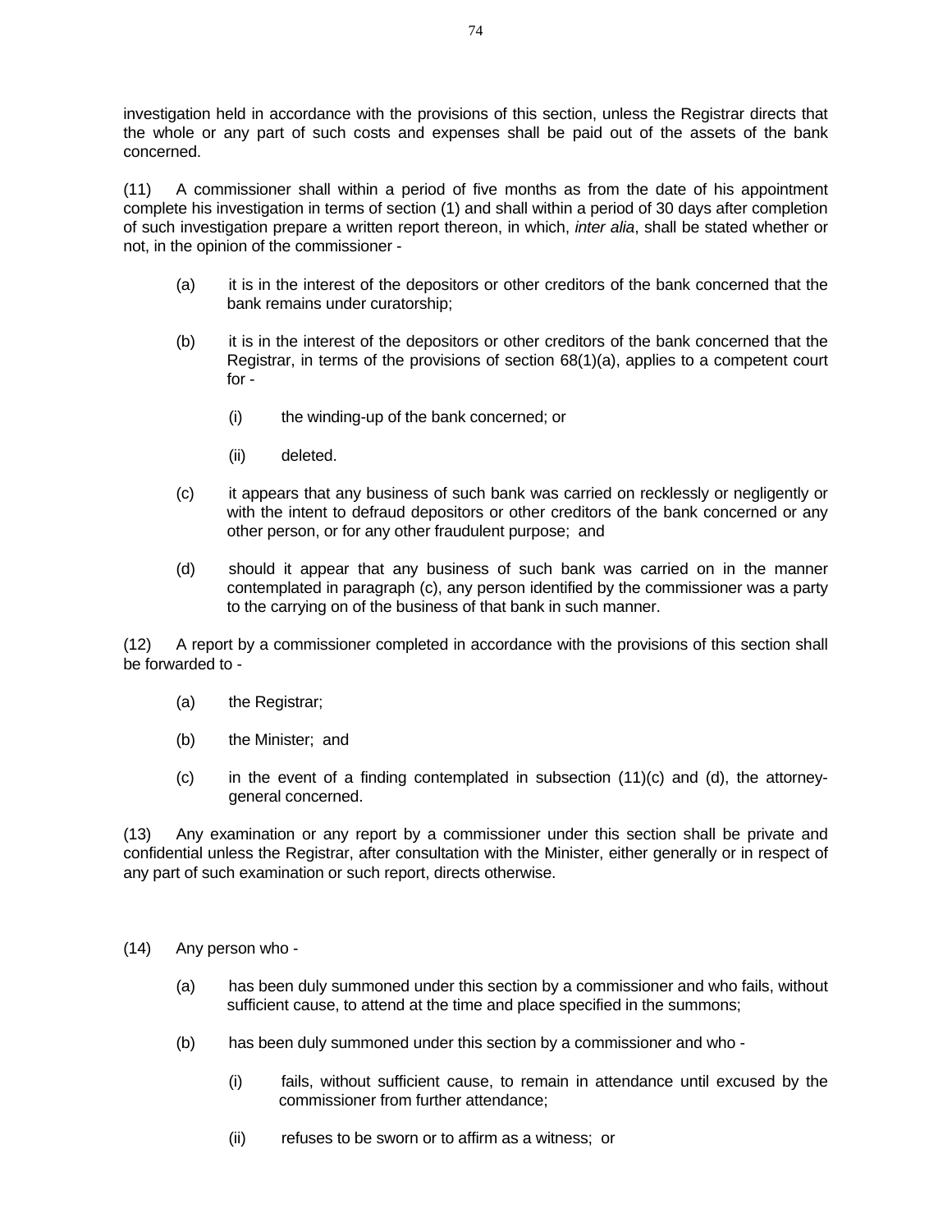investigation held in accordance with the provisions of this section, unless the Registrar directs that the whole or any part of such costs and expenses shall be paid out of the assets of the bank concerned.

(11) A commissioner shall within a period of five months as from the date of his appointment complete his investigation in terms of section (1) and shall within a period of 30 days after completion of such investigation prepare a written report thereon, in which, *inter alia*, shall be stated whether or not, in the opinion of the commissioner -

- (a) it is in the interest of the depositors or other creditors of the bank concerned that the bank remains under curatorship;

- (b) it is in the interest of the depositors or other creditors of the bank concerned that the Registrar, in terms of the provisions of section 68(1)(a), applies to a competent court for -

  - (i) the winding-up of the bank concerned; or

  - (ii) deleted.

- (c) it appears that any business of such bank was carried on recklessly or negligently or with the intent to defraud depositors or other creditors of the bank concerned or any other person, or for any other fraudulent purpose; and

- (d) should it appear that any business of such bank was carried on in the manner contemplated in paragraph (c), any person identified by the commissioner was a party to the carrying on of the business of that bank in such manner.

(12) A report by a commissioner completed in accordance with the provisions of this section shall be forwarded to -

- (a) the Registrar;

- (b) the Minister; and

- (c) in the event of a finding contemplated in subsection (11)(c) and (d), the attorney-general concerned.

(13) Any examination or any report by a commissioner under this section shall be private and confidential unless the Registrar, after consultation with the Minister, either generally or in respect of any part of such examination or such report, directs otherwise.

(14) Any person who -

- (a) has been duly summoned under this section by a commissioner and who fails, without sufficient cause, to attend at the time and place specified in the summons;

- (b) has been duly summoned under this section by a commissioner and who -

  - (i) fails, without sufficient cause, to remain in attendance until excused by the commissioner from further attendance;

  - (ii) refuses to be sworn or to affirm as a witness; or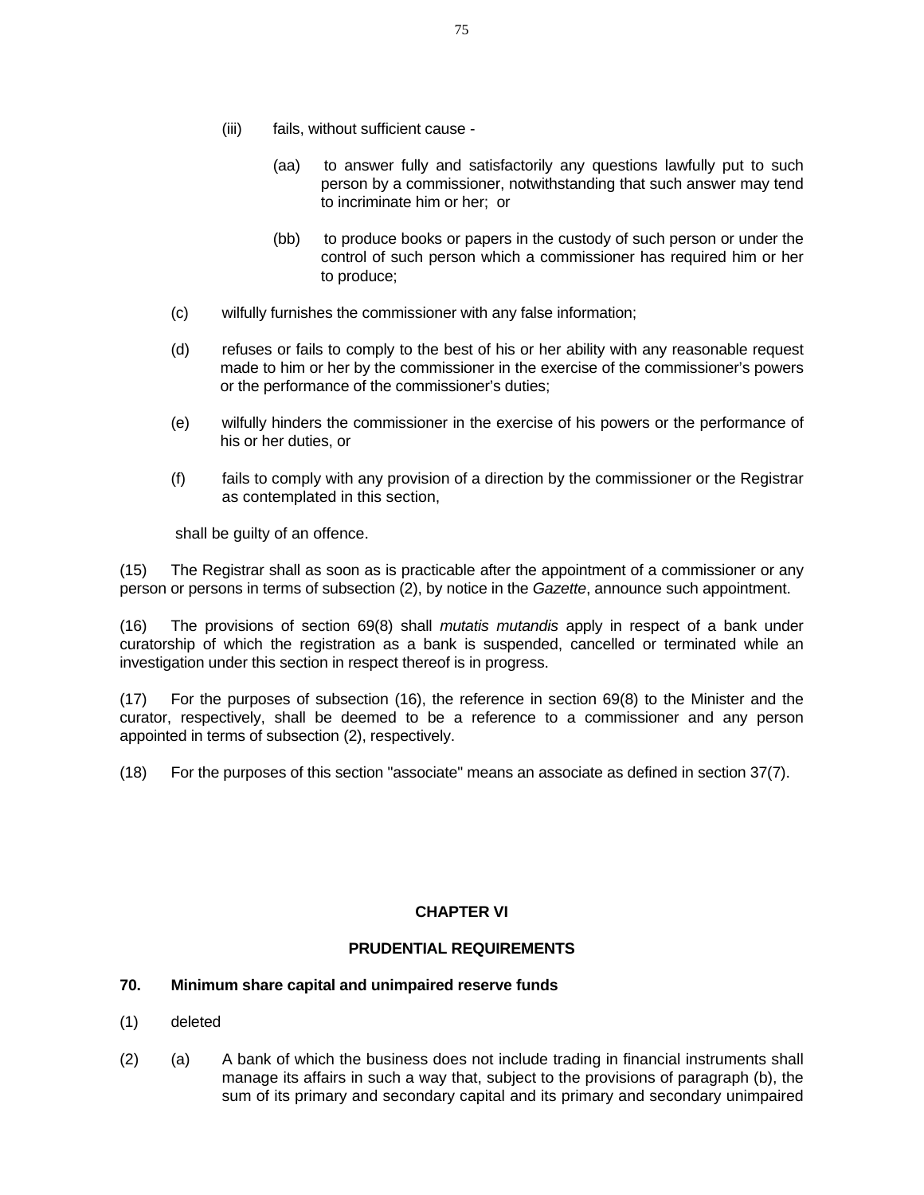(iii) fails, without sufficient cause -

(aa) to answer fully and satisfactorily any questions lawfully put to such person by a commissioner, notwithstanding that such answer may tend to incriminate him or her; or

(bb) to produce books or papers in the custody of such person or under the control of such person which a commissioner has required him or her to produce;

(c) wilfully furnishes the commissioner with any false information;

(d) refuses or fails to comply to the best of his or her ability with any reasonable request made to him or her by the commissioner in the exercise of the commissioner's powers or the performance of the commissioner's duties;

(e) wilfully hinders the commissioner in the exercise of his powers or the performance of his or her duties, or

(f) fails to comply with any provision of a direction by the commissioner or the Registrar as contemplated in this section,

shall be guilty of an offence.

(15) The Registrar shall as soon as is practicable after the appointment of a commissioner or any person or persons in terms of subsection (2), by notice in the *Gazette*, announce such appointment.

(16) The provisions of section 69(8) shall *mutatis mutandis* apply in respect of a bank under curatorship of which the registration as a bank is suspended, cancelled or terminated while an investigation under this section in respect thereof is in progress.

(17) For the purposes of subsection (16), the reference in section 69(8) to the Minister and the curator, respectively, shall be deemed to be a reference to a commissioner and any person appointed in terms of subsection (2), respectively.

(18) For the purposes of this section "associate" means an associate as defined in section 37(7).

## CHAPTER VI

## PRUDENTIAL REQUIREMENTS

### 70. Minimum share capital and unimpaired reserve funds

(1) deleted

(2) (a) A bank of which the business does not include trading in financial instruments shall manage its affairs in such a way that, subject to the provisions of paragraph (b), the sum of its primary and secondary capital and its primary and secondary unimpaired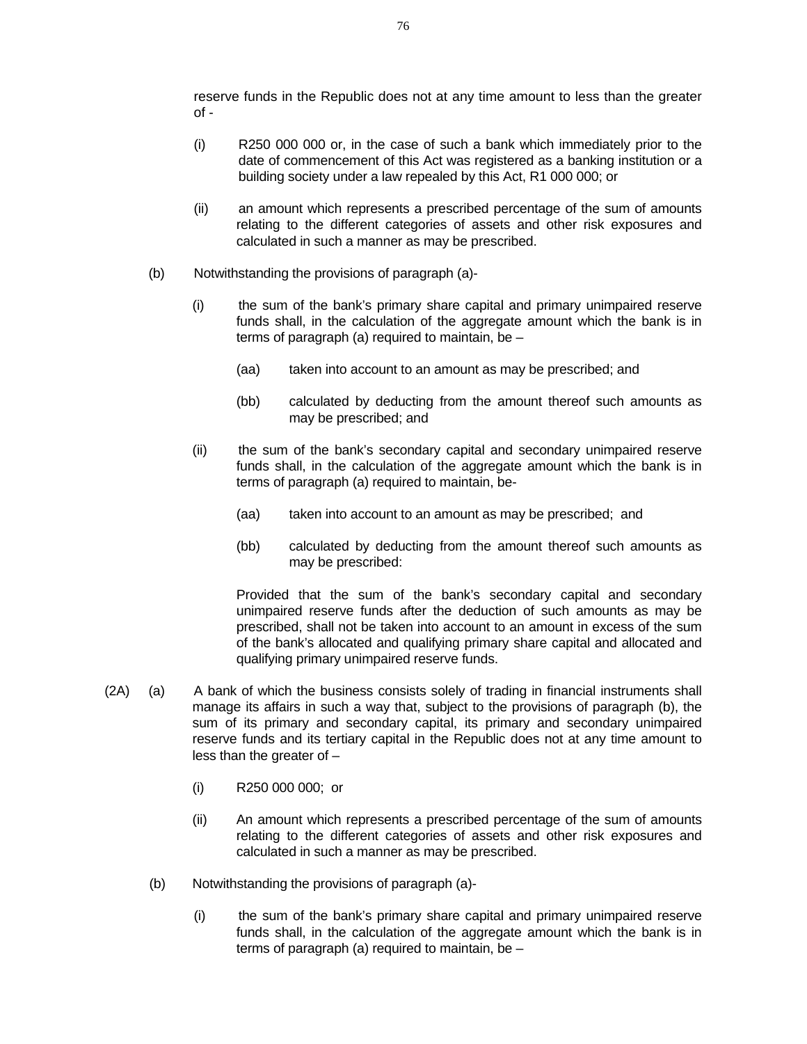reserve funds in the Republic does not at any time amount to less than the greater of -

(i) R250 000 000 or, in the case of such a bank which immediately prior to the date of commencement of this Act was registered as a banking institution or a building society under a law repealed by this Act, R1 000 000; or

(ii) an amount which represents a prescribed percentage of the sum of amounts relating to the different categories of assets and other risk exposures and calculated in such a manner as may be prescribed.

(b) Notwithstanding the provisions of paragraph (a)-

(i) the sum of the bank's primary share capital and primary unimpaired reserve funds shall, in the calculation of the aggregate amount which the bank is in terms of paragraph (a) required to maintain, be –

(aa) taken into account to an amount as may be prescribed; and

(bb) calculated by deducting from the amount thereof such amounts as may be prescribed; and

(ii) the sum of the bank's secondary capital and secondary unimpaired reserve funds shall, in the calculation of the aggregate amount which the bank is in terms of paragraph (a) required to maintain, be-

(aa) taken into account to an amount as may be prescribed; and

(bb) calculated by deducting from the amount thereof such amounts as may be prescribed:

Provided that the sum of the bank's secondary capital and secondary unimpaired reserve funds after the deduction of such amounts as may be prescribed, shall not be taken into account to an amount in excess of the sum of the bank's allocated and qualifying primary share capital and allocated and qualifying primary unimpaired reserve funds.

(2A) (a) A bank of which the business consists solely of trading in financial instruments shall manage its affairs in such a way that, subject to the provisions of paragraph (b), the sum of its primary and secondary capital, its primary and secondary unimpaired reserve funds and its tertiary capital in the Republic does not at any time amount to less than the greater of –

(i) R250 000 000; or

(ii) An amount which represents a prescribed percentage of the sum of amounts relating to the different categories of assets and other risk exposures and calculated in such a manner as may be prescribed.

(b) Notwithstanding the provisions of paragraph (a)-

(i) the sum of the bank's primary share capital and primary unimpaired reserve funds shall, in the calculation of the aggregate amount which the bank is in terms of paragraph (a) required to maintain, be –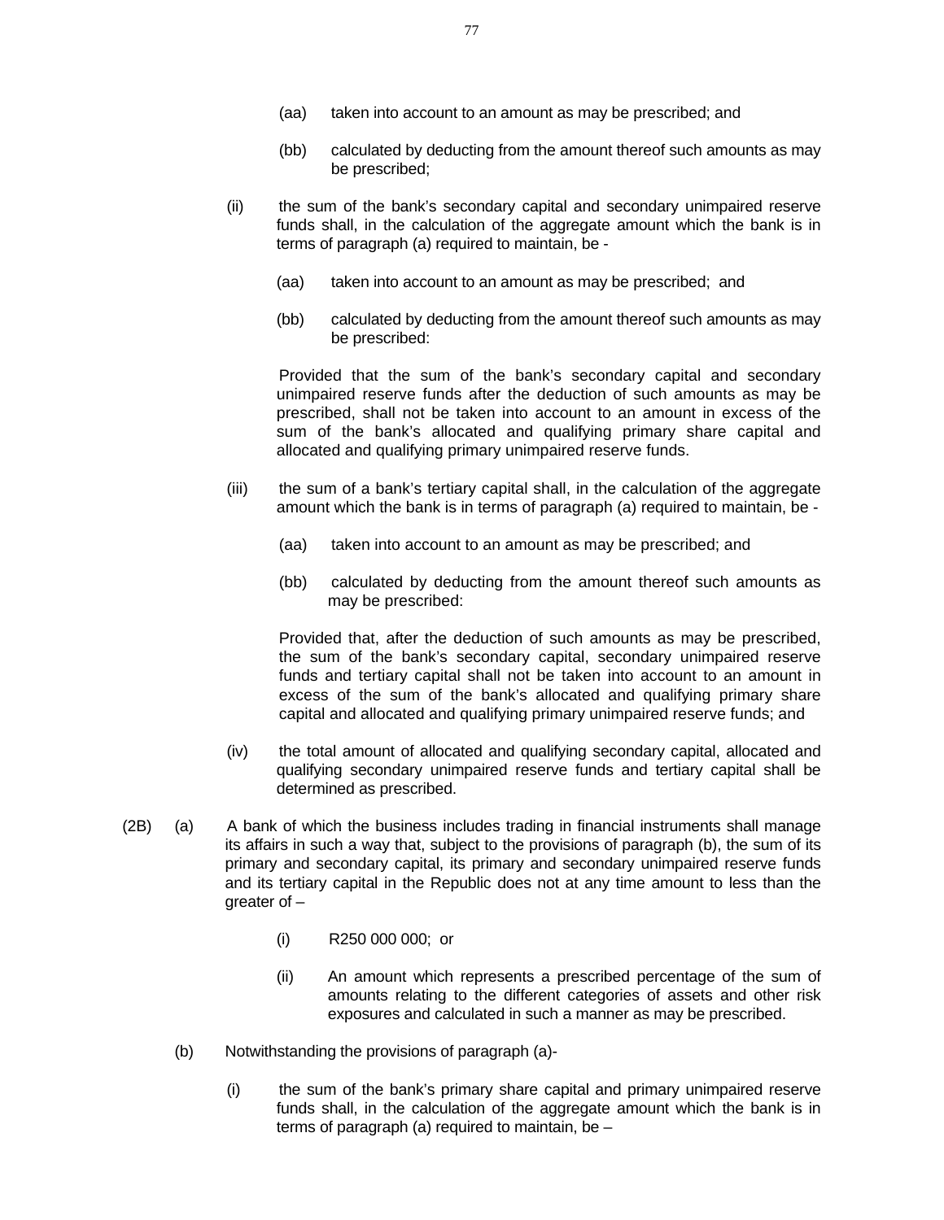(aa) taken into account to an amount as may be prescribed; and

(bb) calculated by deducting from the amount thereof such amounts as may be prescribed;

(ii) the sum of the bank's secondary capital and secondary unimpaired reserve funds shall, in the calculation of the aggregate amount which the bank is in terms of paragraph (a) required to maintain, be -

(aa) taken into account to an amount as may be prescribed; and

(bb) calculated by deducting from the amount thereof such amounts as may be prescribed:

Provided that the sum of the bank's secondary capital and secondary unimpaired reserve funds after the deduction of such amounts as may be prescribed, shall not be taken into account to an amount in excess of the sum of the bank's allocated and qualifying primary share capital and allocated and qualifying primary unimpaired reserve funds.

(iii) the sum of a bank's tertiary capital shall, in the calculation of the aggregate amount which the bank is in terms of paragraph (a) required to maintain, be -

(aa) taken into account to an amount as may be prescribed; and

(bb) calculated by deducting from the amount thereof such amounts as may be prescribed:

Provided that, after the deduction of such amounts as may be prescribed, the sum of the bank's secondary capital, secondary unimpaired reserve funds and tertiary capital shall not be taken into account to an amount in excess of the sum of the bank's allocated and qualifying primary share capital and allocated and qualifying primary unimpaired reserve funds; and

(iv) the total amount of allocated and qualifying secondary capital, allocated and qualifying secondary unimpaired reserve funds and tertiary capital shall be determined as prescribed.

(2B) (a) A bank of which the business includes trading in financial instruments shall manage its affairs in such a way that, subject to the provisions of paragraph (b), the sum of its primary and secondary capital, its primary and secondary unimpaired reserve funds and its tertiary capital in the Republic does not at any time amount to less than the greater of –

(i) R250 000 000; or

(ii) An amount which represents a prescribed percentage of the sum of amounts relating to the different categories of assets and other risk exposures and calculated in such a manner as may be prescribed.

(b) Notwithstanding the provisions of paragraph (a)-

(i) the sum of the bank's primary share capital and primary unimpaired reserve funds shall, in the calculation of the aggregate amount which the bank is in terms of paragraph (a) required to maintain, be –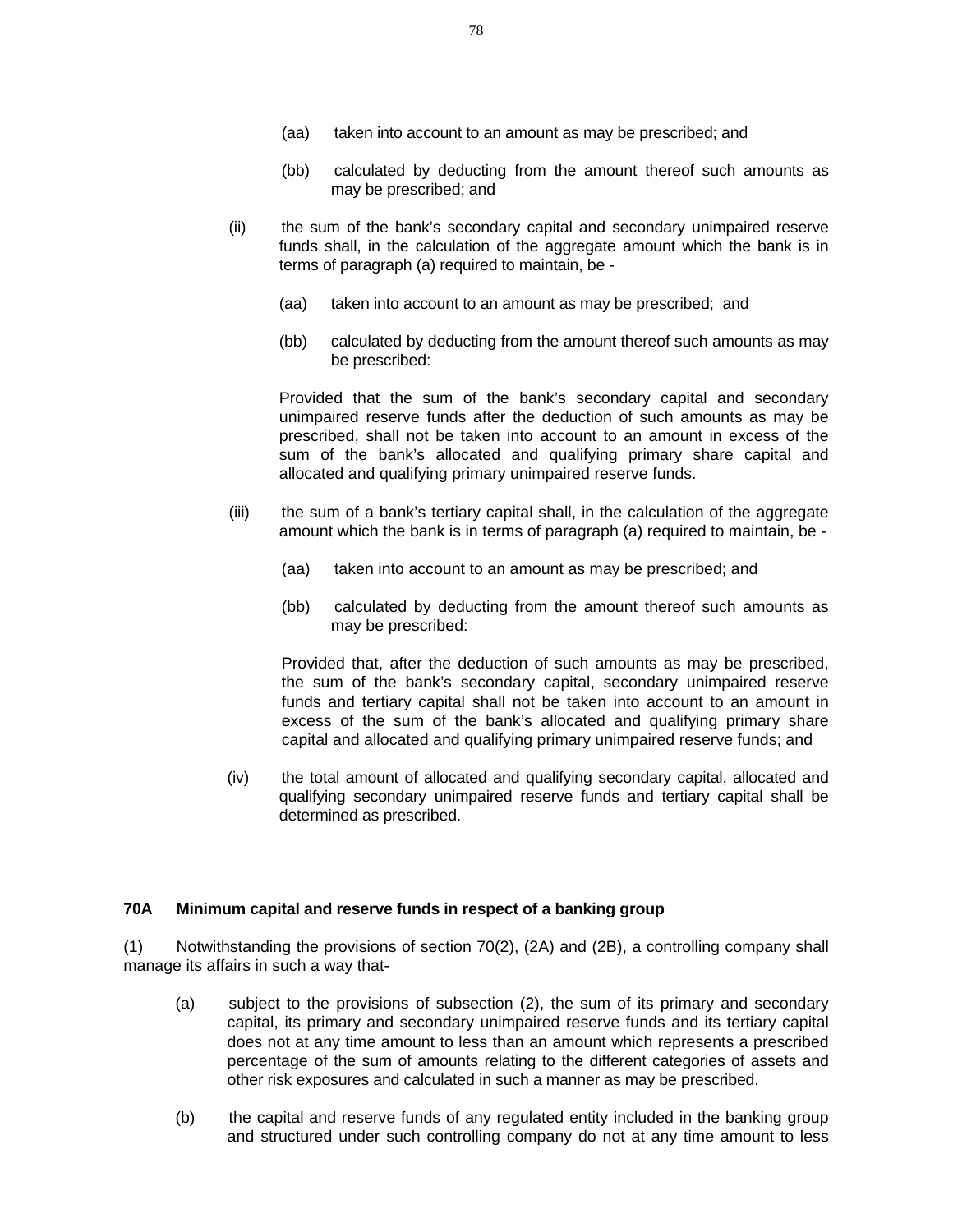(aa) taken into account to an amount as may be prescribed; and

(bb) calculated by deducting from the amount thereof such amounts as may be prescribed; and

(ii) the sum of the bank's secondary capital and secondary unimpaired reserve funds shall, in the calculation of the aggregate amount which the bank is in terms of paragraph (a) required to maintain, be -

(aa) taken into account to an amount as may be prescribed; and

(bb) calculated by deducting from the amount thereof such amounts as may be prescribed:

Provided that the sum of the bank's secondary capital and secondary unimpaired reserve funds after the deduction of such amounts as may be prescribed, shall not be taken into account to an amount in excess of the sum of the bank's allocated and qualifying primary share capital and allocated and qualifying primary unimpaired reserve funds.

(iii) the sum of a bank's tertiary capital shall, in the calculation of the aggregate amount which the bank is in terms of paragraph (a) required to maintain, be -

(aa) taken into account to an amount as may be prescribed; and

(bb) calculated by deducting from the amount thereof such amounts as may be prescribed:

Provided that, after the deduction of such amounts as may be prescribed, the sum of the bank's secondary capital, secondary unimpaired reserve funds and tertiary capital shall not be taken into account to an amount in excess of the sum of the bank's allocated and qualifying primary share capital and allocated and qualifying primary unimpaired reserve funds; and

(iv) the total amount of allocated and qualifying secondary capital, allocated and qualifying secondary unimpaired reserve funds and tertiary capital shall be determined as prescribed.

**70A Minimum capital and reserve funds in respect of a banking group**

(1) Notwithstanding the provisions of section 70(2), (2A) and (2B), a controlling company shall manage its affairs in such a way that-

(a) subject to the provisions of subsection (2), the sum of its primary and secondary capital, its primary and secondary unimpaired reserve funds and its tertiary capital does not at any time amount to less than an amount which represents a prescribed percentage of the sum of amounts relating to the different categories of assets and other risk exposures and calculated in such a manner as may be prescribed.

(b) the capital and reserve funds of any regulated entity included in the banking group and structured under such controlling company do not at any time amount to less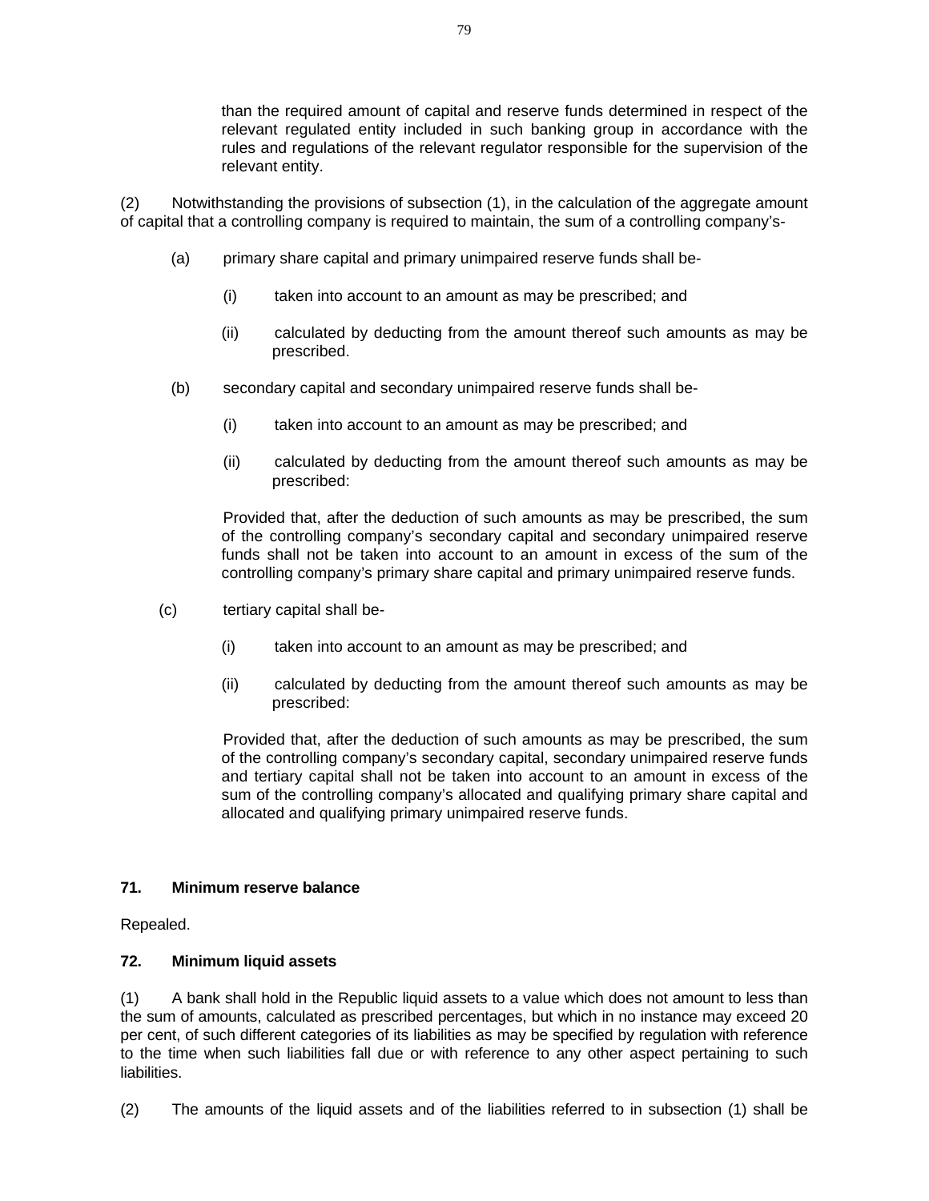than the required amount of capital and reserve funds determined in respect of the relevant regulated entity included in such banking group in accordance with the rules and regulations of the relevant regulator responsible for the supervision of the relevant entity.

(2) Notwithstanding the provisions of subsection (1), in the calculation of the aggregate amount of capital that a controlling company is required to maintain, the sum of a controlling company's-

(a) primary share capital and primary unimpaired reserve funds shall be-

(i) taken into account to an amount as may be prescribed; and

(ii) calculated by deducting from the amount thereof such amounts as may be prescribed.

(b) secondary capital and secondary unimpaired reserve funds shall be-

(i) taken into account to an amount as may be prescribed; and

(ii) calculated by deducting from the amount thereof such amounts as may be prescribed:

Provided that, after the deduction of such amounts as may be prescribed, the sum of the controlling company's secondary capital and secondary unimpaired reserve funds shall not be taken into account to an amount in excess of the sum of the controlling company's primary share capital and primary unimpaired reserve funds.

(c) tertiary capital shall be-

(i) taken into account to an amount as may be prescribed; and

(ii) calculated by deducting from the amount thereof such amounts as may be prescribed:

Provided that, after the deduction of such amounts as may be prescribed, the sum of the controlling company's secondary capital, secondary unimpaired reserve funds and tertiary capital shall not be taken into account to an amount in excess of the sum of the controlling company's allocated and qualifying primary share capital and allocated and qualifying primary unimpaired reserve funds.

**71. Minimum reserve balance**

Repealed.

**72. Minimum liquid assets**

(1) A bank shall hold in the Republic liquid assets to a value which does not amount to less than the sum of amounts, calculated as prescribed percentages, but which in no instance may exceed 20 per cent, of such different categories of its liabilities as may be specified by regulation with reference to the time when such liabilities fall due or with reference to any other aspect pertaining to such liabilities.

(2) The amounts of the liquid assets and of the liabilities referred to in subsection (1) shall be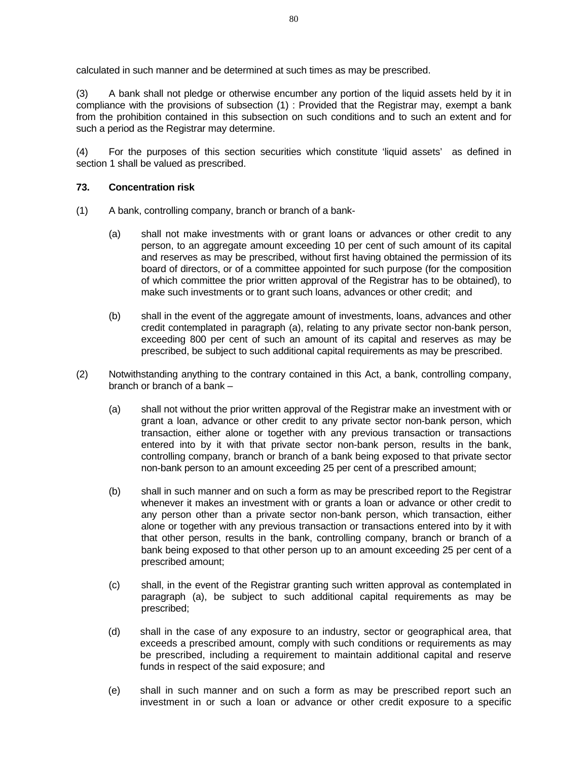calculated in such manner and be determined at such times as may be prescribed.

(3) A bank shall not pledge or otherwise encumber any portion of the liquid assets held by it in compliance with the provisions of subsection (1) : Provided that the Registrar may, exempt a bank from the prohibition contained in this subsection on such conditions and to such an extent and for such a period as the Registrar may determine.

(4) For the purposes of this section securities which constitute 'liquid assets' as defined in section 1 shall be valued as prescribed.

**73. Concentration risk**

(1) A bank, controlling company, branch or branch of a bank-

(a) shall not make investments with or grant loans or advances or other credit to any person, to an aggregate amount exceeding 10 per cent of such amount of its capital and reserves as may be prescribed, without first having obtained the permission of its board of directors, or of a committee appointed for such purpose (for the composition of which committee the prior written approval of the Registrar has to be obtained), to make such investments or to grant such loans, advances or other credit; and

(b) shall in the event of the aggregate amount of investments, loans, advances and other credit contemplated in paragraph (a), relating to any private sector non-bank person, exceeding 800 per cent of such an amount of its capital and reserves as may be prescribed, be subject to such additional capital requirements as may be prescribed.

(2) Notwithstanding anything to the contrary contained in this Act, a bank, controlling company, branch or branch of a bank –

(a) shall not without the prior written approval of the Registrar make an investment with or grant a loan, advance or other credit to any private sector non-bank person, which transaction, either alone or together with any previous transaction or transactions entered into by it with that private sector non-bank person, results in the bank, controlling company, branch or branch of a bank being exposed to that private sector non-bank person to an amount exceeding 25 per cent of a prescribed amount;

(b) shall in such manner and on such a form as may be prescribed report to the Registrar whenever it makes an investment with or grants a loan or advance or other credit to any person other than a private sector non-bank person, which transaction, either alone or together with any previous transaction or transactions entered into by it with that other person, results in the bank, controlling company, branch or branch of a bank being exposed to that other person up to an amount exceeding 25 per cent of a prescribed amount;

(c) shall, in the event of the Registrar granting such written approval as contemplated in paragraph (a), be subject to such additional capital requirements as may be prescribed;

(d) shall in the case of any exposure to an industry, sector or geographical area, that exceeds a prescribed amount, comply with such conditions or requirements as may be prescribed, including a requirement to maintain additional capital and reserve funds in respect of the said exposure; and

(e) shall in such manner and on such a form as may be prescribed report such an investment in or such a loan or advance or other credit exposure to a specific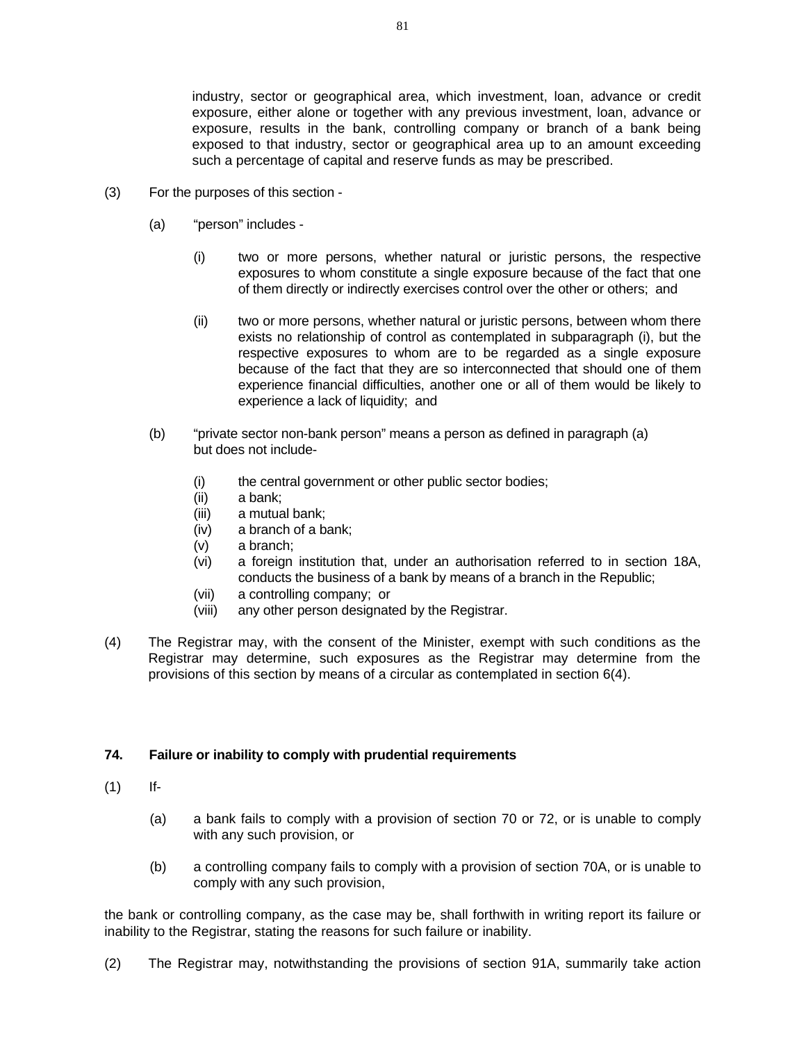industry, sector or geographical area, which investment, loan, advance or credit exposure, either alone or together with any previous investment, loan, advance or exposure, results in the bank, controlling company or branch of a bank being exposed to that industry, sector or geographical area up to an amount exceeding such a percentage of capital and reserve funds as may be prescribed.

(3) For the purposes of this section -

(a) "person" includes -

(i) two or more persons, whether natural or juristic persons, the respective exposures to whom constitute a single exposure because of the fact that one of them directly or indirectly exercises control over the other or others; and

(ii) two or more persons, whether natural or juristic persons, between whom there exists no relationship of control as contemplated in subparagraph (i), but the respective exposures to whom are to be regarded as a single exposure because of the fact that they are so interconnected that should one of them experience financial difficulties, another one or all of them would be likely to experience a lack of liquidity; and

(b) "private sector non-bank person" means a person as defined in paragraph (a) but does not include-

(i) the central government or other public sector bodies;
(ii) a bank;
(iii) a mutual bank;
(iv) a branch of a bank;
(v) a branch;
(vi) a foreign institution that, under an authorisation referred to in section 18A, conducts the business of a bank by means of a branch in the Republic;
(vii) a controlling company; or
(viii) any other person designated by the Registrar.

(4) The Registrar may, with the consent of the Minister, exempt with such conditions as the Registrar may determine, such exposures as the Registrar may determine from the provisions of this section by means of a circular as contemplated in section 6(4).

**74. Failure or inability to comply with prudential requirements**

(1) If-

(a) a bank fails to comply with a provision of section 70 or 72, or is unable to comply with any such provision, or

(b) a controlling company fails to comply with a provision of section 70A, or is unable to comply with any such provision,

the bank or controlling company, as the case may be, shall forthwith in writing report its failure or inability to the Registrar, stating the reasons for such failure or inability.

(2) The Registrar may, notwithstanding the provisions of section 91A, summarily take action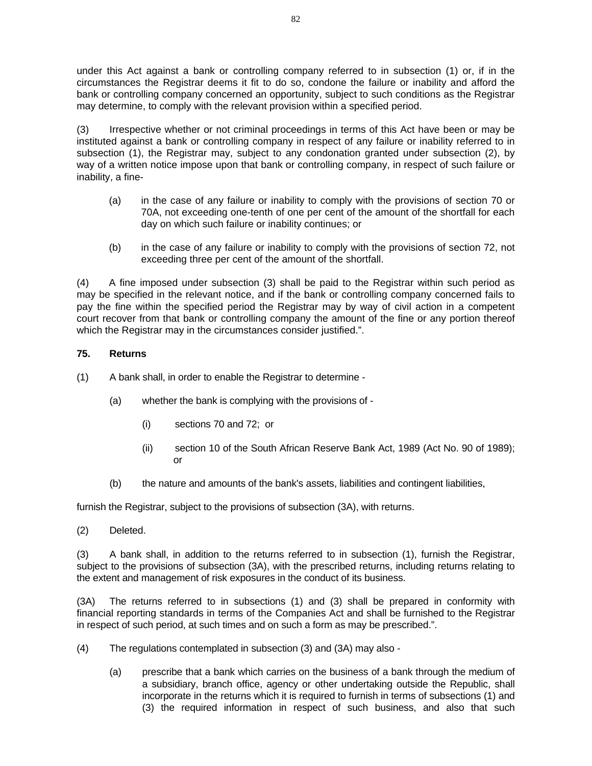under this Act against a bank or controlling company referred to in subsection (1) or, if in the circumstances the Registrar deems it fit to do so, condone the failure or inability and afford the bank or controlling company concerned an opportunity, subject to such conditions as the Registrar may determine, to comply with the relevant provision within a specified period.

(3) Irrespective whether or not criminal proceedings in terms of this Act have been or may be instituted against a bank or controlling company in respect of any failure or inability referred to in subsection (1), the Registrar may, subject to any condonation granted under subsection (2), by way of a written notice impose upon that bank or controlling company, in respect of such failure or inability, a fine-

(a) in the case of any failure or inability to comply with the provisions of section 70 or 70A, not exceeding one-tenth of one per cent of the amount of the shortfall for each day on which such failure or inability continues; or

(b) in the case of any failure or inability to comply with the provisions of section 72, not exceeding three per cent of the amount of the shortfall.

(4) A fine imposed under subsection (3) shall be paid to the Registrar within such period as may be specified in the relevant notice, and if the bank or controlling company concerned fails to pay the fine within the specified period the Registrar may by way of civil action in a competent court recover from that bank or controlling company the amount of the fine or any portion thereof which the Registrar may in the circumstances consider justified.".

**75. Returns**

(1) A bank shall, in order to enable the Registrar to determine -

(a) whether the bank is complying with the provisions of -

(i) sections 70 and 72; or

(ii) section 10 of the South African Reserve Bank Act, 1989 (Act No. 90 of 1989); or

(b) the nature and amounts of the bank's assets, liabilities and contingent liabilities,

furnish the Registrar, subject to the provisions of subsection (3A), with returns.

(2) Deleted.

(3) A bank shall, in addition to the returns referred to in subsection (1), furnish the Registrar, subject to the provisions of subsection (3A), with the prescribed returns, including returns relating to the extent and management of risk exposures in the conduct of its business.

(3A) The returns referred to in subsections (1) and (3) shall be prepared in conformity with financial reporting standards in terms of the Companies Act and shall be furnished to the Registrar in respect of such period, at such times and on such a form as may be prescribed.".

(4) The regulations contemplated in subsection (3) and (3A) may also -

(a) prescribe that a bank which carries on the business of a bank through the medium of a subsidiary, branch office, agency or other undertaking outside the Republic, shall incorporate in the returns which it is required to furnish in terms of subsections (1) and (3) the required information in respect of such business, and also that such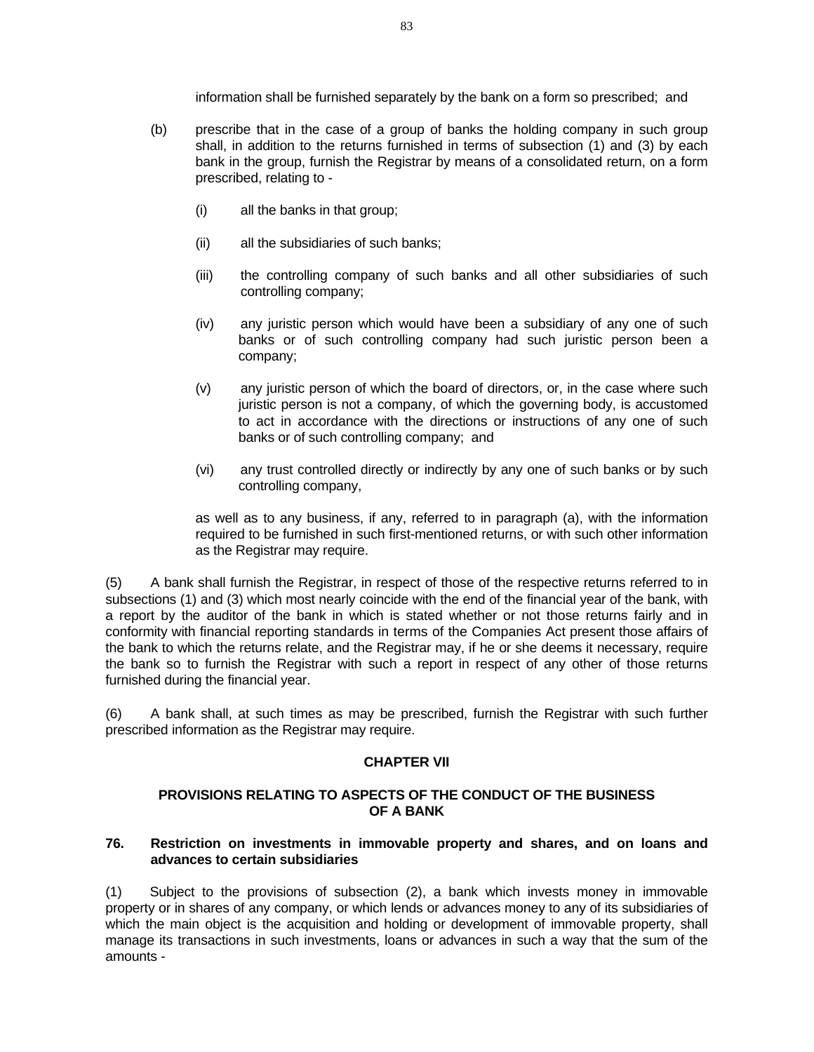information shall be furnished separately by the bank on a form so prescribed; and

(b) prescribe that in the case of a group of banks the holding company in such group shall, in addition to the returns furnished in terms of subsection (1) and (3) by each bank in the group, furnish the Registrar by means of a consolidated return, on a form prescribed, relating to -

(i) all the banks in that group;

(ii) all the subsidiaries of such banks;

(iii) the controlling company of such banks and all other subsidiaries of such controlling company;

(iv) any juristic person which would have been a subsidiary of any one of such banks or of such controlling company had such juristic person been a company;

(v) any juristic person of which the board of directors, or, in the case where such juristic person is not a company, of which the governing body, is accustomed to act in accordance with the directions or instructions of any one of such banks or of such controlling company; and

(vi) any trust controlled directly or indirectly by any one of such banks or by such controlling company,

as well as to any business, if any, referred to in paragraph (a), with the information required to be furnished in such first-mentioned returns, or with such other information as the Registrar may require.

(5) A bank shall furnish the Registrar, in respect of those of the respective returns referred to in subsections (1) and (3) which most nearly coincide with the end of the financial year of the bank, with a report by the auditor of the bank in which is stated whether or not those returns fairly and in conformity with financial reporting standards in terms of the Companies Act present those affairs of the bank to which the returns relate, and the Registrar may, if he or she deems it necessary, require the bank so to furnish the Registrar with such a report in respect of any other of those returns furnished during the financial year.

(6) A bank shall, at such times as may be prescribed, furnish the Registrar with such further prescribed information as the Registrar may require.

## CHAPTER VII

## PROVISIONS RELATING TO ASPECTS OF THE CONDUCT OF THE BUSINESS OF A BANK

### 76. Restriction on investments in immovable property and shares, and on loans and advances to certain subsidiaries

(1) Subject to the provisions of subsection (2), a bank which invests money in immovable property or in shares of any company, or which lends or advances money to any of its subsidiaries of which the main object is the acquisition and holding or development of immovable property, shall manage its transactions in such investments, loans or advances in such a way that the sum of the amounts -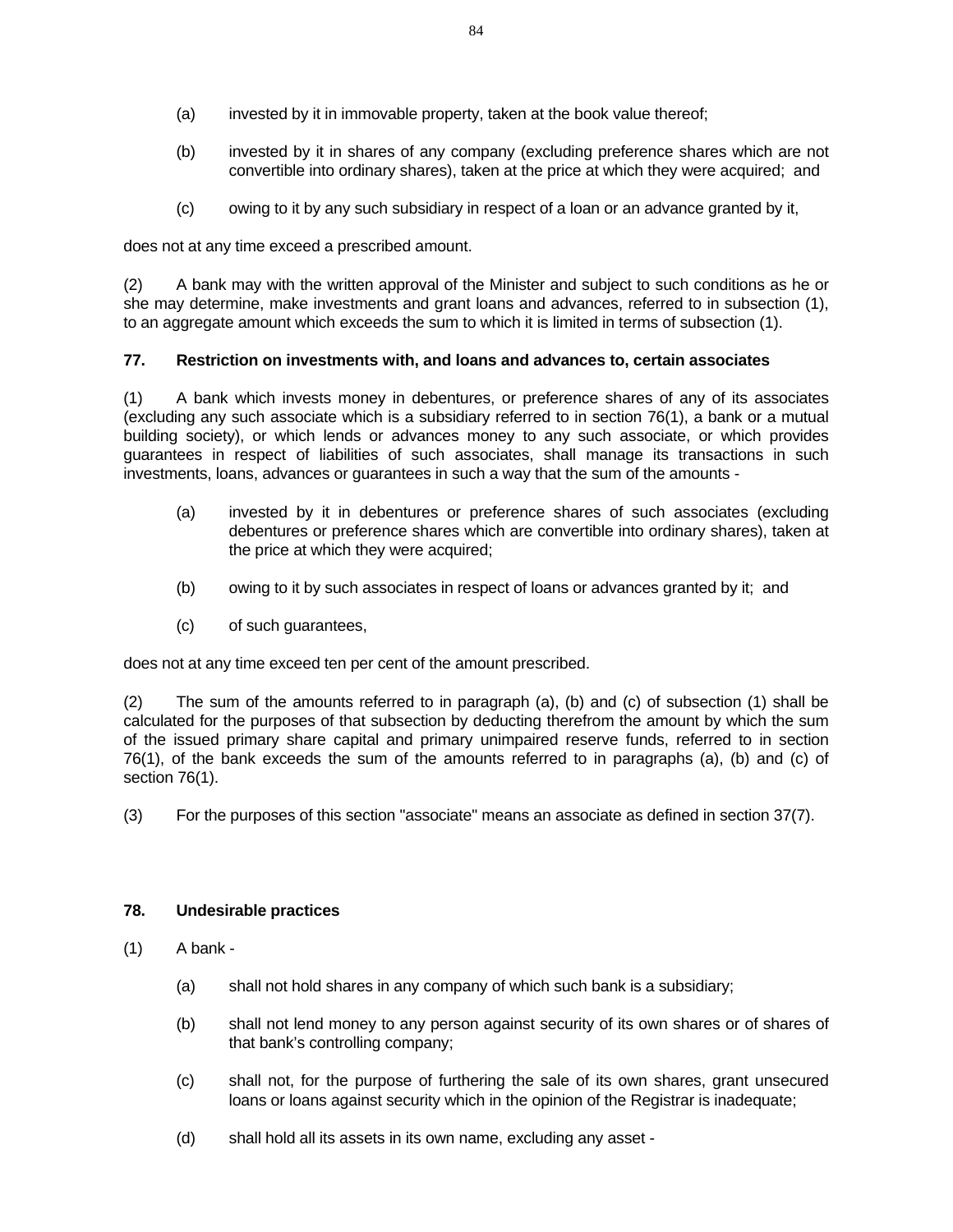(a) invested by it in immovable property, taken at the book value thereof;

(b) invested by it in shares of any company (excluding preference shares which are not convertible into ordinary shares), taken at the price at which they were acquired; and

(c) owing to it by any such subsidiary in respect of a loan or an advance granted by it,

does not at any time exceed a prescribed amount.

(2) A bank may with the written approval of the Minister and subject to such conditions as he or she may determine, make investments and grant loans and advances, referred to in subsection (1), to an aggregate amount which exceeds the sum to which it is limited in terms of subsection (1).

**77. Restriction on investments with, and loans and advances to, certain associates**

(1) A bank which invests money in debentures, or preference shares of any of its associates (excluding any such associate which is a subsidiary referred to in section 76(1), a bank or a mutual building society), or which lends or advances money to any such associate, or which provides guarantees in respect of liabilities of such associates, shall manage its transactions in such investments, loans, advances or guarantees in such a way that the sum of the amounts -

(a) invested by it in debentures or preference shares of such associates (excluding debentures or preference shares which are convertible into ordinary shares), taken at the price at which they were acquired;

(b) owing to it by such associates in respect of loans or advances granted by it; and

(c) of such guarantees,

does not at any time exceed ten per cent of the amount prescribed.

(2) The sum of the amounts referred to in paragraph (a), (b) and (c) of subsection (1) shall be calculated for the purposes of that subsection by deducting therefrom the amount by which the sum of the issued primary share capital and primary unimpaired reserve funds, referred to in section 76(1), of the bank exceeds the sum of the amounts referred to in paragraphs (a), (b) and (c) of section 76(1).

(3) For the purposes of this section "associate" means an associate as defined in section 37(7).

**78. Undesirable practices**

(1) A bank -

(a) shall not hold shares in any company of which such bank is a subsidiary;

(b) shall not lend money to any person against security of its own shares or of shares of that bank's controlling company;

(c) shall not, for the purpose of furthering the sale of its own shares, grant unsecured loans or loans against security which in the opinion of the Registrar is inadequate;

(d) shall hold all its assets in its own name, excluding any asset -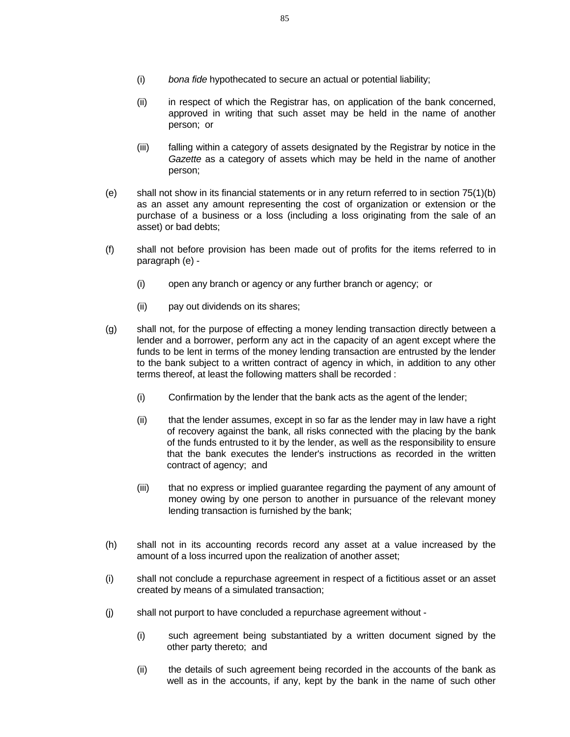(i) *bona fide* hypothecated to secure an actual or potential liability;

(ii) in respect of which the Registrar has, on application of the bank concerned, approved in writing that such asset may be held in the name of another person; or

(iii) falling within a category of assets designated by the Registrar by notice in the *Gazette* as a category of assets which may be held in the name of another person;

(e) shall not show in its financial statements or in any return referred to in section 75(1)(b) as an asset any amount representing the cost of organization or extension or the purchase of a business or a loss (including a loss originating from the sale of an asset) or bad debts;

(f) shall not before provision has been made out of profits for the items referred to in paragraph (e) -

(i) open any branch or agency or any further branch or agency; or

(ii) pay out dividends on its shares;

(g) shall not, for the purpose of effecting a money lending transaction directly between a lender and a borrower, perform any act in the capacity of an agent except where the funds to be lent in terms of the money lending transaction are entrusted by the lender to the bank subject to a written contract of agency in which, in addition to any other terms thereof, at least the following matters shall be recorded :

(i) Confirmation by the lender that the bank acts as the agent of the lender;

(ii) that the lender assumes, except in so far as the lender may in law have a right of recovery against the bank, all risks connected with the placing by the bank of the funds entrusted to it by the lender, as well as the responsibility to ensure that the bank executes the lender's instructions as recorded in the written contract of agency; and

(iii) that no express or implied guarantee regarding the payment of any amount of money owing by one person to another in pursuance of the relevant money lending transaction is furnished by the bank;

(h) shall not in its accounting records record any asset at a value increased by the amount of a loss incurred upon the realization of another asset;

(i) shall not conclude a repurchase agreement in respect of a fictitious asset or an asset created by means of a simulated transaction;

(j) shall not purport to have concluded a repurchase agreement without -

(i) such agreement being substantiated by a written document signed by the other party thereto; and

(ii) the details of such agreement being recorded in the accounts of the bank as well as in the accounts, if any, kept by the bank in the name of such other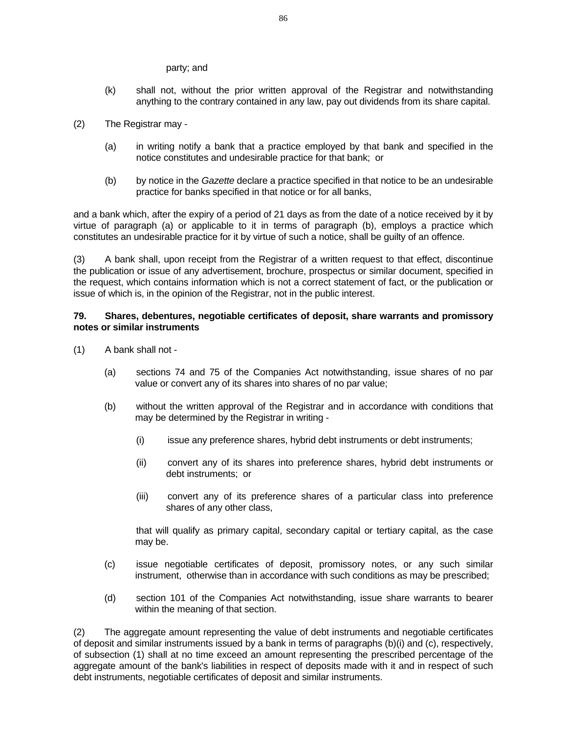party; and

(k) shall not, without the prior written approval of the Registrar and notwithstanding anything to the contrary contained in any law, pay out dividends from its share capital.

(2) The Registrar may -

(a) in writing notify a bank that a practice employed by that bank and specified in the notice constitutes and undesirable practice for that bank; or

(b) by notice in the *Gazette* declare a practice specified in that notice to be an undesirable practice for banks specified in that notice or for all banks,

and a bank which, after the expiry of a period of 21 days as from the date of a notice received by it by virtue of paragraph (a) or applicable to it in terms of paragraph (b), employs a practice which constitutes an undesirable practice for it by virtue of such a notice, shall be guilty of an offence.

(3) A bank shall, upon receipt from the Registrar of a written request to that effect, discontinue the publication or issue of any advertisement, brochure, prospectus or similar document, specified in the request, which contains information which is not a correct statement of fact, or the publication or issue of which is, in the opinion of the Registrar, not in the public interest.

**79. Shares, debentures, negotiable certificates of deposit, share warrants and promissory notes or similar instruments**

(1) A bank shall not -

(a) sections 74 and 75 of the Companies Act notwithstanding, issue shares of no par value or convert any of its shares into shares of no par value;

(b) without the written approval of the Registrar and in accordance with conditions that may be determined by the Registrar in writing -

(i) issue any preference shares, hybrid debt instruments or debt instruments;

(ii) convert any of its shares into preference shares, hybrid debt instruments or debt instruments; or

(iii) convert any of its preference shares of a particular class into preference shares of any other class,

that will qualify as primary capital, secondary capital or tertiary capital, as the case may be.

(c) issue negotiable certificates of deposit, promissory notes, or any such similar instrument, otherwise than in accordance with such conditions as may be prescribed;

(d) section 101 of the Companies Act notwithstanding, issue share warrants to bearer within the meaning of that section.

(2) The aggregate amount representing the value of debt instruments and negotiable certificates of deposit and similar instruments issued by a bank in terms of paragraphs (b)(i) and (c), respectively, of subsection (1) shall at no time exceed an amount representing the prescribed percentage of the aggregate amount of the bank's liabilities in respect of deposits made with it and in respect of such debt instruments, negotiable certificates of deposit and similar instruments.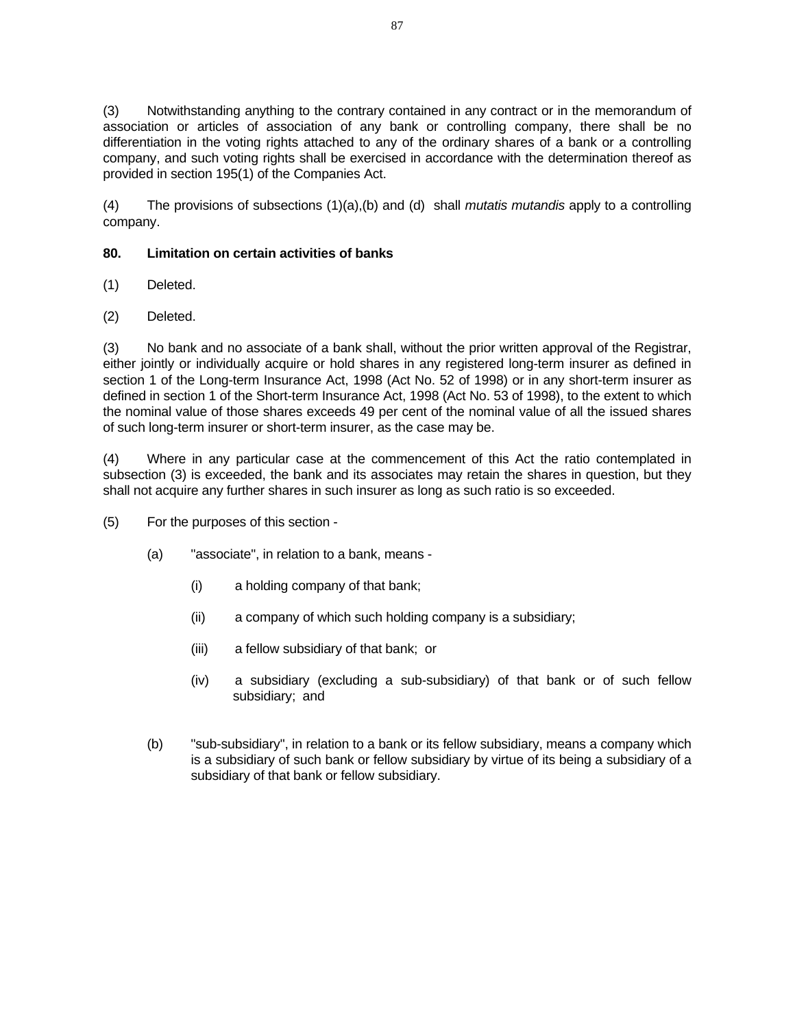(3) Notwithstanding anything to the contrary contained in any contract or in the memorandum of association or articles of association of any bank or controlling company, there shall be no differentiation in the voting rights attached to any of the ordinary shares of a bank or a controlling company, and such voting rights shall be exercised in accordance with the determination thereof as provided in section 195(1) of the Companies Act.

(4) The provisions of subsections (1)(a),(b) and (d) shall *mutatis mutandis* apply to a controlling company.

**80. Limitation on certain activities of banks**

(1) Deleted.

(2) Deleted.

(3) No bank and no associate of a bank shall, without the prior written approval of the Registrar, either jointly or individually acquire or hold shares in any registered long-term insurer as defined in section 1 of the Long-term Insurance Act, 1998 (Act No. 52 of 1998) or in any short-term insurer as defined in section 1 of the Short-term Insurance Act, 1998 (Act No. 53 of 1998), to the extent to which the nominal value of those shares exceeds 49 per cent of the nominal value of all the issued shares of such long-term insurer or short-term insurer, as the case may be.

(4) Where in any particular case at the commencement of this Act the ratio contemplated in subsection (3) is exceeded, the bank and its associates may retain the shares in question, but they shall not acquire any further shares in such insurer as long as such ratio is so exceeded.

(5) For the purposes of this section -

(a) "associate", in relation to a bank, means -

(i) a holding company of that bank;

(ii) a company of which such holding company is a subsidiary;

(iii) a fellow subsidiary of that bank; or

(iv) a subsidiary (excluding a sub-subsidiary) of that bank or of such fellow subsidiary; and

(b) "sub-subsidiary", in relation to a bank or its fellow subsidiary, means a company which is a subsidiary of such bank or fellow subsidiary by virtue of its being a subsidiary of a subsidiary of that bank or fellow subsidiary.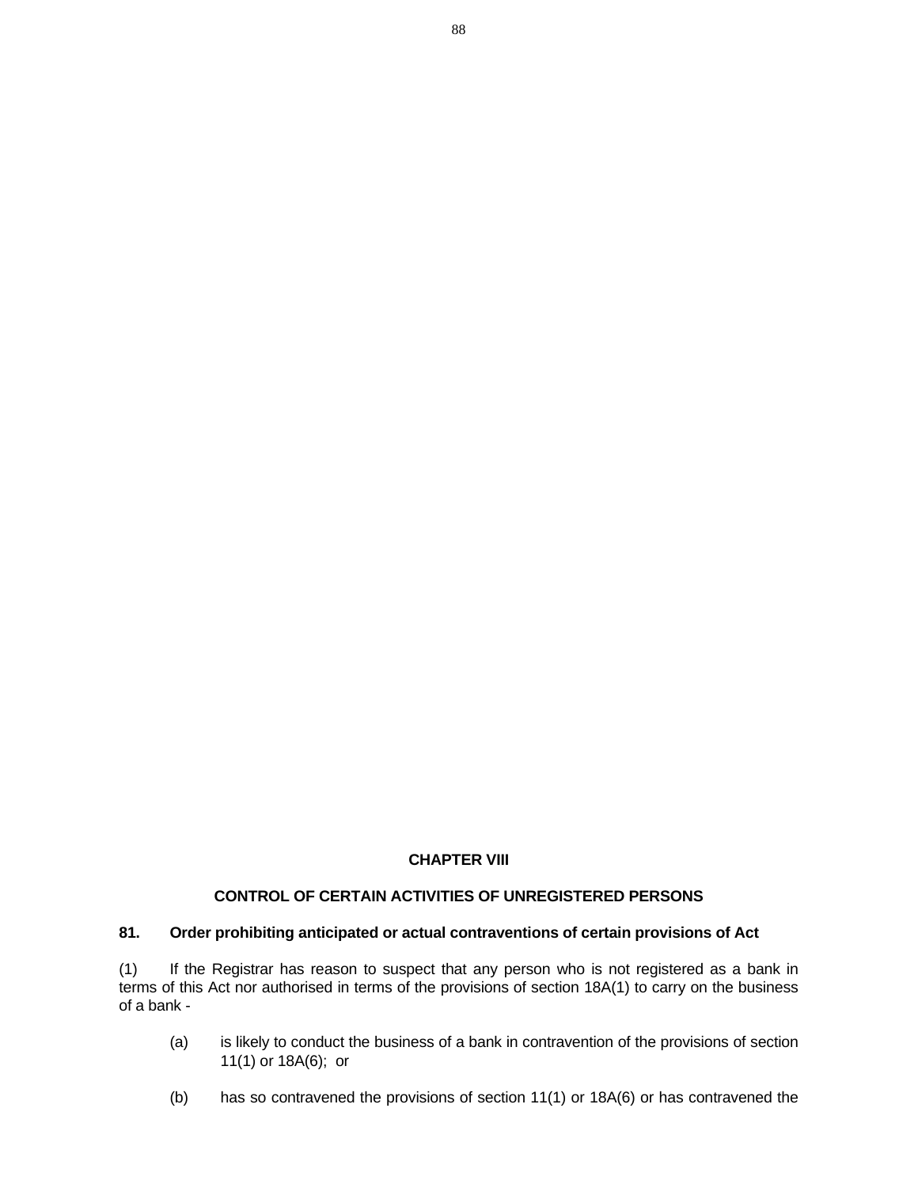## CHAPTER VIII

## CONTROL OF CERTAIN ACTIVITIES OF UNREGISTERED PERSONS

### 81. Order prohibiting anticipated or actual contraventions of certain provisions of Act

(1) If the Registrar has reason to suspect that any person who is not registered as a bank in terms of this Act nor authorised in terms of the provisions of section 18A(1) to carry on the business of a bank -

(a) is likely to conduct the business of a bank in contravention of the provisions of section 11(1) or 18A(6); or

(b) has so contravened the provisions of section 11(1) or 18A(6) or has contravened the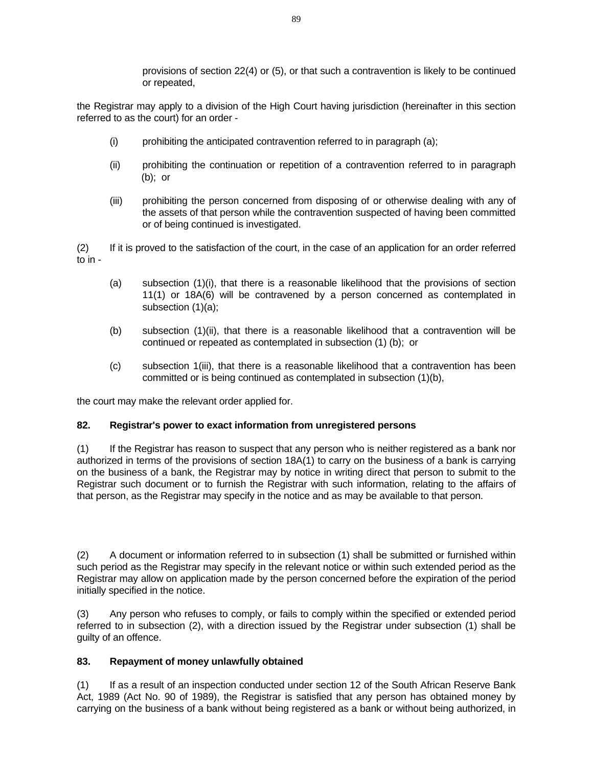provisions of section 22(4) or (5), or that such a contravention is likely to be continued or repeated,

the Registrar may apply to a division of the High Court having jurisdiction (hereinafter in this section referred to as the court) for an order -

(i) prohibiting the anticipated contravention referred to in paragraph (a);

(ii) prohibiting the continuation or repetition of a contravention referred to in paragraph (b); or

(iii) prohibiting the person concerned from disposing of or otherwise dealing with any of the assets of that person while the contravention suspected of having been committed or of being continued is investigated.

(2) If it is proved to the satisfaction of the court, in the case of an application for an order referred to in -

(a) subsection (1)(i), that there is a reasonable likelihood that the provisions of section 11(1) or 18A(6) will be contravened by a person concerned as contemplated in subsection (1)(a);

(b) subsection (1)(ii), that there is a reasonable likelihood that a contravention will be continued or repeated as contemplated in subsection (1) (b); or

(c) subsection 1(iii), that there is a reasonable likelihood that a contravention has been committed or is being continued as contemplated in subsection (1)(b),

the court may make the relevant order applied for.

**82. Registrar's power to exact information from unregistered persons**

(1) If the Registrar has reason to suspect that any person who is neither registered as a bank nor authorized in terms of the provisions of section 18A(1) to carry on the business of a bank is carrying on the business of a bank, the Registrar may by notice in writing direct that person to submit to the Registrar such document or to furnish the Registrar with such information, relating to the affairs of that person, as the Registrar may specify in the notice and as may be available to that person.

(2) A document or information referred to in subsection (1) shall be submitted or furnished within such period as the Registrar may specify in the relevant notice or within such extended period as the Registrar may allow on application made by the person concerned before the expiration of the period initially specified in the notice.

(3) Any person who refuses to comply, or fails to comply within the specified or extended period referred to in subsection (2), with a direction issued by the Registrar under subsection (1) shall be guilty of an offence.

**83. Repayment of money unlawfully obtained**

(1) If as a result of an inspection conducted under section 12 of the South African Reserve Bank Act, 1989 (Act No. 90 of 1989), the Registrar is satisfied that any person has obtained money by carrying on the business of a bank without being registered as a bank or without being authorized, in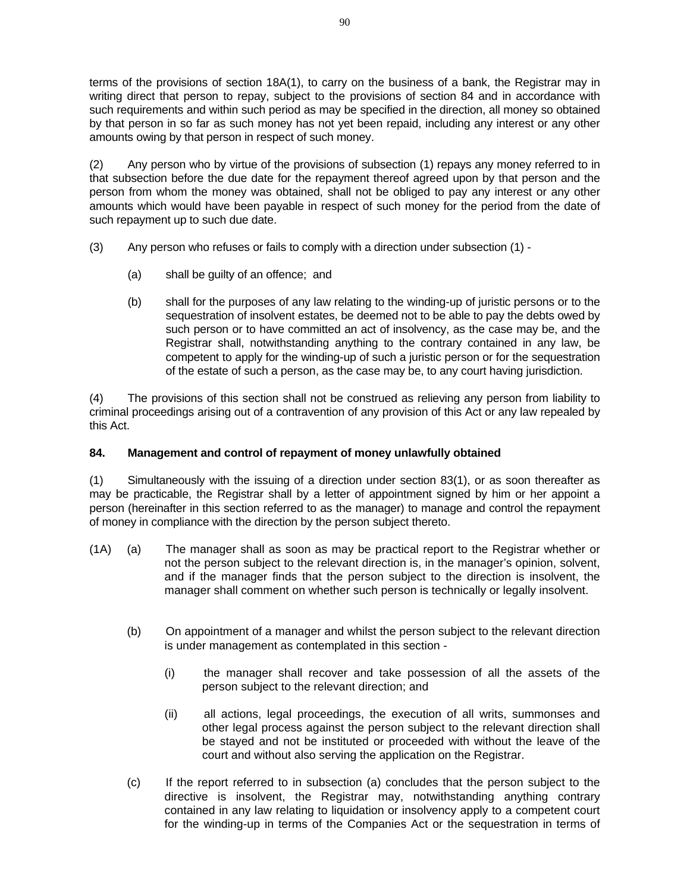terms of the provisions of section 18A(1), to carry on the business of a bank, the Registrar may in writing direct that person to repay, subject to the provisions of section 84 and in accordance with such requirements and within such period as may be specified in the direction, all money so obtained by that person in so far as such money has not yet been repaid, including any interest or any other amounts owing by that person in respect of such money.

(2) Any person who by virtue of the provisions of subsection (1) repays any money referred to in that subsection before the due date for the repayment thereof agreed upon by that person and the person from whom the money was obtained, shall not be obliged to pay any interest or any other amounts which would have been payable in respect of such money for the period from the date of such repayment up to such due date.

(3) Any person who refuses or fails to comply with a direction under subsection (1) -

(a) shall be guilty of an offence; and

(b) shall for the purposes of any law relating to the winding-up of juristic persons or to the sequestration of insolvent estates, be deemed not to be able to pay the debts owed by such person or to have committed an act of insolvency, as the case may be, and the Registrar shall, notwithstanding anything to the contrary contained in any law, be competent to apply for the winding-up of such a juristic person or for the sequestration of the estate of such a person, as the case may be, to any court having jurisdiction.

(4) The provisions of this section shall not be construed as relieving any person from liability to criminal proceedings arising out of a contravention of any provision of this Act or any law repealed by this Act.

**84. Management and control of repayment of money unlawfully obtained**

(1) Simultaneously with the issuing of a direction under section 83(1), or as soon thereafter as may be practicable, the Registrar shall by a letter of appointment signed by him or her appoint a person (hereinafter in this section referred to as the manager) to manage and control the repayment of money in compliance with the direction by the person subject thereto.

(1A) (a) The manager shall as soon as may be practical report to the Registrar whether or not the person subject to the relevant direction is, in the manager's opinion, solvent, and if the manager finds that the person subject to the direction is insolvent, the manager shall comment on whether such person is technically or legally insolvent.

(b) On appointment of a manager and whilst the person subject to the relevant direction is under management as contemplated in this section -

(i) the manager shall recover and take possession of all the assets of the person subject to the relevant direction; and

(ii) all actions, legal proceedings, the execution of all writs, summonses and other legal process against the person subject to the relevant direction shall be stayed and not be instituted or proceeded with without the leave of the court and without also serving the application on the Registrar.

(c) If the report referred to in subsection (a) concludes that the person subject to the directive is insolvent, the Registrar may, notwithstanding anything contrary contained in any law relating to liquidation or insolvency apply to a competent court for the winding-up in terms of the Companies Act or the sequestration in terms of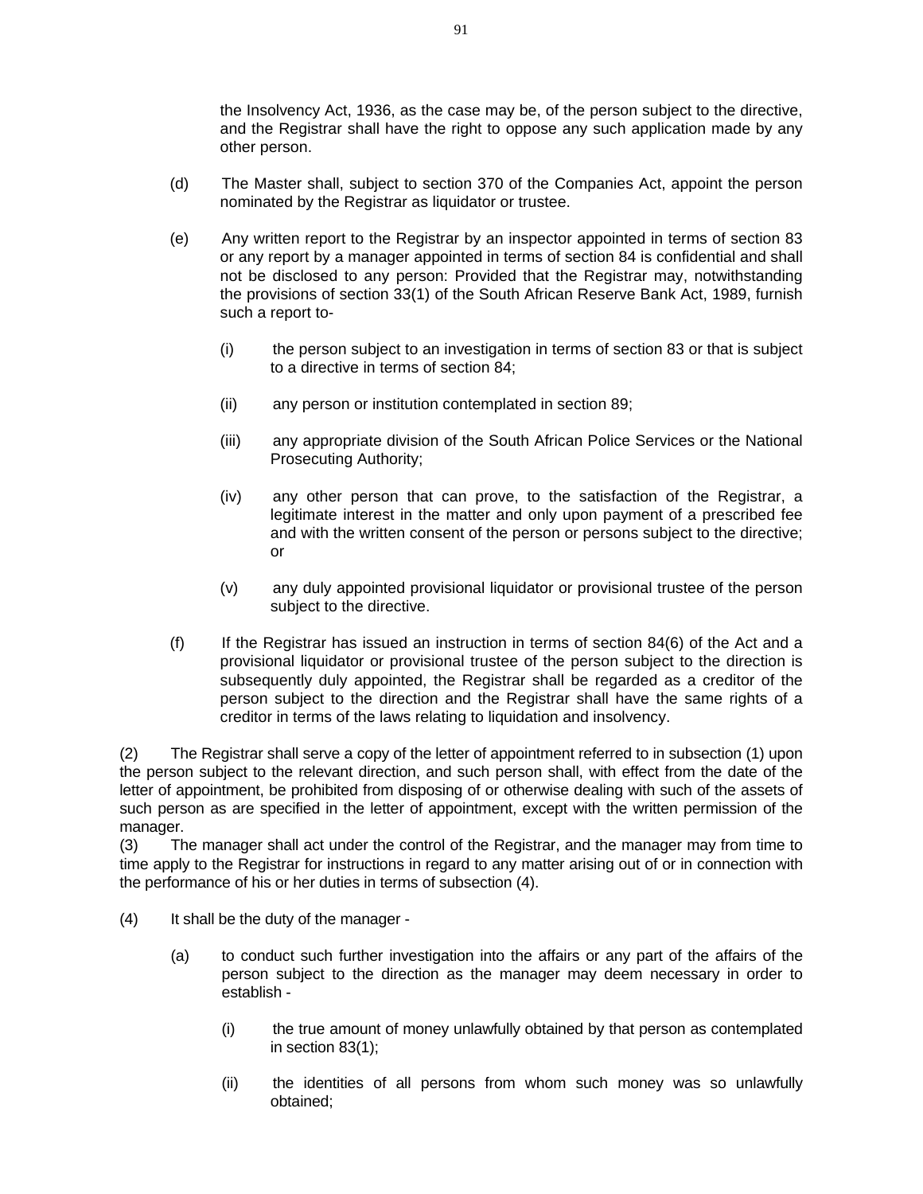the Insolvency Act, 1936, as the case may be, of the person subject to the directive, and the Registrar shall have the right to oppose any such application made by any other person.

(d) The Master shall, subject to section 370 of the Companies Act, appoint the person nominated by the Registrar as liquidator or trustee.

(e) Any written report to the Registrar by an inspector appointed in terms of section 83 or any report by a manager appointed in terms of section 84 is confidential and shall not be disclosed to any person: Provided that the Registrar may, notwithstanding the provisions of section 33(1) of the South African Reserve Bank Act, 1989, furnish such a report to-

(i) the person subject to an investigation in terms of section 83 or that is subject to a directive in terms of section 84;

(ii) any person or institution contemplated in section 89;

(iii) any appropriate division of the South African Police Services or the National Prosecuting Authority;

(iv) any other person that can prove, to the satisfaction of the Registrar, a legitimate interest in the matter and only upon payment of a prescribed fee and with the written consent of the person or persons subject to the directive; or

(v) any duly appointed provisional liquidator or provisional trustee of the person subject to the directive.

(f) If the Registrar has issued an instruction in terms of section 84(6) of the Act and a provisional liquidator or provisional trustee of the person subject to the direction is subsequently duly appointed, the Registrar shall be regarded as a creditor of the person subject to the direction and the Registrar shall have the same rights of a creditor in terms of the laws relating to liquidation and insolvency.

(2) The Registrar shall serve a copy of the letter of appointment referred to in subsection (1) upon the person subject to the relevant direction, and such person shall, with effect from the date of the letter of appointment, be prohibited from disposing of or otherwise dealing with such of the assets of such person as are specified in the letter of appointment, except with the written permission of the manager.

(3) The manager shall act under the control of the Registrar, and the manager may from time to time apply to the Registrar for instructions in regard to any matter arising out of or in connection with the performance of his or her duties in terms of subsection (4).

(4) It shall be the duty of the manager -

(a) to conduct such further investigation into the affairs or any part of the affairs of the person subject to the direction as the manager may deem necessary in order to establish -

(i) the true amount of money unlawfully obtained by that person as contemplated in section 83(1);

(ii) the identities of all persons from whom such money was so unlawfully obtained;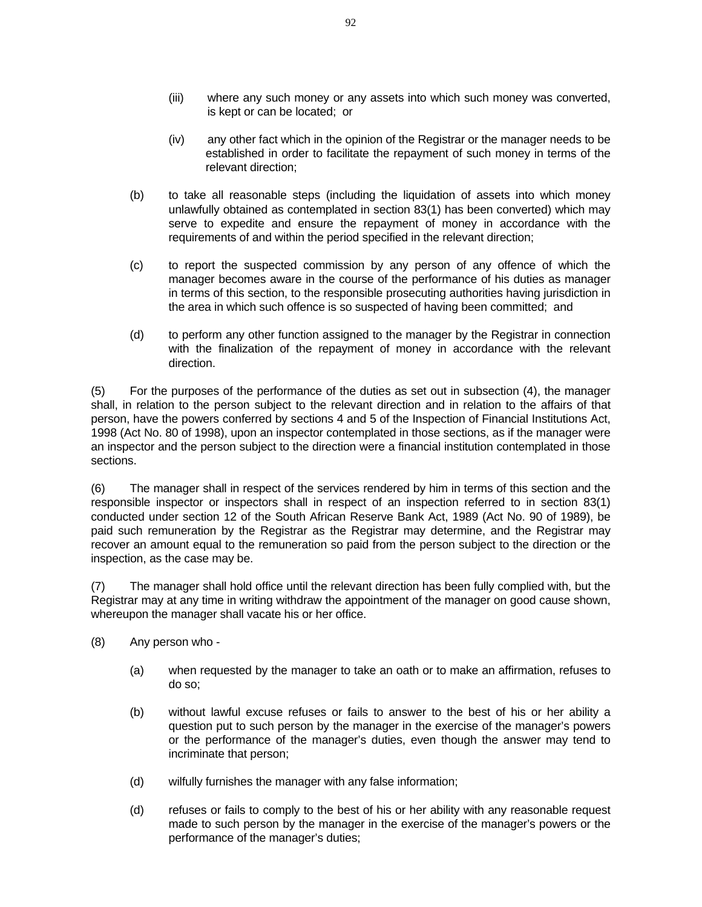(iii) where any such money or any assets into which such money was converted, is kept or can be located; or

(iv) any other fact which in the opinion of the Registrar or the manager needs to be established in order to facilitate the repayment of such money in terms of the relevant direction;

(b) to take all reasonable steps (including the liquidation of assets into which money unlawfully obtained as contemplated in section 83(1) has been converted) which may serve to expedite and ensure the repayment of money in accordance with the requirements of and within the period specified in the relevant direction;

(c) to report the suspected commission by any person of any offence of which the manager becomes aware in the course of the performance of his duties as manager in terms of this section, to the responsible prosecuting authorities having jurisdiction in the area in which such offence is so suspected of having been committed; and

(d) to perform any other function assigned to the manager by the Registrar in connection with the finalization of the repayment of money in accordance with the relevant direction.

(5) For the purposes of the performance of the duties as set out in subsection (4), the manager shall, in relation to the person subject to the relevant direction and in relation to the affairs of that person, have the powers conferred by sections 4 and 5 of the Inspection of Financial Institutions Act, 1998 (Act No. 80 of 1998), upon an inspector contemplated in those sections, as if the manager were an inspector and the person subject to the direction were a financial institution contemplated in those sections.

(6) The manager shall in respect of the services rendered by him in terms of this section and the responsible inspector or inspectors shall in respect of an inspection referred to in section 83(1) conducted under section 12 of the South African Reserve Bank Act, 1989 (Act No. 90 of 1989), be paid such remuneration by the Registrar as the Registrar may determine, and the Registrar may recover an amount equal to the remuneration so paid from the person subject to the direction or the inspection, as the case may be.

(7) The manager shall hold office until the relevant direction has been fully complied with, but the Registrar may at any time in writing withdraw the appointment of the manager on good cause shown, whereupon the manager shall vacate his or her office.

(8) Any person who -

(a) when requested by the manager to take an oath or to make an affirmation, refuses to do so;

(b) without lawful excuse refuses or fails to answer to the best of his or her ability a question put to such person by the manager in the exercise of the manager's powers or the performance of the manager's duties, even though the answer may tend to incriminate that person;

(d) wilfully furnishes the manager with any false information;

(d) refuses or fails to comply to the best of his or her ability with any reasonable request made to such person by the manager in the exercise of the manager's powers or the performance of the manager's duties;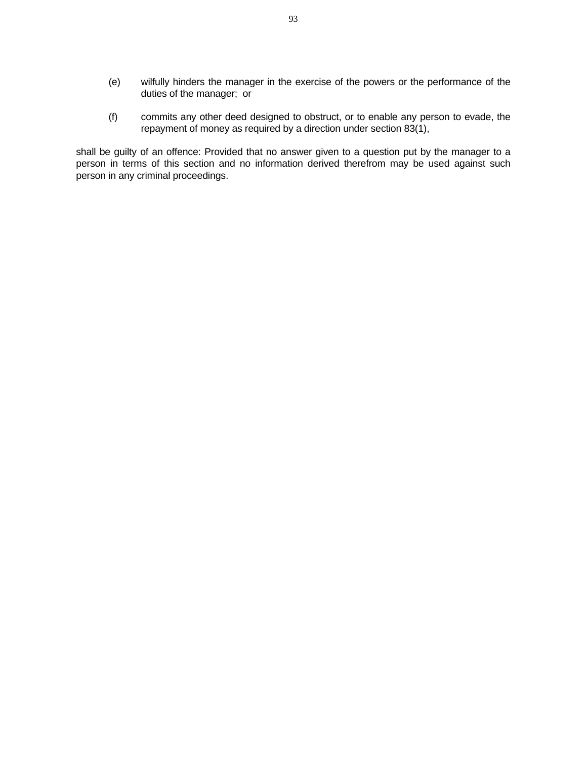(e) wilfully hinders the manager in the exercise of the powers or the performance of the duties of the manager; or

(f) commits any other deed designed to obstruct, or to enable any person to evade, the repayment of money as required by a direction under section 83(1),

shall be guilty of an offence: Provided that no answer given to a question put by the manager to a person in terms of this section and no information derived therefrom may be used against such person in any criminal proceedings.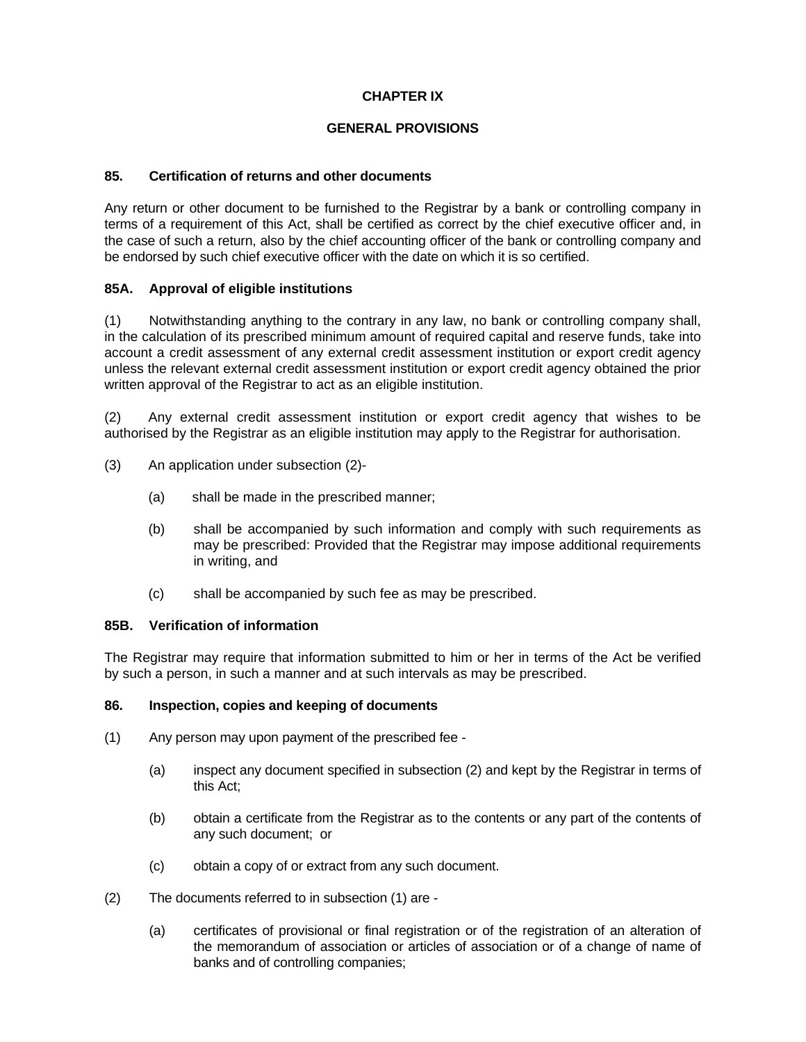## CHAPTER IX

## GENERAL PROVISIONS

### 85. Certification of returns and other documents

Any return or other document to be furnished to the Registrar by a bank or controlling company in terms of a requirement of this Act, shall be certified as correct by the chief executive officer and, in the case of such a return, also by the chief accounting officer of the bank or controlling company and be endorsed by such chief executive officer with the date on which it is so certified.

### 85A. Approval of eligible institutions

(1) Notwithstanding anything to the contrary in any law, no bank or controlling company shall, in the calculation of its prescribed minimum amount of required capital and reserve funds, take into account a credit assessment of any external credit assessment institution or export credit agency unless the relevant external credit assessment institution or export credit agency obtained the prior written approval of the Registrar to act as an eligible institution.

(2) Any external credit assessment institution or export credit agency that wishes to be authorised by the Registrar as an eligible institution may apply to the Registrar for authorisation.

(3) An application under subsection (2)-

- (a) shall be made in the prescribed manner;
- (b) shall be accompanied by such information and comply with such requirements as may be prescribed: Provided that the Registrar may impose additional requirements in writing, and
- (c) shall be accompanied by such fee as may be prescribed.

### 85B. Verification of information

The Registrar may require that information submitted to him or her in terms of the Act be verified by such a person, in such a manner and at such intervals as may be prescribed.

### 86. Inspection, copies and keeping of documents

(1) Any person may upon payment of the prescribed fee -

- (a) inspect any document specified in subsection (2) and kept by the Registrar in terms of this Act;
- (b) obtain a certificate from the Registrar as to the contents or any part of the contents of any such document; or
- (c) obtain a copy of or extract from any such document.

(2) The documents referred to in subsection (1) are -

- (a) certificates of provisional or final registration or of the registration of an alteration of the memorandum of association or articles of association or of a change of name of banks and of controlling companies;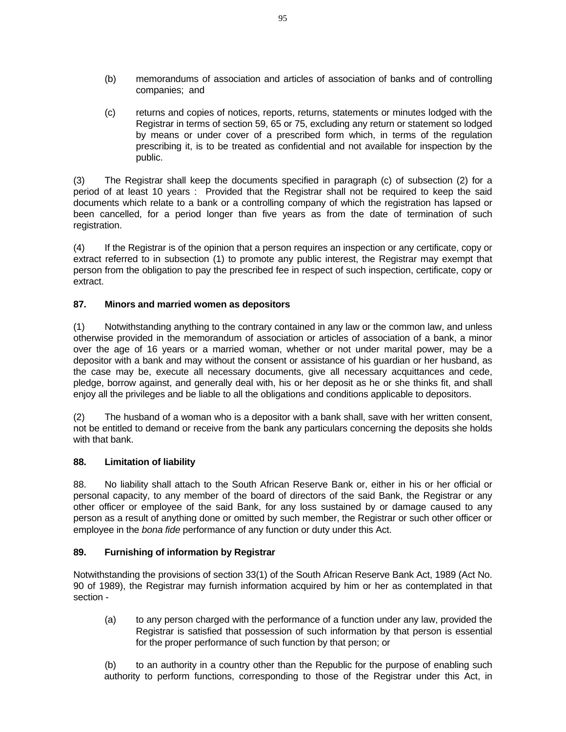(b) memorandums of association and articles of association of banks and of controlling companies; and

(c) returns and copies of notices, reports, returns, statements or minutes lodged with the Registrar in terms of section 59, 65 or 75, excluding any return or statement so lodged by means or under cover of a prescribed form which, in terms of the regulation prescribing it, is to be treated as confidential and not available for inspection by the public.

(3) The Registrar shall keep the documents specified in paragraph (c) of subsection (2) for a period of at least 10 years : Provided that the Registrar shall not be required to keep the said documents which relate to a bank or a controlling company of which the registration has lapsed or been cancelled, for a period longer than five years as from the date of termination of such registration.

(4) If the Registrar is of the opinion that a person requires an inspection or any certificate, copy or extract referred to in subsection (1) to promote any public interest, the Registrar may exempt that person from the obligation to pay the prescribed fee in respect of such inspection, certificate, copy or extract.

**87. Minors and married women as depositors**

(1) Notwithstanding anything to the contrary contained in any law or the common law, and unless otherwise provided in the memorandum of association or articles of association of a bank, a minor over the age of 16 years or a married woman, whether or not under marital power, may be a depositor with a bank and may without the consent or assistance of his guardian or her husband, as the case may be, execute all necessary documents, give all necessary acquittances and cede, pledge, borrow against, and generally deal with, his or her deposit as he or she thinks fit, and shall enjoy all the privileges and be liable to all the obligations and conditions applicable to depositors.

(2) The husband of a woman who is a depositor with a bank shall, save with her written consent, not be entitled to demand or receive from the bank any particulars concerning the deposits she holds with that bank.

**88. Limitation of liability**

88. No liability shall attach to the South African Reserve Bank or, either in his or her official or personal capacity, to any member of the board of directors of the said Bank, the Registrar or any other officer or employee of the said Bank, for any loss sustained by or damage caused to any person as a result of anything done or omitted by such member, the Registrar or such other officer or employee in the *bona fide* performance of any function or duty under this Act.

**89. Furnishing of information by Registrar**

Notwithstanding the provisions of section 33(1) of the South African Reserve Bank Act, 1989 (Act No. 90 of 1989), the Registrar may furnish information acquired by him or her as contemplated in that section -

(a) to any person charged with the performance of a function under any law, provided the Registrar is satisfied that possession of such information by that person is essential for the proper performance of such function by that person; or

(b) to an authority in a country other than the Republic for the purpose of enabling such authority to perform functions, corresponding to those of the Registrar under this Act, in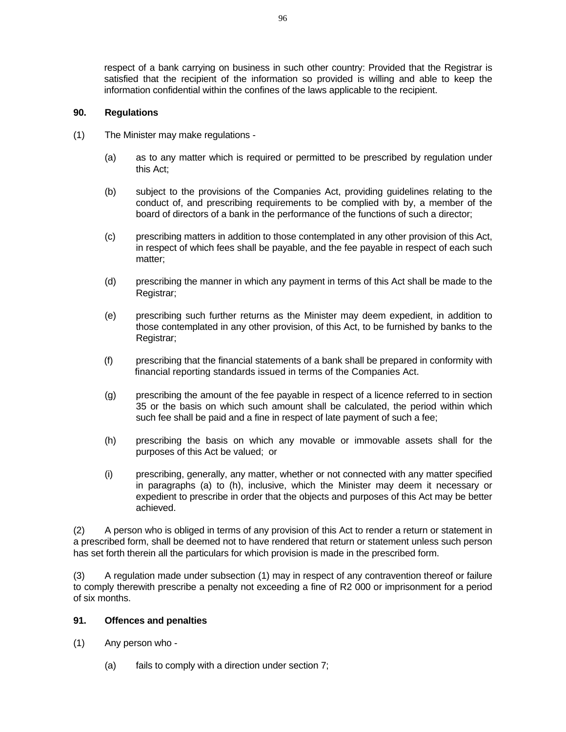respect of a bank carrying on business in such other country: Provided that the Registrar is satisfied that the recipient of the information so provided is willing and able to keep the information confidential within the confines of the laws applicable to the recipient.

**90. Regulations**

(1) The Minister may make regulations -

(a) as to any matter which is required or permitted to be prescribed by regulation under this Act;

(b) subject to the provisions of the Companies Act, providing guidelines relating to the conduct of, and prescribing requirements to be complied with by, a member of the board of directors of a bank in the performance of the functions of such a director;

(c) prescribing matters in addition to those contemplated in any other provision of this Act, in respect of which fees shall be payable, and the fee payable in respect of each such matter;

(d) prescribing the manner in which any payment in terms of this Act shall be made to the Registrar;

(e) prescribing such further returns as the Minister may deem expedient, in addition to those contemplated in any other provision, of this Act, to be furnished by banks to the Registrar;

(f) prescribing that the financial statements of a bank shall be prepared in conformity with financial reporting standards issued in terms of the Companies Act.

(g) prescribing the amount of the fee payable in respect of a licence referred to in section 35 or the basis on which such amount shall be calculated, the period within which such fee shall be paid and a fine in respect of late payment of such a fee;

(h) prescribing the basis on which any movable or immovable assets shall for the purposes of this Act be valued; or

(i) prescribing, generally, any matter, whether or not connected with any matter specified in paragraphs (a) to (h), inclusive, which the Minister may deem it necessary or expedient to prescribe in order that the objects and purposes of this Act may be better achieved.

(2) A person who is obliged in terms of any provision of this Act to render a return or statement in a prescribed form, shall be deemed not to have rendered that return or statement unless such person has set forth therein all the particulars for which provision is made in the prescribed form.

(3) A regulation made under subsection (1) may in respect of any contravention thereof or failure to comply therewith prescribe a penalty not exceeding a fine of R2 000 or imprisonment for a period of six months.

**91. Offences and penalties**

(1) Any person who -

(a) fails to comply with a direction under section 7;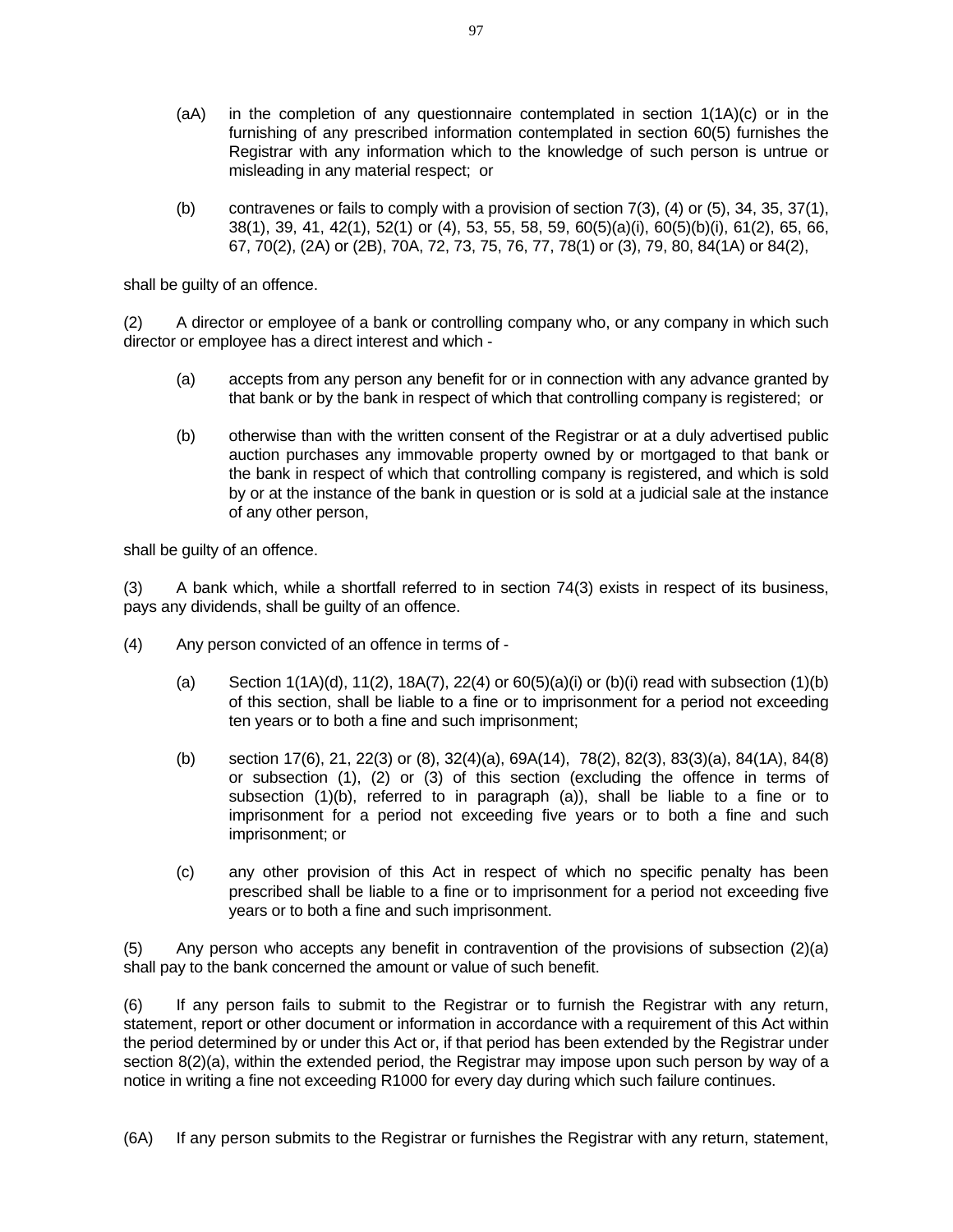(aA) in the completion of any questionnaire contemplated in section 1(1A)(c) or in the furnishing of any prescribed information contemplated in section 60(5) furnishes the Registrar with any information which to the knowledge of such person is untrue or misleading in any material respect; or

(b) contravenes or fails to comply with a provision of section 7(3), (4) or (5), 34, 35, 37(1), 38(1), 39, 41, 42(1), 52(1) or (4), 53, 55, 58, 59, 60(5)(a)(i), 60(5)(b)(i), 61(2), 65, 66, 67, 70(2), (2A) or (2B), 70A, 72, 73, 75, 76, 77, 78(1) or (3), 79, 80, 84(1A) or 84(2),

shall be guilty of an offence.

(2) A director or employee of a bank or controlling company who, or any company in which such director or employee has a direct interest and which -

(a) accepts from any person any benefit for or in connection with any advance granted by that bank or by the bank in respect of which that controlling company is registered; or

(b) otherwise than with the written consent of the Registrar or at a duly advertised public auction purchases any immovable property owned by or mortgaged to that bank or the bank in respect of which that controlling company is registered, and which is sold by or at the instance of the bank in question or is sold at a judicial sale at the instance of any other person,

shall be guilty of an offence.

(3) A bank which, while a shortfall referred to in section 74(3) exists in respect of its business, pays any dividends, shall be guilty of an offence.

(4) Any person convicted of an offence in terms of -

(a) Section 1(1A)(d), 11(2), 18A(7), 22(4) or 60(5)(a)(i) or (b)(i) read with subsection (1)(b) of this section, shall be liable to a fine or to imprisonment for a period not exceeding ten years or to both a fine and such imprisonment;

(b) section 17(6), 21, 22(3) or (8), 32(4)(a), 69A(14), 78(2), 82(3), 83(3)(a), 84(1A), 84(8) or subsection (1), (2) or (3) of this section (excluding the offence in terms of subsection (1)(b), referred to in paragraph (a)), shall be liable to a fine or to imprisonment for a period not exceeding five years or to both a fine and such imprisonment; or

(c) any other provision of this Act in respect of which no specific penalty has been prescribed shall be liable to a fine or to imprisonment for a period not exceeding five years or to both a fine and such imprisonment.

(5) Any person who accepts any benefit in contravention of the provisions of subsection (2)(a) shall pay to the bank concerned the amount or value of such benefit.

(6) If any person fails to submit to the Registrar or to furnish the Registrar with any return, statement, report or other document or information in accordance with a requirement of this Act within the period determined by or under this Act or, if that period has been extended by the Registrar under section 8(2)(a), within the extended period, the Registrar may impose upon such person by way of a notice in writing a fine not exceeding R1000 for every day during which such failure continues.

(6A) If any person submits to the Registrar or furnishes the Registrar with any return, statement,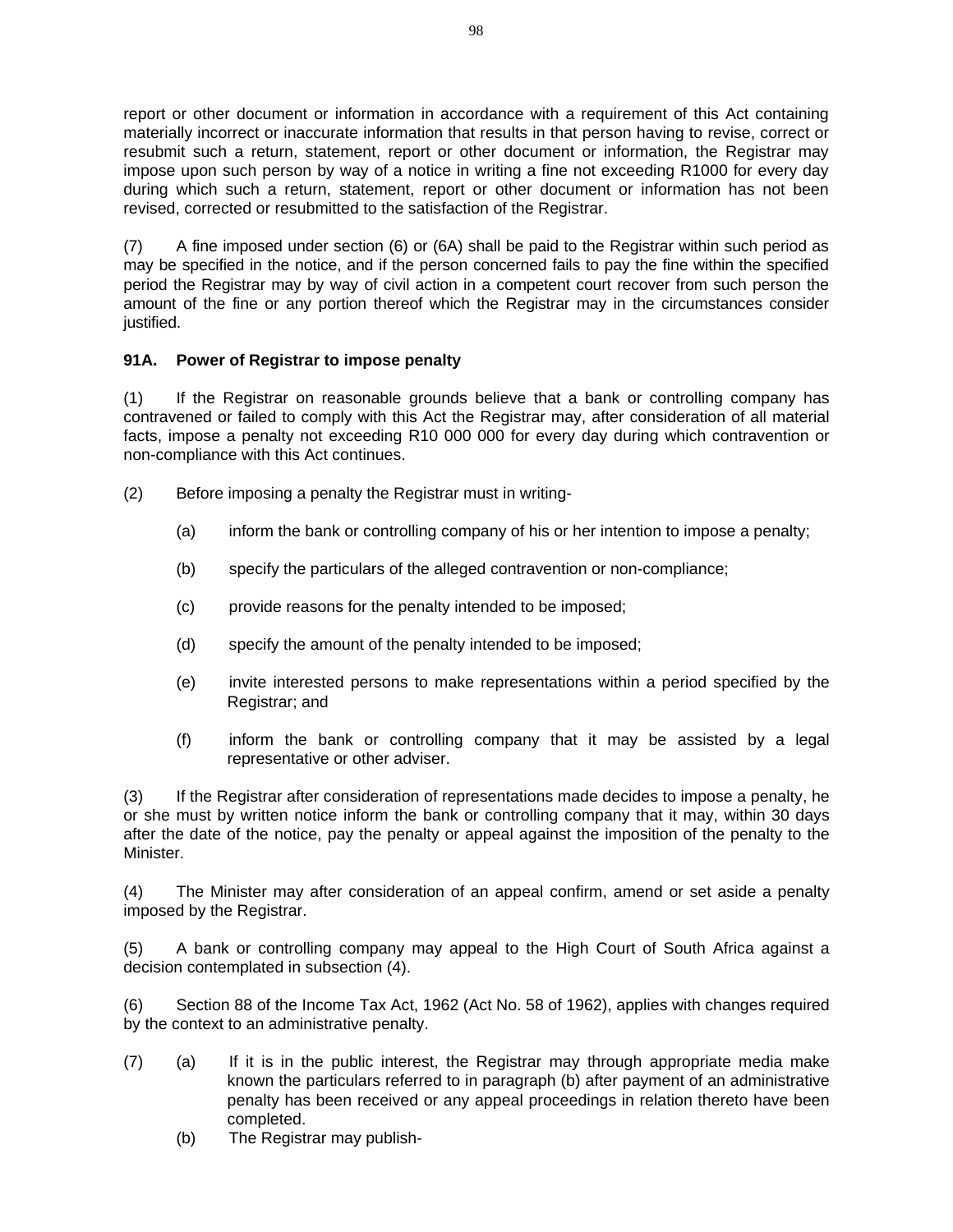report or other document or information in accordance with a requirement of this Act containing materially incorrect or inaccurate information that results in that person having to revise, correct or resubmit such a return, statement, report or other document or information, the Registrar may impose upon such person by way of a notice in writing a fine not exceeding R1000 for every day during which such a return, statement, report or other document or information has not been revised, corrected or resubmitted to the satisfaction of the Registrar.

(7) A fine imposed under section (6) or (6A) shall be paid to the Registrar within such period as may be specified in the notice, and if the person concerned fails to pay the fine within the specified period the Registrar may by way of civil action in a competent court recover from such person the amount of the fine or any portion thereof which the Registrar may in the circumstances consider justified.

**91A. Power of Registrar to impose penalty**

(1) If the Registrar on reasonable grounds believe that a bank or controlling company has contravened or failed to comply with this Act the Registrar may, after consideration of all material facts, impose a penalty not exceeding R10 000 000 for every day during which contravention or non-compliance with this Act continues.

(2) Before imposing a penalty the Registrar must in writing-

(a) inform the bank or controlling company of his or her intention to impose a penalty;

(b) specify the particulars of the alleged contravention or non-compliance;

(c) provide reasons for the penalty intended to be imposed;

(d) specify the amount of the penalty intended to be imposed;

(e) invite interested persons to make representations within a period specified by the Registrar; and

(f) inform the bank or controlling company that it may be assisted by a legal representative or other adviser.

(3) If the Registrar after consideration of representations made decides to impose a penalty, he or she must by written notice inform the bank or controlling company that it may, within 30 days after the date of the notice, pay the penalty or appeal against the imposition of the penalty to the Minister.

(4) The Minister may after consideration of an appeal confirm, amend or set aside a penalty imposed by the Registrar.

(5) A bank or controlling company may appeal to the High Court of South Africa against a decision contemplated in subsection (4).

(6) Section 88 of the Income Tax Act, 1962 (Act No. 58 of 1962), applies with changes required by the context to an administrative penalty.

(7) (a) If it is in the public interest, the Registrar may through appropriate media make known the particulars referred to in paragraph (b) after payment of an administrative penalty has been received or any appeal proceedings in relation thereto have been completed.

(b) The Registrar may publish-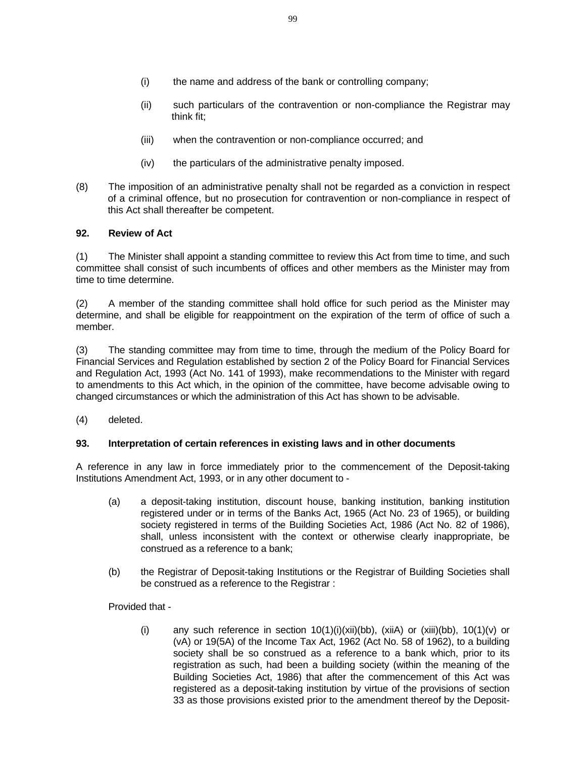(i) the name and address of the bank or controlling company;

(ii) such particulars of the contravention or non-compliance the Registrar may think fit;

(iii) when the contravention or non-compliance occurred; and

(iv) the particulars of the administrative penalty imposed.

(8) The imposition of an administrative penalty shall not be regarded as a conviction in respect of a criminal offence, but no prosecution for contravention or non-compliance in respect of this Act shall thereafter be competent.

**92. Review of Act**

(1) The Minister shall appoint a standing committee to review this Act from time to time, and such committee shall consist of such incumbents of offices and other members as the Minister may from time to time determine.

(2) A member of the standing committee shall hold office for such period as the Minister may determine, and shall be eligible for reappointment on the expiration of the term of office of such a member.

(3) The standing committee may from time to time, through the medium of the Policy Board for Financial Services and Regulation established by section 2 of the Policy Board for Financial Services and Regulation Act, 1993 (Act No. 141 of 1993), make recommendations to the Minister with regard to amendments to this Act which, in the opinion of the committee, have become advisable owing to changed circumstances or which the administration of this Act has shown to be advisable.

(4) deleted.

**93. Interpretation of certain references in existing laws and in other documents**

A reference in any law in force immediately prior to the commencement of the Deposit-taking Institutions Amendment Act, 1993, or in any other document to -

(a) a deposit-taking institution, discount house, banking institution, banking institution registered under or in terms of the Banks Act, 1965 (Act No. 23 of 1965), or building society registered in terms of the Building Societies Act, 1986 (Act No. 82 of 1986), shall, unless inconsistent with the context or otherwise clearly inappropriate, be construed as a reference to a bank;

(b) the Registrar of Deposit-taking Institutions or the Registrar of Building Societies shall be construed as a reference to the Registrar :

Provided that -

(i) any such reference in section 10(1)(i)(xii)(bb), (xiiA) or (xiii)(bb), 10(1)(v) or (vA) or 19(5A) of the Income Tax Act, 1962 (Act No. 58 of 1962), to a building society shall be so construed as a reference to a bank which, prior to its registration as such, had been a building society (within the meaning of the Building Societies Act, 1986) that after the commencement of this Act was registered as a deposit-taking institution by virtue of the provisions of section 33 as those provisions existed prior to the amendment thereof by the Deposit-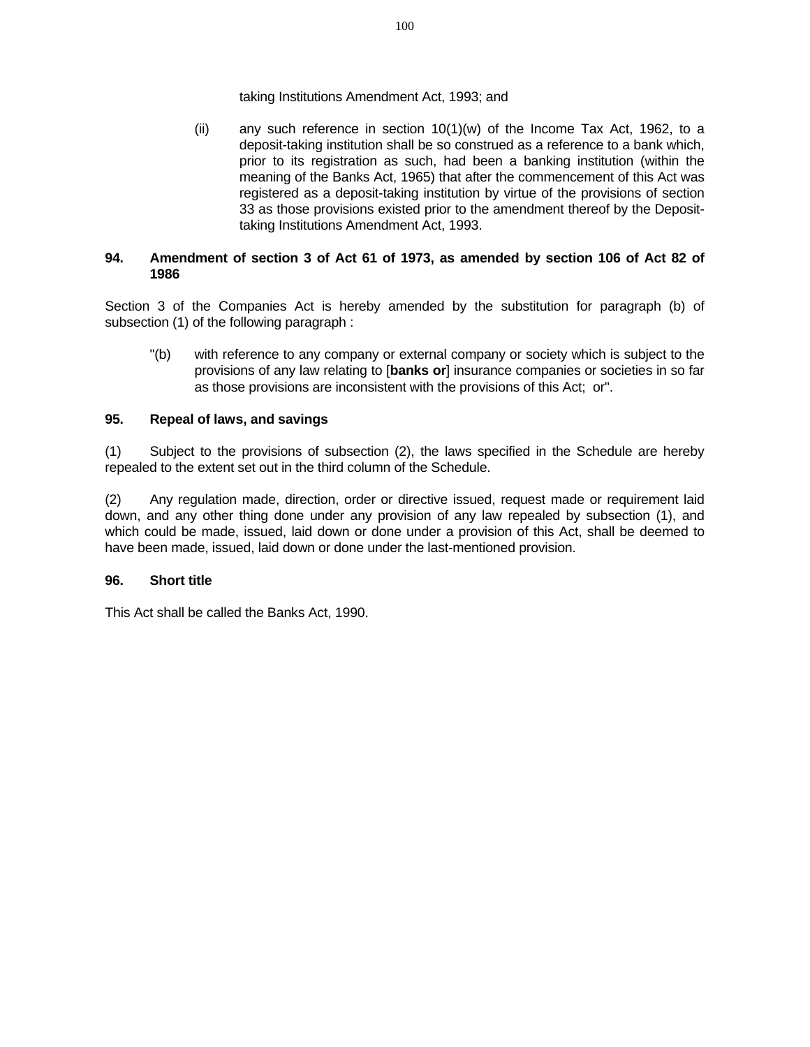taking Institutions Amendment Act, 1993; and

(ii) any such reference in section 10(1)(w) of the Income Tax Act, 1962, to a deposit-taking institution shall be so construed as a reference to a bank which, prior to its registration as such, had been a banking institution (within the meaning of the Banks Act, 1965) that after the commencement of this Act was registered as a deposit-taking institution by virtue of the provisions of section 33 as those provisions existed prior to the amendment thereof by the Deposit-taking Institutions Amendment Act, 1993.

**94. Amendment of section 3 of Act 61 of 1973, as amended by section 106 of Act 82 of 1986**

Section 3 of the Companies Act is hereby amended by the substitution for paragraph (b) of subsection (1) of the following paragraph :

"(b) with reference to any company or external company or society which is subject to the provisions of any law relating to [**banks or**] insurance companies or societies in so far as those provisions are inconsistent with the provisions of this Act; or".

**95. Repeal of laws, and savings**

(1) Subject to the provisions of subsection (2), the laws specified in the Schedule are hereby repealed to the extent set out in the third column of the Schedule.

(2) Any regulation made, direction, order or directive issued, request made or requirement laid down, and any other thing done under any provision of any law repealed by subsection (1), and which could be made, issued, laid down or done under a provision of this Act, shall be deemed to have been made, issued, laid down or done under the last-mentioned provision.

**96. Short title**

This Act shall be called the Banks Act, 1990.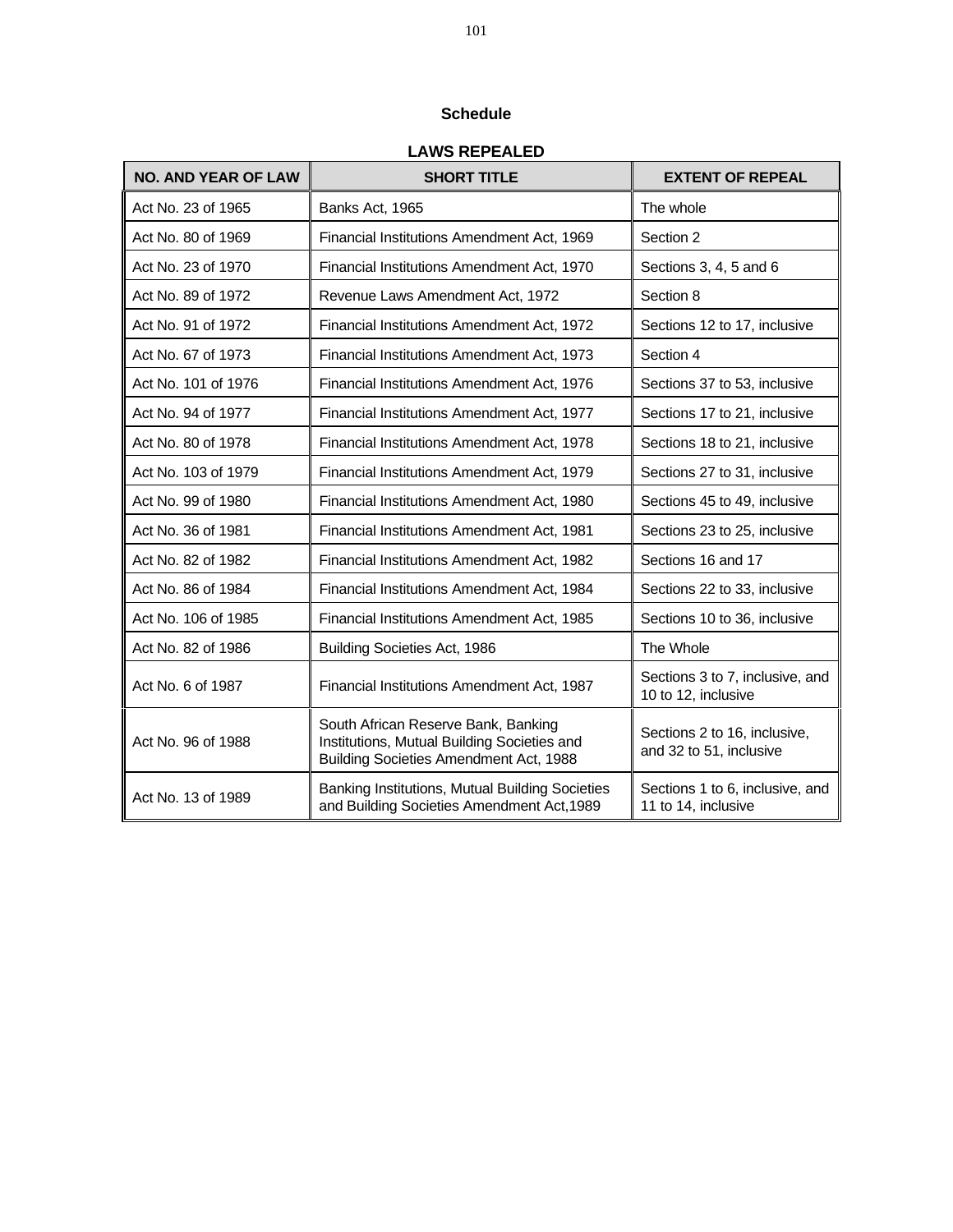## Schedule

### LAWS REPEALED

| NO. AND YEAR OF LAW | SHORT TITLE | EXTENT OF REPEAL |
|---|---|---|
| Act No. 23 of 1965 | Banks Act, 1965 | The whole |
| Act No. 80 of 1969 | Financial Institutions Amendment Act, 1969 | Section 2 |
| Act No. 23 of 1970 | Financial Institutions Amendment Act, 1970 | Sections 3, 4, 5 and 6 |
| Act No. 89 of 1972 | Revenue Laws Amendment Act, 1972 | Section 8 |
| Act No. 91 of 1972 | Financial Institutions Amendment Act, 1972 | Sections 12 to 17, inclusive |
| Act No. 67 of 1973 | Financial Institutions Amendment Act, 1973 | Section 4 |
| Act No. 101 of 1976 | Financial Institutions Amendment Act, 1976 | Sections 37 to 53, inclusive |
| Act No. 94 of 1977 | Financial Institutions Amendment Act, 1977 | Sections 17 to 21, inclusive |
| Act No. 80 of 1978 | Financial Institutions Amendment Act, 1978 | Sections 18 to 21, inclusive |
| Act No. 103 of 1979 | Financial Institutions Amendment Act, 1979 | Sections 27 to 31, inclusive |
| Act No. 99 of 1980 | Financial Institutions Amendment Act, 1980 | Sections 45 to 49, inclusive |
| Act No. 36 of 1981 | Financial Institutions Amendment Act, 1981 | Sections 23 to 25, inclusive |
| Act No. 82 of 1982 | Financial Institutions Amendment Act, 1982 | Sections 16 and 17 |
| Act No. 86 of 1984 | Financial Institutions Amendment Act, 1984 | Sections 22 to 33, inclusive |
| Act No. 106 of 1985 | Financial Institutions Amendment Act, 1985 | Sections 10 to 36, inclusive |
| Act No. 82 of 1986 | Building Societies Act, 1986 | The Whole |
| Act No. 6 of 1987 | Financial Institutions Amendment Act, 1987 | Sections 3 to 7, inclusive, and 10 to 12, inclusive |
| Act No. 96 of 1988 | South African Reserve Bank, Banking Institutions, Mutual Building Societies and Building Societies Amendment Act, 1988 | Sections 2 to 16, inclusive, and 32 to 51, inclusive |
| Act No. 13 of 1989 | Banking Institutions, Mutual Building Societies and Building Societies Amendment Act,1989 | Sections 1 to 6, inclusive, and 11 to 14, inclusive |